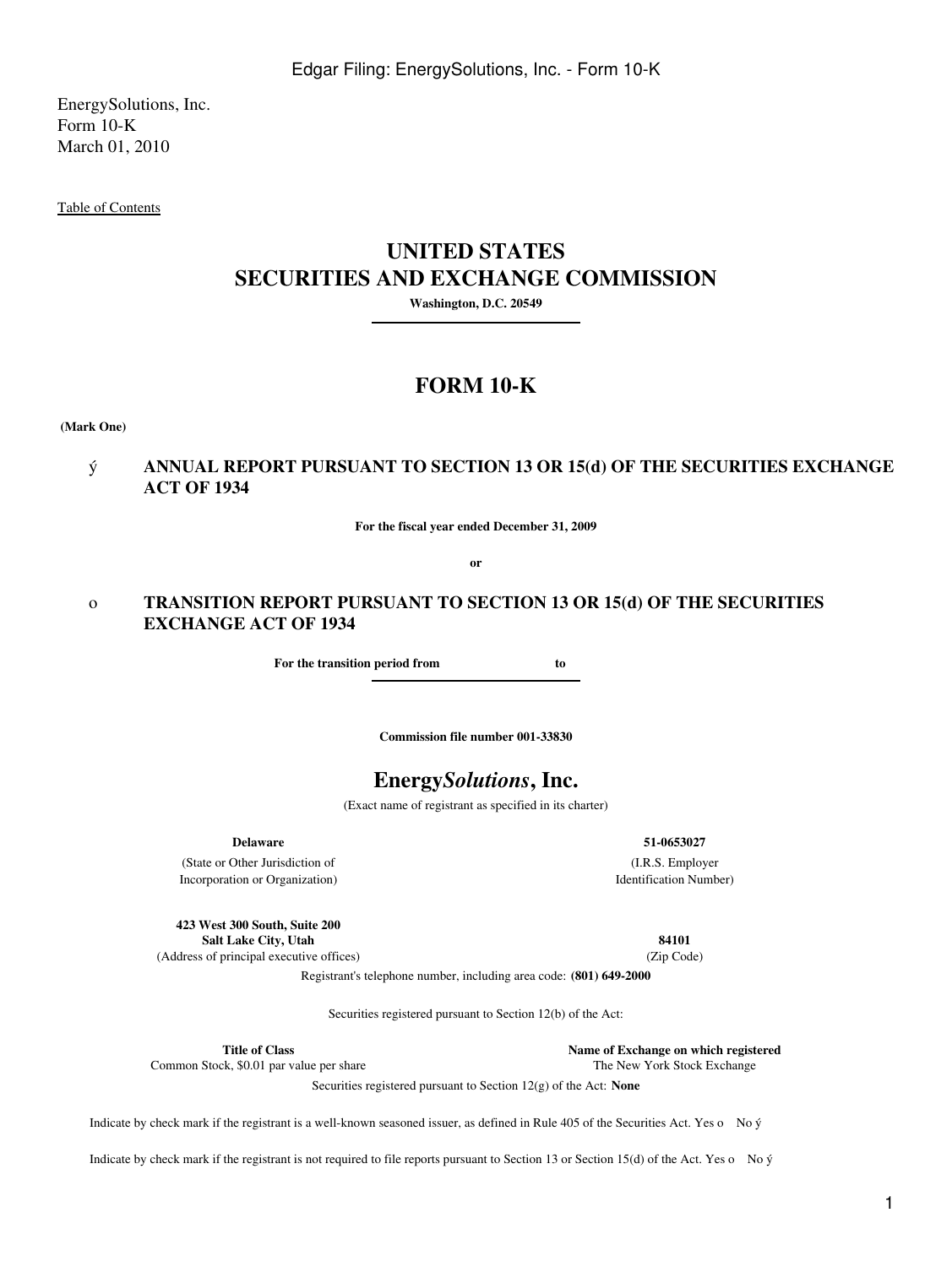EnergySolutions, Inc.
Form 10-K
March 01, 2010

Table of Contents

# UNITED STATES
# SECURITIES AND EXCHANGE COMMISSION

**Washington, D.C. 20549**

# FORM 10-K

**(Mark One)**

ý **ANNUAL REPORT PURSUANT TO SECTION 13 OR 15(d) OF THE SECURITIES EXCHANGE ACT OF 1934**

**For the fiscal year ended December 31, 2009**

**or**

o **TRANSITION REPORT PURSUANT TO SECTION 13 OR 15(d) OF THE SECURITIES EXCHANGE ACT OF 1934**

**For the transition period from to**

**Commission file number 001-33830**

## Energy*Solutions*, Inc.

(Exact name of registrant as specified in its charter)

| | |
|---|---|
| **Delaware** | **51-0653027** |
| (State or Other Jurisdiction of Incorporation or Organization) | (I.R.S. Employer Identification Number) |
| **423 West 300 South, Suite 200 Salt Lake City, Utah** | **84101** |
| (Address of principal executive offices) | (Zip Code) |

Registrant's telephone number, including area code: **(801) 649-2000**

Securities registered pursuant to Section 12(b) of the Act:

| Title of Class | Name of Exchange on which registered |
|---|---|
| Common Stock, $0.01 par value per share | The New York Stock Exchange |

Securities registered pursuant to Section 12(g) of the Act: **None**

Indicate by check mark if the registrant is a well-known seasoned issuer, as defined in Rule 405 of the Securities Act. Yes o No ý

Indicate by check mark if the registrant is not required to file reports pursuant to Section 13 or Section 15(d) of the Act. Yes o No ý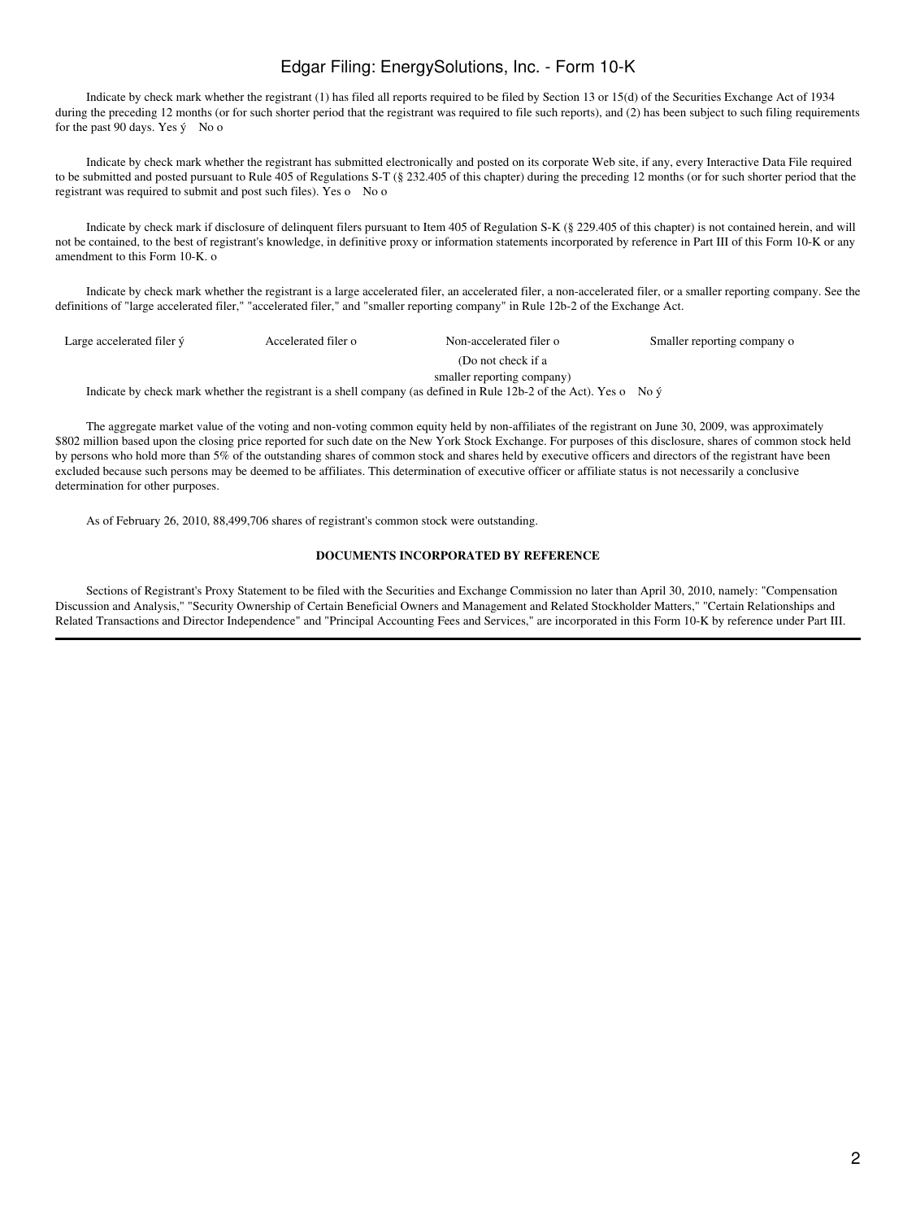Indicate by check mark whether the registrant (1) has filed all reports required to be filed by Section 13 or 15(d) of the Securities Exchange Act of 1934 during the preceding 12 months (or for such shorter period that the registrant was required to file such reports), and (2) has been subject to such filing requirements for the past 90 days. Yes ý No o

Indicate by check mark whether the registrant has submitted electronically and posted on its corporate Web site, if any, every Interactive Data File required to be submitted and posted pursuant to Rule 405 of Regulations S-T (§ 232.405 of this chapter) during the preceding 12 months (or for such shorter period that the registrant was required to submit and post such files). Yes o No o

Indicate by check mark if disclosure of delinquent filers pursuant to Item 405 of Regulation S-K (§ 229.405 of this chapter) is not contained herein, and will not be contained, to the best of registrant's knowledge, in definitive proxy or information statements incorporated by reference in Part III of this Form 10-K or any amendment to this Form 10-K. o

Indicate by check mark whether the registrant is a large accelerated filer, an accelerated filer, a non-accelerated filer, or a smaller reporting company. See the definitions of "large accelerated filer," "accelerated filer," and "smaller reporting company" in Rule 12b-2 of the Exchange Act.

| Large accelerated filer ý | Accelerated filer o | Non-accelerated filer o (Do not check if a smaller reporting company) | Smaller reporting company o |
|---|---|---|---|

Indicate by check mark whether the registrant is a shell company (as defined in Rule 12b-2 of the Act). Yes o No ý

The aggregate market value of the voting and non-voting common equity held by non-affiliates of the registrant on June 30, 2009, was approximately $802 million based upon the closing price reported for such date on the New York Stock Exchange. For purposes of this disclosure, shares of common stock held by persons who hold more than 5% of the outstanding shares of common stock and shares held by executive officers and directors of the registrant have been excluded because such persons may be deemed to be affiliates. This determination of executive officer or affiliate status is not necessarily a conclusive determination for other purposes.

As of February 26, 2010, 88,499,706 shares of registrant's common stock were outstanding.

**DOCUMENTS INCORPORATED BY REFERENCE**

Sections of Registrant's Proxy Statement to be filed with the Securities and Exchange Commission no later than April 30, 2010, namely: "Compensation Discussion and Analysis," "Security Ownership of Certain Beneficial Owners and Management and Related Stockholder Matters," "Certain Relationships and Related Transactions and Director Independence" and "Principal Accounting Fees and Services," are incorporated in this Form 10-K by reference under Part III.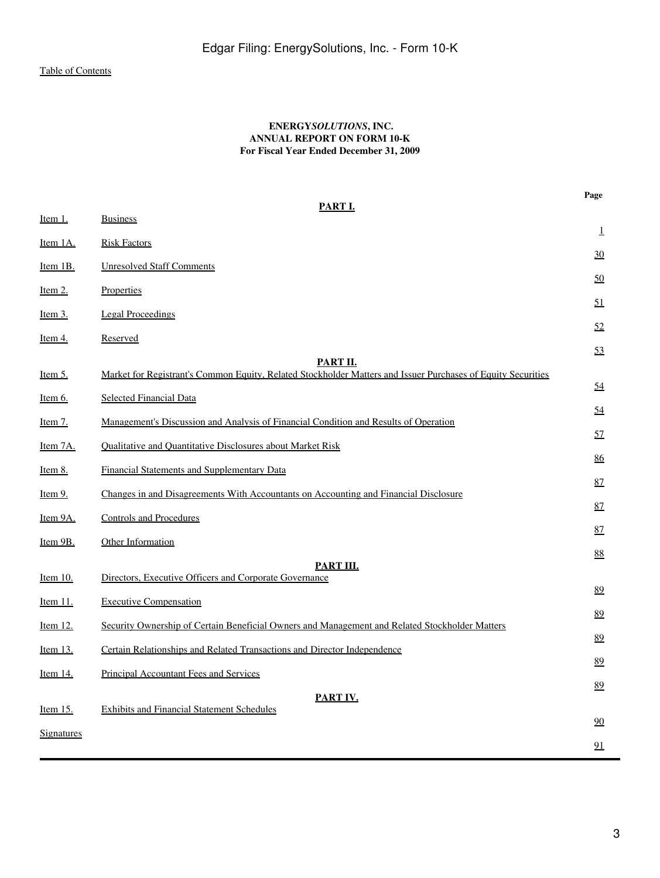[Table of Contents](#)

**ENERGY*SOLUTIONS*, INC.**
**ANNUAL REPORT ON FORM 10-K**
**For Fiscal Year Ended December 31, 2009**

| | | Page |
|---|---|---|
| | **PART I.** | |
| Item 1. | Business | 1 |
| Item 1A. | Risk Factors | 30 |
| Item 1B. | Unresolved Staff Comments | 50 |
| Item 2. | Properties | 51 |
| Item 3. | Legal Proceedings | 52 |
| Item 4. | Reserved | 53 |
| | **PART II.** | |
| Item 5. | Market for Registrant's Common Equity, Related Stockholder Matters and Issuer Purchases of Equity Securities | 54 |
| Item 6. | Selected Financial Data | 54 |
| Item 7. | Management's Discussion and Analysis of Financial Condition and Results of Operation | 57 |
| Item 7A. | Qualitative and Quantitative Disclosures about Market Risk | 86 |
| Item 8. | Financial Statements and Supplementary Data | 87 |
| Item 9. | Changes in and Disagreements With Accountants on Accounting and Financial Disclosure | 87 |
| Item 9A. | Controls and Procedures | 87 |
| Item 9B. | Other Information | 88 |
| | **PART III.** | |
| Item 10. | Directors, Executive Officers and Corporate Governance | 89 |
| Item 11. | Executive Compensation | 89 |
| Item 12. | Security Ownership of Certain Beneficial Owners and Management and Related Stockholder Matters | 89 |
| Item 13. | Certain Relationships and Related Transactions and Director Independence | 89 |
| Item 14. | Principal Accountant Fees and Services | 89 |
| | **PART IV.** | |
| Item 15. | Exhibits and Financial Statement Schedules | 90 |
| Signatures | | 91 |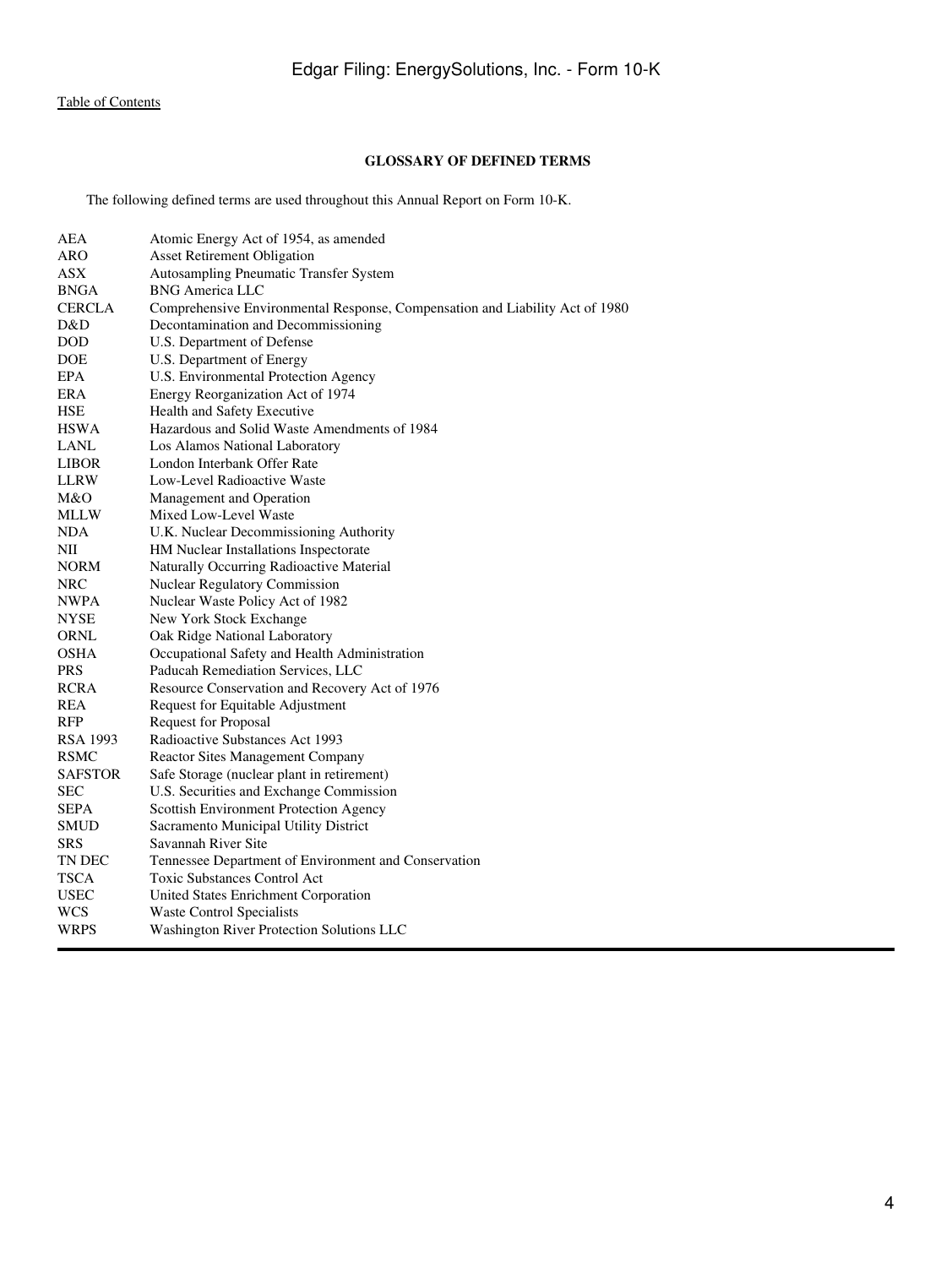[Table of Contents]

## GLOSSARY OF DEFINED TERMS

The following defined terms are used throughout this Annual Report on Form 10-K.

| | |
|---|---|
| AEA | Atomic Energy Act of 1954, as amended |
| ARO | Asset Retirement Obligation |
| ASX | Autosampling Pneumatic Transfer System |
| BNGA | BNG America LLC |
| CERCLA | Comprehensive Environmental Response, Compensation and Liability Act of 1980 |
| D&D | Decontamination and Decommissioning |
| DOD | U.S. Department of Defense |
| DOE | U.S. Department of Energy |
| EPA | U.S. Environmental Protection Agency |
| ERA | Energy Reorganization Act of 1974 |
| HSE | Health and Safety Executive |
| HSWA | Hazardous and Solid Waste Amendments of 1984 |
| LANL | Los Alamos National Laboratory |
| LIBOR | London Interbank Offer Rate |
| LLRW | Low-Level Radioactive Waste |
| M&O | Management and Operation |
| MLLW | Mixed Low-Level Waste |
| NDA | U.K. Nuclear Decommissioning Authority |
| NII | HM Nuclear Installations Inspectorate |
| NORM | Naturally Occurring Radioactive Material |
| NRC | Nuclear Regulatory Commission |
| NWPA | Nuclear Waste Policy Act of 1982 |
| NYSE | New York Stock Exchange |
| ORNL | Oak Ridge National Laboratory |
| OSHA | Occupational Safety and Health Administration |
| PRS | Paducah Remediation Services, LLC |
| RCRA | Resource Conservation and Recovery Act of 1976 |
| REA | Request for Equitable Adjustment |
| RFP | Request for Proposal |
| RSA 1993 | Radioactive Substances Act 1993 |
| RSMC | Reactor Sites Management Company |
| SAFSTOR | Safe Storage (nuclear plant in retirement) |
| SEC | U.S. Securities and Exchange Commission |
| SEPA | Scottish Environment Protection Agency |
| SMUD | Sacramento Municipal Utility District |
| SRS | Savannah River Site |
| TN DEC | Tennessee Department of Environment and Conservation |
| TSCA | Toxic Substances Control Act |
| USEC | United States Enrichment Corporation |
| WCS | Waste Control Specialists |
| WRPS | Washington River Protection Solutions LLC |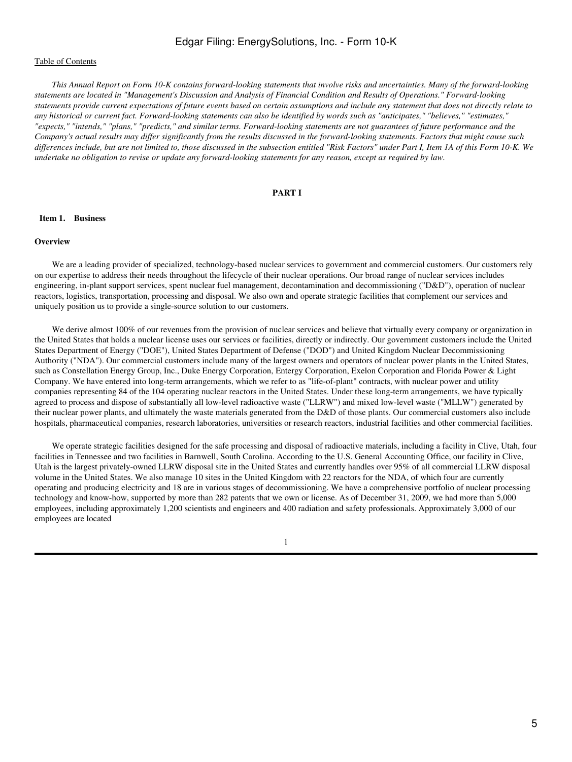*This Annual Report on Form 10-K contains forward-looking statements that involve risks and uncertainties. Many of the forward-looking statements are located in "Management's Discussion and Analysis of Financial Condition and Results of Operations." Forward-looking statements provide current expectations of future events based on certain assumptions and include any statement that does not directly relate to any historical or current fact. Forward-looking statements can also be identified by words such as "anticipates," "believes," "estimates," "expects," "intends," "plans," "predicts," and similar terms. Forward-looking statements are not guarantees of future performance and the Company's actual results may differ significantly from the results discussed in the forward-looking statements. Factors that might cause such differences include, but are not limited to, those discussed in the subsection entitled "Risk Factors" under Part I, Item 1A of this Form 10-K. We undertake no obligation to revise or update any forward-looking statements for any reason, except as required by law.*

# PART I

## Item 1. Business

### Overview

We are a leading provider of specialized, technology-based nuclear services to government and commercial customers. Our customers rely on our expertise to address their needs throughout the lifecycle of their nuclear operations. Our broad range of nuclear services includes engineering, in-plant support services, spent nuclear fuel management, decontamination and decommissioning ("D&D"), operation of nuclear reactors, logistics, transportation, processing and disposal. We also own and operate strategic facilities that complement our services and uniquely position us to provide a single-source solution to our customers.

We derive almost 100% of our revenues from the provision of nuclear services and believe that virtually every company or organization in the United States that holds a nuclear license uses our services or facilities, directly or indirectly. Our government customers include the United States Department of Energy ("DOE"), United States Department of Defense ("DOD") and United Kingdom Nuclear Decommissioning Authority ("NDA"). Our commercial customers include many of the largest owners and operators of nuclear power plants in the United States, such as Constellation Energy Group, Inc., Duke Energy Corporation, Entergy Corporation, Exelon Corporation and Florida Power & Light Company. We have entered into long-term arrangements, which we refer to as "life-of-plant" contracts, with nuclear power and utility companies representing 84 of the 104 operating nuclear reactors in the United States. Under these long-term arrangements, we have typically agreed to process and dispose of substantially all low-level radioactive waste ("LLRW") and mixed low-level waste ("MLLW") generated by their nuclear power plants, and ultimately the waste materials generated from the D&D of those plants. Our commercial customers also include hospitals, pharmaceutical companies, research laboratories, universities or research reactors, industrial facilities and other commercial facilities.

We operate strategic facilities designed for the safe processing and disposal of radioactive materials, including a facility in Clive, Utah, four facilities in Tennessee and two facilities in Barnwell, South Carolina. According to the U.S. General Accounting Office, our facility in Clive, Utah is the largest privately-owned LLRW disposal site in the United States and currently handles over 95% of all commercial LLRW disposal volume in the United States. We also manage 10 sites in the United Kingdom with 22 reactors for the NDA, of which four are currently operating and producing electricity and 18 are in various stages of decommissioning. We have a comprehensive portfolio of nuclear processing technology and know-how, supported by more than 282 patents that we own or license. As of December 31, 2009, we had more than 5,000 employees, including approximately 1,200 scientists and engineers and 400 radiation and safety professionals. Approximately 3,000 of our employees are located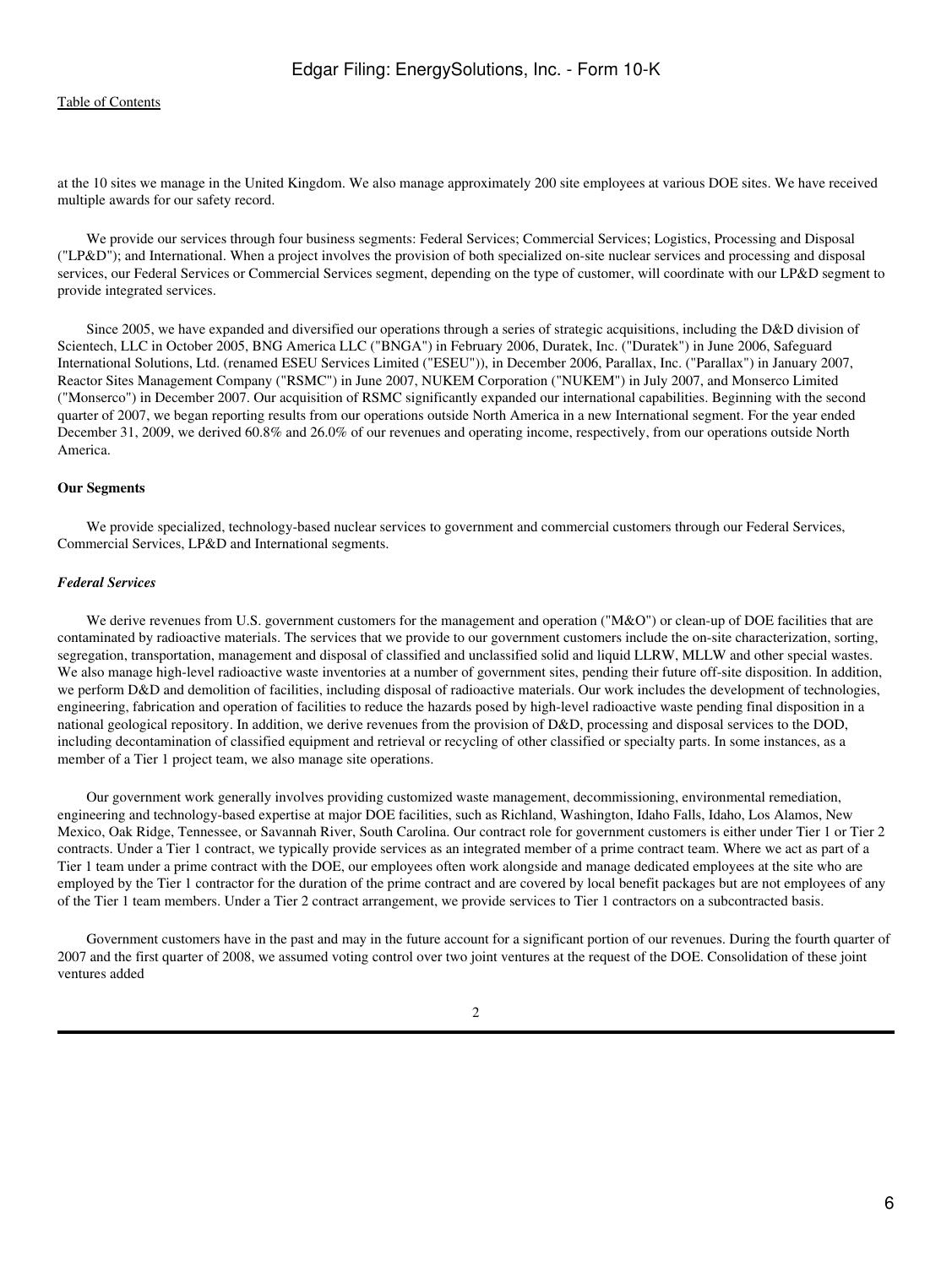at the 10 sites we manage in the United Kingdom. We also manage approximately 200 site employees at various DOE sites. We have received multiple awards for our safety record.

We provide our services through four business segments: Federal Services; Commercial Services; Logistics, Processing and Disposal ("LP&D"); and International. When a project involves the provision of both specialized on-site nuclear services and processing and disposal services, our Federal Services or Commercial Services segment, depending on the type of customer, will coordinate with our LP&D segment to provide integrated services.

Since 2005, we have expanded and diversified our operations through a series of strategic acquisitions, including the D&D division of Scientech, LLC in October 2005, BNG America LLC ("BNGA") in February 2006, Duratek, Inc. ("Duratek") in June 2006, Safeguard International Solutions, Ltd. (renamed ESEU Services Limited ("ESEU")), in December 2006, Parallax, Inc. ("Parallax") in January 2007, Reactor Sites Management Company ("RSMC") in June 2007, NUKEM Corporation ("NUKEM") in July 2007, and Monserco Limited ("Monserco") in December 2007. Our acquisition of RSMC significantly expanded our international capabilities. Beginning with the second quarter of 2007, we began reporting results from our operations outside North America in a new International segment. For the year ended December 31, 2009, we derived 60.8% and 26.0% of our revenues and operating income, respectively, from our operations outside North America.

**Our Segments**

We provide specialized, technology-based nuclear services to government and commercial customers through our Federal Services, Commercial Services, LP&D and International segments.

***Federal Services***

We derive revenues from U.S. government customers for the management and operation ("M&O") or clean-up of DOE facilities that are contaminated by radioactive materials. The services that we provide to our government customers include the on-site characterization, sorting, segregation, transportation, management and disposal of classified and unclassified solid and liquid LLRW, MLLW and other special wastes. We also manage high-level radioactive waste inventories at a number of government sites, pending their future off-site disposition. In addition, we perform D&D and demolition of facilities, including disposal of radioactive materials. Our work includes the development of technologies, engineering, fabrication and operation of facilities to reduce the hazards posed by high-level radioactive waste pending final disposition in a national geological repository. In addition, we derive revenues from the provision of D&D, processing and disposal services to the DOD, including decontamination of classified equipment and retrieval or recycling of other classified or specialty parts. In some instances, as a member of a Tier 1 project team, we also manage site operations.

Our government work generally involves providing customized waste management, decommissioning, environmental remediation, engineering and technology-based expertise at major DOE facilities, such as Richland, Washington, Idaho Falls, Idaho, Los Alamos, New Mexico, Oak Ridge, Tennessee, or Savannah River, South Carolina. Our contract role for government customers is either under Tier 1 or Tier 2 contracts. Under a Tier 1 contract, we typically provide services as an integrated member of a prime contract team. Where we act as part of a Tier 1 team under a prime contract with the DOE, our employees often work alongside and manage dedicated employees at the site who are employed by the Tier 1 contractor for the duration of the prime contract and are covered by local benefit packages but are not employees of any of the Tier 1 team members. Under a Tier 2 contract arrangement, we provide services to Tier 1 contractors on a subcontracted basis.

Government customers have in the past and may in the future account for a significant portion of our revenues. During the fourth quarter of 2007 and the first quarter of 2008, we assumed voting control over two joint ventures at the request of the DOE. Consolidation of these joint ventures added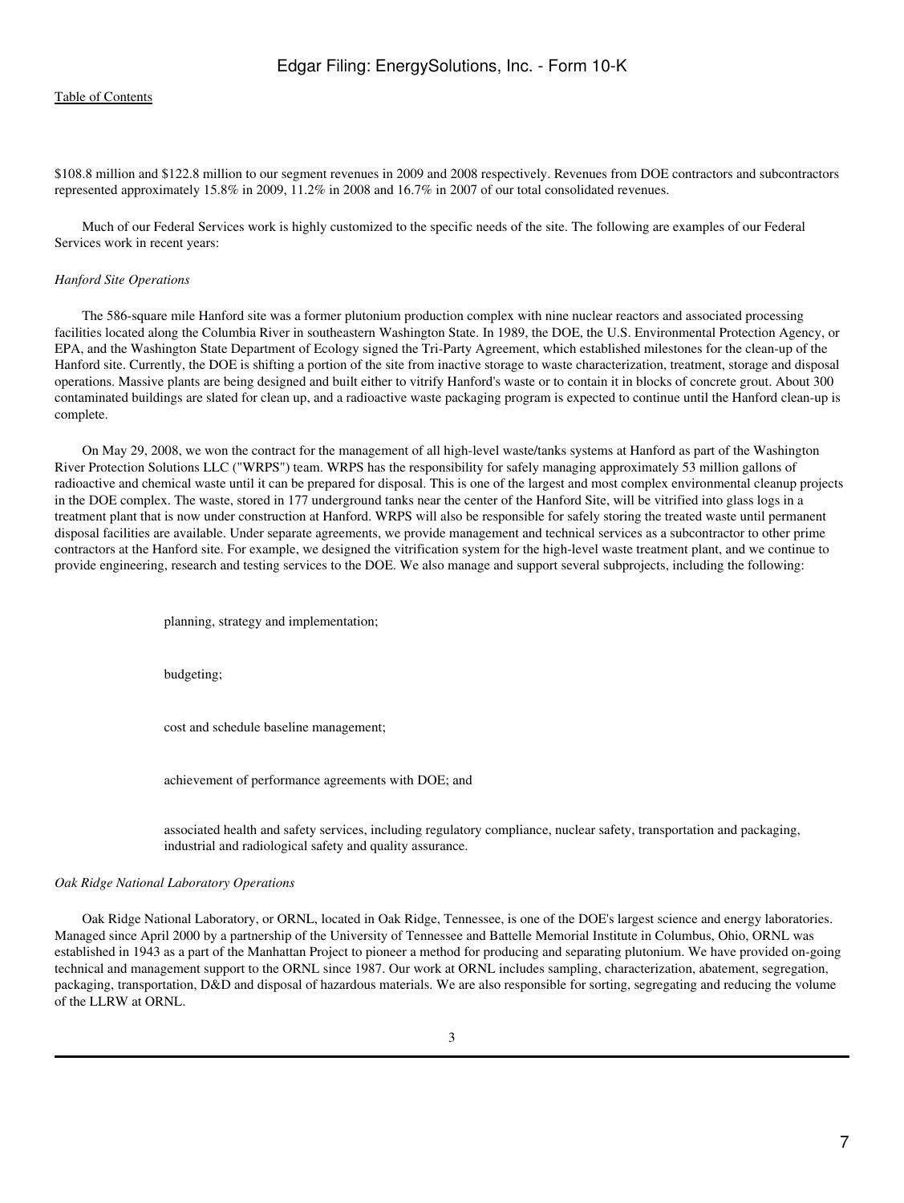$108.8 million and $122.8 million to our segment revenues in 2009 and 2008 respectively. Revenues from DOE contractors and subcontractors represented approximately 15.8% in 2009, 11.2% in 2008 and 16.7% in 2007 of our total consolidated revenues.

Much of our Federal Services work is highly customized to the specific needs of the site. The following are examples of our Federal Services work in recent years:

*Hanford Site Operations*

The 586-square mile Hanford site was a former plutonium production complex with nine nuclear reactors and associated processing facilities located along the Columbia River in southeastern Washington State. In 1989, the DOE, the U.S. Environmental Protection Agency, or EPA, and the Washington State Department of Ecology signed the Tri-Party Agreement, which established milestones for the clean-up of the Hanford site. Currently, the DOE is shifting a portion of the site from inactive storage to waste characterization, treatment, storage and disposal operations. Massive plants are being designed and built either to vitrify Hanford's waste or to contain it in blocks of concrete grout. About 300 contaminated buildings are slated for clean up, and a radioactive waste packaging program is expected to continue until the Hanford clean-up is complete.

On May 29, 2008, we won the contract for the management of all high-level waste/tanks systems at Hanford as part of the Washington River Protection Solutions LLC ("WRPS") team. WRPS has the responsibility for safely managing approximately 53 million gallons of radioactive and chemical waste until it can be prepared for disposal. This is one of the largest and most complex environmental cleanup projects in the DOE complex. The waste, stored in 177 underground tanks near the center of the Hanford Site, will be vitrified into glass logs in a treatment plant that is now under construction at Hanford. WRPS will also be responsible for safely storing the treated waste until permanent disposal facilities are available. Under separate agreements, we provide management and technical services as a subcontractor to other prime contractors at the Hanford site. For example, we designed the vitrification system for the high-level waste treatment plant, and we continue to provide engineering, research and testing services to the DOE. We also manage and support several subprojects, including the following:

- planning, strategy and implementation;
- budgeting;
- cost and schedule baseline management;
- achievement of performance agreements with DOE; and
- associated health and safety services, including regulatory compliance, nuclear safety, transportation and packaging, industrial and radiological safety and quality assurance.

*Oak Ridge National Laboratory Operations*

Oak Ridge National Laboratory, or ORNL, located in Oak Ridge, Tennessee, is one of the DOE's largest science and energy laboratories. Managed since April 2000 by a partnership of the University of Tennessee and Battelle Memorial Institute in Columbus, Ohio, ORNL was established in 1943 as a part of the Manhattan Project to pioneer a method for producing and separating plutonium. We have provided on-going technical and management support to the ORNL since 1987. Our work at ORNL includes sampling, characterization, abatement, segregation, packaging, transportation, D&D and disposal of hazardous materials. We are also responsible for sorting, segregating and reducing the volume of the LLRW at ORNL.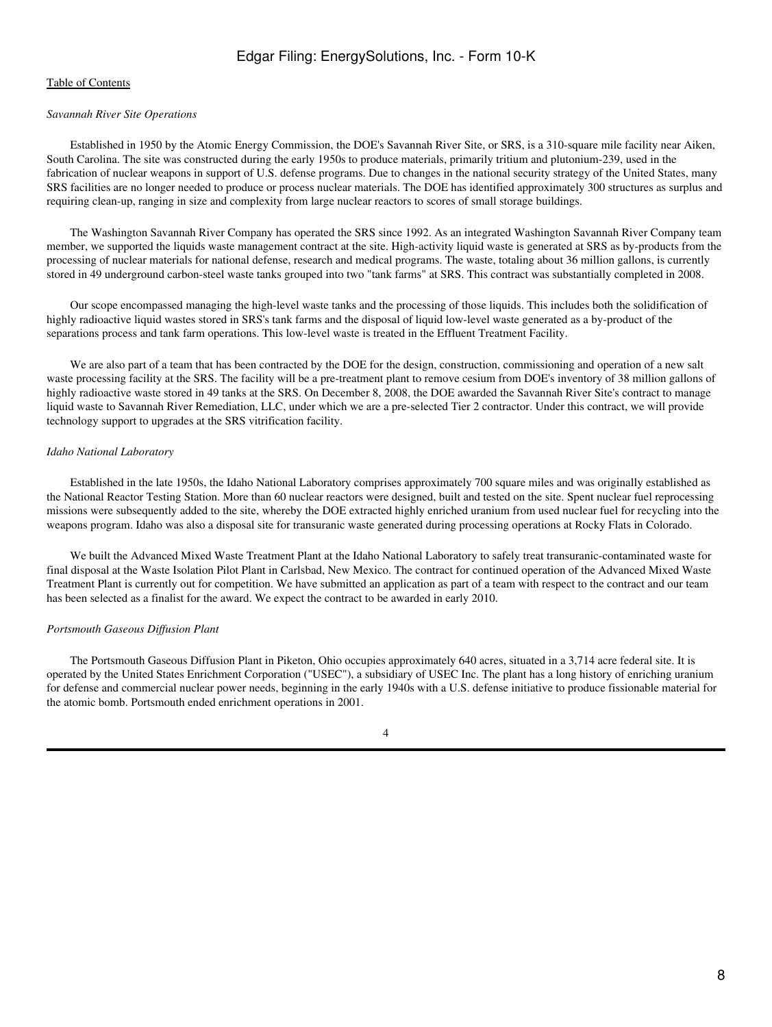*Savannah River Site Operations*

Established in 1950 by the Atomic Energy Commission, the DOE's Savannah River Site, or SRS, is a 310-square mile facility near Aiken, South Carolina. The site was constructed during the early 1950s to produce materials, primarily tritium and plutonium-239, used in the fabrication of nuclear weapons in support of U.S. defense programs. Due to changes in the national security strategy of the United States, many SRS facilities are no longer needed to produce or process nuclear materials. The DOE has identified approximately 300 structures as surplus and requiring clean-up, ranging in size and complexity from large nuclear reactors to scores of small storage buildings.

The Washington Savannah River Company has operated the SRS since 1992. As an integrated Washington Savannah River Company team member, we supported the liquids waste management contract at the site. High-activity liquid waste is generated at SRS as by-products from the processing of nuclear materials for national defense, research and medical programs. The waste, totaling about 36 million gallons, is currently stored in 49 underground carbon-steel waste tanks grouped into two "tank farms" at SRS. This contract was substantially completed in 2008.

Our scope encompassed managing the high-level waste tanks and the processing of those liquids. This includes both the solidification of highly radioactive liquid wastes stored in SRS's tank farms and the disposal of liquid low-level waste generated as a by-product of the separations process and tank farm operations. This low-level waste is treated in the Effluent Treatment Facility.

We are also part of a team that has been contracted by the DOE for the design, construction, commissioning and operation of a new salt waste processing facility at the SRS. The facility will be a pre-treatment plant to remove cesium from DOE's inventory of 38 million gallons of highly radioactive waste stored in 49 tanks at the SRS. On December 8, 2008, the DOE awarded the Savannah River Site's contract to manage liquid waste to Savannah River Remediation, LLC, under which we are a pre-selected Tier 2 contractor. Under this contract, we will provide technology support to upgrades at the SRS vitrification facility.

*Idaho National Laboratory*

Established in the late 1950s, the Idaho National Laboratory comprises approximately 700 square miles and was originally established as the National Reactor Testing Station. More than 60 nuclear reactors were designed, built and tested on the site. Spent nuclear fuel reprocessing missions were subsequently added to the site, whereby the DOE extracted highly enriched uranium from used nuclear fuel for recycling into the weapons program. Idaho was also a disposal site for transuranic waste generated during processing operations at Rocky Flats in Colorado.

We built the Advanced Mixed Waste Treatment Plant at the Idaho National Laboratory to safely treat transuranic-contaminated waste for final disposal at the Waste Isolation Pilot Plant in Carlsbad, New Mexico. The contract for continued operation of the Advanced Mixed Waste Treatment Plant is currently out for competition. We have submitted an application as part of a team with respect to the contract and our team has been selected as a finalist for the award. We expect the contract to be awarded in early 2010.

*Portsmouth Gaseous Diffusion Plant*

The Portsmouth Gaseous Diffusion Plant in Piketon, Ohio occupies approximately 640 acres, situated in a 3,714 acre federal site. It is operated by the United States Enrichment Corporation ("USEC"), a subsidiary of USEC Inc. The plant has a long history of enriching uranium for defense and commercial nuclear power needs, beginning in the early 1940s with a U.S. defense initiative to produce fissionable material for the atomic bomb. Portsmouth ended enrichment operations in 2001.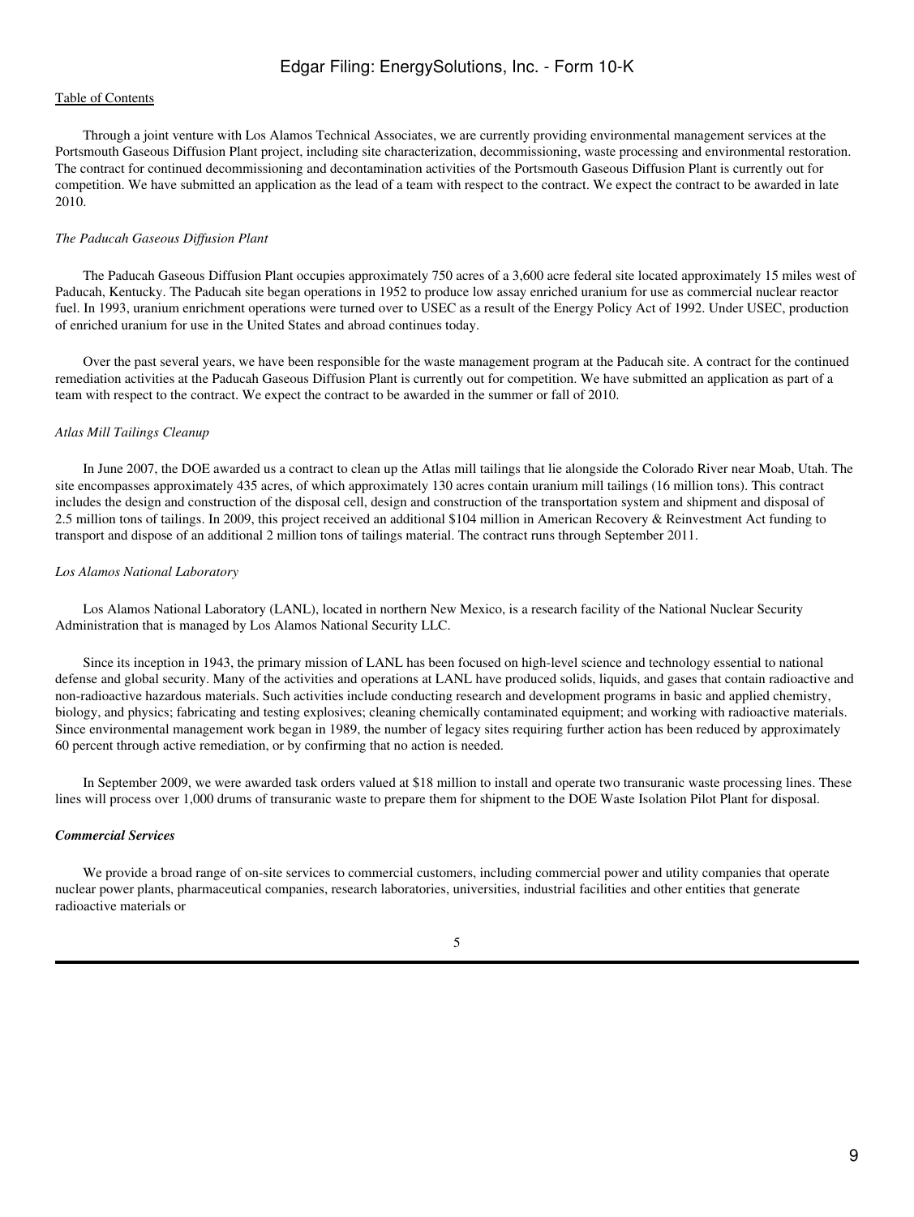Through a joint venture with Los Alamos Technical Associates, we are currently providing environmental management services at the Portsmouth Gaseous Diffusion Plant project, including site characterization, decommissioning, waste processing and environmental restoration. The contract for continued decommissioning and decontamination activities of the Portsmouth Gaseous Diffusion Plant is currently out for competition. We have submitted an application as the lead of a team with respect to the contract. We expect the contract to be awarded in late 2010.

*The Paducah Gaseous Diffusion Plant*

The Paducah Gaseous Diffusion Plant occupies approximately 750 acres of a 3,600 acre federal site located approximately 15 miles west of Paducah, Kentucky. The Paducah site began operations in 1952 to produce low assay enriched uranium for use as commercial nuclear reactor fuel. In 1993, uranium enrichment operations were turned over to USEC as a result of the Energy Policy Act of 1992. Under USEC, production of enriched uranium for use in the United States and abroad continues today.

Over the past several years, we have been responsible for the waste management program at the Paducah site. A contract for the continued remediation activities at the Paducah Gaseous Diffusion Plant is currently out for competition. We have submitted an application as part of a team with respect to the contract. We expect the contract to be awarded in the summer or fall of 2010.

*Atlas Mill Tailings Cleanup*

In June 2007, the DOE awarded us a contract to clean up the Atlas mill tailings that lie alongside the Colorado River near Moab, Utah. The site encompasses approximately 435 acres, of which approximately 130 acres contain uranium mill tailings (16 million tons). This contract includes the design and construction of the disposal cell, design and construction of the transportation system and shipment and disposal of 2.5 million tons of tailings. In 2009, this project received an additional $104 million in American Recovery & Reinvestment Act funding to transport and dispose of an additional 2 million tons of tailings material. The contract runs through September 2011.

*Los Alamos National Laboratory*

Los Alamos National Laboratory (LANL), located in northern New Mexico, is a research facility of the National Nuclear Security Administration that is managed by Los Alamos National Security LLC.

Since its inception in 1943, the primary mission of LANL has been focused on high-level science and technology essential to national defense and global security. Many of the activities and operations at LANL have produced solids, liquids, and gases that contain radioactive and non-radioactive hazardous materials. Such activities include conducting research and development programs in basic and applied chemistry, biology, and physics; fabricating and testing explosives; cleaning chemically contaminated equipment; and working with radioactive materials. Since environmental management work began in 1989, the number of legacy sites requiring further action has been reduced by approximately 60 percent through active remediation, or by confirming that no action is needed.

In September 2009, we were awarded task orders valued at $18 million to install and operate two transuranic waste processing lines. These lines will process over 1,000 drums of transuranic waste to prepare them for shipment to the DOE Waste Isolation Pilot Plant for disposal.

***Commercial Services***

We provide a broad range of on-site services to commercial customers, including commercial power and utility companies that operate nuclear power plants, pharmaceutical companies, research laboratories, universities, industrial facilities and other entities that generate radioactive materials or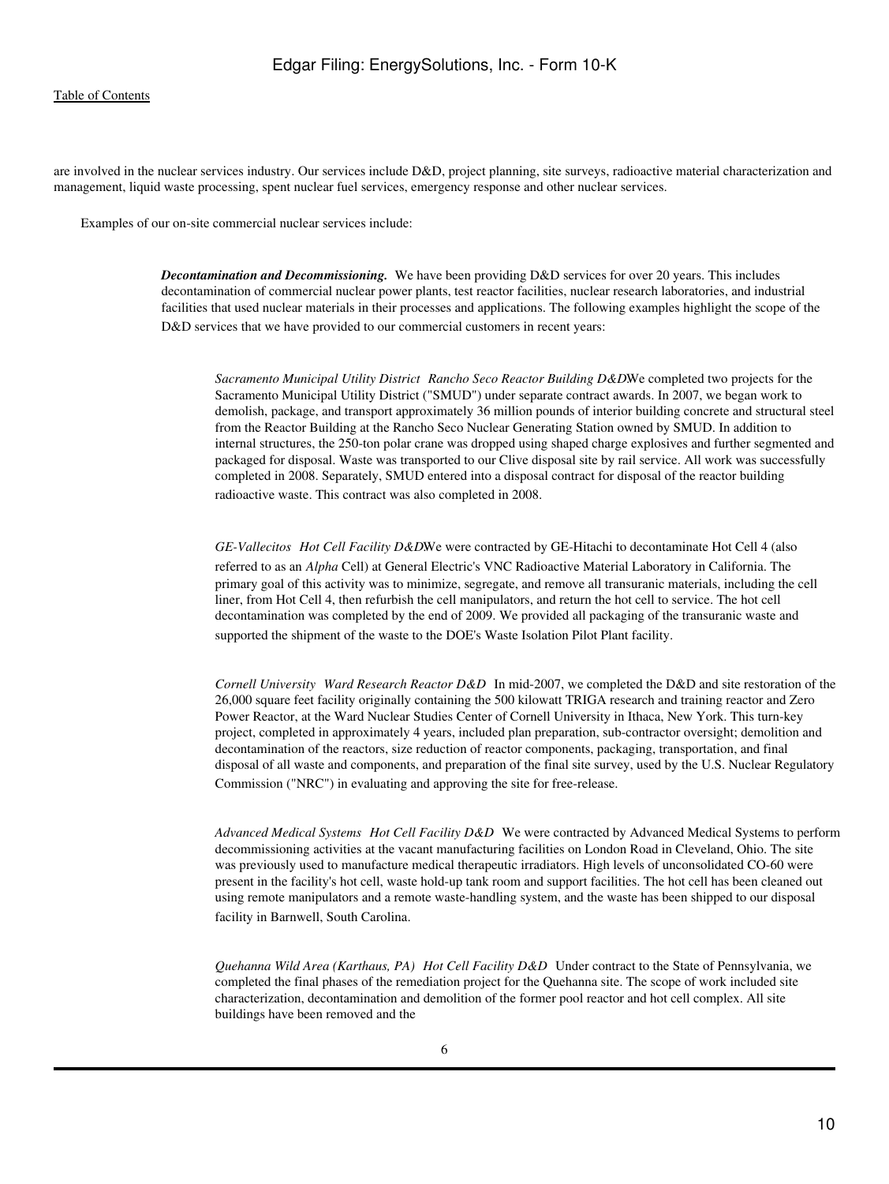are involved in the nuclear services industry. Our services include D&D, project planning, site surveys, radioactive material characterization and management, liquid waste processing, spent nuclear fuel services, emergency response and other nuclear services.

Examples of our on-site commercial nuclear services include:

***Decontamination and Decommissioning.*** We have been providing D&D services for over 20 years. This includes decontamination of commercial nuclear power plants, test reactor facilities, nuclear research laboratories, and industrial facilities that used nuclear materials in their processes and applications. The following examples highlight the scope of the D&D services that we have provided to our commercial customers in recent years:

*Sacramento Municipal Utility District Rancho Seco Reactor Building D&D*We completed two projects for the Sacramento Municipal Utility District ("SMUD") under separate contract awards. In 2007, we began work to demolish, package, and transport approximately 36 million pounds of interior building concrete and structural steel from the Reactor Building at the Rancho Seco Nuclear Generating Station owned by SMUD. In addition to internal structures, the 250-ton polar crane was dropped using shaped charge explosives and further segmented and packaged for disposal. Waste was transported to our Clive disposal site by rail service. All work was successfully completed in 2008. Separately, SMUD entered into a disposal contract for disposal of the reactor building radioactive waste. This contract was also completed in 2008.

*GE-Vallecitos Hot Cell Facility D&D*We were contracted by GE-Hitachi to decontaminate Hot Cell 4 (also referred to as an *Alpha* Cell) at General Electric's VNC Radioactive Material Laboratory in California. The primary goal of this activity was to minimize, segregate, and remove all transuranic materials, including the cell liner, from Hot Cell 4, then refurbish the cell manipulators, and return the hot cell to service. The hot cell decontamination was completed by the end of 2009. We provided all packaging of the transuranic waste and supported the shipment of the waste to the DOE's Waste Isolation Pilot Plant facility.

*Cornell University Ward Research Reactor D&D* In mid-2007, we completed the D&D and site restoration of the 26,000 square feet facility originally containing the 500 kilowatt TRIGA research and training reactor and Zero Power Reactor, at the Ward Nuclear Studies Center of Cornell University in Ithaca, New York. This turn-key project, completed in approximately 4 years, included plan preparation, sub-contractor oversight; demolition and decontamination of the reactors, size reduction of reactor components, packaging, transportation, and final disposal of all waste and components, and preparation of the final site survey, used by the U.S. Nuclear Regulatory Commission ("NRC") in evaluating and approving the site for free-release.

*Advanced Medical Systems Hot Cell Facility D&D* We were contracted by Advanced Medical Systems to perform decommissioning activities at the vacant manufacturing facilities on London Road in Cleveland, Ohio. The site was previously used to manufacture medical therapeutic irradiators. High levels of unconsolidated CO-60 were present in the facility's hot cell, waste hold-up tank room and support facilities. The hot cell has been cleaned out using remote manipulators and a remote waste-handling system, and the waste has been shipped to our disposal facility in Barnwell, South Carolina.

*Quehanna Wild Area (Karthaus, PA) Hot Cell Facility D&D* Under contract to the State of Pennsylvania, we completed the final phases of the remediation project for the Quehanna site. The scope of work included site characterization, decontamination and demolition of the former pool reactor and hot cell complex. All site buildings have been removed and the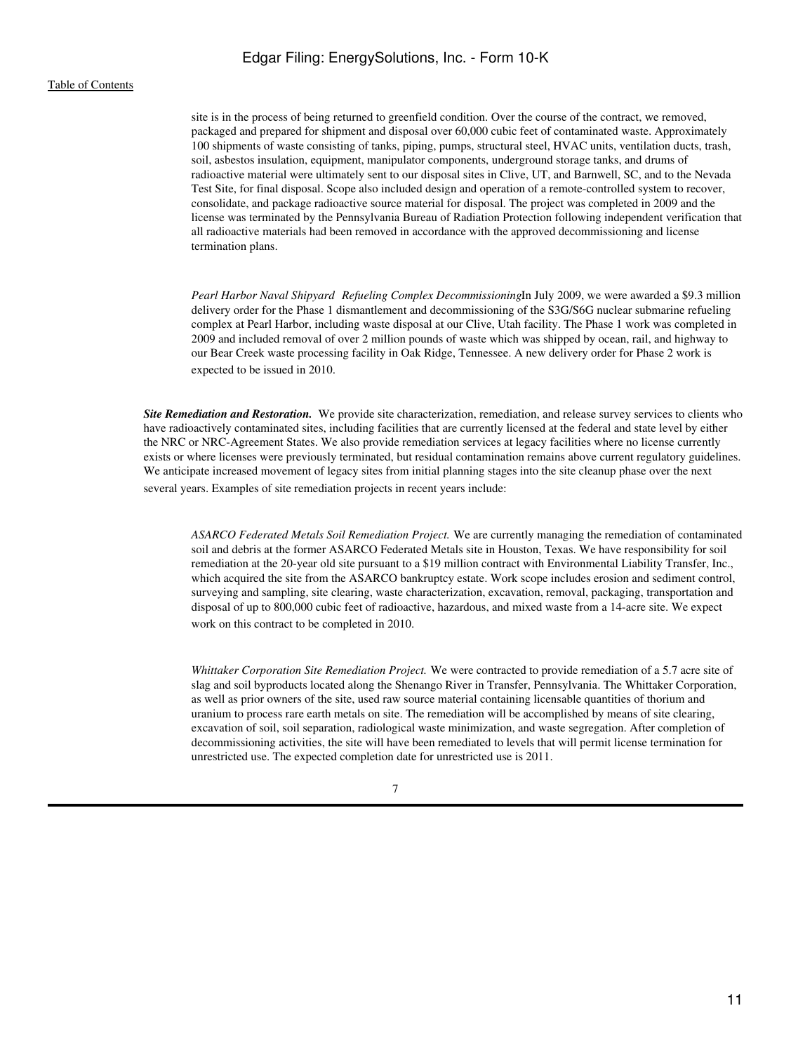site is in the process of being returned to greenfield condition. Over the course of the contract, we removed, packaged and prepared for shipment and disposal over 60,000 cubic feet of contaminated waste. Approximately 100 shipments of waste consisting of tanks, piping, pumps, structural steel, HVAC units, ventilation ducts, trash, soil, asbestos insulation, equipment, manipulator components, underground storage tanks, and drums of radioactive material were ultimately sent to our disposal sites in Clive, UT, and Barnwell, SC, and to the Nevada Test Site, for final disposal. Scope also included design and operation of a remote-controlled system to recover, consolidate, and package radioactive source material for disposal. The project was completed in 2009 and the license was terminated by the Pennsylvania Bureau of Radiation Protection following independent verification that all radioactive materials had been removed in accordance with the approved decommissioning and license termination plans.

*Pearl Harbor Naval Shipyard Refueling Complex Decommissioning*In July 2009, we were awarded a $9.3 million delivery order for the Phase 1 dismantlement and decommissioning of the S3G/S6G nuclear submarine refueling complex at Pearl Harbor, including waste disposal at our Clive, Utah facility. The Phase 1 work was completed in 2009 and included removal of over 2 million pounds of waste which was shipped by ocean, rail, and highway to our Bear Creek waste processing facility in Oak Ridge, Tennessee. A new delivery order for Phase 2 work is expected to be issued in 2010.

***Site Remediation and Restoration.*** We provide site characterization, remediation, and release survey services to clients who have radioactively contaminated sites, including facilities that are currently licensed at the federal and state level by either the NRC or NRC-Agreement States. We also provide remediation services at legacy facilities where no license currently exists or where licenses were previously terminated, but residual contamination remains above current regulatory guidelines. We anticipate increased movement of legacy sites from initial planning stages into the site cleanup phase over the next several years. Examples of site remediation projects in recent years include:

*ASARCO Federated Metals Soil Remediation Project.* We are currently managing the remediation of contaminated soil and debris at the former ASARCO Federated Metals site in Houston, Texas. We have responsibility for soil remediation at the 20-year old site pursuant to a $19 million contract with Environmental Liability Transfer, Inc., which acquired the site from the ASARCO bankruptcy estate. Work scope includes erosion and sediment control, surveying and sampling, site clearing, waste characterization, excavation, removal, packaging, transportation and disposal of up to 800,000 cubic feet of radioactive, hazardous, and mixed waste from a 14-acre site. We expect work on this contract to be completed in 2010.

*Whittaker Corporation Site Remediation Project.* We were contracted to provide remediation of a 5.7 acre site of slag and soil byproducts located along the Shenango River in Transfer, Pennsylvania. The Whittaker Corporation, as well as prior owners of the site, used raw source material containing licensable quantities of thorium and uranium to process rare earth metals on site. The remediation will be accomplished by means of site clearing, excavation of soil, soil separation, radiological waste minimization, and waste segregation. After completion of decommissioning activities, the site will have been remediated to levels that will permit license termination for unrestricted use. The expected completion date for unrestricted use is 2011.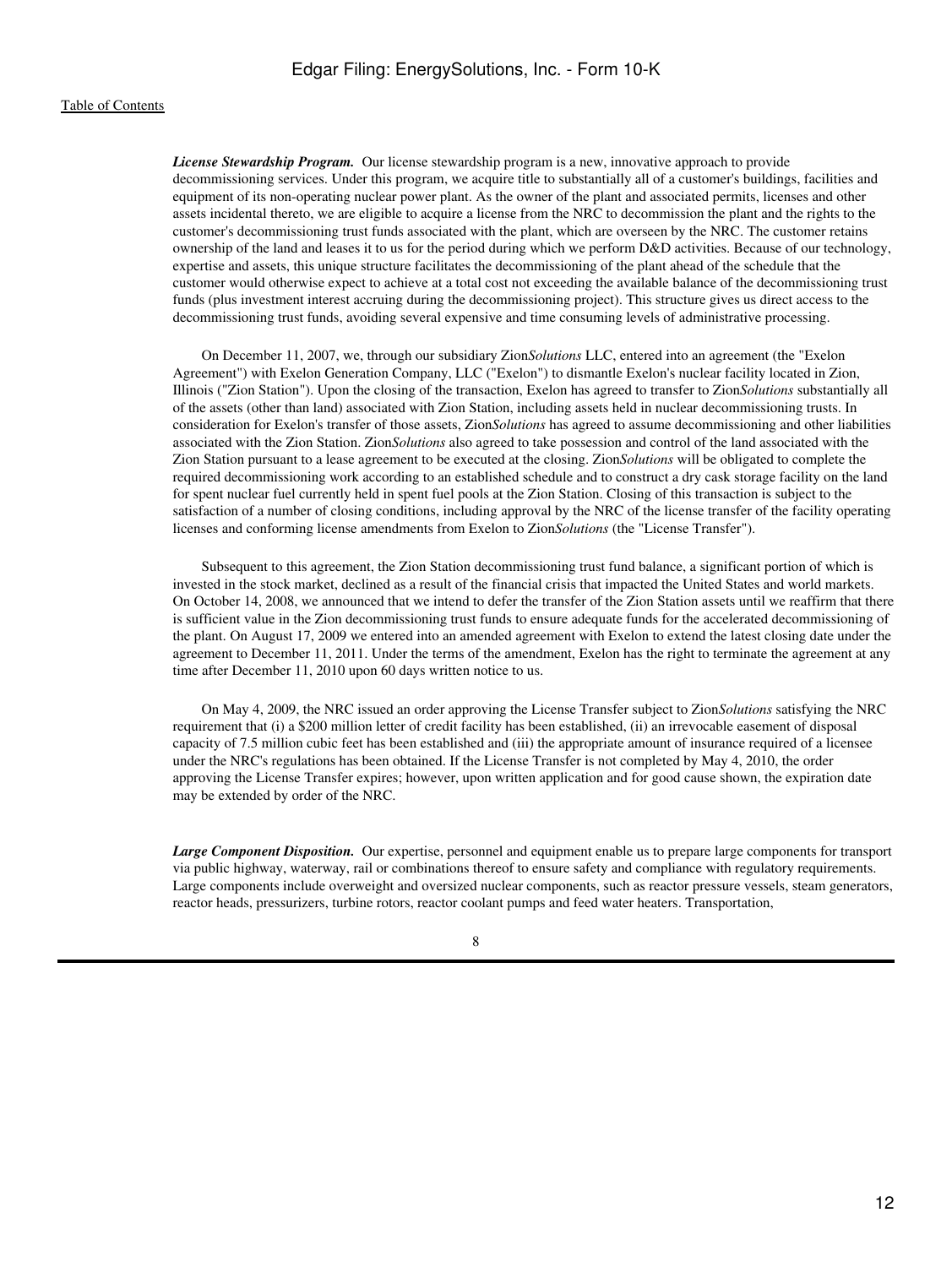***License Stewardship Program.*** Our license stewardship program is a new, innovative approach to provide decommissioning services. Under this program, we acquire title to substantially all of a customer's buildings, facilities and equipment of its non-operating nuclear power plant. As the owner of the plant and associated permits, licenses and other assets incidental thereto, we are eligible to acquire a license from the NRC to decommission the plant and the rights to the customer's decommissioning trust funds associated with the plant, which are overseen by the NRC. The customer retains ownership of the land and leases it to us for the period during which we perform D&D activities. Because of our technology, expertise and assets, this unique structure facilitates the decommissioning of the plant ahead of the schedule that the customer would otherwise expect to achieve at a total cost not exceeding the available balance of the decommissioning trust funds (plus investment interest accruing during the decommissioning project). This structure gives us direct access to the decommissioning trust funds, avoiding several expensive and time consuming levels of administrative processing.

On December 11, 2007, we, through our subsidiary Zion*Solutions* LLC, entered into an agreement (the "Exelon Agreement") with Exelon Generation Company, LLC ("Exelon") to dismantle Exelon's nuclear facility located in Zion, Illinois ("Zion Station"). Upon the closing of the transaction, Exelon has agreed to transfer to Zion*Solutions* substantially all of the assets (other than land) associated with Zion Station, including assets held in nuclear decommissioning trusts. In consideration for Exelon's transfer of those assets, Zion*Solutions* has agreed to assume decommissioning and other liabilities associated with the Zion Station. Zion*Solutions* also agreed to take possession and control of the land associated with the Zion Station pursuant to a lease agreement to be executed at the closing. Zion*Solutions* will be obligated to complete the required decommissioning work according to an established schedule and to construct a dry cask storage facility on the land for spent nuclear fuel currently held in spent fuel pools at the Zion Station. Closing of this transaction is subject to the satisfaction of a number of closing conditions, including approval by the NRC of the license transfer of the facility operating licenses and conforming license amendments from Exelon to Zion*Solutions* (the "License Transfer").

Subsequent to this agreement, the Zion Station decommissioning trust fund balance, a significant portion of which is invested in the stock market, declined as a result of the financial crisis that impacted the United States and world markets. On October 14, 2008, we announced that we intend to defer the transfer of the Zion Station assets until we reaffirm that there is sufficient value in the Zion decommissioning trust funds to ensure adequate funds for the accelerated decommissioning of the plant. On August 17, 2009 we entered into an amended agreement with Exelon to extend the latest closing date under the agreement to December 11, 2011. Under the terms of the amendment, Exelon has the right to terminate the agreement at any time after December 11, 2010 upon 60 days written notice to us.

On May 4, 2009, the NRC issued an order approving the License Transfer subject to Zion*Solutions* satisfying the NRC requirement that (i) a $200 million letter of credit facility has been established, (ii) an irrevocable easement of disposal capacity of 7.5 million cubic feet has been established and (iii) the appropriate amount of insurance required of a licensee under the NRC's regulations has been obtained. If the License Transfer is not completed by May 4, 2010, the order approving the License Transfer expires; however, upon written application and for good cause shown, the expiration date may be extended by order of the NRC.

***Large Component Disposition.*** Our expertise, personnel and equipment enable us to prepare large components for transport via public highway, waterway, rail or combinations thereof to ensure safety and compliance with regulatory requirements. Large components include overweight and oversized nuclear components, such as reactor pressure vessels, steam generators, reactor heads, pressurizers, turbine rotors, reactor coolant pumps and feed water heaters. Transportation,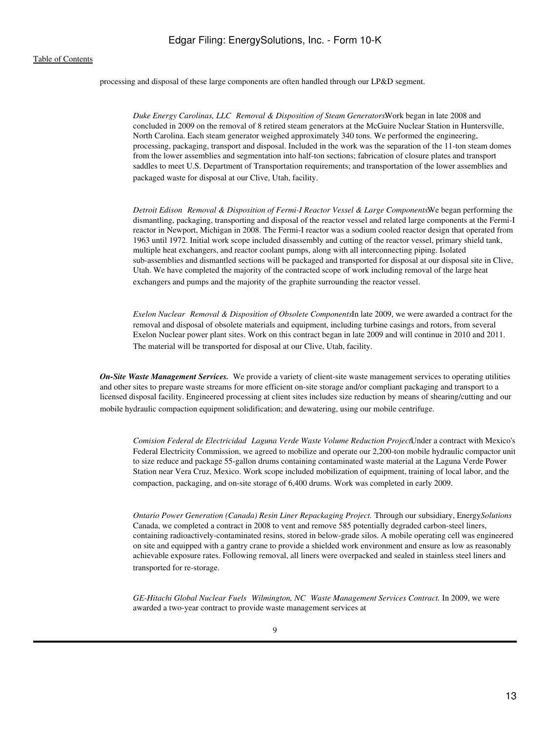processing and disposal of these large components are often handled through our LP&D segment.

*Duke Energy Carolinas, LLC Removal & Disposition of Steam Generators.* Work began in late 2008 and concluded in 2009 on the removal of 8 retired steam generators at the McGuire Nuclear Station in Huntersville, North Carolina. Each steam generator weighed approximately 340 tons. We performed the engineering, processing, packaging, transport and disposal. Included in the work was the separation of the 11-ton steam domes from the lower assemblies and segmentation into half-ton sections; fabrication of closure plates and transport saddles to meet U.S. Department of Transportation requirements; and transportation of the lower assemblies and packaged waste for disposal at our Clive, Utah, facility.

*Detroit Edison Removal & Disposition of Fermi-I Reactor Vessel & Large Components.* We began performing the dismantling, packaging, transporting and disposal of the reactor vessel and related large components at the Fermi-I reactor in Newport, Michigan in 2008. The Fermi-I reactor was a sodium cooled reactor design that operated from 1963 until 1972. Initial work scope included disassembly and cutting of the reactor vessel, primary shield tank, multiple heat exchangers, and reactor coolant pumps, along with all interconnecting piping. Isolated sub-assemblies and dismantled sections will be packaged and transported for disposal at our disposal site in Clive, Utah. We have completed the majority of the contracted scope of work including removal of the large heat exchangers and pumps and the majority of the graphite surrounding the reactor vessel.

*Exelon Nuclear Removal & Disposition of Obsolete Components.* In late 2009, we were awarded a contract for the removal and disposal of obsolete materials and equipment, including turbine casings and rotors, from several Exelon Nuclear power plant sites. Work on this contract began in late 2009 and will continue in 2010 and 2011. The material will be transported for disposal at our Clive, Utah, facility.

***On-Site Waste Management Services.*** We provide a variety of client-site waste management services to operating utilities and other sites to prepare waste streams for more efficient on-site storage and/or compliant packaging and transport to a licensed disposal facility. Engineered processing at client sites includes size reduction by means of shearing/cutting and our mobile hydraulic compaction equipment solidification; and dewatering, using our mobile centrifuge.

*Comision Federal de Electricidad Laguna Verde Waste Volume Reduction Project.* Under a contract with Mexico's Federal Electricity Commission, we agreed to mobilize and operate our 2,200-ton mobile hydraulic compactor unit to size reduce and package 55-gallon drums containing contaminated waste material at the Laguna Verde Power Station near Vera Cruz, Mexico. Work scope included mobilization of equipment, training of local labor, and the compaction, packaging, and on-site storage of 6,400 drums. Work was completed in early 2009.

*Ontario Power Generation (Canada) Resin Liner Repackaging Project.* Through our subsidiary, Energy*Solutions* Canada, we completed a contract in 2008 to vent and remove 585 potentially degraded carbon-steel liners, containing radioactively-contaminated resins, stored in below-grade silos. A mobile operating cell was engineered on site and equipped with a gantry crane to provide a shielded work environment and ensure as low as reasonably achievable exposure rates. Following removal, all liners were overpacked and sealed in stainless steel liners and transported for re-storage.

*GE-Hitachi Global Nuclear Fuels Wilmington, NC Waste Management Services Contract.* In 2009, we were awarded a two-year contract to provide waste management services at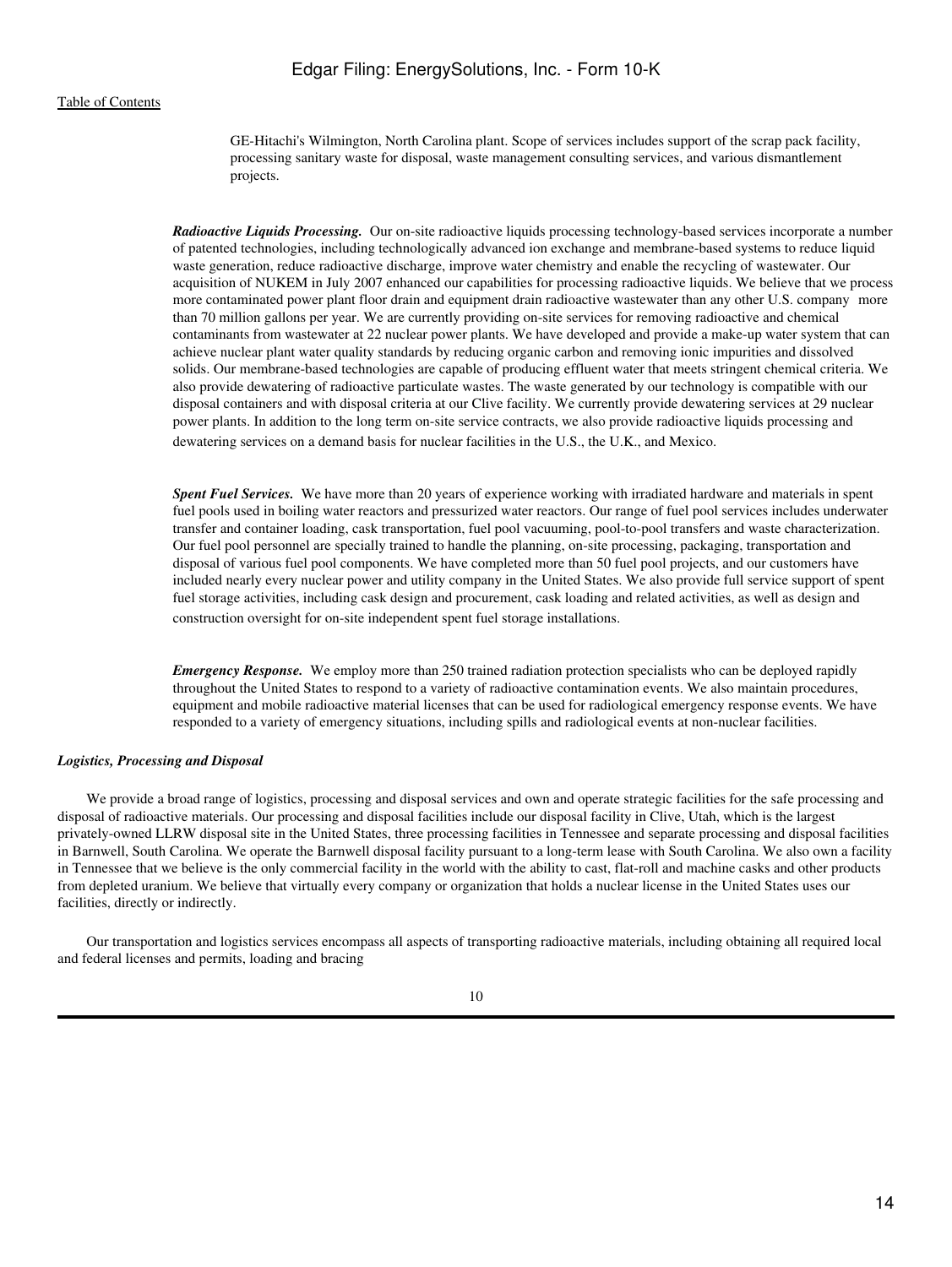GE-Hitachi's Wilmington, North Carolina plant. Scope of services includes support of the scrap pack facility, processing sanitary waste for disposal, waste management consulting services, and various dismantlement projects.

***Radioactive Liquids Processing.*** Our on-site radioactive liquids processing technology-based services incorporate a number of patented technologies, including technologically advanced ion exchange and membrane-based systems to reduce liquid waste generation, reduce radioactive discharge, improve water chemistry and enable the recycling of wastewater. Our acquisition of NUKEM in July 2007 enhanced our capabilities for processing radioactive liquids. We believe that we process more contaminated power plant floor drain and equipment drain radioactive wastewater than any other U.S. company more than 70 million gallons per year. We are currently providing on-site services for removing radioactive and chemical contaminants from wastewater at 22 nuclear power plants. We have developed and provide a make-up water system that can achieve nuclear plant water quality standards by reducing organic carbon and removing ionic impurities and dissolved solids. Our membrane-based technologies are capable of producing effluent water that meets stringent chemical criteria. We also provide dewatering of radioactive particulate wastes. The waste generated by our technology is compatible with our disposal containers and with disposal criteria at our Clive facility. We currently provide dewatering services at 29 nuclear power plants. In addition to the long term on-site service contracts, we also provide radioactive liquids processing and dewatering services on a demand basis for nuclear facilities in the U.S., the U.K., and Mexico.

***Spent Fuel Services.*** We have more than 20 years of experience working with irradiated hardware and materials in spent fuel pools used in boiling water reactors and pressurized water reactors. Our range of fuel pool services includes underwater transfer and container loading, cask transportation, fuel pool vacuuming, pool-to-pool transfers and waste characterization. Our fuel pool personnel are specially trained to handle the planning, on-site processing, packaging, transportation and disposal of various fuel pool components. We have completed more than 50 fuel pool projects, and our customers have included nearly every nuclear power and utility company in the United States. We also provide full service support of spent fuel storage activities, including cask design and procurement, cask loading and related activities, as well as design and construction oversight for on-site independent spent fuel storage installations.

***Emergency Response.*** We employ more than 250 trained radiation protection specialists who can be deployed rapidly throughout the United States to respond to a variety of radioactive contamination events. We also maintain procedures, equipment and mobile radioactive material licenses that can be used for radiological emergency response events. We have responded to a variety of emergency situations, including spills and radiological events at non-nuclear facilities.

***Logistics, Processing and Disposal***

We provide a broad range of logistics, processing and disposal services and own and operate strategic facilities for the safe processing and disposal of radioactive materials. Our processing and disposal facilities include our disposal facility in Clive, Utah, which is the largest privately-owned LLRW disposal site in the United States, three processing facilities in Tennessee and separate processing and disposal facilities in Barnwell, South Carolina. We operate the Barnwell disposal facility pursuant to a long-term lease with South Carolina. We also own a facility in Tennessee that we believe is the only commercial facility in the world with the ability to cast, flat-roll and machine casks and other products from depleted uranium. We believe that virtually every company or organization that holds a nuclear license in the United States uses our facilities, directly or indirectly.

Our transportation and logistics services encompass all aspects of transporting radioactive materials, including obtaining all required local and federal licenses and permits, loading and bracing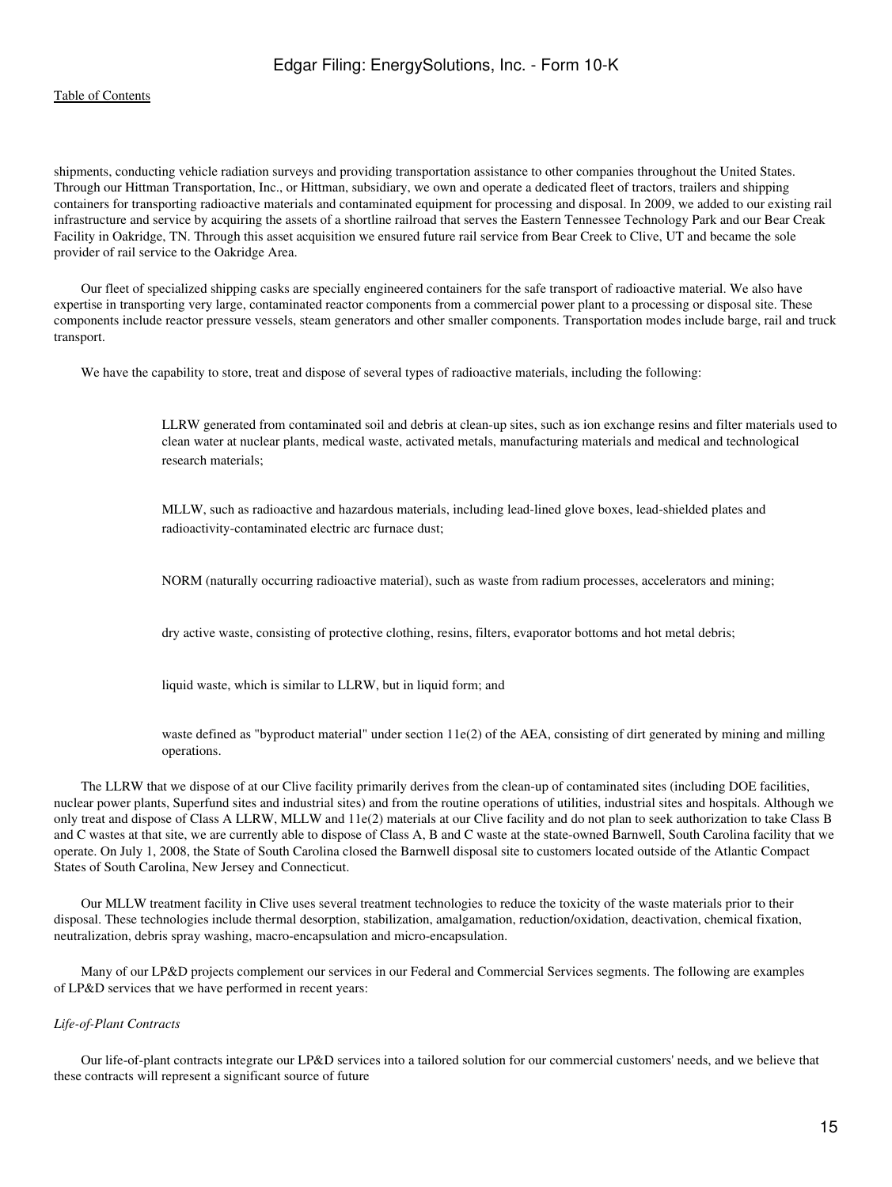shipments, conducting vehicle radiation surveys and providing transportation assistance to other companies throughout the United States. Through our Hittman Transportation, Inc., or Hittman, subsidiary, we own and operate a dedicated fleet of tractors, trailers and shipping containers for transporting radioactive materials and contaminated equipment for processing and disposal. In 2009, we added to our existing rail infrastructure and service by acquiring the assets of a shortline railroad that serves the Eastern Tennessee Technology Park and our Bear Creak Facility in Oakridge, TN. Through this asset acquisition we ensured future rail service from Bear Creek to Clive, UT and became the sole provider of rail service to the Oakridge Area.

Our fleet of specialized shipping casks are specially engineered containers for the safe transport of radioactive material. We also have expertise in transporting very large, contaminated reactor components from a commercial power plant to a processing or disposal site. These components include reactor pressure vessels, steam generators and other smaller components. Transportation modes include barge, rail and truck transport.

We have the capability to store, treat and dispose of several types of radioactive materials, including the following:

- LLRW generated from contaminated soil and debris at clean-up sites, such as ion exchange resins and filter materials used to clean water at nuclear plants, medical waste, activated metals, manufacturing materials and medical and technological research materials;
- MLLW, such as radioactive and hazardous materials, including lead-lined glove boxes, lead-shielded plates and radioactivity-contaminated electric arc furnace dust;
- NORM (naturally occurring radioactive material), such as waste from radium processes, accelerators and mining;
- dry active waste, consisting of protective clothing, resins, filters, evaporator bottoms and hot metal debris;
- liquid waste, which is similar to LLRW, but in liquid form; and
- waste defined as "byproduct material" under section 11e(2) of the AEA, consisting of dirt generated by mining and milling operations.

The LLRW that we dispose of at our Clive facility primarily derives from the clean-up of contaminated sites (including DOE facilities, nuclear power plants, Superfund sites and industrial sites) and from the routine operations of utilities, industrial sites and hospitals. Although we only treat and dispose of Class A LLRW, MLLW and 11e(2) materials at our Clive facility and do not plan to seek authorization to take Class B and C wastes at that site, we are currently able to dispose of Class A, B and C waste at the state-owned Barnwell, South Carolina facility that we operate. On July 1, 2008, the State of South Carolina closed the Barnwell disposal site to customers located outside of the Atlantic Compact States of South Carolina, New Jersey and Connecticut.

Our MLLW treatment facility in Clive uses several treatment technologies to reduce the toxicity of the waste materials prior to their disposal. These technologies include thermal desorption, stabilization, amalgamation, reduction/oxidation, deactivation, chemical fixation, neutralization, debris spray washing, macro-encapsulation and micro-encapsulation.

Many of our LP&D projects complement our services in our Federal and Commercial Services segments. The following are examples of LP&D services that we have performed in recent years:

*Life-of-Plant Contracts*

Our life-of-plant contracts integrate our LP&D services into a tailored solution for our commercial customers' needs, and we believe that these contracts will represent a significant source of future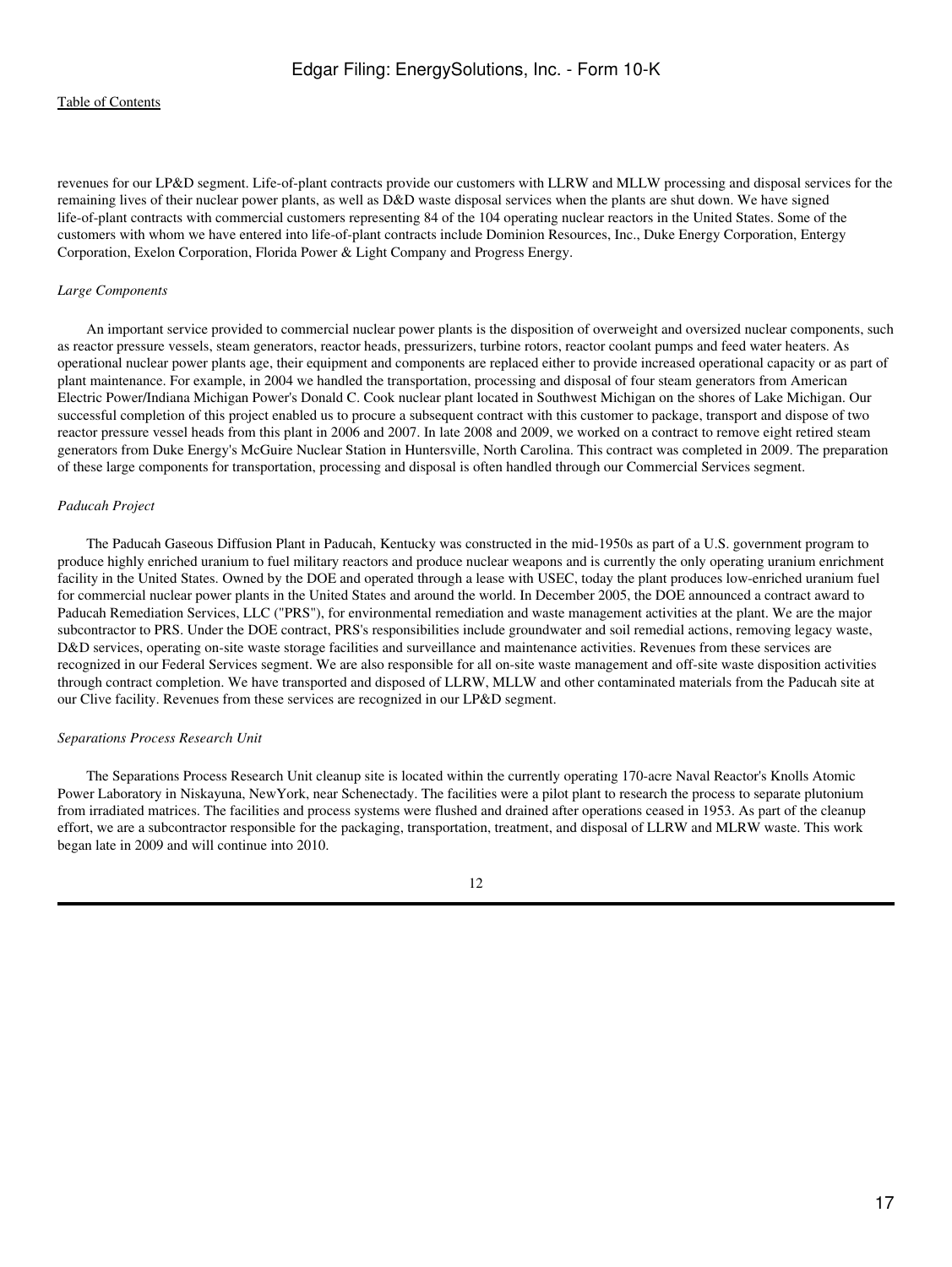revenues for our LP&D segment. Life-of-plant contracts provide our customers with LLRW and MLLW processing and disposal services for the remaining lives of their nuclear power plants, as well as D&D waste disposal services when the plants are shut down. We have signed life-of-plant contracts with commercial customers representing 84 of the 104 operating nuclear reactors in the United States. Some of the customers with whom we have entered into life-of-plant contracts include Dominion Resources, Inc., Duke Energy Corporation, Entergy Corporation, Exelon Corporation, Florida Power & Light Company and Progress Energy.

*Large Components*

An important service provided to commercial nuclear power plants is the disposition of overweight and oversized nuclear components, such as reactor pressure vessels, steam generators, reactor heads, pressurizers, turbine rotors, reactor coolant pumps and feed water heaters. As operational nuclear power plants age, their equipment and components are replaced either to provide increased operational capacity or as part of plant maintenance. For example, in 2004 we handled the transportation, processing and disposal of four steam generators from American Electric Power/Indiana Michigan Power's Donald C. Cook nuclear plant located in Southwest Michigan on the shores of Lake Michigan. Our successful completion of this project enabled us to procure a subsequent contract with this customer to package, transport and dispose of two reactor pressure vessel heads from this plant in 2006 and 2007. In late 2008 and 2009, we worked on a contract to remove eight retired steam generators from Duke Energy's McGuire Nuclear Station in Huntersville, North Carolina. This contract was completed in 2009. The preparation of these large components for transportation, processing and disposal is often handled through our Commercial Services segment.

*Paducah Project*

The Paducah Gaseous Diffusion Plant in Paducah, Kentucky was constructed in the mid-1950s as part of a U.S. government program to produce highly enriched uranium to fuel military reactors and produce nuclear weapons and is currently the only operating uranium enrichment facility in the United States. Owned by the DOE and operated through a lease with USEC, today the plant produces low-enriched uranium fuel for commercial nuclear power plants in the United States and around the world. In December 2005, the DOE announced a contract award to Paducah Remediation Services, LLC ("PRS"), for environmental remediation and waste management activities at the plant. We are the major subcontractor to PRS. Under the DOE contract, PRS's responsibilities include groundwater and soil remedial actions, removing legacy waste, D&D services, operating on-site waste storage facilities and surveillance and maintenance activities. Revenues from these services are recognized in our Federal Services segment. We are also responsible for all on-site waste management and off-site waste disposition activities through contract completion. We have transported and disposed of LLRW, MLLW and other contaminated materials from the Paducah site at our Clive facility. Revenues from these services are recognized in our LP&D segment.

*Separations Process Research Unit*

The Separations Process Research Unit cleanup site is located within the currently operating 170-acre Naval Reactor's Knolls Atomic Power Laboratory in Niskayuna, NewYork, near Schenectady. The facilities were a pilot plant to research the process to separate plutonium from irradiated matrices. The facilities and process systems were flushed and drained after operations ceased in 1953. As part of the cleanup effort, we are a subcontractor responsible for the packaging, transportation, treatment, and disposal of LLRW and MLRW waste. This work began late in 2009 and will continue into 2010.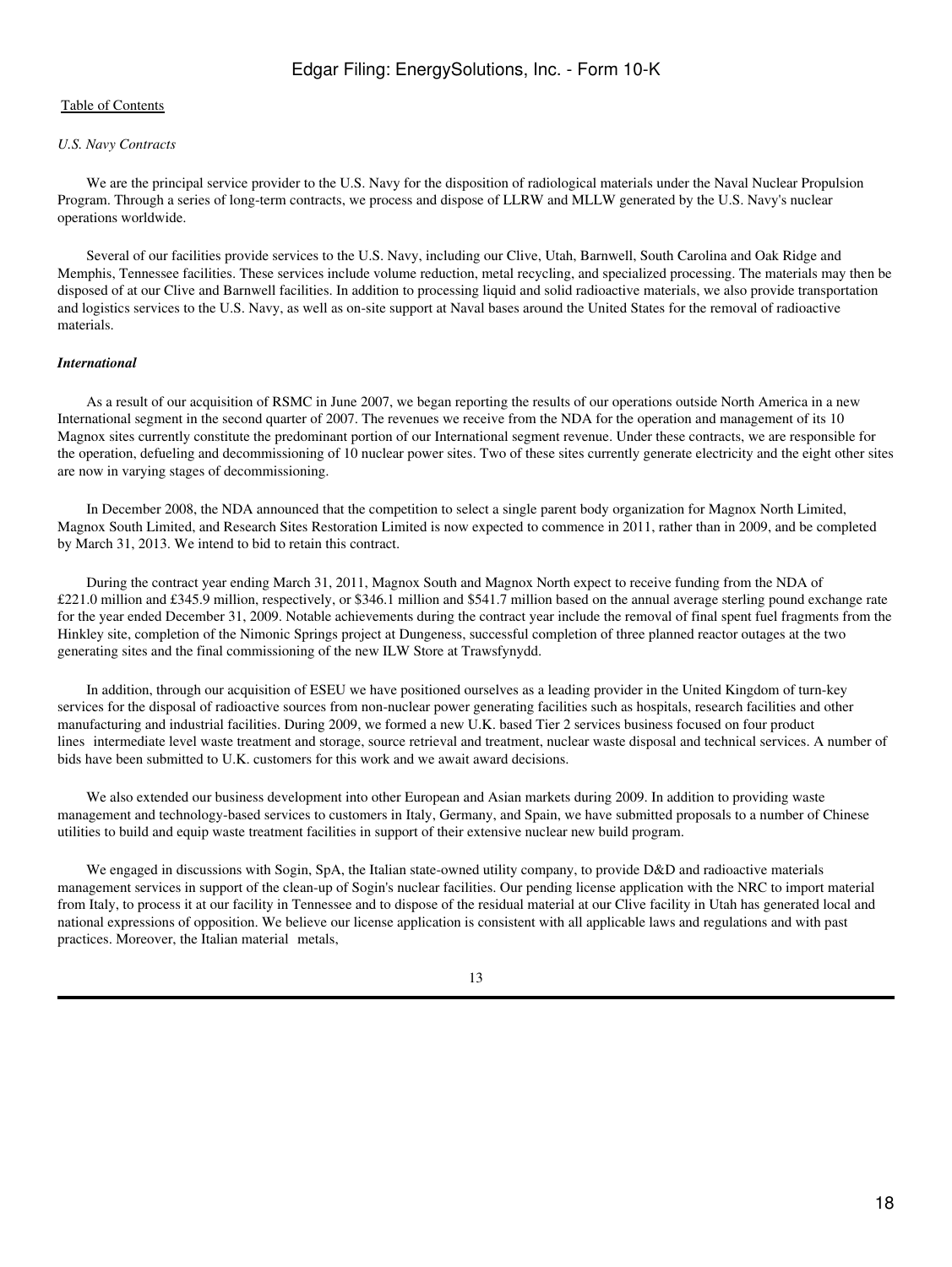*U.S. Navy Contracts*

We are the principal service provider to the U.S. Navy for the disposition of radiological materials under the Naval Nuclear Propulsion Program. Through a series of long-term contracts, we process and dispose of LLRW and MLLW generated by the U.S. Navy's nuclear operations worldwide.

Several of our facilities provide services to the U.S. Navy, including our Clive, Utah, Barnwell, South Carolina and Oak Ridge and Memphis, Tennessee facilities. These services include volume reduction, metal recycling, and specialized processing. The materials may then be disposed of at our Clive and Barnwell facilities. In addition to processing liquid and solid radioactive materials, we also provide transportation and logistics services to the U.S. Navy, as well as on-site support at Naval bases around the United States for the removal of radioactive materials.

***International***

As a result of our acquisition of RSMC in June 2007, we began reporting the results of our operations outside North America in a new International segment in the second quarter of 2007. The revenues we receive from the NDA for the operation and management of its 10 Magnox sites currently constitute the predominant portion of our International segment revenue. Under these contracts, we are responsible for the operation, defueling and decommissioning of 10 nuclear power sites. Two of these sites currently generate electricity and the eight other sites are now in varying stages of decommissioning.

In December 2008, the NDA announced that the competition to select a single parent body organization for Magnox North Limited, Magnox South Limited, and Research Sites Restoration Limited is now expected to commence in 2011, rather than in 2009, and be completed by March 31, 2013. We intend to bid to retain this contract.

During the contract year ending March 31, 2011, Magnox South and Magnox North expect to receive funding from the NDA of £221.0 million and £345.9 million, respectively, or $346.1 million and $541.7 million based on the annual average sterling pound exchange rate for the year ended December 31, 2009. Notable achievements during the contract year include the removal of final spent fuel fragments from the Hinkley site, completion of the Nimonic Springs project at Dungeness, successful completion of three planned reactor outages at the two generating sites and the final commissioning of the new ILW Store at Trawsfynydd.

In addition, through our acquisition of ESEU we have positioned ourselves as a leading provider in the United Kingdom of turn-key services for the disposal of radioactive sources from non-nuclear power generating facilities such as hospitals, research facilities and other manufacturing and industrial facilities. During 2009, we formed a new U.K. based Tier 2 services business focused on four product lines intermediate level waste treatment and storage, source retrieval and treatment, nuclear waste disposal and technical services. A number of bids have been submitted to U.K. customers for this work and we await award decisions.

We also extended our business development into other European and Asian markets during 2009. In addition to providing waste management and technology-based services to customers in Italy, Germany, and Spain, we have submitted proposals to a number of Chinese utilities to build and equip waste treatment facilities in support of their extensive nuclear new build program.

We engaged in discussions with Sogin, SpA, the Italian state-owned utility company, to provide D&D and radioactive materials management services in support of the clean-up of Sogin's nuclear facilities. Our pending license application with the NRC to import material from Italy, to process it at our facility in Tennessee and to dispose of the residual material at our Clive facility in Utah has generated local and national expressions of opposition. We believe our license application is consistent with all applicable laws and regulations and with past practices. Moreover, the Italian material metals,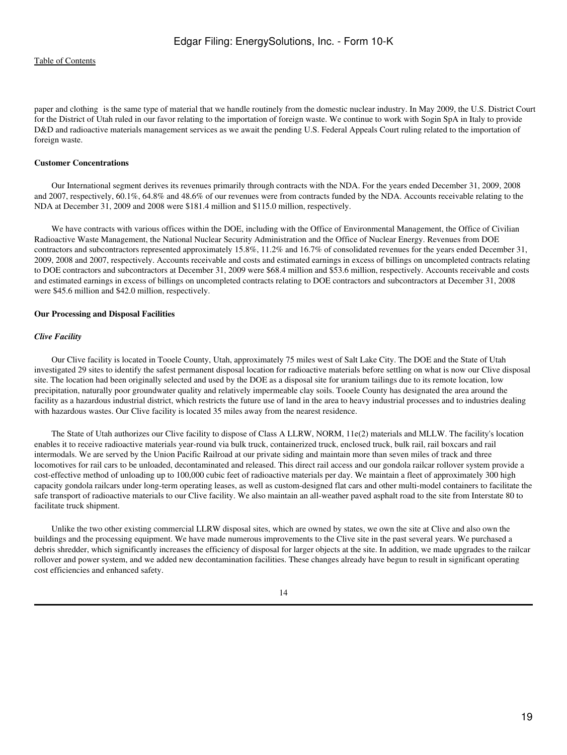paper and clothing is the same type of material that we handle routinely from the domestic nuclear industry. In May 2009, the U.S. District Court for the District of Utah ruled in our favor relating to the importation of foreign waste. We continue to work with Sogin SpA in Italy to provide D&D and radioactive materials management services as we await the pending U.S. Federal Appeals Court ruling related to the importation of foreign waste.

**Customer Concentrations**

Our International segment derives its revenues primarily through contracts with the NDA. For the years ended December 31, 2009, 2008 and 2007, respectively, 60.1%, 64.8% and 48.6% of our revenues were from contracts funded by the NDA. Accounts receivable relating to the NDA at December 31, 2009 and 2008 were $181.4 million and $115.0 million, respectively.

We have contracts with various offices within the DOE, including with the Office of Environmental Management, the Office of Civilian Radioactive Waste Management, the National Nuclear Security Administration and the Office of Nuclear Energy. Revenues from DOE contractors and subcontractors represented approximately 15.8%, 11.2% and 16.7% of consolidated revenues for the years ended December 31, 2009, 2008 and 2007, respectively. Accounts receivable and costs and estimated earnings in excess of billings on uncompleted contracts relating to DOE contractors and subcontractors at December 31, 2009 were $68.4 million and $53.6 million, respectively. Accounts receivable and costs and estimated earnings in excess of billings on uncompleted contracts relating to DOE contractors and subcontractors at December 31, 2008 were $45.6 million and $42.0 million, respectively.

**Our Processing and Disposal Facilities**

***Clive Facility***

Our Clive facility is located in Tooele County, Utah, approximately 75 miles west of Salt Lake City. The DOE and the State of Utah investigated 29 sites to identify the safest permanent disposal location for radioactive materials before settling on what is now our Clive disposal site. The location had been originally selected and used by the DOE as a disposal site for uranium tailings due to its remote location, low precipitation, naturally poor groundwater quality and relatively impermeable clay soils. Tooele County has designated the area around the facility as a hazardous industrial district, which restricts the future use of land in the area to heavy industrial processes and to industries dealing with hazardous wastes. Our Clive facility is located 35 miles away from the nearest residence.

The State of Utah authorizes our Clive facility to dispose of Class A LLRW, NORM, 11e(2) materials and MLLW. The facility's location enables it to receive radioactive materials year-round via bulk truck, containerized truck, enclosed truck, bulk rail, rail boxcars and rail intermodals. We are served by the Union Pacific Railroad at our private siding and maintain more than seven miles of track and three locomotives for rail cars to be unloaded, decontaminated and released. This direct rail access and our gondola railcar rollover system provide a cost-effective method of unloading up to 100,000 cubic feet of radioactive materials per day. We maintain a fleet of approximately 300 high capacity gondola railcars under long-term operating leases, as well as custom-designed flat cars and other multi-model containers to facilitate the safe transport of radioactive materials to our Clive facility. We also maintain an all-weather paved asphalt road to the site from Interstate 80 to facilitate truck shipment.

Unlike the two other existing commercial LLRW disposal sites, which are owned by states, we own the site at Clive and also own the buildings and the processing equipment. We have made numerous improvements to the Clive site in the past several years. We purchased a debris shredder, which significantly increases the efficiency of disposal for larger objects at the site. In addition, we made upgrades to the railcar rollover and power system, and we added new decontamination facilities. These changes already have begun to result in significant operating cost efficiencies and enhanced safety.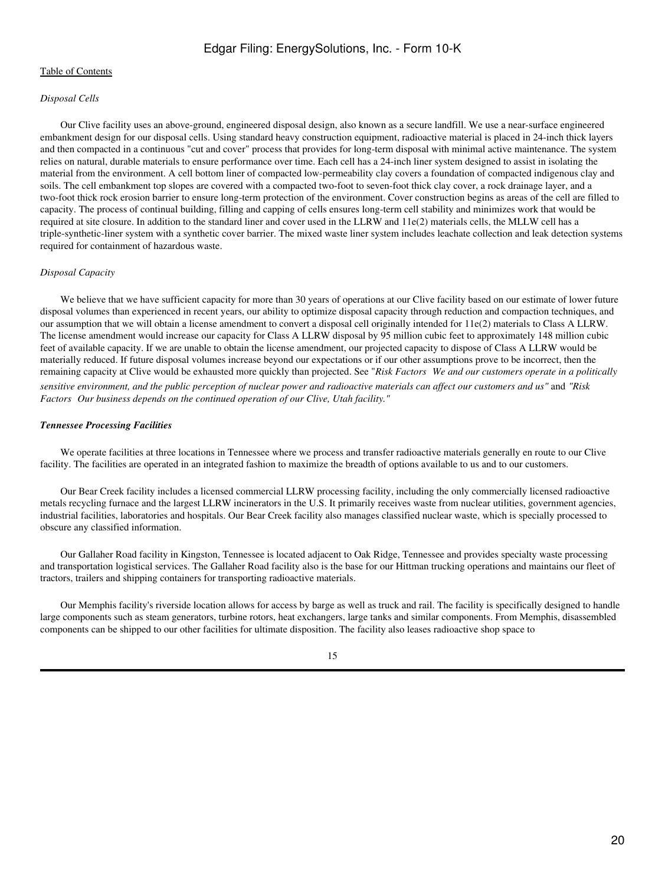*Disposal Cells*

Our Clive facility uses an above-ground, engineered disposal design, also known as a secure landfill. We use a near-surface engineered embankment design for our disposal cells. Using standard heavy construction equipment, radioactive material is placed in 24-inch thick layers and then compacted in a continuous "cut and cover" process that provides for long-term disposal with minimal active maintenance. The system relies on natural, durable materials to ensure performance over time. Each cell has a 24-inch liner system designed to assist in isolating the material from the environment. A cell bottom liner of compacted low-permeability clay covers a foundation of compacted indigenous clay and soils. The cell embankment top slopes are covered with a compacted two-foot to seven-foot thick clay cover, a rock drainage layer, and a two-foot thick rock erosion barrier to ensure long-term protection of the environment. Cover construction begins as areas of the cell are filled to capacity. The process of continual building, filling and capping of cells ensures long-term cell stability and minimizes work that would be required at site closure. In addition to the standard liner and cover used in the LLRW and 11e(2) materials cells, the MLLW cell has a triple-synthetic-liner system with a synthetic cover barrier. The mixed waste liner system includes leachate collection and leak detection systems required for containment of hazardous waste.

*Disposal Capacity*

We believe that we have sufficient capacity for more than 30 years of operations at our Clive facility based on our estimate of lower future disposal volumes than experienced in recent years, our ability to optimize disposal capacity through reduction and compaction techniques, and our assumption that we will obtain a license amendment to convert a disposal cell originally intended for 11e(2) materials to Class A LLRW. The license amendment would increase our capacity for Class A LLRW disposal by 95 million cubic feet to approximately 148 million cubic feet of available capacity. If we are unable to obtain the license amendment, our projected capacity to dispose of Class A LLRW would be materially reduced. If future disposal volumes increase beyond our expectations or if our other assumptions prove to be incorrect, then the remaining capacity at Clive would be exhausted more quickly than projected. See "*Risk Factors We and our customers operate in a politically sensitive environment, and the public perception of nuclear power and radioactive materials can affect our customers and us"* and *"Risk Factors Our business depends on the continued operation of our Clive, Utah facility."*

***Tennessee Processing Facilities***

We operate facilities at three locations in Tennessee where we process and transfer radioactive materials generally en route to our Clive facility. The facilities are operated in an integrated fashion to maximize the breadth of options available to us and to our customers.

Our Bear Creek facility includes a licensed commercial LLRW processing facility, including the only commercially licensed radioactive metals recycling furnace and the largest LLRW incinerators in the U.S. It primarily receives waste from nuclear utilities, government agencies, industrial facilities, laboratories and hospitals. Our Bear Creek facility also manages classified nuclear waste, which is specially processed to obscure any classified information.

Our Gallaher Road facility in Kingston, Tennessee is located adjacent to Oak Ridge, Tennessee and provides specialty waste processing and transportation logistical services. The Gallaher Road facility also is the base for our Hittman trucking operations and maintains our fleet of tractors, trailers and shipping containers for transporting radioactive materials.

Our Memphis facility's riverside location allows for access by barge as well as truck and rail. The facility is specifically designed to handle large components such as steam generators, turbine rotors, heat exchangers, large tanks and similar components. From Memphis, disassembled components can be shipped to our other facilities for ultimate disposition. The facility also leases radioactive shop space to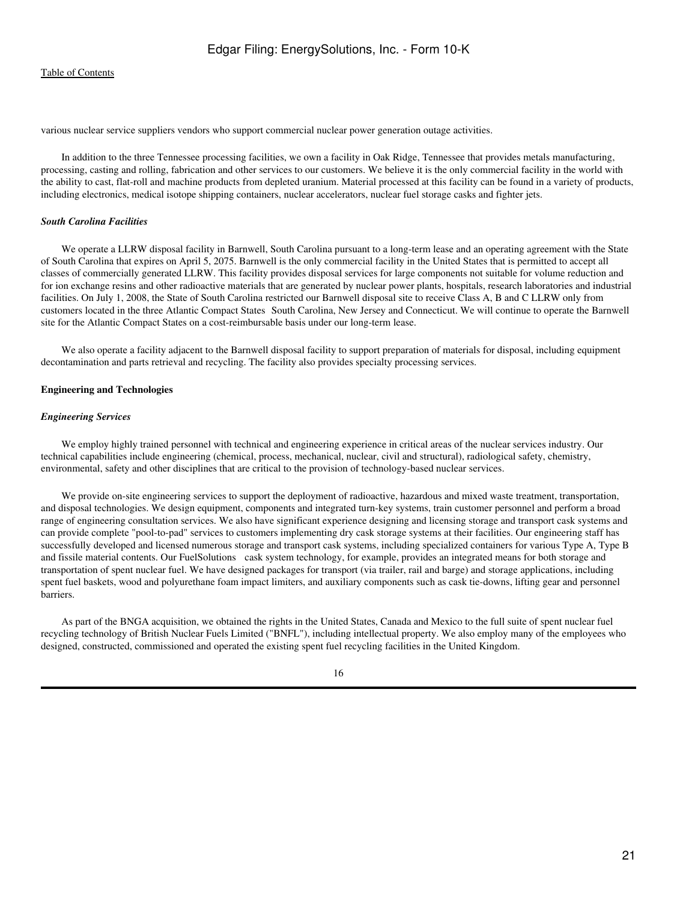various nuclear service suppliers vendors who support commercial nuclear power generation outage activities.

In addition to the three Tennessee processing facilities, we own a facility in Oak Ridge, Tennessee that provides metals manufacturing, processing, casting and rolling, fabrication and other services to our customers. We believe it is the only commercial facility in the world with the ability to cast, flat-roll and machine products from depleted uranium. Material processed at this facility can be found in a variety of products, including electronics, medical isotope shipping containers, nuclear accelerators, nuclear fuel storage casks and fighter jets.

*South Carolina Facilities*

We operate a LLRW disposal facility in Barnwell, South Carolina pursuant to a long-term lease and an operating agreement with the State of South Carolina that expires on April 5, 2075. Barnwell is the only commercial facility in the United States that is permitted to accept all classes of commercially generated LLRW. This facility provides disposal services for large components not suitable for volume reduction and for ion exchange resins and other radioactive materials that are generated by nuclear power plants, hospitals, research laboratories and industrial facilities. On July 1, 2008, the State of South Carolina restricted our Barnwell disposal site to receive Class A, B and C LLRW only from customers located in the three Atlantic Compact States South Carolina, New Jersey and Connecticut. We will continue to operate the Barnwell site for the Atlantic Compact States on a cost-reimbursable basis under our long-term lease.

We also operate a facility adjacent to the Barnwell disposal facility to support preparation of materials for disposal, including equipment decontamination and parts retrieval and recycling. The facility also provides specialty processing services.

**Engineering and Technologies**

*Engineering Services*

We employ highly trained personnel with technical and engineering experience in critical areas of the nuclear services industry. Our technical capabilities include engineering (chemical, process, mechanical, nuclear, civil and structural), radiological safety, chemistry, environmental, safety and other disciplines that are critical to the provision of technology-based nuclear services.

We provide on-site engineering services to support the deployment of radioactive, hazardous and mixed waste treatment, transportation, and disposal technologies. We design equipment, components and integrated turn-key systems, train customer personnel and perform a broad range of engineering consultation services. We also have significant experience designing and licensing storage and transport cask systems and can provide complete "pool-to-pad" services to customers implementing dry cask storage systems at their facilities. Our engineering staff has successfully developed and licensed numerous storage and transport cask systems, including specialized containers for various Type A, Type B and fissile material contents. Our FuelSolutions cask system technology, for example, provides an integrated means for both storage and transportation of spent nuclear fuel. We have designed packages for transport (via trailer, rail and barge) and storage applications, including spent fuel baskets, wood and polyurethane foam impact limiters, and auxiliary components such as cask tie-downs, lifting gear and personnel barriers.

As part of the BNGA acquisition, we obtained the rights in the United States, Canada and Mexico to the full suite of spent nuclear fuel recycling technology of British Nuclear Fuels Limited ("BNFL"), including intellectual property. We also employ many of the employees who designed, constructed, commissioned and operated the existing spent fuel recycling facilities in the United Kingdom.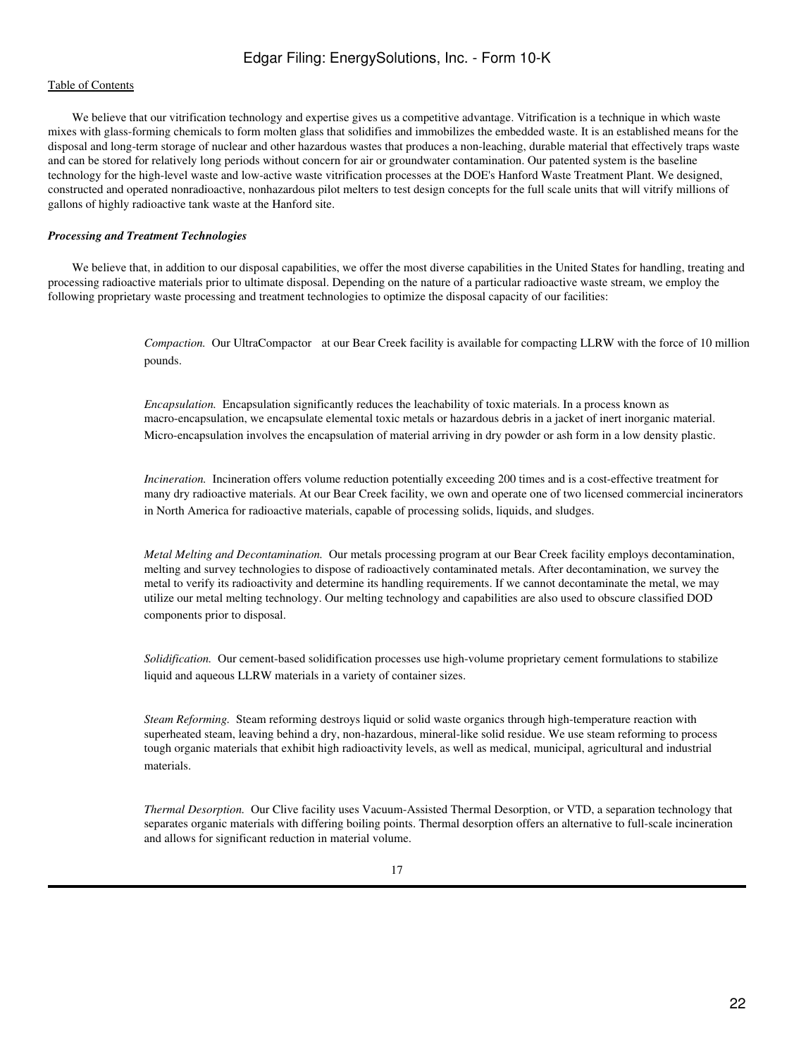We believe that our vitrification technology and expertise gives us a competitive advantage. Vitrification is a technique in which waste mixes with glass-forming chemicals to form molten glass that solidifies and immobilizes the embedded waste. It is an established means for the disposal and long-term storage of nuclear and other hazardous wastes that produces a non-leaching, durable material that effectively traps waste and can be stored for relatively long periods without concern for air or groundwater contamination. Our patented system is the baseline technology for the high-level waste and low-active waste vitrification processes at the DOE's Hanford Waste Treatment Plant. We designed, constructed and operated nonradioactive, nonhazardous pilot melters to test design concepts for the full scale units that will vitrify millions of gallons of highly radioactive tank waste at the Hanford site.

***Processing and Treatment Technologies***

We believe that, in addition to our disposal capabilities, we offer the most diverse capabilities in the United States for handling, treating and processing radioactive materials prior to ultimate disposal. Depending on the nature of a particular radioactive waste stream, we employ the following proprietary waste processing and treatment technologies to optimize the disposal capacity of our facilities:

*Compaction.* Our UltraCompactor at our Bear Creek facility is available for compacting LLRW with the force of 10 million pounds.

*Encapsulation.* Encapsulation significantly reduces the leachability of toxic materials. In a process known as macro-encapsulation, we encapsulate elemental toxic metals or hazardous debris in a jacket of inert inorganic material. Micro-encapsulation involves the encapsulation of material arriving in dry powder or ash form in a low density plastic.

*Incineration.* Incineration offers volume reduction potentially exceeding 200 times and is a cost-effective treatment for many dry radioactive materials. At our Bear Creek facility, we own and operate one of two licensed commercial incinerators in North America for radioactive materials, capable of processing solids, liquids, and sludges.

*Metal Melting and Decontamination.* Our metals processing program at our Bear Creek facility employs decontamination, melting and survey technologies to dispose of radioactively contaminated metals. After decontamination, we survey the metal to verify its radioactivity and determine its handling requirements. If we cannot decontaminate the metal, we may utilize our metal melting technology. Our melting technology and capabilities are also used to obscure classified DOD components prior to disposal.

*Solidification.* Our cement-based solidification processes use high-volume proprietary cement formulations to stabilize liquid and aqueous LLRW materials in a variety of container sizes.

*Steam Reforming.* Steam reforming destroys liquid or solid waste organics through high-temperature reaction with superheated steam, leaving behind a dry, non-hazardous, mineral-like solid residue. We use steam reforming to process tough organic materials that exhibit high radioactivity levels, as well as medical, municipal, agricultural and industrial materials.

*Thermal Desorption.* Our Clive facility uses Vacuum-Assisted Thermal Desorption, or VTD, a separation technology that separates organic materials with differing boiling points. Thermal desorption offers an alternative to full-scale incineration and allows for significant reduction in material volume.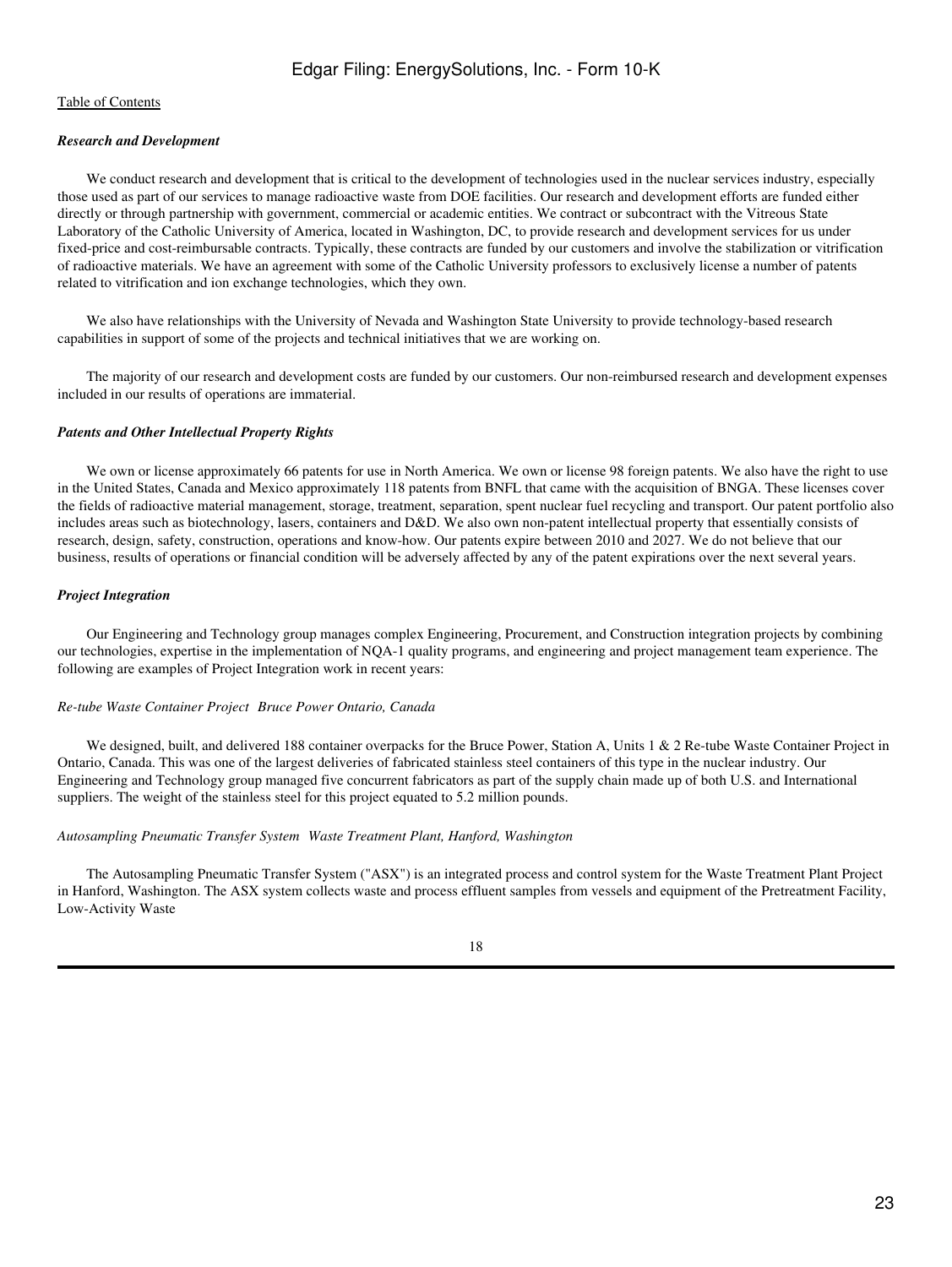*Research and Development*

We conduct research and development that is critical to the development of technologies used in the nuclear services industry, especially those used as part of our services to manage radioactive waste from DOE facilities. Our research and development efforts are funded either directly or through partnership with government, commercial or academic entities. We contract or subcontract with the Vitreous State Laboratory of the Catholic University of America, located in Washington, DC, to provide research and development services for us under fixed-price and cost-reimbursable contracts. Typically, these contracts are funded by our customers and involve the stabilization or vitrification of radioactive materials. We have an agreement with some of the Catholic University professors to exclusively license a number of patents related to vitrification and ion exchange technologies, which they own.

We also have relationships with the University of Nevada and Washington State University to provide technology-based research capabilities in support of some of the projects and technical initiatives that we are working on.

The majority of our research and development costs are funded by our customers. Our non-reimbursed research and development expenses included in our results of operations are immaterial.

*Patents and Other Intellectual Property Rights*

We own or license approximately 66 patents for use in North America. We own or license 98 foreign patents. We also have the right to use in the United States, Canada and Mexico approximately 118 patents from BNFL that came with the acquisition of BNGA. These licenses cover the fields of radioactive material management, storage, treatment, separation, spent nuclear fuel recycling and transport. Our patent portfolio also includes areas such as biotechnology, lasers, containers and D&D. We also own non-patent intellectual property that essentially consists of research, design, safety, construction, operations and know-how. Our patents expire between 2010 and 2027. We do not believe that our business, results of operations or financial condition will be adversely affected by any of the patent expirations over the next several years.

*Project Integration*

Our Engineering and Technology group manages complex Engineering, Procurement, and Construction integration projects by combining our technologies, expertise in the implementation of NQA-1 quality programs, and engineering and project management team experience. The following are examples of Project Integration work in recent years:

*Re-tube Waste Container Project Bruce Power Ontario, Canada*

We designed, built, and delivered 188 container overpacks for the Bruce Power, Station A, Units 1 & 2 Re-tube Waste Container Project in Ontario, Canada. This was one of the largest deliveries of fabricated stainless steel containers of this type in the nuclear industry. Our Engineering and Technology group managed five concurrent fabricators as part of the supply chain made up of both U.S. and International suppliers. The weight of the stainless steel for this project equated to 5.2 million pounds.

*Autosampling Pneumatic Transfer System Waste Treatment Plant, Hanford, Washington*

The Autosampling Pneumatic Transfer System ("ASX") is an integrated process and control system for the Waste Treatment Plant Project in Hanford, Washington. The ASX system collects waste and process effluent samples from vessels and equipment of the Pretreatment Facility, Low-Activity Waste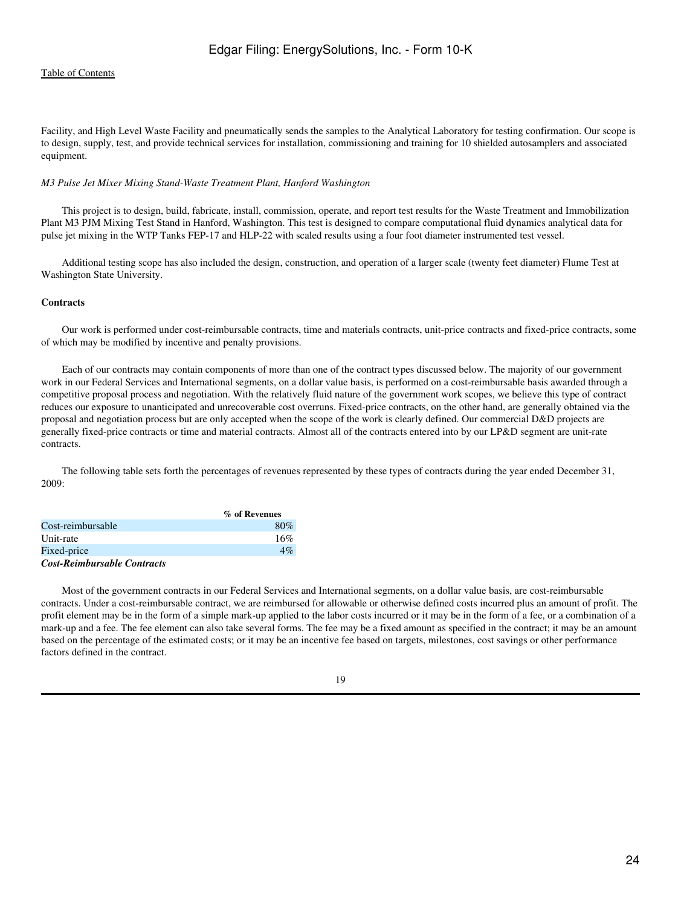Facility, and High Level Waste Facility and pneumatically sends the samples to the Analytical Laboratory for testing confirmation. Our scope is to design, supply, test, and provide technical services for installation, commissioning and training for 10 shielded autosamplers and associated equipment.

*M3 Pulse Jet Mixer Mixing Stand-Waste Treatment Plant, Hanford Washington*

This project is to design, build, fabricate, install, commission, operate, and report test results for the Waste Treatment and Immobilization Plant M3 PJM Mixing Test Stand in Hanford, Washington. This test is designed to compare computational fluid dynamics analytical data for pulse jet mixing in the WTP Tanks FEP-17 and HLP-22 with scaled results using a four foot diameter instrumented test vessel.

Additional testing scope has also included the design, construction, and operation of a larger scale (twenty feet diameter) Flume Test at Washington State University.

**Contracts**

Our work is performed under cost-reimbursable contracts, time and materials contracts, unit-price contracts and fixed-price contracts, some of which may be modified by incentive and penalty provisions.

Each of our contracts may contain components of more than one of the contract types discussed below. The majority of our government work in our Federal Services and International segments, on a dollar value basis, is performed on a cost-reimbursable basis awarded through a competitive proposal process and negotiation. With the relatively fluid nature of the government work scopes, we believe this type of contract reduces our exposure to unanticipated and unrecoverable cost overruns. Fixed-price contracts, on the other hand, are generally obtained via the proposal and negotiation process but are only accepted when the scope of the work is clearly defined. Our commercial D&D projects are generally fixed-price contracts or time and material contracts. Almost all of the contracts entered into by our LP&D segment are unit-rate contracts.

The following table sets forth the percentages of revenues represented by these types of contracts during the year ended December 31, 2009:

| | % of Revenues |
|---|---|
| Cost-reimbursable | 80% |
| Unit-rate | 16% |
| Fixed-price | 4% |

***Cost-Reimbursable Contracts***

Most of the government contracts in our Federal Services and International segments, on a dollar value basis, are cost-reimbursable contracts. Under a cost-reimbursable contract, we are reimbursed for allowable or otherwise defined costs incurred plus an amount of profit. The profit element may be in the form of a simple mark-up applied to the labor costs incurred or it may be in the form of a fee, or a combination of a mark-up and a fee. The fee element can also take several forms. The fee may be a fixed amount as specified in the contract; it may be an amount based on the percentage of the estimated costs; or it may be an incentive fee based on targets, milestones, cost savings or other performance factors defined in the contract.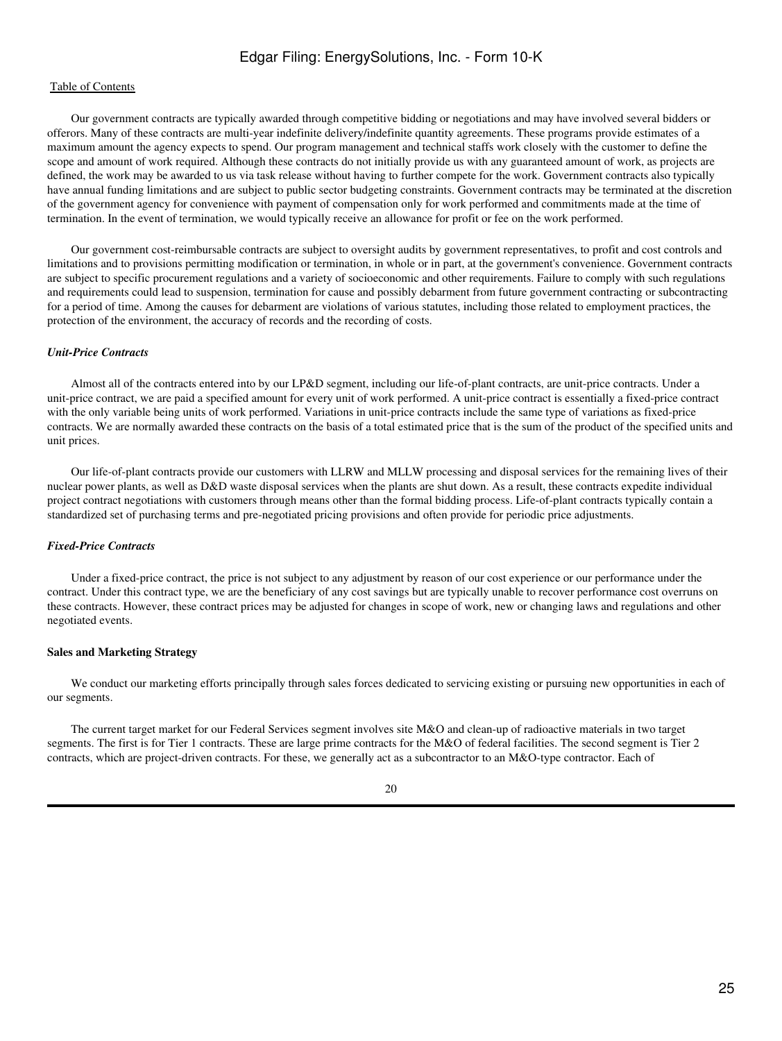Our government contracts are typically awarded through competitive bidding or negotiations and may have involved several bidders or offerors. Many of these contracts are multi-year indefinite delivery/indefinite quantity agreements. These programs provide estimates of a maximum amount the agency expects to spend. Our program management and technical staffs work closely with the customer to define the scope and amount of work required. Although these contracts do not initially provide us with any guaranteed amount of work, as projects are defined, the work may be awarded to us via task release without having to further compete for the work. Government contracts also typically have annual funding limitations and are subject to public sector budgeting constraints. Government contracts may be terminated at the discretion of the government agency for convenience with payment of compensation only for work performed and commitments made at the time of termination. In the event of termination, we would typically receive an allowance for profit or fee on the work performed.

Our government cost-reimbursable contracts are subject to oversight audits by government representatives, to profit and cost controls and limitations and to provisions permitting modification or termination, in whole or in part, at the government's convenience. Government contracts are subject to specific procurement regulations and a variety of socioeconomic and other requirements. Failure to comply with such regulations and requirements could lead to suspension, termination for cause and possibly debarment from future government contracting or subcontracting for a period of time. Among the causes for debarment are violations of various statutes, including those related to employment practices, the protection of the environment, the accuracy of records and the recording of costs.

*Unit-Price Contracts*

Almost all of the contracts entered into by our LP&D segment, including our life-of-plant contracts, are unit-price contracts. Under a unit-price contract, we are paid a specified amount for every unit of work performed. A unit-price contract is essentially a fixed-price contract with the only variable being units of work performed. Variations in unit-price contracts include the same type of variations as fixed-price contracts. We are normally awarded these contracts on the basis of a total estimated price that is the sum of the product of the specified units and unit prices.

Our life-of-plant contracts provide our customers with LLRW and MLLW processing and disposal services for the remaining lives of their nuclear power plants, as well as D&D waste disposal services when the plants are shut down. As a result, these contracts expedite individual project contract negotiations with customers through means other than the formal bidding process. Life-of-plant contracts typically contain a standardized set of purchasing terms and pre-negotiated pricing provisions and often provide for periodic price adjustments.

*Fixed-Price Contracts*

Under a fixed-price contract, the price is not subject to any adjustment by reason of our cost experience or our performance under the contract. Under this contract type, we are the beneficiary of any cost savings but are typically unable to recover performance cost overruns on these contracts. However, these contract prices may be adjusted for changes in scope of work, new or changing laws and regulations and other negotiated events.

**Sales and Marketing Strategy**

We conduct our marketing efforts principally through sales forces dedicated to servicing existing or pursuing new opportunities in each of our segments.

The current target market for our Federal Services segment involves site M&O and clean-up of radioactive materials in two target segments. The first is for Tier 1 contracts. These are large prime contracts for the M&O of federal facilities. The second segment is Tier 2 contracts, which are project-driven contracts. For these, we generally act as a subcontractor to an M&O-type contractor. Each of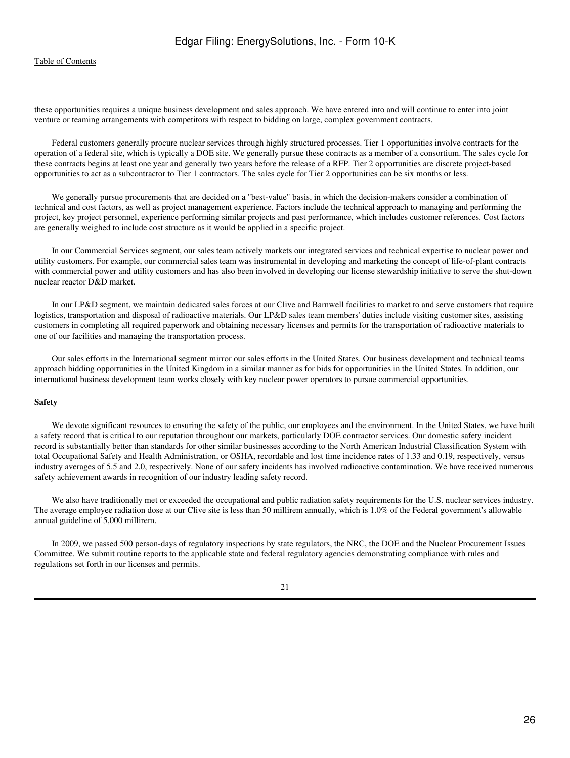these opportunities requires a unique business development and sales approach. We have entered into and will continue to enter into joint venture or teaming arrangements with competitors with respect to bidding on large, complex government contracts.

Federal customers generally procure nuclear services through highly structured processes. Tier 1 opportunities involve contracts for the operation of a federal site, which is typically a DOE site. We generally pursue these contracts as a member of a consortium. The sales cycle for these contracts begins at least one year and generally two years before the release of a RFP. Tier 2 opportunities are discrete project-based opportunities to act as a subcontractor to Tier 1 contractors. The sales cycle for Tier 2 opportunities can be six months or less.

We generally pursue procurements that are decided on a "best-value" basis, in which the decision-makers consider a combination of technical and cost factors, as well as project management experience. Factors include the technical approach to managing and performing the project, key project personnel, experience performing similar projects and past performance, which includes customer references. Cost factors are generally weighed to include cost structure as it would be applied in a specific project.

In our Commercial Services segment, our sales team actively markets our integrated services and technical expertise to nuclear power and utility customers. For example, our commercial sales team was instrumental in developing and marketing the concept of life-of-plant contracts with commercial power and utility customers and has also been involved in developing our license stewardship initiative to serve the shut-down nuclear reactor D&D market.

In our LP&D segment, we maintain dedicated sales forces at our Clive and Barnwell facilities to market to and serve customers that require logistics, transportation and disposal of radioactive materials. Our LP&D sales team members' duties include visiting customer sites, assisting customers in completing all required paperwork and obtaining necessary licenses and permits for the transportation of radioactive materials to one of our facilities and managing the transportation process.

Our sales efforts in the International segment mirror our sales efforts in the United States. Our business development and technical teams approach bidding opportunities in the United Kingdom in a similar manner as for bids for opportunities in the United States. In addition, our international business development team works closely with key nuclear power operators to pursue commercial opportunities.

**Safety**

We devote significant resources to ensuring the safety of the public, our employees and the environment. In the United States, we have built a safety record that is critical to our reputation throughout our markets, particularly DOE contractor services. Our domestic safety incident record is substantially better than standards for other similar businesses according to the North American Industrial Classification System with total Occupational Safety and Health Administration, or OSHA, recordable and lost time incidence rates of 1.33 and 0.19, respectively, versus industry averages of 5.5 and 2.0, respectively. None of our safety incidents has involved radioactive contamination. We have received numerous safety achievement awards in recognition of our industry leading safety record.

We also have traditionally met or exceeded the occupational and public radiation safety requirements for the U.S. nuclear services industry. The average employee radiation dose at our Clive site is less than 50 millirem annually, which is 1.0% of the Federal government's allowable annual guideline of 5,000 millirem.

In 2009, we passed 500 person-days of regulatory inspections by state regulators, the NRC, the DOE and the Nuclear Procurement Issues Committee. We submit routine reports to the applicable state and federal regulatory agencies demonstrating compliance with rules and regulations set forth in our licenses and permits.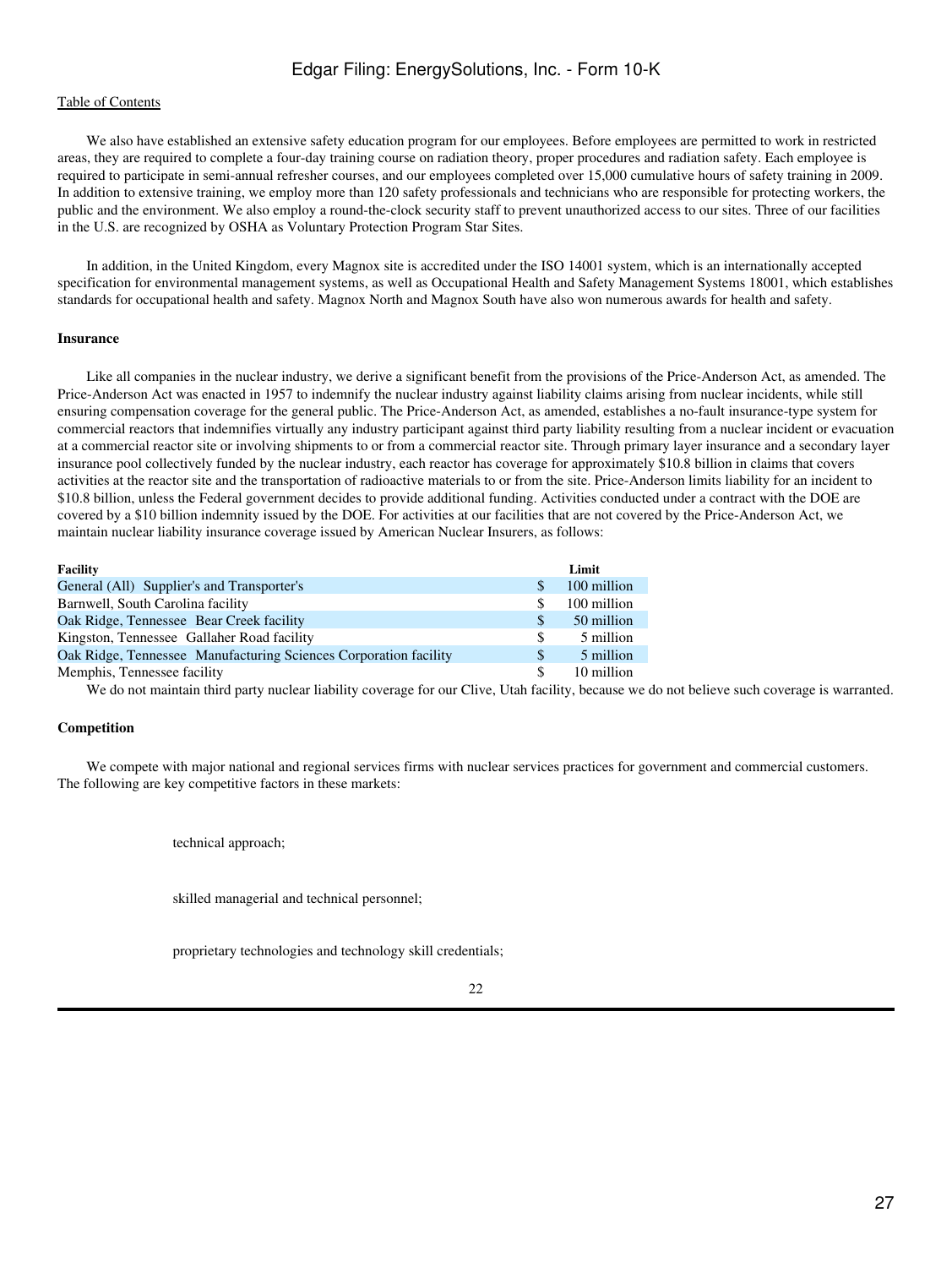We also have established an extensive safety education program for our employees. Before employees are permitted to work in restricted areas, they are required to complete a four-day training course on radiation theory, proper procedures and radiation safety. Each employee is required to participate in semi-annual refresher courses, and our employees completed over 15,000 cumulative hours of safety training in 2009. In addition to extensive training, we employ more than 120 safety professionals and technicians who are responsible for protecting workers, the public and the environment. We also employ a round-the-clock security staff to prevent unauthorized access to our sites. Three of our facilities in the U.S. are recognized by OSHA as Voluntary Protection Program Star Sites.

In addition, in the United Kingdom, every Magnox site is accredited under the ISO 14001 system, which is an internationally accepted specification for environmental management systems, as well as Occupational Health and Safety Management Systems 18001, which establishes standards for occupational health and safety. Magnox North and Magnox South have also won numerous awards for health and safety.

**Insurance**

Like all companies in the nuclear industry, we derive a significant benefit from the provisions of the Price-Anderson Act, as amended. The Price-Anderson Act was enacted in 1957 to indemnify the nuclear industry against liability claims arising from nuclear incidents, while still ensuring compensation coverage for the general public. The Price-Anderson Act, as amended, establishes a no-fault insurance-type system for commercial reactors that indemnifies virtually any industry participant against third party liability resulting from a nuclear incident or evacuation at a commercial reactor site or involving shipments to or from a commercial reactor site. Through primary layer insurance and a secondary layer insurance pool collectively funded by the nuclear industry, each reactor has coverage for approximately $10.8 billion in claims that covers activities at the reactor site and the transportation of radioactive materials to or from the site. Price-Anderson limits liability for an incident to $10.8 billion, unless the Federal government decides to provide additional funding. Activities conducted under a contract with the DOE are covered by a $10 billion indemnity issued by the DOE. For activities at our facilities that are not covered by the Price-Anderson Act, we maintain nuclear liability insurance coverage issued by American Nuclear Insurers, as follows:

| Facility | Limit |
|---|---|
| General (All) Supplier's and Transporter's | $ 100 million |
| Barnwell, South Carolina facility | $ 100 million |
| Oak Ridge, Tennessee Bear Creek facility | $ 50 million |
| Kingston, Tennessee Gallaher Road facility | $ 5 million |
| Oak Ridge, Tennessee Manufacturing Sciences Corporation facility | $ 5 million |
| Memphis, Tennessee facility | $ 10 million |

We do not maintain third party nuclear liability coverage for our Clive, Utah facility, because we do not believe such coverage is warranted.

**Competition**

We compete with major national and regional services firms with nuclear services practices for government and commercial customers. The following are key competitive factors in these markets:

- technical approach;
- skilled managerial and technical personnel;
- proprietary technologies and technology skill credentials;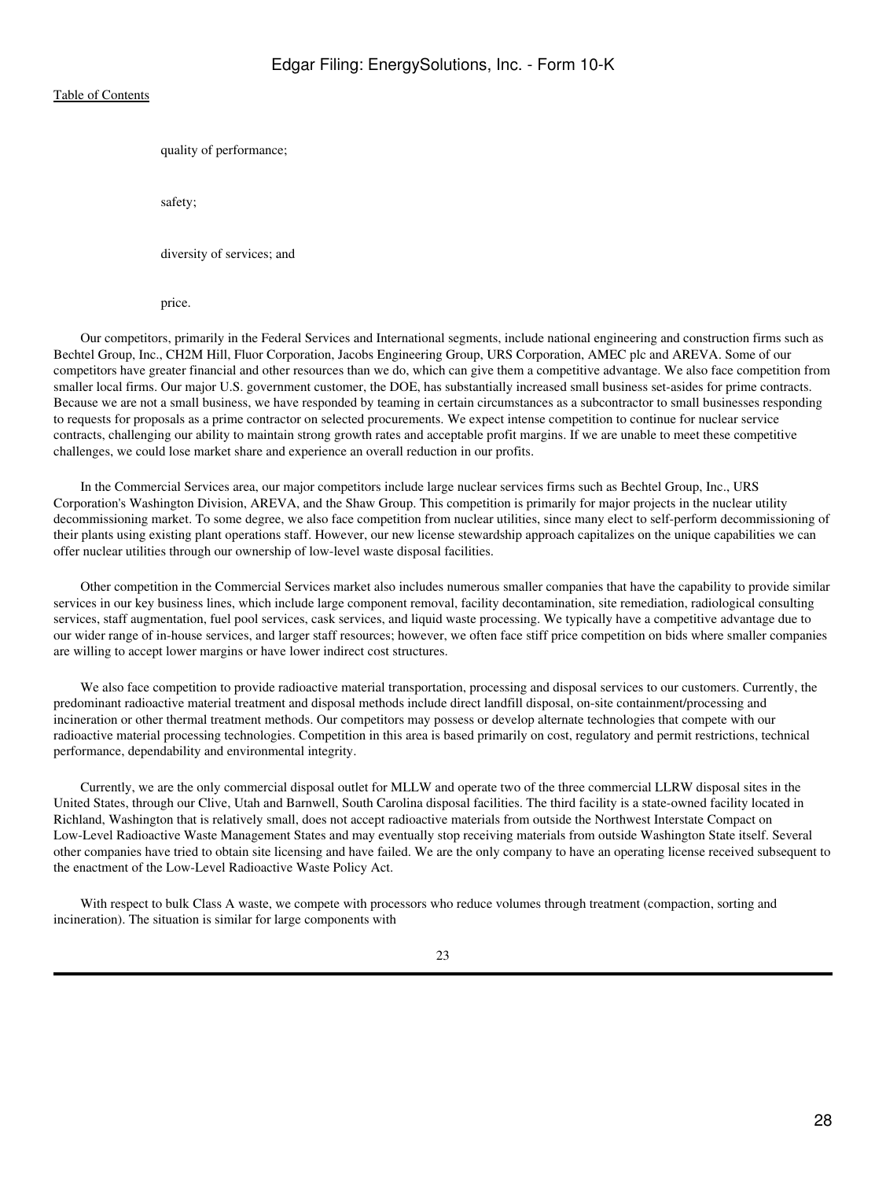- quality of performance;
- safety;
- diversity of services; and
- price.

Our competitors, primarily in the Federal Services and International segments, include national engineering and construction firms such as Bechtel Group, Inc., CH2M Hill, Fluor Corporation, Jacobs Engineering Group, URS Corporation, AMEC plc and AREVA. Some of our competitors have greater financial and other resources than we do, which can give them a competitive advantage. We also face competition from smaller local firms. Our major U.S. government customer, the DOE, has substantially increased small business set-asides for prime contracts. Because we are not a small business, we have responded by teaming in certain circumstances as a subcontractor to small businesses responding to requests for proposals as a prime contractor on selected procurements. We expect intense competition to continue for nuclear service contracts, challenging our ability to maintain strong growth rates and acceptable profit margins. If we are unable to meet these competitive challenges, we could lose market share and experience an overall reduction in our profits.

In the Commercial Services area, our major competitors include large nuclear services firms such as Bechtel Group, Inc., URS Corporation's Washington Division, AREVA, and the Shaw Group. This competition is primarily for major projects in the nuclear utility decommissioning market. To some degree, we also face competition from nuclear utilities, since many elect to self-perform decommissioning of their plants using existing plant operations staff. However, our new license stewardship approach capitalizes on the unique capabilities we can offer nuclear utilities through our ownership of low-level waste disposal facilities.

Other competition in the Commercial Services market also includes numerous smaller companies that have the capability to provide similar services in our key business lines, which include large component removal, facility decontamination, site remediation, radiological consulting services, staff augmentation, fuel pool services, cask services, and liquid waste processing. We typically have a competitive advantage due to our wider range of in-house services, and larger staff resources; however, we often face stiff price competition on bids where smaller companies are willing to accept lower margins or have lower indirect cost structures.

We also face competition to provide radioactive material transportation, processing and disposal services to our customers. Currently, the predominant radioactive material treatment and disposal methods include direct landfill disposal, on-site containment/processing and incineration or other thermal treatment methods. Our competitors may possess or develop alternate technologies that compete with our radioactive material processing technologies. Competition in this area is based primarily on cost, regulatory and permit restrictions, technical performance, dependability and environmental integrity.

Currently, we are the only commercial disposal outlet for MLLW and operate two of the three commercial LLRW disposal sites in the United States, through our Clive, Utah and Barnwell, South Carolina disposal facilities. The third facility is a state-owned facility located in Richland, Washington that is relatively small, does not accept radioactive materials from outside the Northwest Interstate Compact on Low-Level Radioactive Waste Management States and may eventually stop receiving materials from outside Washington State itself. Several other companies have tried to obtain site licensing and have failed. We are the only company to have an operating license received subsequent to the enactment of the Low-Level Radioactive Waste Policy Act.

With respect to bulk Class A waste, we compete with processors who reduce volumes through treatment (compaction, sorting and incineration). The situation is similar for large components with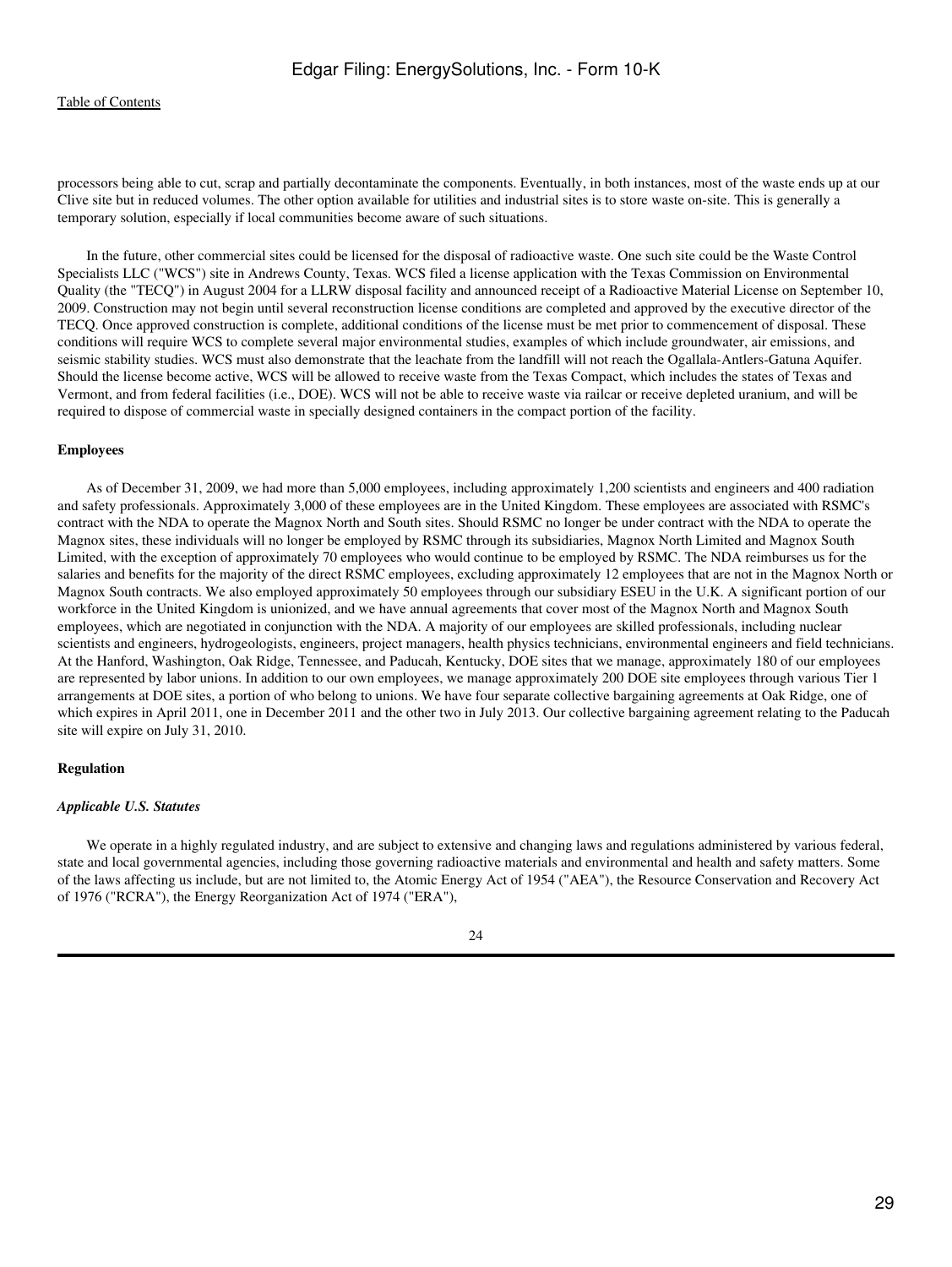processors being able to cut, scrap and partially decontaminate the components. Eventually, in both instances, most of the waste ends up at our Clive site but in reduced volumes. The other option available for utilities and industrial sites is to store waste on-site. This is generally a temporary solution, especially if local communities become aware of such situations.

In the future, other commercial sites could be licensed for the disposal of radioactive waste. One such site could be the Waste Control Specialists LLC ("WCS") site in Andrews County, Texas. WCS filed a license application with the Texas Commission on Environmental Quality (the "TECQ") in August 2004 for a LLRW disposal facility and announced receipt of a Radioactive Material License on September 10, 2009. Construction may not begin until several reconstruction license conditions are completed and approved by the executive director of the TECQ. Once approved construction is complete, additional conditions of the license must be met prior to commencement of disposal. These conditions will require WCS to complete several major environmental studies, examples of which include groundwater, air emissions, and seismic stability studies. WCS must also demonstrate that the leachate from the landfill will not reach the Ogallala-Antlers-Gatuna Aquifer. Should the license become active, WCS will be allowed to receive waste from the Texas Compact, which includes the states of Texas and Vermont, and from federal facilities (i.e., DOE). WCS will not be able to receive waste via railcar or receive depleted uranium, and will be required to dispose of commercial waste in specially designed containers in the compact portion of the facility.

**Employees**

As of December 31, 2009, we had more than 5,000 employees, including approximately 1,200 scientists and engineers and 400 radiation and safety professionals. Approximately 3,000 of these employees are in the United Kingdom. These employees are associated with RSMC's contract with the NDA to operate the Magnox North and South sites. Should RSMC no longer be under contract with the NDA to operate the Magnox sites, these individuals will no longer be employed by RSMC through its subsidiaries, Magnox North Limited and Magnox South Limited, with the exception of approximately 70 employees who would continue to be employed by RSMC. The NDA reimburses us for the salaries and benefits for the majority of the direct RSMC employees, excluding approximately 12 employees that are not in the Magnox North or Magnox South contracts. We also employed approximately 50 employees through our subsidiary ESEU in the U.K. A significant portion of our workforce in the United Kingdom is unionized, and we have annual agreements that cover most of the Magnox North and Magnox South employees, which are negotiated in conjunction with the NDA. A majority of our employees are skilled professionals, including nuclear scientists and engineers, hydrogeologists, engineers, project managers, health physics technicians, environmental engineers and field technicians. At the Hanford, Washington, Oak Ridge, Tennessee, and Paducah, Kentucky, DOE sites that we manage, approximately 180 of our employees are represented by labor unions. In addition to our own employees, we manage approximately 200 DOE site employees through various Tier 1 arrangements at DOE sites, a portion of who belong to unions. We have four separate collective bargaining agreements at Oak Ridge, one of which expires in April 2011, one in December 2011 and the other two in July 2013. Our collective bargaining agreement relating to the Paducah site will expire on July 31, 2010.

**Regulation**

***Applicable U.S. Statutes***

We operate in a highly regulated industry, and are subject to extensive and changing laws and regulations administered by various federal, state and local governmental agencies, including those governing radioactive materials and environmental and health and safety matters. Some of the laws affecting us include, but are not limited to, the Atomic Energy Act of 1954 ("AEA"), the Resource Conservation and Recovery Act of 1976 ("RCRA"), the Energy Reorganization Act of 1974 ("ERA"),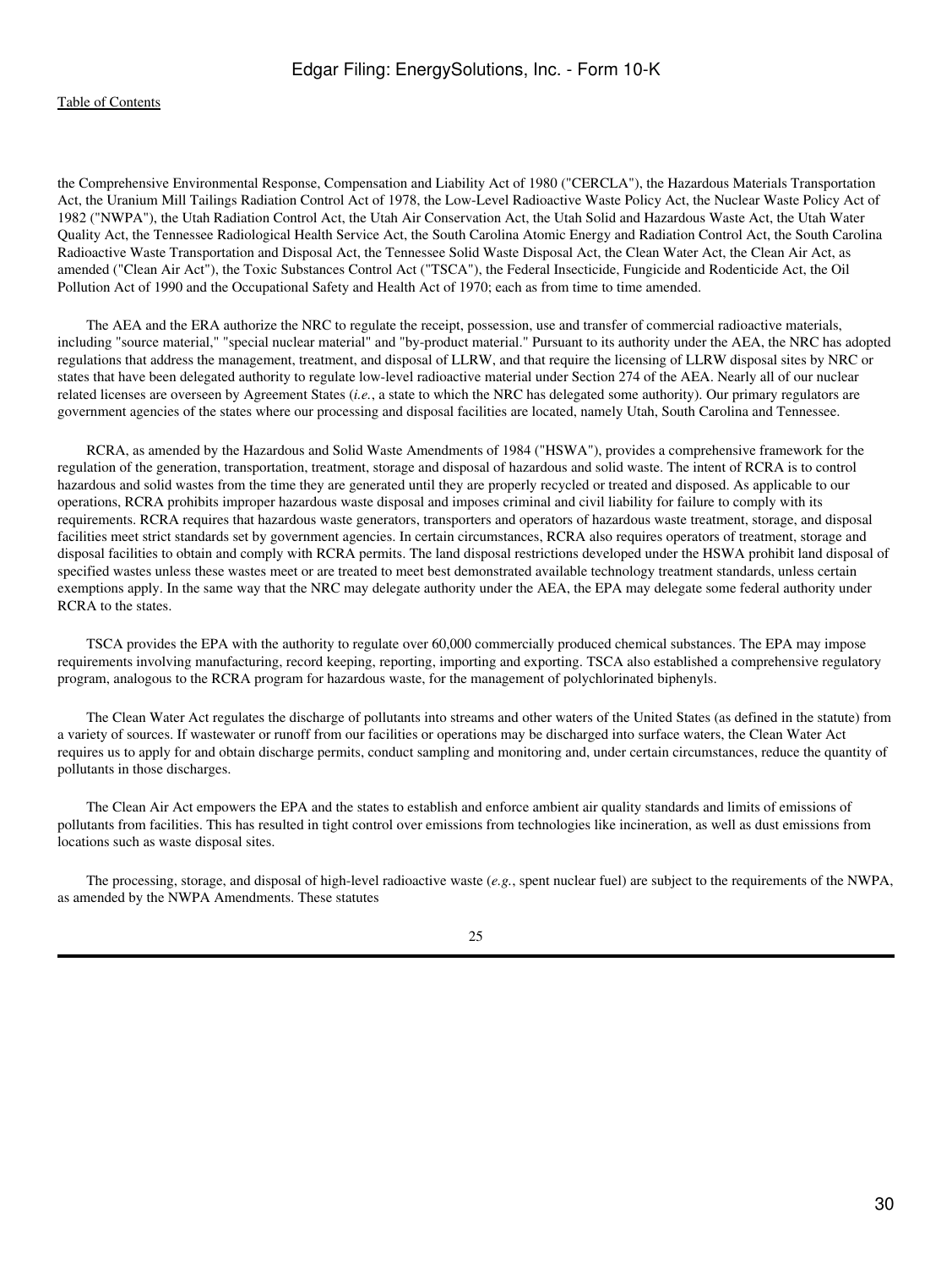the Comprehensive Environmental Response, Compensation and Liability Act of 1980 ("CERCLA"), the Hazardous Materials Transportation Act, the Uranium Mill Tailings Radiation Control Act of 1978, the Low-Level Radioactive Waste Policy Act, the Nuclear Waste Policy Act of 1982 ("NWPA"), the Utah Radiation Control Act, the Utah Air Conservation Act, the Utah Solid and Hazardous Waste Act, the Utah Water Quality Act, the Tennessee Radiological Health Service Act, the South Carolina Atomic Energy and Radiation Control Act, the South Carolina Radioactive Waste Transportation and Disposal Act, the Tennessee Solid Waste Disposal Act, the Clean Water Act, the Clean Air Act, as amended ("Clean Air Act"), the Toxic Substances Control Act ("TSCA"), the Federal Insecticide, Fungicide and Rodenticide Act, the Oil Pollution Act of 1990 and the Occupational Safety and Health Act of 1970; each as from time to time amended.

The AEA and the ERA authorize the NRC to regulate the receipt, possession, use and transfer of commercial radioactive materials, including "source material," "special nuclear material" and "by-product material." Pursuant to its authority under the AEA, the NRC has adopted regulations that address the management, treatment, and disposal of LLRW, and that require the licensing of LLRW disposal sites by NRC or states that have been delegated authority to regulate low-level radioactive material under Section 274 of the AEA. Nearly all of our nuclear related licenses are overseen by Agreement States (*i.e.*, a state to which the NRC has delegated some authority). Our primary regulators are government agencies of the states where our processing and disposal facilities are located, namely Utah, South Carolina and Tennessee.

RCRA, as amended by the Hazardous and Solid Waste Amendments of 1984 ("HSWA"), provides a comprehensive framework for the regulation of the generation, transportation, treatment, storage and disposal of hazardous and solid waste. The intent of RCRA is to control hazardous and solid wastes from the time they are generated until they are properly recycled or treated and disposed. As applicable to our operations, RCRA prohibits improper hazardous waste disposal and imposes criminal and civil liability for failure to comply with its requirements. RCRA requires that hazardous waste generators, transporters and operators of hazardous waste treatment, storage, and disposal facilities meet strict standards set by government agencies. In certain circumstances, RCRA also requires operators of treatment, storage and disposal facilities to obtain and comply with RCRA permits. The land disposal restrictions developed under the HSWA prohibit land disposal of specified wastes unless these wastes meet or are treated to meet best demonstrated available technology treatment standards, unless certain exemptions apply. In the same way that the NRC may delegate authority under the AEA, the EPA may delegate some federal authority under RCRA to the states.

TSCA provides the EPA with the authority to regulate over 60,000 commercially produced chemical substances. The EPA may impose requirements involving manufacturing, record keeping, reporting, importing and exporting. TSCA also established a comprehensive regulatory program, analogous to the RCRA program for hazardous waste, for the management of polychlorinated biphenyls.

The Clean Water Act regulates the discharge of pollutants into streams and other waters of the United States (as defined in the statute) from a variety of sources. If wastewater or runoff from our facilities or operations may be discharged into surface waters, the Clean Water Act requires us to apply for and obtain discharge permits, conduct sampling and monitoring and, under certain circumstances, reduce the quantity of pollutants in those discharges.

The Clean Air Act empowers the EPA and the states to establish and enforce ambient air quality standards and limits of emissions of pollutants from facilities. This has resulted in tight control over emissions from technologies like incineration, as well as dust emissions from locations such as waste disposal sites.

The processing, storage, and disposal of high-level radioactive waste (*e.g.*, spent nuclear fuel) are subject to the requirements of the NWPA, as amended by the NWPA Amendments. These statutes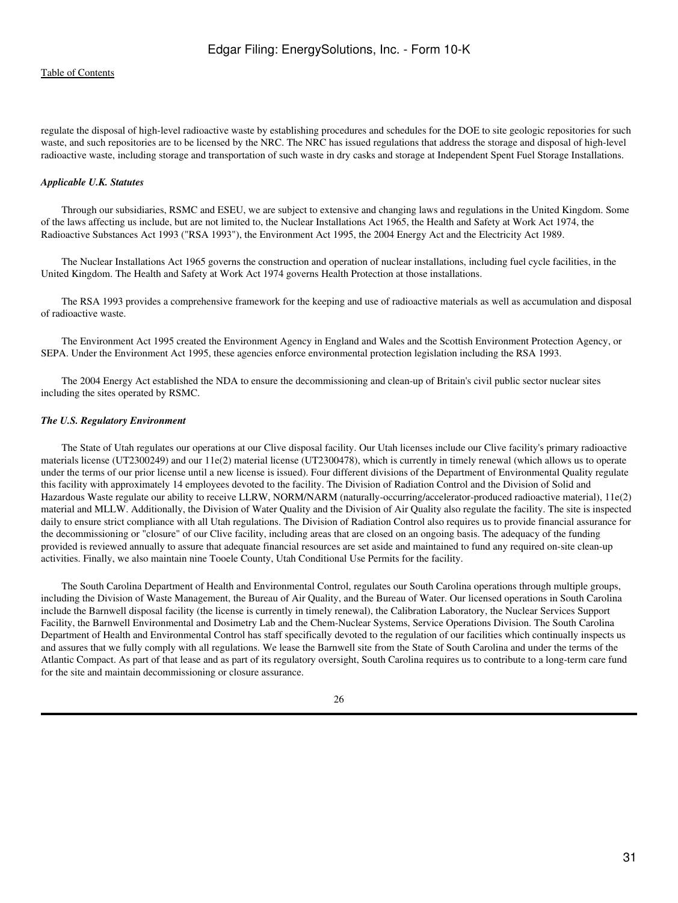regulate the disposal of high-level radioactive waste by establishing procedures and schedules for the DOE to site geologic repositories for such waste, and such repositories are to be licensed by the NRC. The NRC has issued regulations that address the storage and disposal of high-level radioactive waste, including storage and transportation of such waste in dry casks and storage at Independent Spent Fuel Storage Installations.

***Applicable U.K. Statutes***

Through our subsidiaries, RSMC and ESEU, we are subject to extensive and changing laws and regulations in the United Kingdom. Some of the laws affecting us include, but are not limited to, the Nuclear Installations Act 1965, the Health and Safety at Work Act 1974, the Radioactive Substances Act 1993 ("RSA 1993"), the Environment Act 1995, the 2004 Energy Act and the Electricity Act 1989.

The Nuclear Installations Act 1965 governs the construction and operation of nuclear installations, including fuel cycle facilities, in the United Kingdom. The Health and Safety at Work Act 1974 governs Health Protection at those installations.

The RSA 1993 provides a comprehensive framework for the keeping and use of radioactive materials as well as accumulation and disposal of radioactive waste.

The Environment Act 1995 created the Environment Agency in England and Wales and the Scottish Environment Protection Agency, or SEPA. Under the Environment Act 1995, these agencies enforce environmental protection legislation including the RSA 1993.

The 2004 Energy Act established the NDA to ensure the decommissioning and clean-up of Britain's civil public sector nuclear sites including the sites operated by RSMC.

***The U.S. Regulatory Environment***

The State of Utah regulates our operations at our Clive disposal facility. Our Utah licenses include our Clive facility's primary radioactive materials license (UT2300249) and our 11e(2) material license (UT2300478), which is currently in timely renewal (which allows us to operate under the terms of our prior license until a new license is issued). Four different divisions of the Department of Environmental Quality regulate this facility with approximately 14 employees devoted to the facility. The Division of Radiation Control and the Division of Solid and Hazardous Waste regulate our ability to receive LLRW, NORM/NARM (naturally-occurring/accelerator-produced radioactive material), 11e(2) material and MLLW. Additionally, the Division of Water Quality and the Division of Air Quality also regulate the facility. The site is inspected daily to ensure strict compliance with all Utah regulations. The Division of Radiation Control also requires us to provide financial assurance for the decommissioning or "closure" of our Clive facility, including areas that are closed on an ongoing basis. The adequacy of the funding provided is reviewed annually to assure that adequate financial resources are set aside and maintained to fund any required on-site clean-up activities. Finally, we also maintain nine Tooele County, Utah Conditional Use Permits for the facility.

The South Carolina Department of Health and Environmental Control, regulates our South Carolina operations through multiple groups, including the Division of Waste Management, the Bureau of Air Quality, and the Bureau of Water. Our licensed operations in South Carolina include the Barnwell disposal facility (the license is currently in timely renewal), the Calibration Laboratory, the Nuclear Services Support Facility, the Barnwell Environmental and Dosimetry Lab and the Chem-Nuclear Systems, Service Operations Division. The South Carolina Department of Health and Environmental Control has staff specifically devoted to the regulation of our facilities which continually inspects us and assures that we fully comply with all regulations. We lease the Barnwell site from the State of South Carolina and under the terms of the Atlantic Compact. As part of that lease and as part of its regulatory oversight, South Carolina requires us to contribute to a long-term care fund for the site and maintain decommissioning or closure assurance.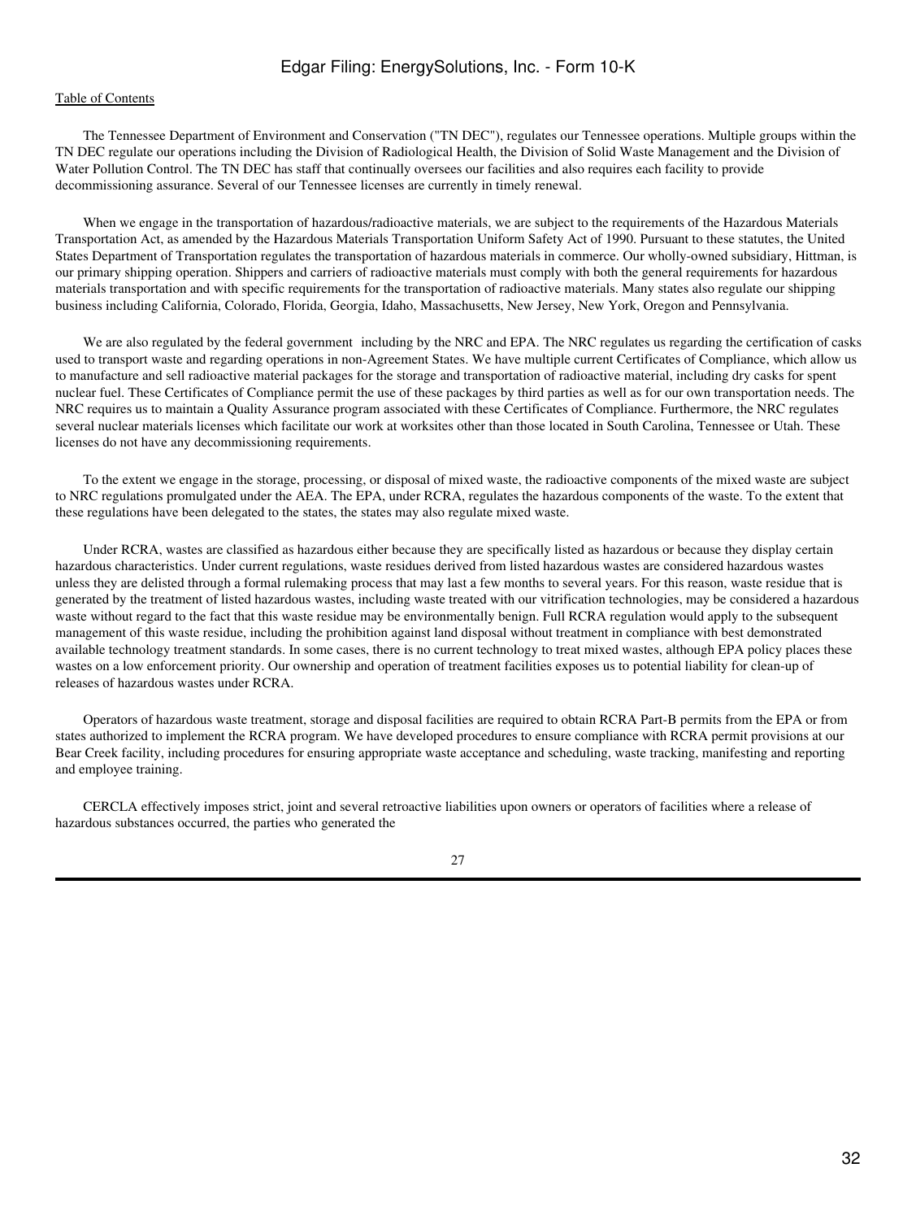The Tennessee Department of Environment and Conservation ("TN DEC"), regulates our Tennessee operations. Multiple groups within the TN DEC regulate our operations including the Division of Radiological Health, the Division of Solid Waste Management and the Division of Water Pollution Control. The TN DEC has staff that continually oversees our facilities and also requires each facility to provide decommissioning assurance. Several of our Tennessee licenses are currently in timely renewal.

When we engage in the transportation of hazardous/radioactive materials, we are subject to the requirements of the Hazardous Materials Transportation Act, as amended by the Hazardous Materials Transportation Uniform Safety Act of 1990. Pursuant to these statutes, the United States Department of Transportation regulates the transportation of hazardous materials in commerce. Our wholly-owned subsidiary, Hittman, is our primary shipping operation. Shippers and carriers of radioactive materials must comply with both the general requirements for hazardous materials transportation and with specific requirements for the transportation of radioactive materials. Many states also regulate our shipping business including California, Colorado, Florida, Georgia, Idaho, Massachusetts, New Jersey, New York, Oregon and Pennsylvania.

We are also regulated by the federal government including by the NRC and EPA. The NRC regulates us regarding the certification of casks used to transport waste and regarding operations in non-Agreement States. We have multiple current Certificates of Compliance, which allow us to manufacture and sell radioactive material packages for the storage and transportation of radioactive material, including dry casks for spent nuclear fuel. These Certificates of Compliance permit the use of these packages by third parties as well as for our own transportation needs. The NRC requires us to maintain a Quality Assurance program associated with these Certificates of Compliance. Furthermore, the NRC regulates several nuclear materials licenses which facilitate our work at worksites other than those located in South Carolina, Tennessee or Utah. These licenses do not have any decommissioning requirements.

To the extent we engage in the storage, processing, or disposal of mixed waste, the radioactive components of the mixed waste are subject to NRC regulations promulgated under the AEA. The EPA, under RCRA, regulates the hazardous components of the waste. To the extent that these regulations have been delegated to the states, the states may also regulate mixed waste.

Under RCRA, wastes are classified as hazardous either because they are specifically listed as hazardous or because they display certain hazardous characteristics. Under current regulations, waste residues derived from listed hazardous wastes are considered hazardous wastes unless they are delisted through a formal rulemaking process that may last a few months to several years. For this reason, waste residue that is generated by the treatment of listed hazardous wastes, including waste treated with our vitrification technologies, may be considered a hazardous waste without regard to the fact that this waste residue may be environmentally benign. Full RCRA regulation would apply to the subsequent management of this waste residue, including the prohibition against land disposal without treatment in compliance with best demonstrated available technology treatment standards. In some cases, there is no current technology to treat mixed wastes, although EPA policy places these wastes on a low enforcement priority. Our ownership and operation of treatment facilities exposes us to potential liability for clean-up of releases of hazardous wastes under RCRA.

Operators of hazardous waste treatment, storage and disposal facilities are required to obtain RCRA Part-B permits from the EPA or from states authorized to implement the RCRA program. We have developed procedures to ensure compliance with RCRA permit provisions at our Bear Creek facility, including procedures for ensuring appropriate waste acceptance and scheduling, waste tracking, manifesting and reporting and employee training.

CERCLA effectively imposes strict, joint and several retroactive liabilities upon owners or operators of facilities where a release of hazardous substances occurred, the parties who generated the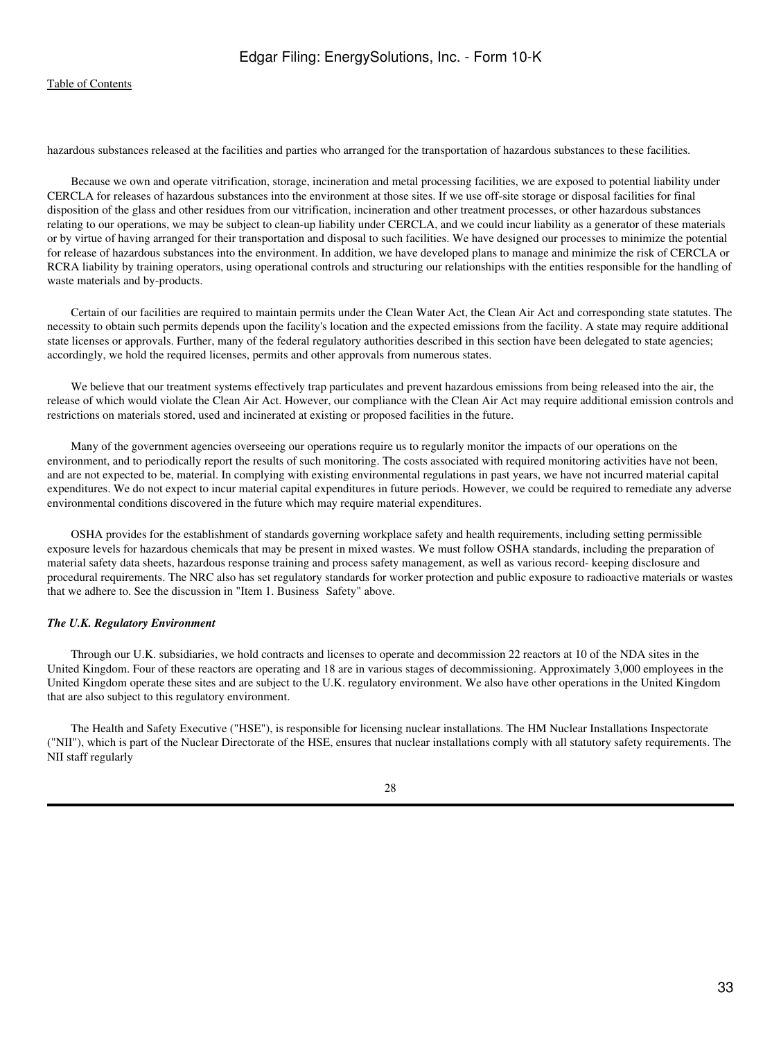hazardous substances released at the facilities and parties who arranged for the transportation of hazardous substances to these facilities.

Because we own and operate vitrification, storage, incineration and metal processing facilities, we are exposed to potential liability under CERCLA for releases of hazardous substances into the environment at those sites. If we use off-site storage or disposal facilities for final disposition of the glass and other residues from our vitrification, incineration and other treatment processes, or other hazardous substances relating to our operations, we may be subject to clean-up liability under CERCLA, and we could incur liability as a generator of these materials or by virtue of having arranged for their transportation and disposal to such facilities. We have designed our processes to minimize the potential for release of hazardous substances into the environment. In addition, we have developed plans to manage and minimize the risk of CERCLA or RCRA liability by training operators, using operational controls and structuring our relationships with the entities responsible for the handling of waste materials and by-products.

Certain of our facilities are required to maintain permits under the Clean Water Act, the Clean Air Act and corresponding state statutes. The necessity to obtain such permits depends upon the facility's location and the expected emissions from the facility. A state may require additional state licenses or approvals. Further, many of the federal regulatory authorities described in this section have been delegated to state agencies; accordingly, we hold the required licenses, permits and other approvals from numerous states.

We believe that our treatment systems effectively trap particulates and prevent hazardous emissions from being released into the air, the release of which would violate the Clean Air Act. However, our compliance with the Clean Air Act may require additional emission controls and restrictions on materials stored, used and incinerated at existing or proposed facilities in the future.

Many of the government agencies overseeing our operations require us to regularly monitor the impacts of our operations on the environment, and to periodically report the results of such monitoring. The costs associated with required monitoring activities have not been, and are not expected to be, material. In complying with existing environmental regulations in past years, we have not incurred material capital expenditures. We do not expect to incur material capital expenditures in future periods. However, we could be required to remediate any adverse environmental conditions discovered in the future which may require material expenditures.

OSHA provides for the establishment of standards governing workplace safety and health requirements, including setting permissible exposure levels for hazardous chemicals that may be present in mixed wastes. We must follow OSHA standards, including the preparation of material safety data sheets, hazardous response training and process safety management, as well as various record- keeping disclosure and procedural requirements. The NRC also has set regulatory standards for worker protection and public exposure to radioactive materials or wastes that we adhere to. See the discussion in "Item 1. Business Safety" above.

***The U.K. Regulatory Environment***

Through our U.K. subsidiaries, we hold contracts and licenses to operate and decommission 22 reactors at 10 of the NDA sites in the United Kingdom. Four of these reactors are operating and 18 are in various stages of decommissioning. Approximately 3,000 employees in the United Kingdom operate these sites and are subject to the U.K. regulatory environment. We also have other operations in the United Kingdom that are also subject to this regulatory environment.

The Health and Safety Executive ("HSE"), is responsible for licensing nuclear installations. The HM Nuclear Installations Inspectorate ("NII"), which is part of the Nuclear Directorate of the HSE, ensures that nuclear installations comply with all statutory safety requirements. The NII staff regularly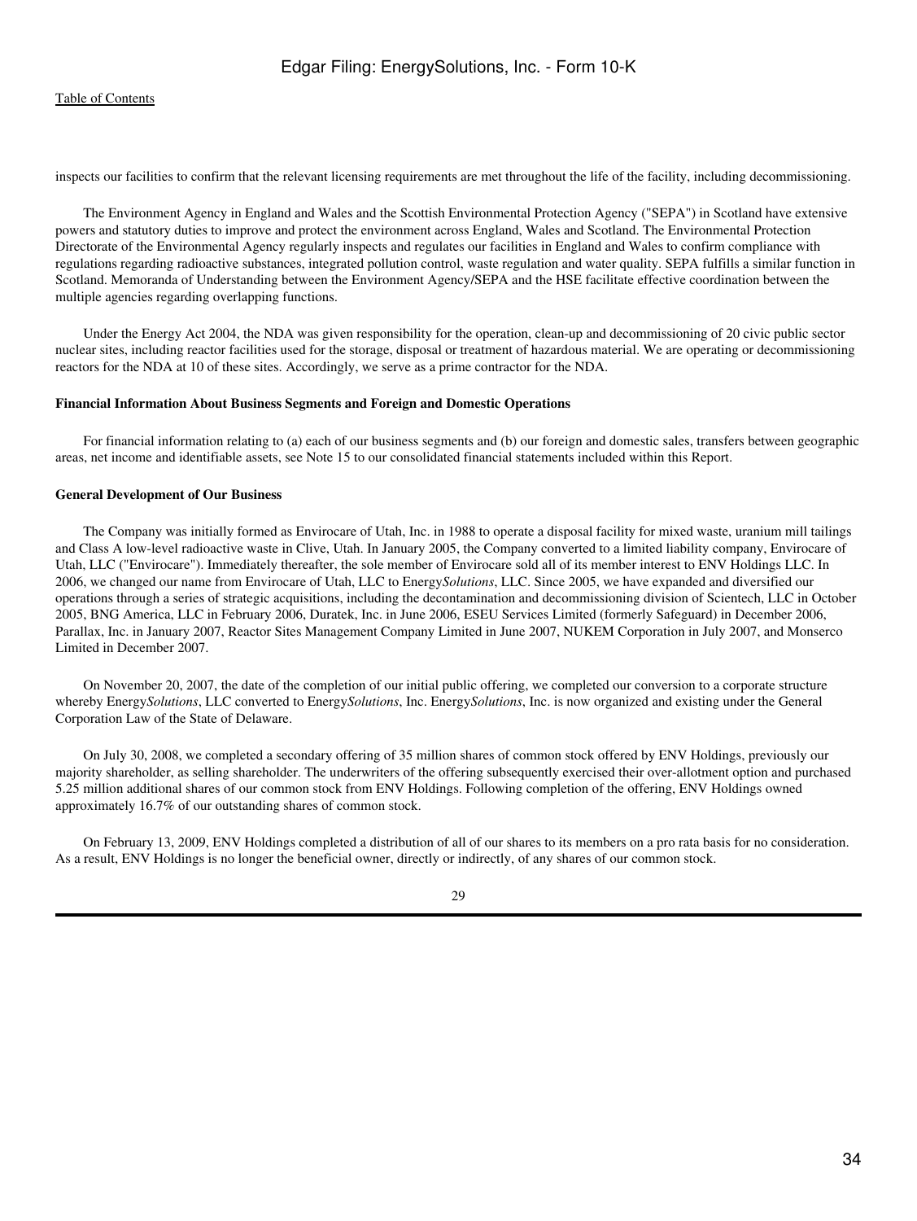inspects our facilities to confirm that the relevant licensing requirements are met throughout the life of the facility, including decommissioning.

The Environment Agency in England and Wales and the Scottish Environmental Protection Agency ("SEPA") in Scotland have extensive powers and statutory duties to improve and protect the environment across England, Wales and Scotland. The Environmental Protection Directorate of the Environmental Agency regularly inspects and regulates our facilities in England and Wales to confirm compliance with regulations regarding radioactive substances, integrated pollution control, waste regulation and water quality. SEPA fulfills a similar function in Scotland. Memoranda of Understanding between the Environment Agency/SEPA and the HSE facilitate effective coordination between the multiple agencies regarding overlapping functions.

Under the Energy Act 2004, the NDA was given responsibility for the operation, clean-up and decommissioning of 20 civic public sector nuclear sites, including reactor facilities used for the storage, disposal or treatment of hazardous material. We are operating or decommissioning reactors for the NDA at 10 of these sites. Accordingly, we serve as a prime contractor for the NDA.

**Financial Information About Business Segments and Foreign and Domestic Operations**

For financial information relating to (a) each of our business segments and (b) our foreign and domestic sales, transfers between geographic areas, net income and identifiable assets, see Note 15 to our consolidated financial statements included within this Report.

**General Development of Our Business**

The Company was initially formed as Envirocare of Utah, Inc. in 1988 to operate a disposal facility for mixed waste, uranium mill tailings and Class A low-level radioactive waste in Clive, Utah. In January 2005, the Company converted to a limited liability company, Envirocare of Utah, LLC ("Envirocare"). Immediately thereafter, the sole member of Envirocare sold all of its member interest to ENV Holdings LLC. In 2006, we changed our name from Envirocare of Utah, LLC to Energy*Solutions*, LLC. Since 2005, we have expanded and diversified our operations through a series of strategic acquisitions, including the decontamination and decommissioning division of Scientech, LLC in October 2005, BNG America, LLC in February 2006, Duratek, Inc. in June 2006, ESEU Services Limited (formerly Safeguard) in December 2006, Parallax, Inc. in January 2007, Reactor Sites Management Company Limited in June 2007, NUKEM Corporation in July 2007, and Monserco Limited in December 2007.

On November 20, 2007, the date of the completion of our initial public offering, we completed our conversion to a corporate structure whereby Energy*Solutions*, LLC converted to Energy*Solutions*, Inc. Energy*Solutions*, Inc. is now organized and existing under the General Corporation Law of the State of Delaware.

On July 30, 2008, we completed a secondary offering of 35 million shares of common stock offered by ENV Holdings, previously our majority shareholder, as selling shareholder. The underwriters of the offering subsequently exercised their over-allotment option and purchased 5.25 million additional shares of our common stock from ENV Holdings. Following completion of the offering, ENV Holdings owned approximately 16.7% of our outstanding shares of common stock.

On February 13, 2009, ENV Holdings completed a distribution of all of our shares to its members on a pro rata basis for no consideration. As a result, ENV Holdings is no longer the beneficial owner, directly or indirectly, of any shares of our common stock.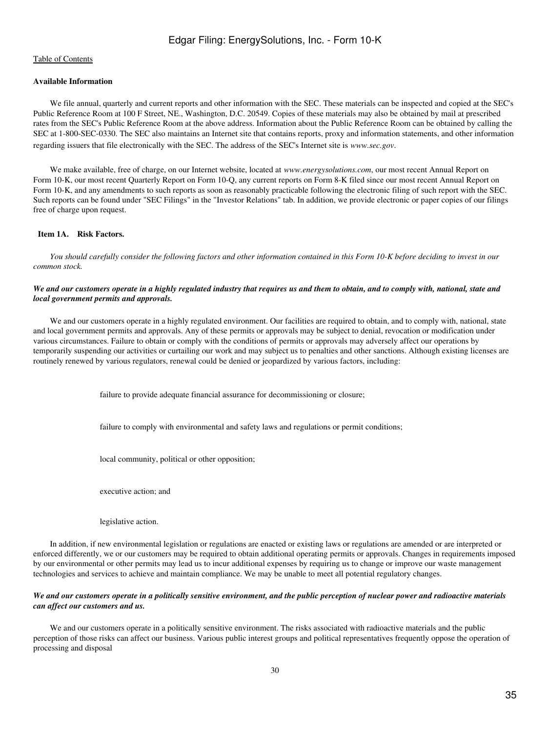### Available Information

We file annual, quarterly and current reports and other information with the SEC. These materials can be inspected and copied at the SEC's Public Reference Room at 100 F Street, NE., Washington, D.C. 20549. Copies of these materials may also be obtained by mail at prescribed rates from the SEC's Public Reference Room at the above address. Information about the Public Reference Room can be obtained by calling the SEC at 1-800-SEC-0330. The SEC also maintains an Internet site that contains reports, proxy and information statements, and other information regarding issuers that file electronically with the SEC. The address of the SEC's Internet site is *www.sec.gov*.

We make available, free of charge, on our Internet website, located at *www.energysolutions.com*, our most recent Annual Report on Form 10-K, our most recent Quarterly Report on Form 10-Q, any current reports on Form 8-K filed since our most recent Annual Report on Form 10-K, and any amendments to such reports as soon as reasonably practicable following the electronic filing of such report with the SEC. Such reports can be found under "SEC Filings" in the "Investor Relations" tab. In addition, we provide electronic or paper copies of our filings free of charge upon request.

## Item 1A. Risk Factors.

*You should carefully consider the following factors and other information contained in this Form 10-K before deciding to invest in our common stock.*

***We and our customers operate in a highly regulated industry that requires us and them to obtain, and to comply with, national, state and local government permits and approvals.***

We and our customers operate in a highly regulated environment. Our facilities are required to obtain, and to comply with, national, state and local government permits and approvals. Any of these permits or approvals may be subject to denial, revocation or modification under various circumstances. Failure to obtain or comply with the conditions of permits or approvals may adversely affect our operations by temporarily suspending our activities or curtailing our work and may subject us to penalties and other sanctions. Although existing licenses are routinely renewed by various regulators, renewal could be denied or jeopardized by various factors, including:

- failure to provide adequate financial assurance for decommissioning or closure;
- failure to comply with environmental and safety laws and regulations or permit conditions;
- local community, political or other opposition;
- executive action; and
- legislative action.

In addition, if new environmental legislation or regulations are enacted or existing laws or regulations are amended or are interpreted or enforced differently, we or our customers may be required to obtain additional operating permits or approvals. Changes in requirements imposed by our environmental or other permits may lead us to incur additional expenses by requiring us to change or improve our waste management technologies and services to achieve and maintain compliance. We may be unable to meet all potential regulatory changes.

***We and our customers operate in a politically sensitive environment, and the public perception of nuclear power and radioactive materials can affect our customers and us.***

We and our customers operate in a politically sensitive environment. The risks associated with radioactive materials and the public perception of those risks can affect our business. Various public interest groups and political representatives frequently oppose the operation of processing and disposal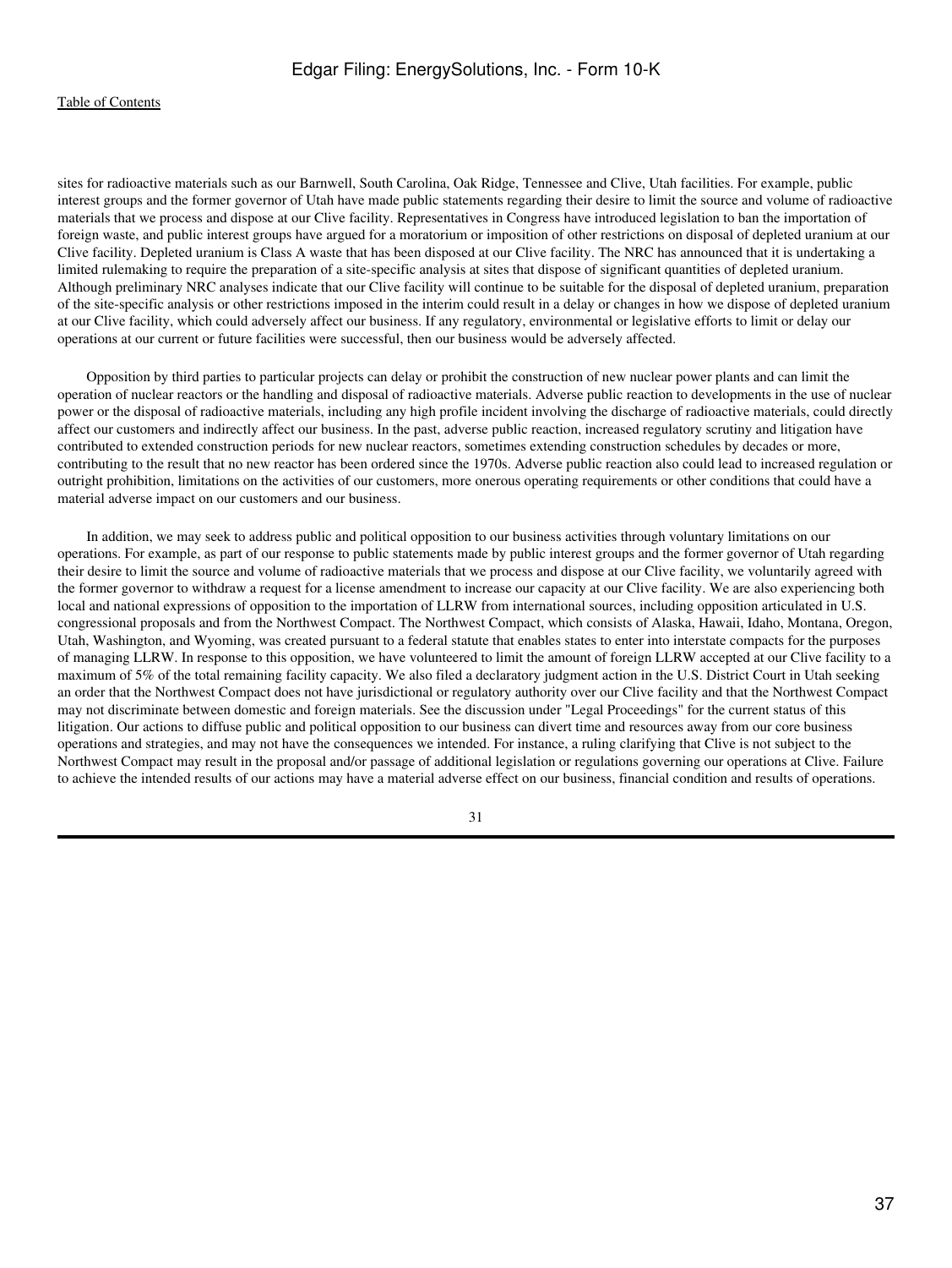sites for radioactive materials such as our Barnwell, South Carolina, Oak Ridge, Tennessee and Clive, Utah facilities. For example, public interest groups and the former governor of Utah have made public statements regarding their desire to limit the source and volume of radioactive materials that we process and dispose at our Clive facility. Representatives in Congress have introduced legislation to ban the importation of foreign waste, and public interest groups have argued for a moratorium or imposition of other restrictions on disposal of depleted uranium at our Clive facility. Depleted uranium is Class A waste that has been disposed at our Clive facility. The NRC has announced that it is undertaking a limited rulemaking to require the preparation of a site-specific analysis at sites that dispose of significant quantities of depleted uranium. Although preliminary NRC analyses indicate that our Clive facility will continue to be suitable for the disposal of depleted uranium, preparation of the site-specific analysis or other restrictions imposed in the interim could result in a delay or changes in how we dispose of depleted uranium at our Clive facility, which could adversely affect our business. If any regulatory, environmental or legislative efforts to limit or delay our operations at our current or future facilities were successful, then our business would be adversely affected.

Opposition by third parties to particular projects can delay or prohibit the construction of new nuclear power plants and can limit the operation of nuclear reactors or the handling and disposal of radioactive materials. Adverse public reaction to developments in the use of nuclear power or the disposal of radioactive materials, including any high profile incident involving the discharge of radioactive materials, could directly affect our customers and indirectly affect our business. In the past, adverse public reaction, increased regulatory scrutiny and litigation have contributed to extended construction periods for new nuclear reactors, sometimes extending construction schedules by decades or more, contributing to the result that no new reactor has been ordered since the 1970s. Adverse public reaction also could lead to increased regulation or outright prohibition, limitations on the activities of our customers, more onerous operating requirements or other conditions that could have a material adverse impact on our customers and our business.

In addition, we may seek to address public and political opposition to our business activities through voluntary limitations on our operations. For example, as part of our response to public statements made by public interest groups and the former governor of Utah regarding their desire to limit the source and volume of radioactive materials that we process and dispose at our Clive facility, we voluntarily agreed with the former governor to withdraw a request for a license amendment to increase our capacity at our Clive facility. We are also experiencing both local and national expressions of opposition to the importation of LLRW from international sources, including opposition articulated in U.S. congressional proposals and from the Northwest Compact. The Northwest Compact, which consists of Alaska, Hawaii, Idaho, Montana, Oregon, Utah, Washington, and Wyoming, was created pursuant to a federal statute that enables states to enter into interstate compacts for the purposes of managing LLRW. In response to this opposition, we have volunteered to limit the amount of foreign LLRW accepted at our Clive facility to a maximum of 5% of the total remaining facility capacity. We also filed a declaratory judgment action in the U.S. District Court in Utah seeking an order that the Northwest Compact does not have jurisdictional or regulatory authority over our Clive facility and that the Northwest Compact may not discriminate between domestic and foreign materials. See the discussion under "Legal Proceedings" for the current status of this litigation. Our actions to diffuse public and political opposition to our business can divert time and resources away from our core business operations and strategies, and may not have the consequences we intended. For instance, a ruling clarifying that Clive is not subject to the Northwest Compact may result in the proposal and/or passage of additional legislation or regulations governing our operations at Clive. Failure to achieve the intended results of our actions may have a material adverse effect on our business, financial condition and results of operations.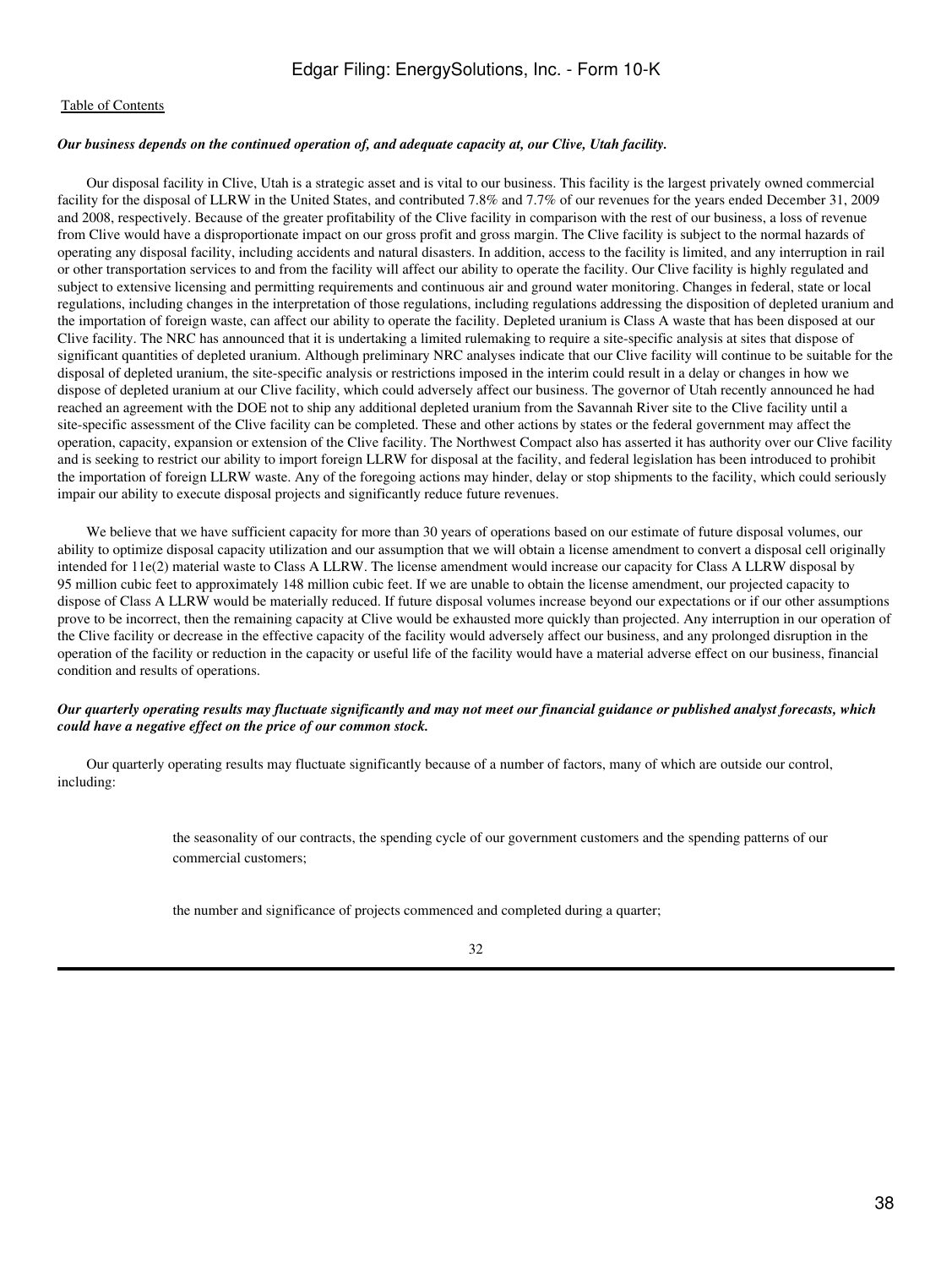*Our business depends on the continued operation of, and adequate capacity at, our Clive, Utah facility.*

Our disposal facility in Clive, Utah is a strategic asset and is vital to our business. This facility is the largest privately owned commercial facility for the disposal of LLRW in the United States, and contributed 7.8% and 7.7% of our revenues for the years ended December 31, 2009 and 2008, respectively. Because of the greater profitability of the Clive facility in comparison with the rest of our business, a loss of revenue from Clive would have a disproportionate impact on our gross profit and gross margin. The Clive facility is subject to the normal hazards of operating any disposal facility, including accidents and natural disasters. In addition, access to the facility is limited, and any interruption in rail or other transportation services to and from the facility will affect our ability to operate the facility. Our Clive facility is highly regulated and subject to extensive licensing and permitting requirements and continuous air and ground water monitoring. Changes in federal, state or local regulations, including changes in the interpretation of those regulations, including regulations addressing the disposition of depleted uranium and the importation of foreign waste, can affect our ability to operate the facility. Depleted uranium is Class A waste that has been disposed at our Clive facility. The NRC has announced that it is undertaking a limited rulemaking to require a site-specific analysis at sites that dispose of significant quantities of depleted uranium. Although preliminary NRC analyses indicate that our Clive facility will continue to be suitable for the disposal of depleted uranium, the site-specific analysis or restrictions imposed in the interim could result in a delay or changes in how we dispose of depleted uranium at our Clive facility, which could adversely affect our business. The governor of Utah recently announced he had reached an agreement with the DOE not to ship any additional depleted uranium from the Savannah River site to the Clive facility until a site-specific assessment of the Clive facility can be completed. These and other actions by states or the federal government may affect the operation, capacity, expansion or extension of the Clive facility. The Northwest Compact also has asserted it has authority over our Clive facility and is seeking to restrict our ability to import foreign LLRW for disposal at the facility, and federal legislation has been introduced to prohibit the importation of foreign LLRW waste. Any of the foregoing actions may hinder, delay or stop shipments to the facility, which could seriously impair our ability to execute disposal projects and significantly reduce future revenues.

We believe that we have sufficient capacity for more than 30 years of operations based on our estimate of future disposal volumes, our ability to optimize disposal capacity utilization and our assumption that we will obtain a license amendment to convert a disposal cell originally intended for 11e(2) material waste to Class A LLRW. The license amendment would increase our capacity for Class A LLRW disposal by 95 million cubic feet to approximately 148 million cubic feet. If we are unable to obtain the license amendment, our projected capacity to dispose of Class A LLRW would be materially reduced. If future disposal volumes increase beyond our expectations or if our other assumptions prove to be incorrect, then the remaining capacity at Clive would be exhausted more quickly than projected. Any interruption in our operation of the Clive facility or decrease in the effective capacity of the facility would adversely affect our business, and any prolonged disruption in the operation of the facility or reduction in the capacity or useful life of the facility would have a material adverse effect on our business, financial condition and results of operations.

*Our quarterly operating results may fluctuate significantly and may not meet our financial guidance or published analyst forecasts, which could have a negative effect on the price of our common stock.*

Our quarterly operating results may fluctuate significantly because of a number of factors, many of which are outside our control, including:

- the seasonality of our contracts, the spending cycle of our government customers and the spending patterns of our commercial customers;
- the number and significance of projects commenced and completed during a quarter;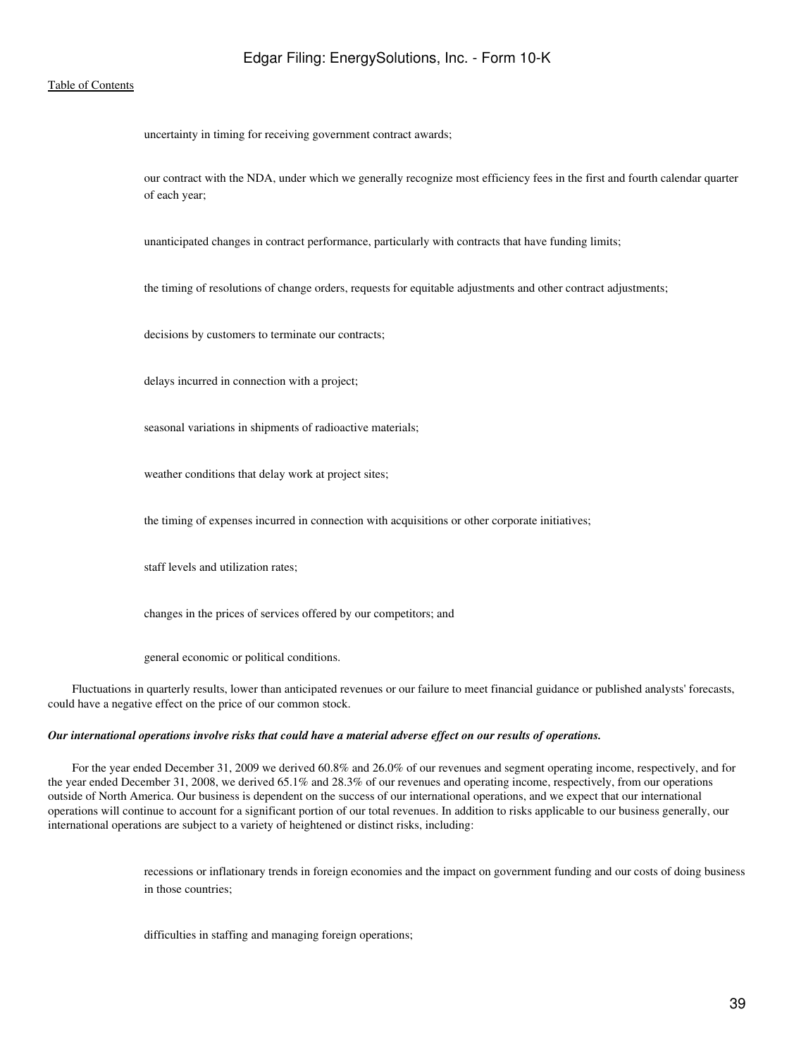- uncertainty in timing for receiving government contract awards;
- our contract with the NDA, under which we generally recognize most efficiency fees in the first and fourth calendar quarter of each year;
- unanticipated changes in contract performance, particularly with contracts that have funding limits;
- the timing of resolutions of change orders, requests for equitable adjustments and other contract adjustments;
- decisions by customers to terminate our contracts;
- delays incurred in connection with a project;
- seasonal variations in shipments of radioactive materials;
- weather conditions that delay work at project sites;
- the timing of expenses incurred in connection with acquisitions or other corporate initiatives;
- staff levels and utilization rates;
- changes in the prices of services offered by our competitors; and
- general economic or political conditions.

Fluctuations in quarterly results, lower than anticipated revenues or our failure to meet financial guidance or published analysts' forecasts, could have a negative effect on the price of our common stock.

***Our international operations involve risks that could have a material adverse effect on our results of operations.***

For the year ended December 31, 2009 we derived 60.8% and 26.0% of our revenues and segment operating income, respectively, and for the year ended December 31, 2008, we derived 65.1% and 28.3% of our revenues and operating income, respectively, from our operations outside of North America. Our business is dependent on the success of our international operations, and we expect that our international operations will continue to account for a significant portion of our total revenues. In addition to risks applicable to our business generally, our international operations are subject to a variety of heightened or distinct risks, including:

- recessions or inflationary trends in foreign economies and the impact on government funding and our costs of doing business in those countries;
- difficulties in staffing and managing foreign operations;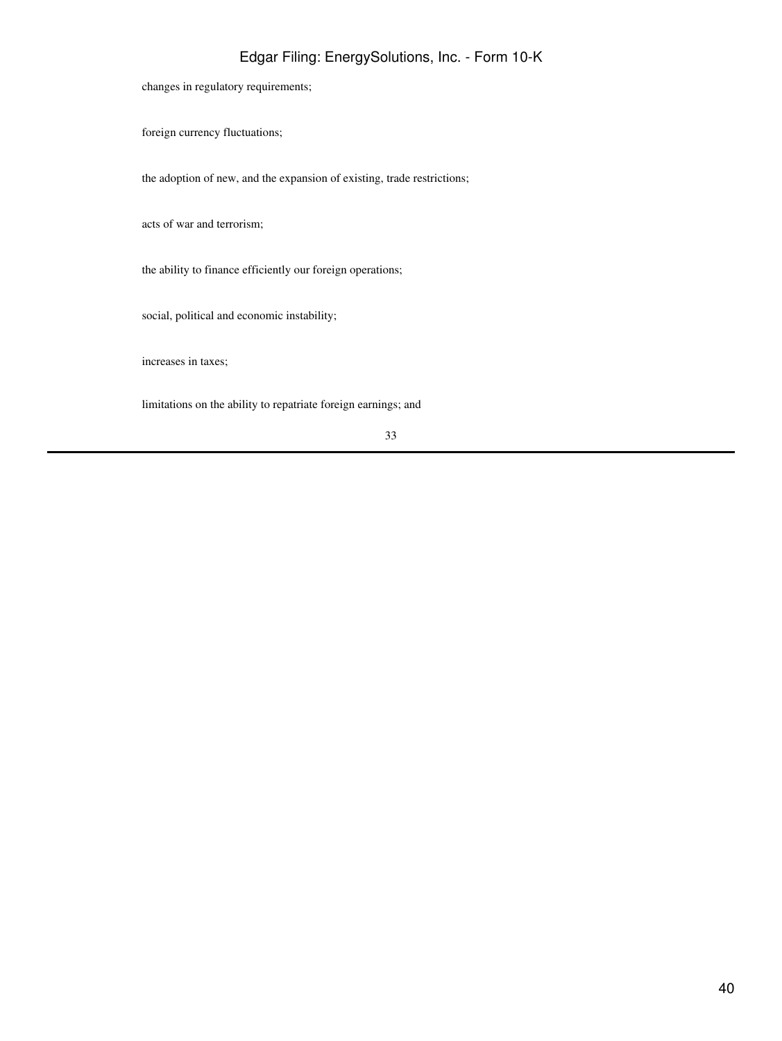- changes in regulatory requirements;
- foreign currency fluctuations;
- the adoption of new, and the expansion of existing, trade restrictions;
- acts of war and terrorism;
- the ability to finance efficiently our foreign operations;
- social, political and economic instability;
- increases in taxes;
- limitations on the ability to repatriate foreign earnings; and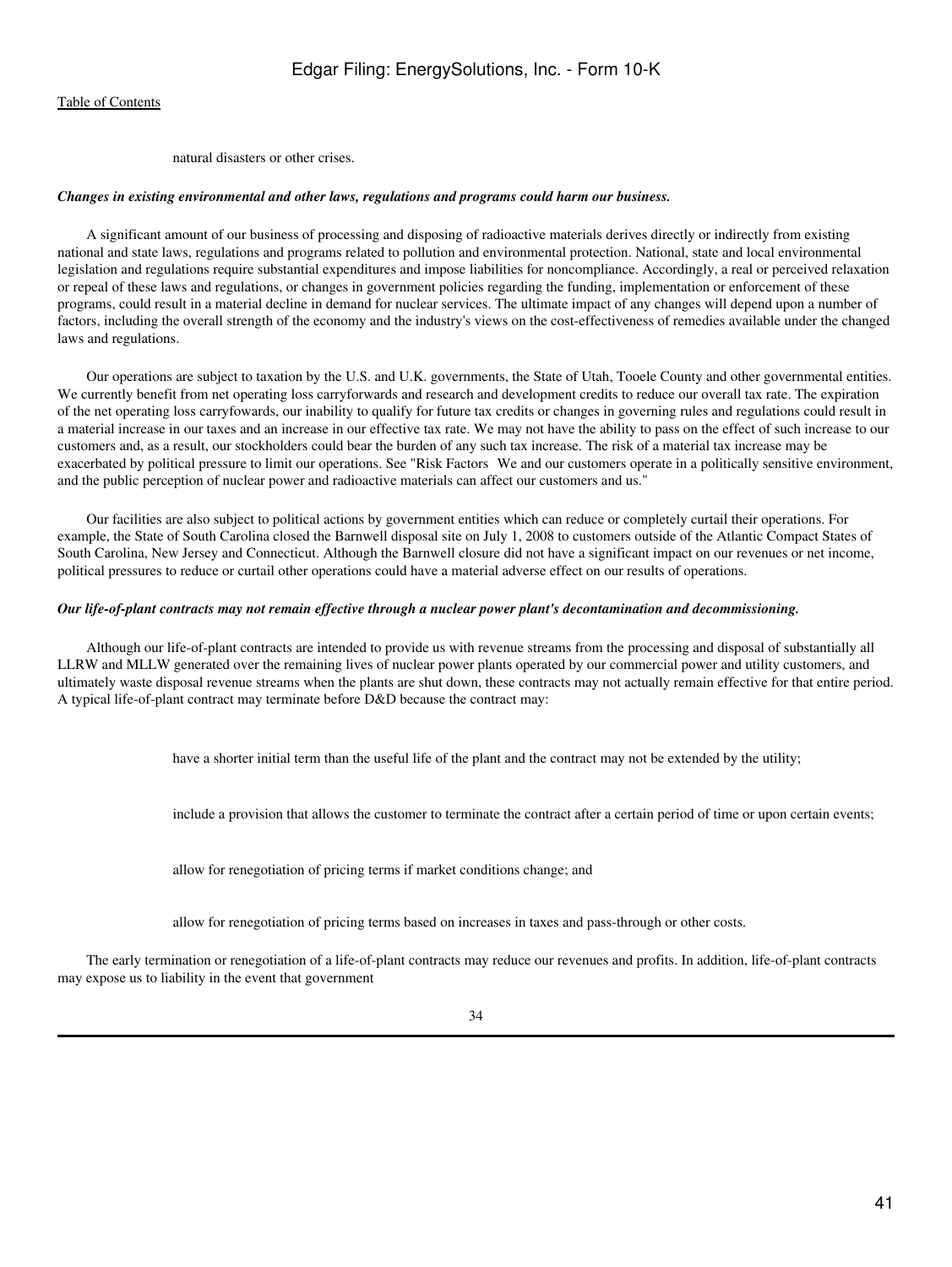- natural disasters or other crises.

***Changes in existing environmental and other laws, regulations and programs could harm our business.***

A significant amount of our business of processing and disposing of radioactive materials derives directly or indirectly from existing national and state laws, regulations and programs related to pollution and environmental protection. National, state and local environmental legislation and regulations require substantial expenditures and impose liabilities for noncompliance. Accordingly, a real or perceived relaxation or repeal of these laws and regulations, or changes in government policies regarding the funding, implementation or enforcement of these programs, could result in a material decline in demand for nuclear services. The ultimate impact of any changes will depend upon a number of factors, including the overall strength of the economy and the industry's views on the cost-effectiveness of remedies available under the changed laws and regulations.

Our operations are subject to taxation by the U.S. and U.K. governments, the State of Utah, Tooele County and other governmental entities. We currently benefit from net operating loss carryforwards and research and development credits to reduce our overall tax rate. The expiration of the net operating loss carryfowards, our inability to qualify for future tax credits or changes in governing rules and regulations could result in a material increase in our taxes and an increase in our effective tax rate. We may not have the ability to pass on the effect of such increase to our customers and, as a result, our stockholders could bear the burden of any such tax increase. The risk of a material tax increase may be exacerbated by political pressure to limit our operations. See "Risk Factors We and our customers operate in a politically sensitive environment, and the public perception of nuclear power and radioactive materials can affect our customers and us."

Our facilities are also subject to political actions by government entities which can reduce or completely curtail their operations. For example, the State of South Carolina closed the Barnwell disposal site on July 1, 2008 to customers outside of the Atlantic Compact States of South Carolina, New Jersey and Connecticut. Although the Barnwell closure did not have a significant impact on our revenues or net income, political pressures to reduce or curtail other operations could have a material adverse effect on our results of operations.

***Our life-of-plant contracts may not remain effective through a nuclear power plant's decontamination and decommissioning.***

Although our life-of-plant contracts are intended to provide us with revenue streams from the processing and disposal of substantially all LLRW and MLLW generated over the remaining lives of nuclear power plants operated by our commercial power and utility customers, and ultimately waste disposal revenue streams when the plants are shut down, these contracts may not actually remain effective for that entire period. A typical life-of-plant contract may terminate before D&D because the contract may:

- have a shorter initial term than the useful life of the plant and the contract may not be extended by the utility;
- include a provision that allows the customer to terminate the contract after a certain period of time or upon certain events;
- allow for renegotiation of pricing terms if market conditions change; and
- allow for renegotiation of pricing terms based on increases in taxes and pass-through or other costs.

The early termination or renegotiation of a life-of-plant contracts may reduce our revenues and profits. In addition, life-of-plant contracts may expose us to liability in the event that government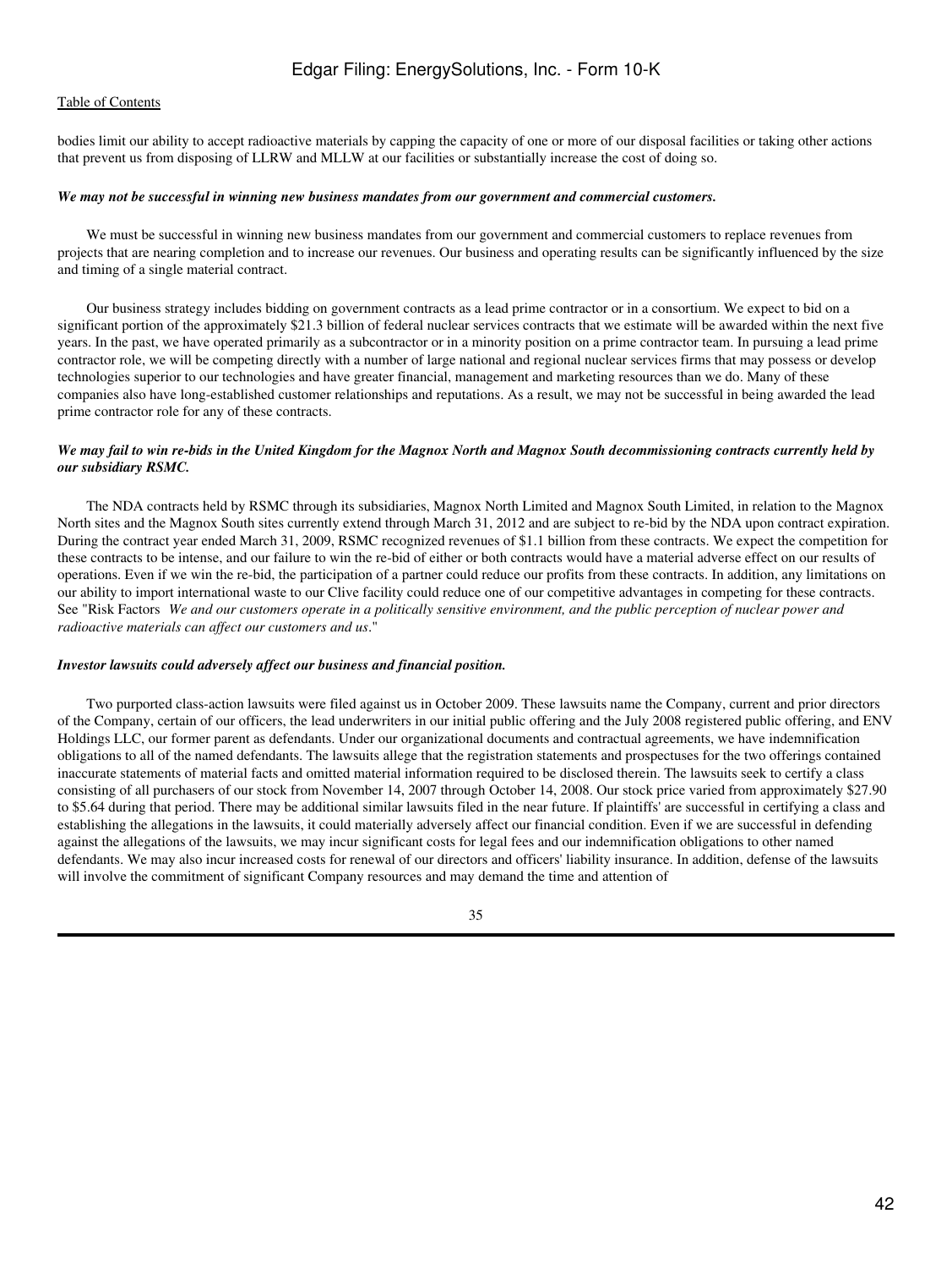bodies limit our ability to accept radioactive materials by capping the capacity of one or more of our disposal facilities or taking other actions that prevent us from disposing of LLRW and MLLW at our facilities or substantially increase the cost of doing so.

***We may not be successful in winning new business mandates from our government and commercial customers.***

We must be successful in winning new business mandates from our government and commercial customers to replace revenues from projects that are nearing completion and to increase our revenues. Our business and operating results can be significantly influenced by the size and timing of a single material contract.

Our business strategy includes bidding on government contracts as a lead prime contractor or in a consortium. We expect to bid on a significant portion of the approximately $21.3 billion of federal nuclear services contracts that we estimate will be awarded within the next five years. In the past, we have operated primarily as a subcontractor or in a minority position on a prime contractor team. In pursuing a lead prime contractor role, we will be competing directly with a number of large national and regional nuclear services firms that may possess or develop technologies superior to our technologies and have greater financial, management and marketing resources than we do. Many of these companies also have long-established customer relationships and reputations. As a result, we may not be successful in being awarded the lead prime contractor role for any of these contracts.

***We may fail to win re-bids in the United Kingdom for the Magnox North and Magnox South decommissioning contracts currently held by our subsidiary RSMC.***

The NDA contracts held by RSMC through its subsidiaries, Magnox North Limited and Magnox South Limited, in relation to the Magnox North sites and the Magnox South sites currently extend through March 31, 2012 and are subject to re-bid by the NDA upon contract expiration. During the contract year ended March 31, 2009, RSMC recognized revenues of $1.1 billion from these contracts. We expect the competition for these contracts to be intense, and our failure to win the re-bid of either or both contracts would have a material adverse effect on our results of operations. Even if we win the re-bid, the participation of a partner could reduce our profits from these contracts. In addition, any limitations on our ability to import international waste to our Clive facility could reduce one of our competitive advantages in competing for these contracts. See "Risk Factors *We and our customers operate in a politically sensitive environment, and the public perception of nuclear power and radioactive materials can affect our customers and us*."

***Investor lawsuits could adversely affect our business and financial position.***

Two purported class-action lawsuits were filed against us in October 2009. These lawsuits name the Company, current and prior directors of the Company, certain of our officers, the lead underwriters in our initial public offering and the July 2008 registered public offering, and ENV Holdings LLC, our former parent as defendants. Under our organizational documents and contractual agreements, we have indemnification obligations to all of the named defendants. The lawsuits allege that the registration statements and prospectuses for the two offerings contained inaccurate statements of material facts and omitted material information required to be disclosed therein. The lawsuits seek to certify a class consisting of all purchasers of our stock from November 14, 2007 through October 14, 2008. Our stock price varied from approximately $27.90 to $5.64 during that period. There may be additional similar lawsuits filed in the near future. If plaintiffs' are successful in certifying a class and establishing the allegations in the lawsuits, it could materially adversely affect our financial condition. Even if we are successful in defending against the allegations of the lawsuits, we may incur significant costs for legal fees and our indemnification obligations to other named defendants. We may also incur increased costs for renewal of our directors and officers' liability insurance. In addition, defense of the lawsuits will involve the commitment of significant Company resources and may demand the time and attention of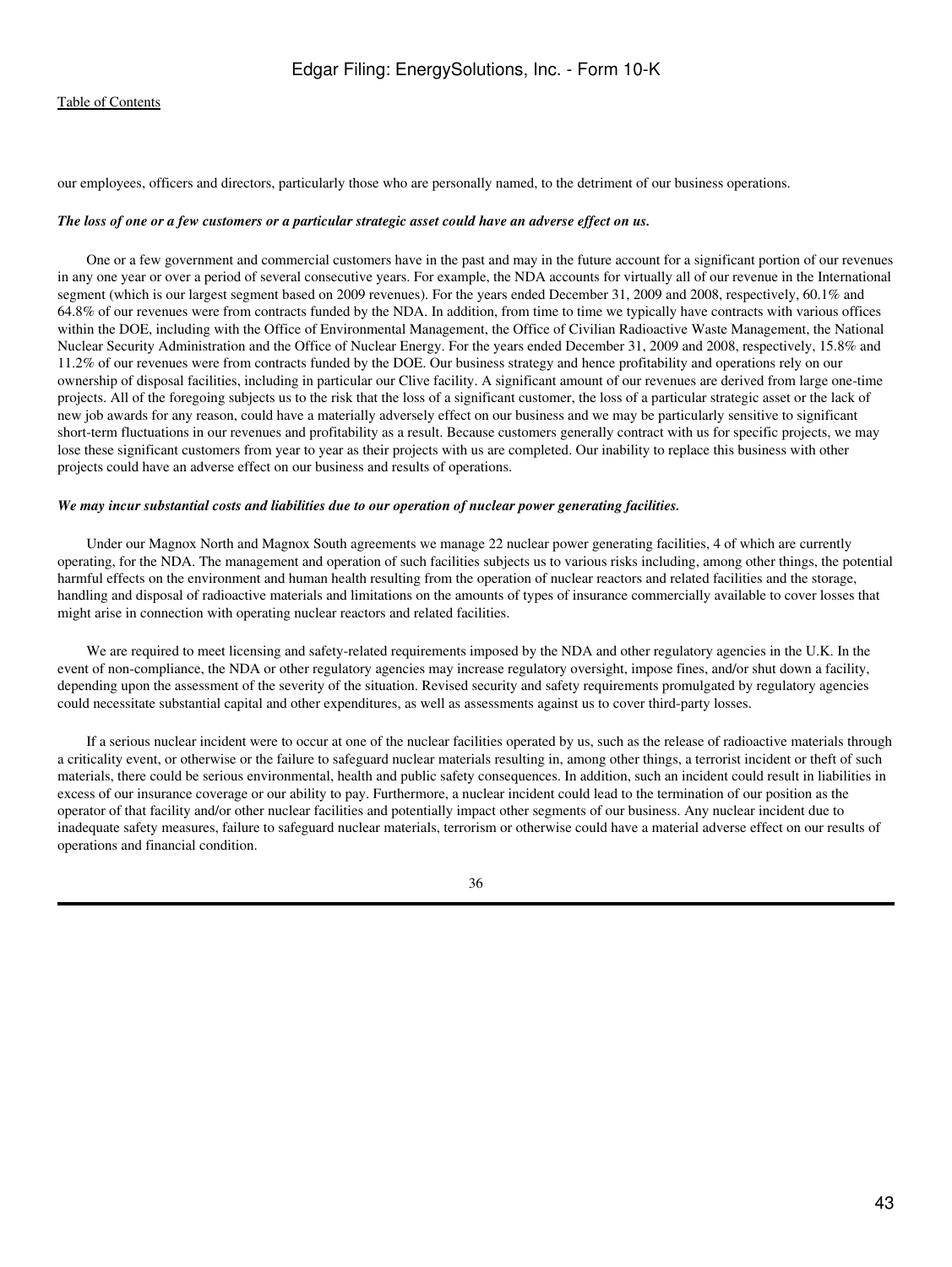our employees, officers and directors, particularly those who are personally named, to the detriment of our business operations.

***The loss of one or a few customers or a particular strategic asset could have an adverse effect on us.***

One or a few government and commercial customers have in the past and may in the future account for a significant portion of our revenues in any one year or over a period of several consecutive years. For example, the NDA accounts for virtually all of our revenue in the International segment (which is our largest segment based on 2009 revenues). For the years ended December 31, 2009 and 2008, respectively, 60.1% and 64.8% of our revenues were from contracts funded by the NDA. In addition, from time to time we typically have contracts with various offices within the DOE, including with the Office of Environmental Management, the Office of Civilian Radioactive Waste Management, the National Nuclear Security Administration and the Office of Nuclear Energy. For the years ended December 31, 2009 and 2008, respectively, 15.8% and 11.2% of our revenues were from contracts funded by the DOE. Our business strategy and hence profitability and operations rely on our ownership of disposal facilities, including in particular our Clive facility. A significant amount of our revenues are derived from large one-time projects. All of the foregoing subjects us to the risk that the loss of a significant customer, the loss of a particular strategic asset or the lack of new job awards for any reason, could have a materially adversely effect on our business and we may be particularly sensitive to significant short-term fluctuations in our revenues and profitability as a result. Because customers generally contract with us for specific projects, we may lose these significant customers from year to year as their projects with us are completed. Our inability to replace this business with other projects could have an adverse effect on our business and results of operations.

***We may incur substantial costs and liabilities due to our operation of nuclear power generating facilities.***

Under our Magnox North and Magnox South agreements we manage 22 nuclear power generating facilities, 4 of which are currently operating, for the NDA. The management and operation of such facilities subjects us to various risks including, among other things, the potential harmful effects on the environment and human health resulting from the operation of nuclear reactors and related facilities and the storage, handling and disposal of radioactive materials and limitations on the amounts of types of insurance commercially available to cover losses that might arise in connection with operating nuclear reactors and related facilities.

We are required to meet licensing and safety-related requirements imposed by the NDA and other regulatory agencies in the U.K. In the event of non-compliance, the NDA or other regulatory agencies may increase regulatory oversight, impose fines, and/or shut down a facility, depending upon the assessment of the severity of the situation. Revised security and safety requirements promulgated by regulatory agencies could necessitate substantial capital and other expenditures, as well as assessments against us to cover third-party losses.

If a serious nuclear incident were to occur at one of the nuclear facilities operated by us, such as the release of radioactive materials through a criticality event, or otherwise or the failure to safeguard nuclear materials resulting in, among other things, a terrorist incident or theft of such materials, there could be serious environmental, health and public safety consequences. In addition, such an incident could result in liabilities in excess of our insurance coverage or our ability to pay. Furthermore, a nuclear incident could lead to the termination of our position as the operator of that facility and/or other nuclear facilities and potentially impact other segments of our business. Any nuclear incident due to inadequate safety measures, failure to safeguard nuclear materials, terrorism or otherwise could have a material adverse effect on our results of operations and financial condition.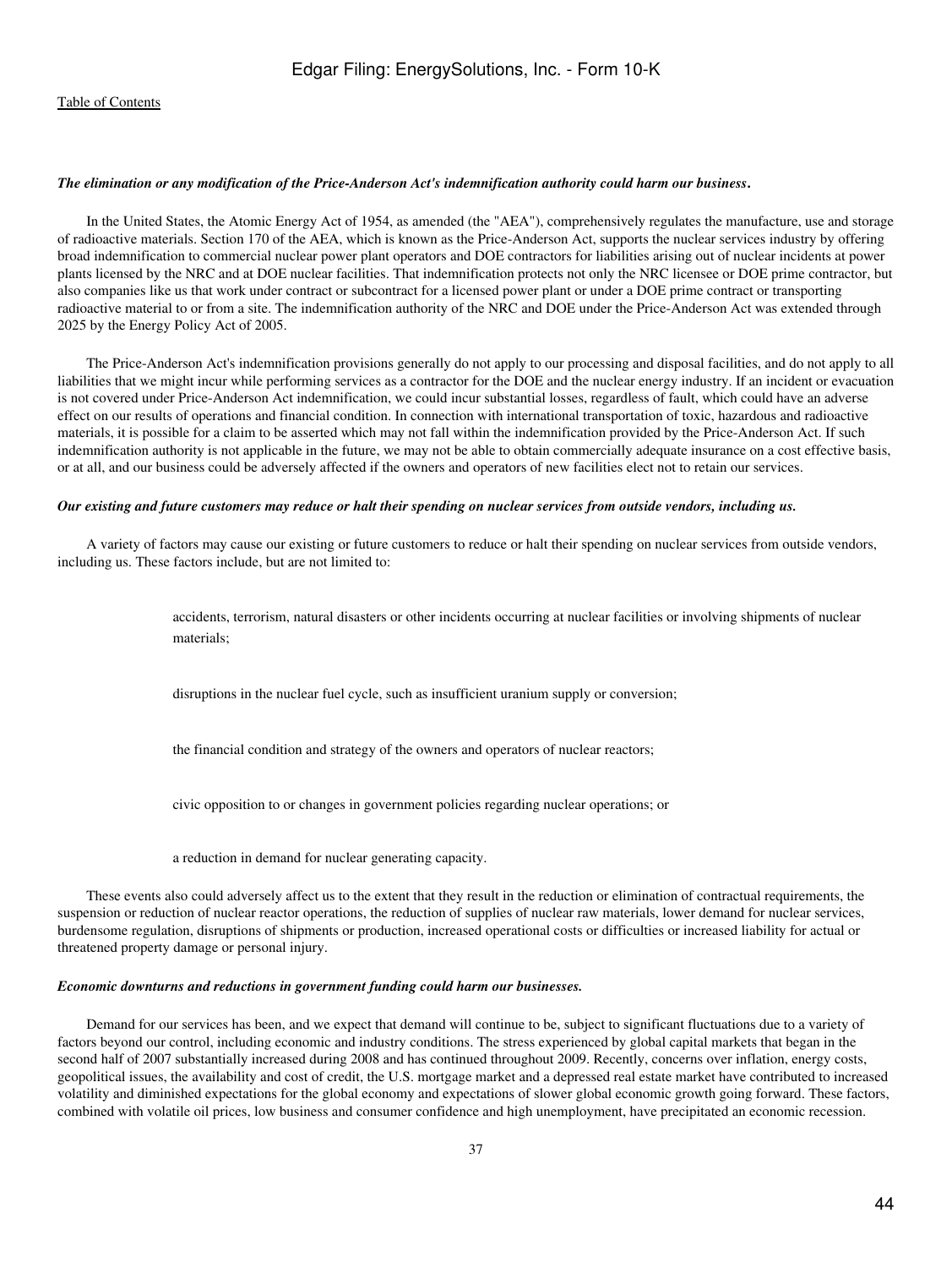***The elimination or any modification of the Price-Anderson Act's indemnification authority could harm our business*.**

In the United States, the Atomic Energy Act of 1954, as amended (the "AEA"), comprehensively regulates the manufacture, use and storage of radioactive materials. Section 170 of the AEA, which is known as the Price-Anderson Act, supports the nuclear services industry by offering broad indemnification to commercial nuclear power plant operators and DOE contractors for liabilities arising out of nuclear incidents at power plants licensed by the NRC and at DOE nuclear facilities. That indemnification protects not only the NRC licensee or DOE prime contractor, but also companies like us that work under contract or subcontract for a licensed power plant or under a DOE prime contract or transporting radioactive material to or from a site. The indemnification authority of the NRC and DOE under the Price-Anderson Act was extended through 2025 by the Energy Policy Act of 2005.

The Price-Anderson Act's indemnification provisions generally do not apply to our processing and disposal facilities, and do not apply to all liabilities that we might incur while performing services as a contractor for the DOE and the nuclear energy industry. If an incident or evacuation is not covered under Price-Anderson Act indemnification, we could incur substantial losses, regardless of fault, which could have an adverse effect on our results of operations and financial condition. In connection with international transportation of toxic, hazardous and radioactive materials, it is possible for a claim to be asserted which may not fall within the indemnification provided by the Price-Anderson Act. If such indemnification authority is not applicable in the future, we may not be able to obtain commercially adequate insurance on a cost effective basis, or at all, and our business could be adversely affected if the owners and operators of new facilities elect not to retain our services.

***Our existing and future customers may reduce or halt their spending on nuclear services from outside vendors, including us.***

A variety of factors may cause our existing or future customers to reduce or halt their spending on nuclear services from outside vendors, including us. These factors include, but are not limited to:

- accidents, terrorism, natural disasters or other incidents occurring at nuclear facilities or involving shipments of nuclear materials;
- disruptions in the nuclear fuel cycle, such as insufficient uranium supply or conversion;
- the financial condition and strategy of the owners and operators of nuclear reactors;
- civic opposition to or changes in government policies regarding nuclear operations; or
- a reduction in demand for nuclear generating capacity.

These events also could adversely affect us to the extent that they result in the reduction or elimination of contractual requirements, the suspension or reduction of nuclear reactor operations, the reduction of supplies of nuclear raw materials, lower demand for nuclear services, burdensome regulation, disruptions of shipments or production, increased operational costs or difficulties or increased liability for actual or threatened property damage or personal injury.

***Economic downturns and reductions in government funding could harm our businesses.***

Demand for our services has been, and we expect that demand will continue to be, subject to significant fluctuations due to a variety of factors beyond our control, including economic and industry conditions. The stress experienced by global capital markets that began in the second half of 2007 substantially increased during 2008 and has continued throughout 2009. Recently, concerns over inflation, energy costs, geopolitical issues, the availability and cost of credit, the U.S. mortgage market and a depressed real estate market have contributed to increased volatility and diminished expectations for the global economy and expectations of slower global economic growth going forward. These factors, combined with volatile oil prices, low business and consumer confidence and high unemployment, have precipitated an economic recession.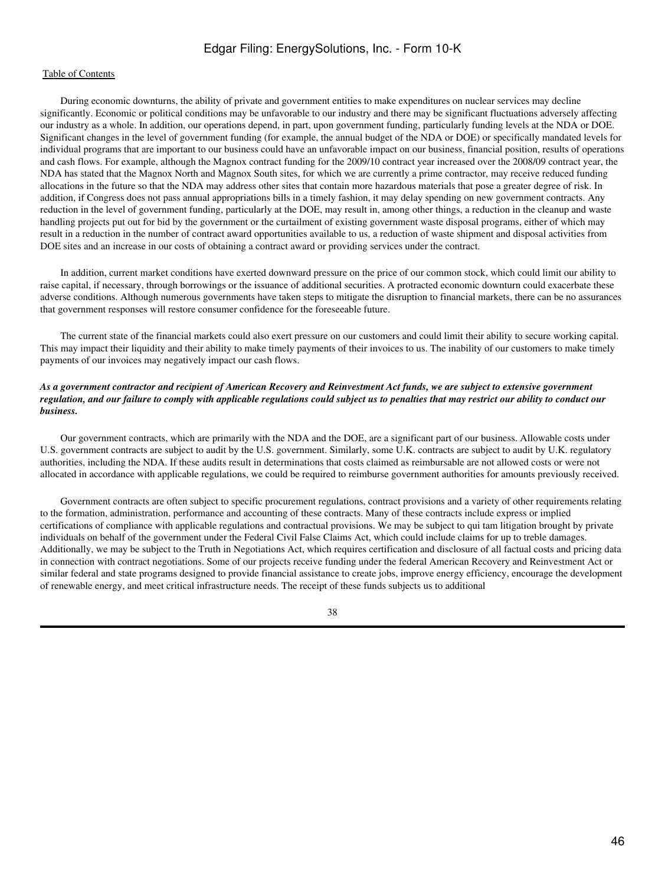During economic downturns, the ability of private and government entities to make expenditures on nuclear services may decline significantly. Economic or political conditions may be unfavorable to our industry and there may be significant fluctuations adversely affecting our industry as a whole. In addition, our operations depend, in part, upon government funding, particularly funding levels at the NDA or DOE. Significant changes in the level of government funding (for example, the annual budget of the NDA or DOE) or specifically mandated levels for individual programs that are important to our business could have an unfavorable impact on our business, financial position, results of operations and cash flows. For example, although the Magnox contract funding for the 2009/10 contract year increased over the 2008/09 contract year, the NDA has stated that the Magnox North and Magnox South sites, for which we are currently a prime contractor, may receive reduced funding allocations in the future so that the NDA may address other sites that contain more hazardous materials that pose a greater degree of risk. In addition, if Congress does not pass annual appropriations bills in a timely fashion, it may delay spending on new government contracts. Any reduction in the level of government funding, particularly at the DOE, may result in, among other things, a reduction in the cleanup and waste handling projects put out for bid by the government or the curtailment of existing government waste disposal programs, either of which may result in a reduction in the number of contract award opportunities available to us, a reduction of waste shipment and disposal activities from DOE sites and an increase in our costs of obtaining a contract award or providing services under the contract.

In addition, current market conditions have exerted downward pressure on the price of our common stock, which could limit our ability to raise capital, if necessary, through borrowings or the issuance of additional securities. A protracted economic downturn could exacerbate these adverse conditions. Although numerous governments have taken steps to mitigate the disruption to financial markets, there can be no assurances that government responses will restore consumer confidence for the foreseeable future.

The current state of the financial markets could also exert pressure on our customers and could limit their ability to secure working capital. This may impact their liquidity and their ability to make timely payments of their invoices to us. The inability of our customers to make timely payments of our invoices may negatively impact our cash flows.

***As a government contractor and recipient of American Recovery and Reinvestment Act funds, we are subject to extensive government regulation, and our failure to comply with applicable regulations could subject us to penalties that may restrict our ability to conduct our business.***

Our government contracts, which are primarily with the NDA and the DOE, are a significant part of our business. Allowable costs under U.S. government contracts are subject to audit by the U.S. government. Similarly, some U.K. contracts are subject to audit by U.K. regulatory authorities, including the NDA. If these audits result in determinations that costs claimed as reimbursable are not allowed costs or were not allocated in accordance with applicable regulations, we could be required to reimburse government authorities for amounts previously received.

Government contracts are often subject to specific procurement regulations, contract provisions and a variety of other requirements relating to the formation, administration, performance and accounting of these contracts. Many of these contracts include express or implied certifications of compliance with applicable regulations and contractual provisions. We may be subject to qui tam litigation brought by private individuals on behalf of the government under the Federal Civil False Claims Act, which could include claims for up to treble damages. Additionally, we may be subject to the Truth in Negotiations Act, which requires certification and disclosure of all factual costs and pricing data in connection with contract negotiations. Some of our projects receive funding under the federal American Recovery and Reinvestment Act or similar federal and state programs designed to provide financial assistance to create jobs, improve energy efficiency, encourage the development of renewable energy, and meet critical infrastructure needs. The receipt of these funds subjects us to additional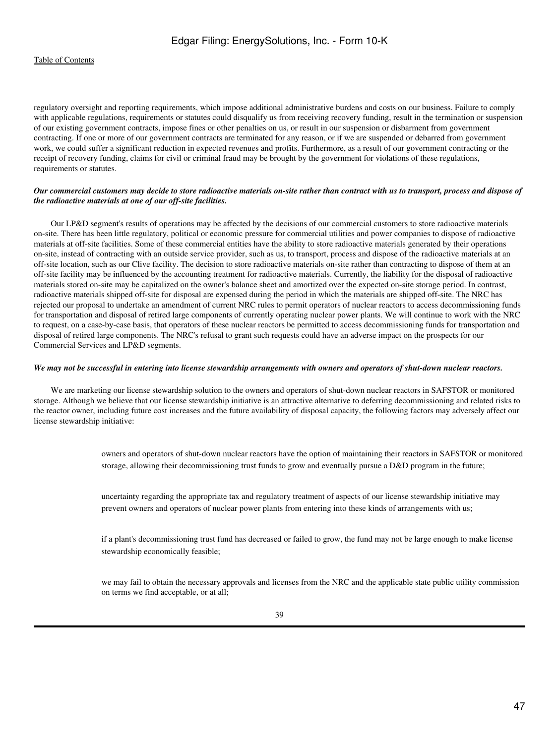regulatory oversight and reporting requirements, which impose additional administrative burdens and costs on our business. Failure to comply with applicable regulations, requirements or statutes could disqualify us from receiving recovery funding, result in the termination or suspension of our existing government contracts, impose fines or other penalties on us, or result in our suspension or disbarment from government contracting. If one or more of our government contracts are terminated for any reason, or if we are suspended or debarred from government work, we could suffer a significant reduction in expected revenues and profits. Furthermore, as a result of our government contracting or the receipt of recovery funding, claims for civil or criminal fraud may be brought by the government for violations of these regulations, requirements or statutes.

***Our commercial customers may decide to store radioactive materials on-site rather than contract with us to transport, process and dispose of the radioactive materials at one of our off-site facilities.***

Our LP&D segment's results of operations may be affected by the decisions of our commercial customers to store radioactive materials on-site. There has been little regulatory, political or economic pressure for commercial utilities and power companies to dispose of radioactive materials at off-site facilities. Some of these commercial entities have the ability to store radioactive materials generated by their operations on-site, instead of contracting with an outside service provider, such as us, to transport, process and dispose of the radioactive materials at an off-site location, such as our Clive facility. The decision to store radioactive materials on-site rather than contracting to dispose of them at an off-site facility may be influenced by the accounting treatment for radioactive materials. Currently, the liability for the disposal of radioactive materials stored on-site may be capitalized on the owner's balance sheet and amortized over the expected on-site storage period. In contrast, radioactive materials shipped off-site for disposal are expensed during the period in which the materials are shipped off-site. The NRC has rejected our proposal to undertake an amendment of current NRC rules to permit operators of nuclear reactors to access decommissioning funds for transportation and disposal of retired large components of currently operating nuclear power plants. We will continue to work with the NRC to request, on a case-by-case basis, that operators of these nuclear reactors be permitted to access decommissioning funds for transportation and disposal of retired large components. The NRC's refusal to grant such requests could have an adverse impact on the prospects for our Commercial Services and LP&D segments.

***We may not be successful in entering into license stewardship arrangements with owners and operators of shut-down nuclear reactors.***

We are marketing our license stewardship solution to the owners and operators of shut-down nuclear reactors in SAFSTOR or monitored storage. Although we believe that our license stewardship initiative is an attractive alternative to deferring decommissioning and related risks to the reactor owner, including future cost increases and the future availability of disposal capacity, the following factors may adversely affect our license stewardship initiative:

- owners and operators of shut-down nuclear reactors have the option of maintaining their reactors in SAFSTOR or monitored storage, allowing their decommissioning trust funds to grow and eventually pursue a D&D program in the future;

- uncertainty regarding the appropriate tax and regulatory treatment of aspects of our license stewardship initiative may prevent owners and operators of nuclear power plants from entering into these kinds of arrangements with us;

- if a plant's decommissioning trust fund has decreased or failed to grow, the fund may not be large enough to make license stewardship economically feasible;

- we may fail to obtain the necessary approvals and licenses from the NRC and the applicable state public utility commission on terms we find acceptable, or at all;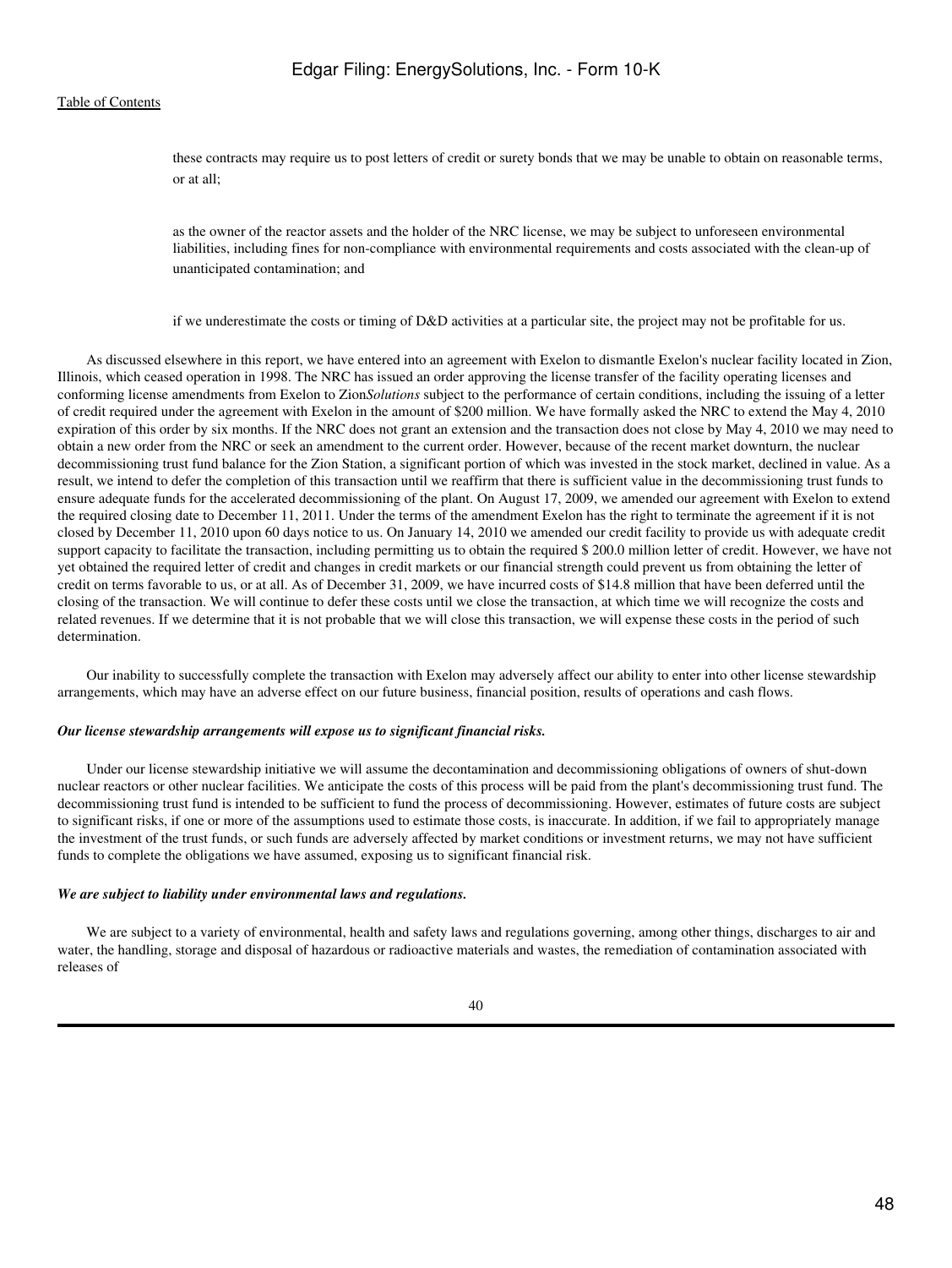- these contracts may require us to post letters of credit or surety bonds that we may be unable to obtain on reasonable terms, or at all;

- as the owner of the reactor assets and the holder of the NRC license, we may be subject to unforeseen environmental liabilities, including fines for non-compliance with environmental requirements and costs associated with the clean-up of unanticipated contamination; and

- if we underestimate the costs or timing of D&D activities at a particular site, the project may not be profitable for us.

As discussed elsewhere in this report, we have entered into an agreement with Exelon to dismantle Exelon's nuclear facility located in Zion, Illinois, which ceased operation in 1998. The NRC has issued an order approving the license transfer of the facility operating licenses and conforming license amendments from Exelon to Zion*Solutions* subject to the performance of certain conditions, including the issuing of a letter of credit required under the agreement with Exelon in the amount of $200 million. We have formally asked the NRC to extend the May 4, 2010 expiration of this order by six months. If the NRC does not grant an extension and the transaction does not close by May 4, 2010 we may need to obtain a new order from the NRC or seek an amendment to the current order. However, because of the recent market downturn, the nuclear decommissioning trust fund balance for the Zion Station, a significant portion of which was invested in the stock market, declined in value. As a result, we intend to defer the completion of this transaction until we reaffirm that there is sufficient value in the decommissioning trust funds to ensure adequate funds for the accelerated decommissioning of the plant. On August 17, 2009, we amended our agreement with Exelon to extend the required closing date to December 11, 2011. Under the terms of the amendment Exelon has the right to terminate the agreement if it is not closed by December 11, 2010 upon 60 days notice to us. On January 14, 2010 we amended our credit facility to provide us with adequate credit support capacity to facilitate the transaction, including permitting us to obtain the required $ 200.0 million letter of credit. However, we have not yet obtained the required letter of credit and changes in credit markets or our financial strength could prevent us from obtaining the letter of credit on terms favorable to us, or at all. As of December 31, 2009, we have incurred costs of $14.8 million that have been deferred until the closing of the transaction. We will continue to defer these costs until we close the transaction, at which time we will recognize the costs and related revenues. If we determine that it is not probable that we will close this transaction, we will expense these costs in the period of such determination.

Our inability to successfully complete the transaction with Exelon may adversely affect our ability to enter into other license stewardship arrangements, which may have an adverse effect on our future business, financial position, results of operations and cash flows.

***Our license stewardship arrangements will expose us to significant financial risks.***

Under our license stewardship initiative we will assume the decontamination and decommissioning obligations of owners of shut-down nuclear reactors or other nuclear facilities. We anticipate the costs of this process will be paid from the plant's decommissioning trust fund. The decommissioning trust fund is intended to be sufficient to fund the process of decommissioning. However, estimates of future costs are subject to significant risks, if one or more of the assumptions used to estimate those costs, is inaccurate. In addition, if we fail to appropriately manage the investment of the trust funds, or such funds are adversely affected by market conditions or investment returns, we may not have sufficient funds to complete the obligations we have assumed, exposing us to significant financial risk.

***We are subject to liability under environmental laws and regulations.***

We are subject to a variety of environmental, health and safety laws and regulations governing, among other things, discharges to air and water, the handling, storage and disposal of hazardous or radioactive materials and wastes, the remediation of contamination associated with releases of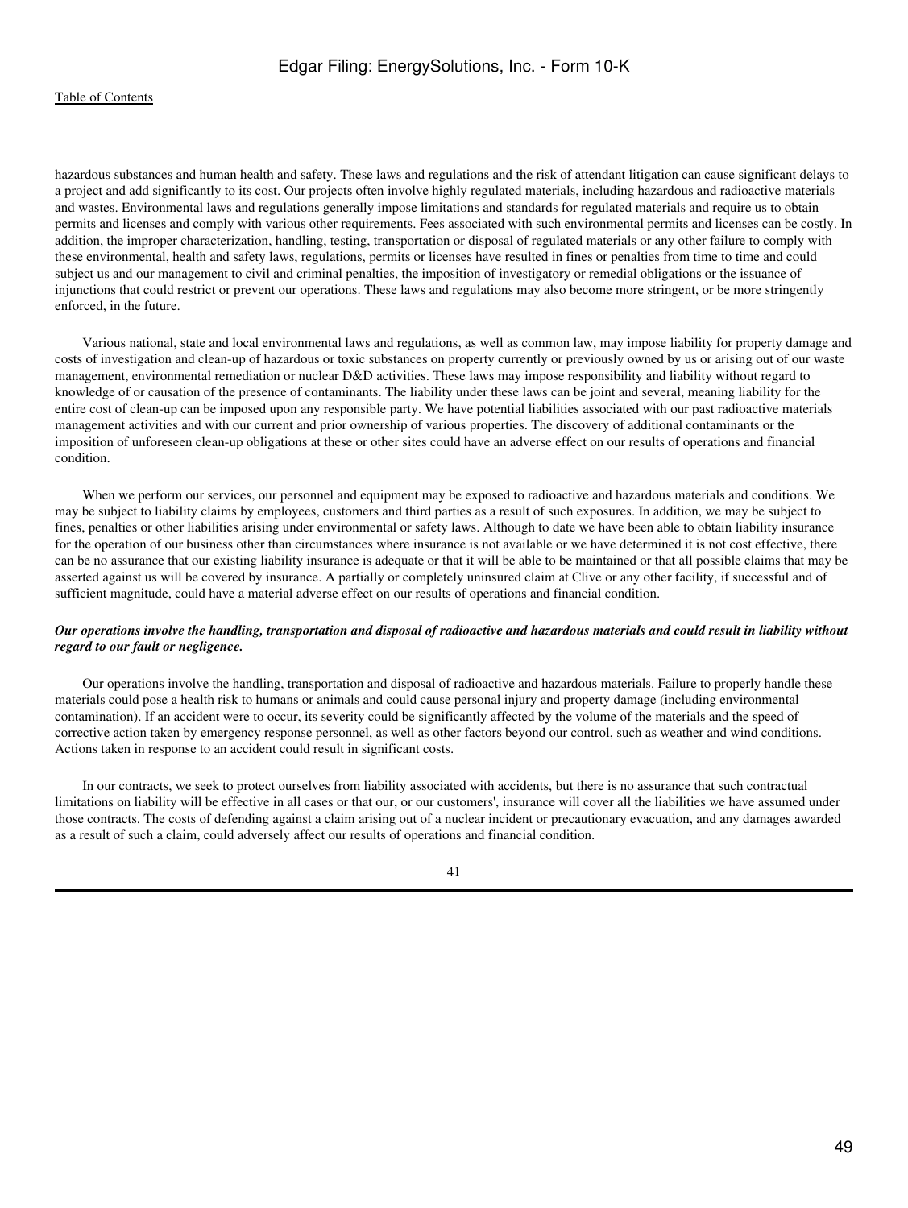hazardous substances and human health and safety. These laws and regulations and the risk of attendant litigation can cause significant delays to a project and add significantly to its cost. Our projects often involve highly regulated materials, including hazardous and radioactive materials and wastes. Environmental laws and regulations generally impose limitations and standards for regulated materials and require us to obtain permits and licenses and comply with various other requirements. Fees associated with such environmental permits and licenses can be costly. In addition, the improper characterization, handling, testing, transportation or disposal of regulated materials or any other failure to comply with these environmental, health and safety laws, regulations, permits or licenses have resulted in fines or penalties from time to time and could subject us and our management to civil and criminal penalties, the imposition of investigatory or remedial obligations or the issuance of injunctions that could restrict or prevent our operations. These laws and regulations may also become more stringent, or be more stringently enforced, in the future.

Various national, state and local environmental laws and regulations, as well as common law, may impose liability for property damage and costs of investigation and clean-up of hazardous or toxic substances on property currently or previously owned by us or arising out of our waste management, environmental remediation or nuclear D&D activities. These laws may impose responsibility and liability without regard to knowledge of or causation of the presence of contaminants. The liability under these laws can be joint and several, meaning liability for the entire cost of clean-up can be imposed upon any responsible party. We have potential liabilities associated with our past radioactive materials management activities and with our current and prior ownership of various properties. The discovery of additional contaminants or the imposition of unforeseen clean-up obligations at these or other sites could have an adverse effect on our results of operations and financial condition.

When we perform our services, our personnel and equipment may be exposed to radioactive and hazardous materials and conditions. We may be subject to liability claims by employees, customers and third parties as a result of such exposures. In addition, we may be subject to fines, penalties or other liabilities arising under environmental or safety laws. Although to date we have been able to obtain liability insurance for the operation of our business other than circumstances where insurance is not available or we have determined it is not cost effective, there can be no assurance that our existing liability insurance is adequate or that it will be able to be maintained or that all possible claims that may be asserted against us will be covered by insurance. A partially or completely uninsured claim at Clive or any other facility, if successful and of sufficient magnitude, could have a material adverse effect on our results of operations and financial condition.

***Our operations involve the handling, transportation and disposal of radioactive and hazardous materials and could result in liability without regard to our fault or negligence.***

Our operations involve the handling, transportation and disposal of radioactive and hazardous materials. Failure to properly handle these materials could pose a health risk to humans or animals and could cause personal injury and property damage (including environmental contamination). If an accident were to occur, its severity could be significantly affected by the volume of the materials and the speed of corrective action taken by emergency response personnel, as well as other factors beyond our control, such as weather and wind conditions. Actions taken in response to an accident could result in significant costs.

In our contracts, we seek to protect ourselves from liability associated with accidents, but there is no assurance that such contractual limitations on liability will be effective in all cases or that our, or our customers', insurance will cover all the liabilities we have assumed under those contracts. The costs of defending against a claim arising out of a nuclear incident or precautionary evacuation, and any damages awarded as a result of such a claim, could adversely affect our results of operations and financial condition.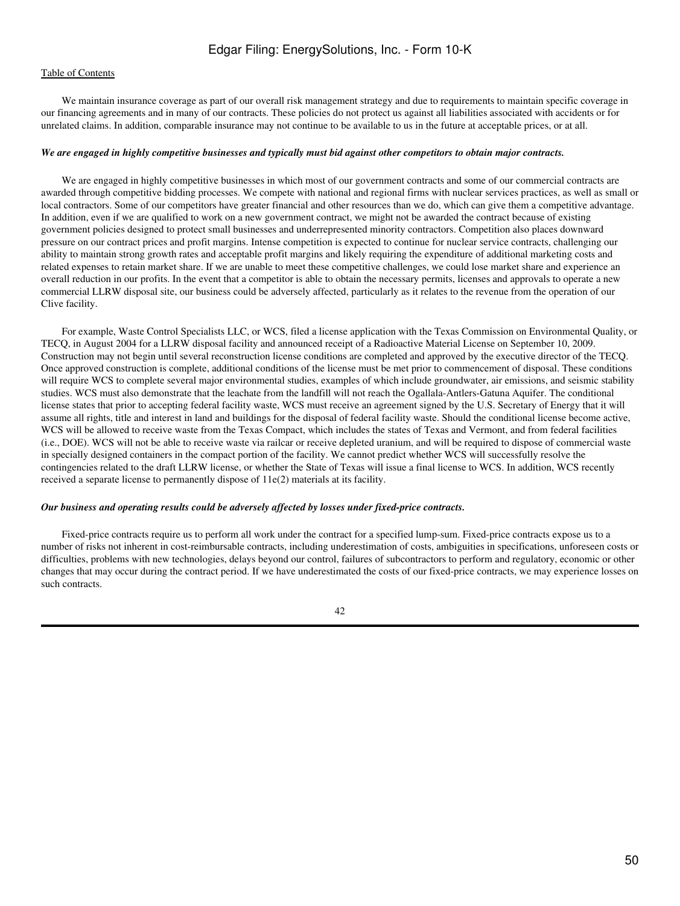We maintain insurance coverage as part of our overall risk management strategy and due to requirements to maintain specific coverage in our financing agreements and in many of our contracts. These policies do not protect us against all liabilities associated with accidents or for unrelated claims. In addition, comparable insurance may not continue to be available to us in the future at acceptable prices, or at all.

***We are engaged in highly competitive businesses and typically must bid against other competitors to obtain major contracts.***

We are engaged in highly competitive businesses in which most of our government contracts and some of our commercial contracts are awarded through competitive bidding processes. We compete with national and regional firms with nuclear services practices, as well as small or local contractors. Some of our competitors have greater financial and other resources than we do, which can give them a competitive advantage. In addition, even if we are qualified to work on a new government contract, we might not be awarded the contract because of existing government policies designed to protect small businesses and underrepresented minority contractors. Competition also places downward pressure on our contract prices and profit margins. Intense competition is expected to continue for nuclear service contracts, challenging our ability to maintain strong growth rates and acceptable profit margins and likely requiring the expenditure of additional marketing costs and related expenses to retain market share. If we are unable to meet these competitive challenges, we could lose market share and experience an overall reduction in our profits. In the event that a competitor is able to obtain the necessary permits, licenses and approvals to operate a new commercial LLRW disposal site, our business could be adversely affected, particularly as it relates to the revenue from the operation of our Clive facility.

For example, Waste Control Specialists LLC, or WCS, filed a license application with the Texas Commission on Environmental Quality, or TECQ, in August 2004 for a LLRW disposal facility and announced receipt of a Radioactive Material License on September 10, 2009. Construction may not begin until several reconstruction license conditions are completed and approved by the executive director of the TECQ. Once approved construction is complete, additional conditions of the license must be met prior to commencement of disposal. These conditions will require WCS to complete several major environmental studies, examples of which include groundwater, air emissions, and seismic stability studies. WCS must also demonstrate that the leachate from the landfill will not reach the Ogallala-Antlers-Gatuna Aquifer. The conditional license states that prior to accepting federal facility waste, WCS must receive an agreement signed by the U.S. Secretary of Energy that it will assume all rights, title and interest in land and buildings for the disposal of federal facility waste. Should the conditional license become active, WCS will be allowed to receive waste from the Texas Compact, which includes the states of Texas and Vermont, and from federal facilities (i.e., DOE). WCS will not be able to receive waste via railcar or receive depleted uranium, and will be required to dispose of commercial waste in specially designed containers in the compact portion of the facility. We cannot predict whether WCS will successfully resolve the contingencies related to the draft LLRW license, or whether the State of Texas will issue a final license to WCS. In addition, WCS recently received a separate license to permanently dispose of 11e(2) materials at its facility.

***Our business and operating results could be adversely affected by losses under fixed-price contracts.***

Fixed-price contracts require us to perform all work under the contract for a specified lump-sum. Fixed-price contracts expose us to a number of risks not inherent in cost-reimbursable contracts, including underestimation of costs, ambiguities in specifications, unforeseen costs or difficulties, problems with new technologies, delays beyond our control, failures of subcontractors to perform and regulatory, economic or other changes that may occur during the contract period. If we have underestimated the costs of our fixed-price contracts, we may experience losses on such contracts.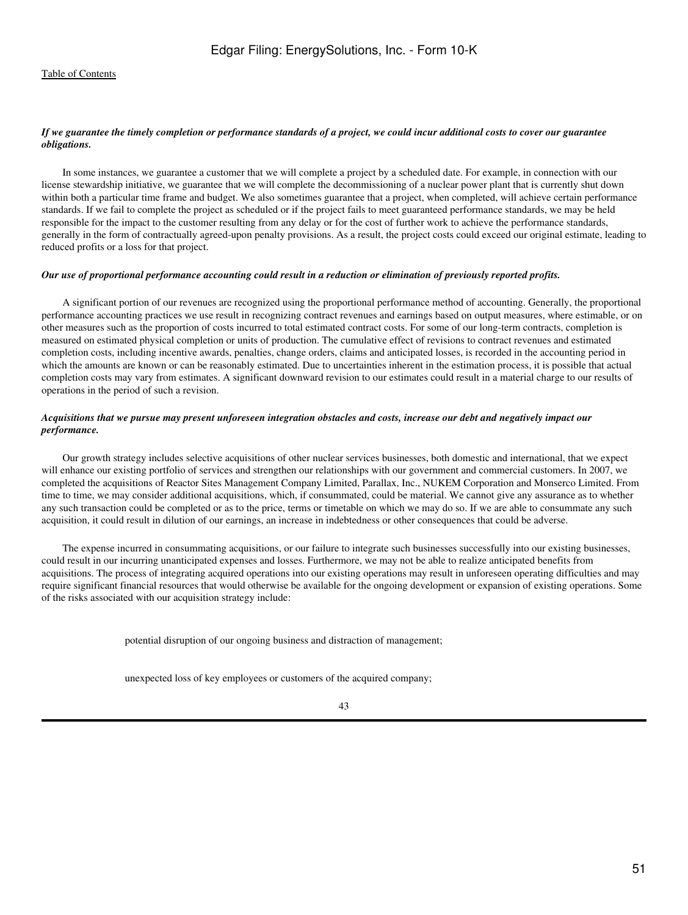***If we guarantee the timely completion or performance standards of a project, we could incur additional costs to cover our guarantee obligations.***

In some instances, we guarantee a customer that we will complete a project by a scheduled date. For example, in connection with our license stewardship initiative, we guarantee that we will complete the decommissioning of a nuclear power plant that is currently shut down within both a particular time frame and budget. We also sometimes guarantee that a project, when completed, will achieve certain performance standards. If we fail to complete the project as scheduled or if the project fails to meet guaranteed performance standards, we may be held responsible for the impact to the customer resulting from any delay or for the cost of further work to achieve the performance standards, generally in the form of contractually agreed-upon penalty provisions. As a result, the project costs could exceed our original estimate, leading to reduced profits or a loss for that project.

***Our use of proportional performance accounting could result in a reduction or elimination of previously reported profits.***

A significant portion of our revenues are recognized using the proportional performance method of accounting. Generally, the proportional performance accounting practices we use result in recognizing contract revenues and earnings based on output measures, where estimable, or on other measures such as the proportion of costs incurred to total estimated contract costs. For some of our long-term contracts, completion is measured on estimated physical completion or units of production. The cumulative effect of revisions to contract revenues and estimated completion costs, including incentive awards, penalties, change orders, claims and anticipated losses, is recorded in the accounting period in which the amounts are known or can be reasonably estimated. Due to uncertainties inherent in the estimation process, it is possible that actual completion costs may vary from estimates. A significant downward revision to our estimates could result in a material charge to our results of operations in the period of such a revision.

***Acquisitions that we pursue may present unforeseen integration obstacles and costs, increase our debt and negatively impact our performance.***

Our growth strategy includes selective acquisitions of other nuclear services businesses, both domestic and international, that we expect will enhance our existing portfolio of services and strengthen our relationships with our government and commercial customers. In 2007, we completed the acquisitions of Reactor Sites Management Company Limited, Parallax, Inc., NUKEM Corporation and Monserco Limited. From time to time, we may consider additional acquisitions, which, if consummated, could be material. We cannot give any assurance as to whether any such transaction could be completed or as to the price, terms or timetable on which we may do so. If we are able to consummate any such acquisition, it could result in dilution of our earnings, an increase in indebtedness or other consequences that could be adverse.

The expense incurred in consummating acquisitions, or our failure to integrate such businesses successfully into our existing businesses, could result in our incurring unanticipated expenses and losses. Furthermore, we may not be able to realize anticipated benefits from acquisitions. The process of integrating acquired operations into our existing operations may result in unforeseen operating difficulties and may require significant financial resources that would otherwise be available for the ongoing development or expansion of existing operations. Some of the risks associated with our acquisition strategy include:

- potential disruption of our ongoing business and distraction of management;
- unexpected loss of key employees or customers of the acquired company;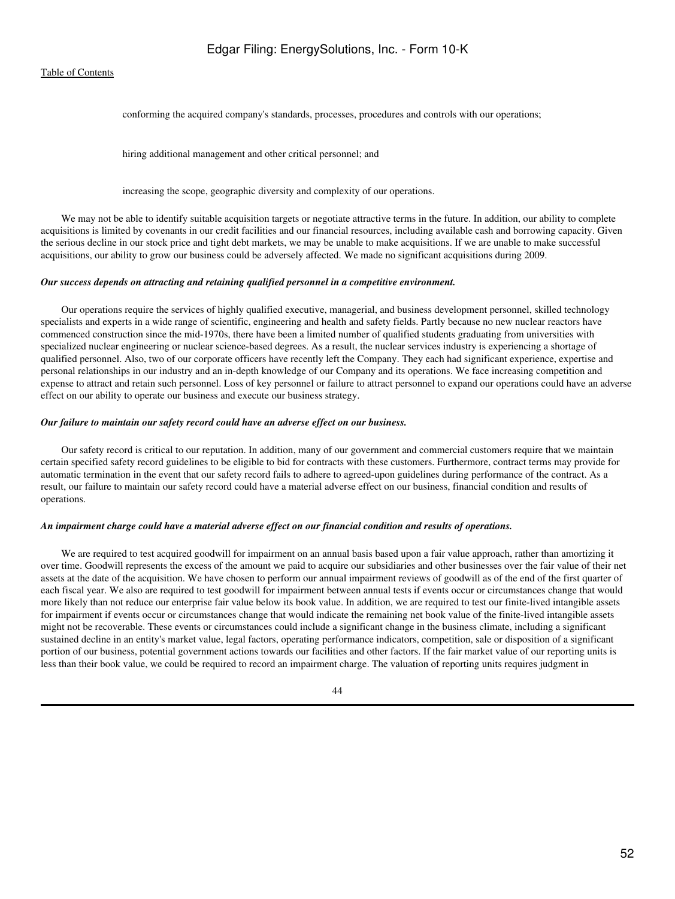- conforming the acquired company's standards, processes, procedures and controls with our operations;
- hiring additional management and other critical personnel; and
- increasing the scope, geographic diversity and complexity of our operations.

We may not be able to identify suitable acquisition targets or negotiate attractive terms in the future. In addition, our ability to complete acquisitions is limited by covenants in our credit facilities and our financial resources, including available cash and borrowing capacity. Given the serious decline in our stock price and tight debt markets, we may be unable to make acquisitions. If we are unable to make successful acquisitions, our ability to grow our business could be adversely affected. We made no significant acquisitions during 2009.

***Our success depends on attracting and retaining qualified personnel in a competitive environment.***

Our operations require the services of highly qualified executive, managerial, and business development personnel, skilled technology specialists and experts in a wide range of scientific, engineering and health and safety fields. Partly because no new nuclear reactors have commenced construction since the mid-1970s, there have been a limited number of qualified students graduating from universities with specialized nuclear engineering or nuclear science-based degrees. As a result, the nuclear services industry is experiencing a shortage of qualified personnel. Also, two of our corporate officers have recently left the Company. They each had significant experience, expertise and personal relationships in our industry and an in-depth knowledge of our Company and its operations. We face increasing competition and expense to attract and retain such personnel. Loss of key personnel or failure to attract personnel to expand our operations could have an adverse effect on our ability to operate our business and execute our business strategy.

***Our failure to maintain our safety record could have an adverse effect on our business.***

Our safety record is critical to our reputation. In addition, many of our government and commercial customers require that we maintain certain specified safety record guidelines to be eligible to bid for contracts with these customers. Furthermore, contract terms may provide for automatic termination in the event that our safety record fails to adhere to agreed-upon guidelines during performance of the contract. As a result, our failure to maintain our safety record could have a material adverse effect on our business, financial condition and results of operations.

***An impairment charge could have a material adverse effect on our financial condition and results of operations.***

We are required to test acquired goodwill for impairment on an annual basis based upon a fair value approach, rather than amortizing it over time. Goodwill represents the excess of the amount we paid to acquire our subsidiaries and other businesses over the fair value of their net assets at the date of the acquisition. We have chosen to perform our annual impairment reviews of goodwill as of the end of the first quarter of each fiscal year. We also are required to test goodwill for impairment between annual tests if events occur or circumstances change that would more likely than not reduce our enterprise fair value below its book value. In addition, we are required to test our finite-lived intangible assets for impairment if events occur or circumstances change that would indicate the remaining net book value of the finite-lived intangible assets might not be recoverable. These events or circumstances could include a significant change in the business climate, including a significant sustained decline in an entity's market value, legal factors, operating performance indicators, competition, sale or disposition of a significant portion of our business, potential government actions towards our facilities and other factors. If the fair market value of our reporting units is less than their book value, we could be required to record an impairment charge. The valuation of reporting units requires judgment in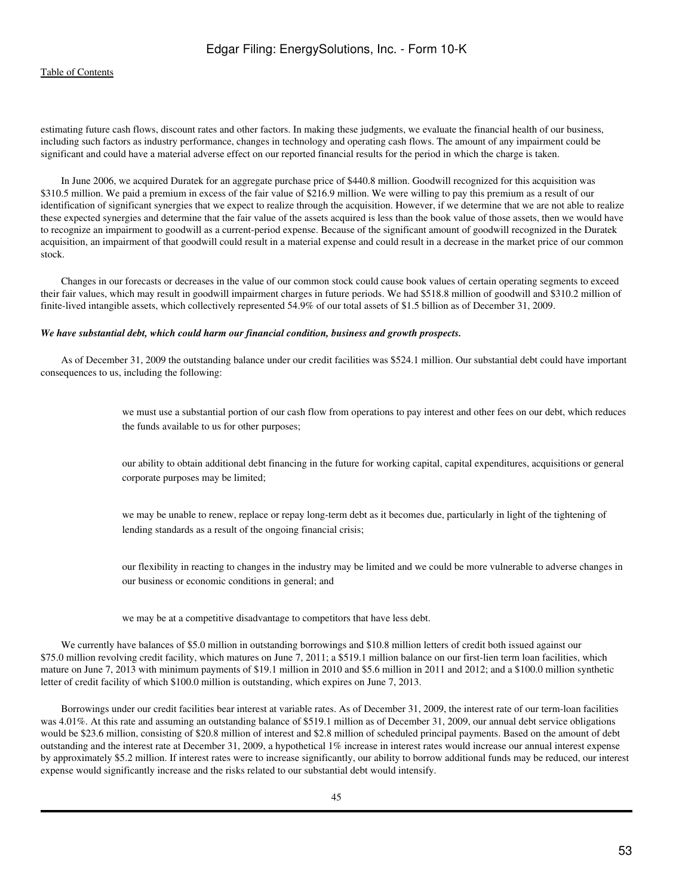estimating future cash flows, discount rates and other factors. In making these judgments, we evaluate the financial health of our business, including such factors as industry performance, changes in technology and operating cash flows. The amount of any impairment could be significant and could have a material adverse effect on our reported financial results for the period in which the charge is taken.

In June 2006, we acquired Duratek for an aggregate purchase price of $440.8 million. Goodwill recognized for this acquisition was $310.5 million. We paid a premium in excess of the fair value of $216.9 million. We were willing to pay this premium as a result of our identification of significant synergies that we expect to realize through the acquisition. However, if we determine that we are not able to realize these expected synergies and determine that the fair value of the assets acquired is less than the book value of those assets, then we would have to recognize an impairment to goodwill as a current-period expense. Because of the significant amount of goodwill recognized in the Duratek acquisition, an impairment of that goodwill could result in a material expense and could result in a decrease in the market price of our common stock.

Changes in our forecasts or decreases in the value of our common stock could cause book values of certain operating segments to exceed their fair values, which may result in goodwill impairment charges in future periods. We had $518.8 million of goodwill and $310.2 million of finite-lived intangible assets, which collectively represented 54.9% of our total assets of $1.5 billion as of December 31, 2009.

***We have substantial debt, which could harm our financial condition, business and growth prospects.***

As of December 31, 2009 the outstanding balance under our credit facilities was $524.1 million. Our substantial debt could have important consequences to us, including the following:

- we must use a substantial portion of our cash flow from operations to pay interest and other fees on our debt, which reduces the funds available to us for other purposes;
- our ability to obtain additional debt financing in the future for working capital, capital expenditures, acquisitions or general corporate purposes may be limited;
- we may be unable to renew, replace or repay long-term debt as it becomes due, particularly in light of the tightening of lending standards as a result of the ongoing financial crisis;
- our flexibility in reacting to changes in the industry may be limited and we could be more vulnerable to adverse changes in our business or economic conditions in general; and
- we may be at a competitive disadvantage to competitors that have less debt.

We currently have balances of $5.0 million in outstanding borrowings and $10.8 million letters of credit both issued against our $75.0 million revolving credit facility, which matures on June 7, 2011; a $519.1 million balance on our first-lien term loan facilities, which mature on June 7, 2013 with minimum payments of $19.1 million in 2010 and $5.6 million in 2011 and 2012; and a $100.0 million synthetic letter of credit facility of which $100.0 million is outstanding, which expires on June 7, 2013.

Borrowings under our credit facilities bear interest at variable rates. As of December 31, 2009, the interest rate of our term-loan facilities was 4.01%. At this rate and assuming an outstanding balance of $519.1 million as of December 31, 2009, our annual debt service obligations would be $23.6 million, consisting of $20.8 million of interest and $2.8 million of scheduled principal payments. Based on the amount of debt outstanding and the interest rate at December 31, 2009, a hypothetical 1% increase in interest rates would increase our annual interest expense by approximately $5.2 million. If interest rates were to increase significantly, our ability to borrow additional funds may be reduced, our interest expense would significantly increase and the risks related to our substantial debt would intensify.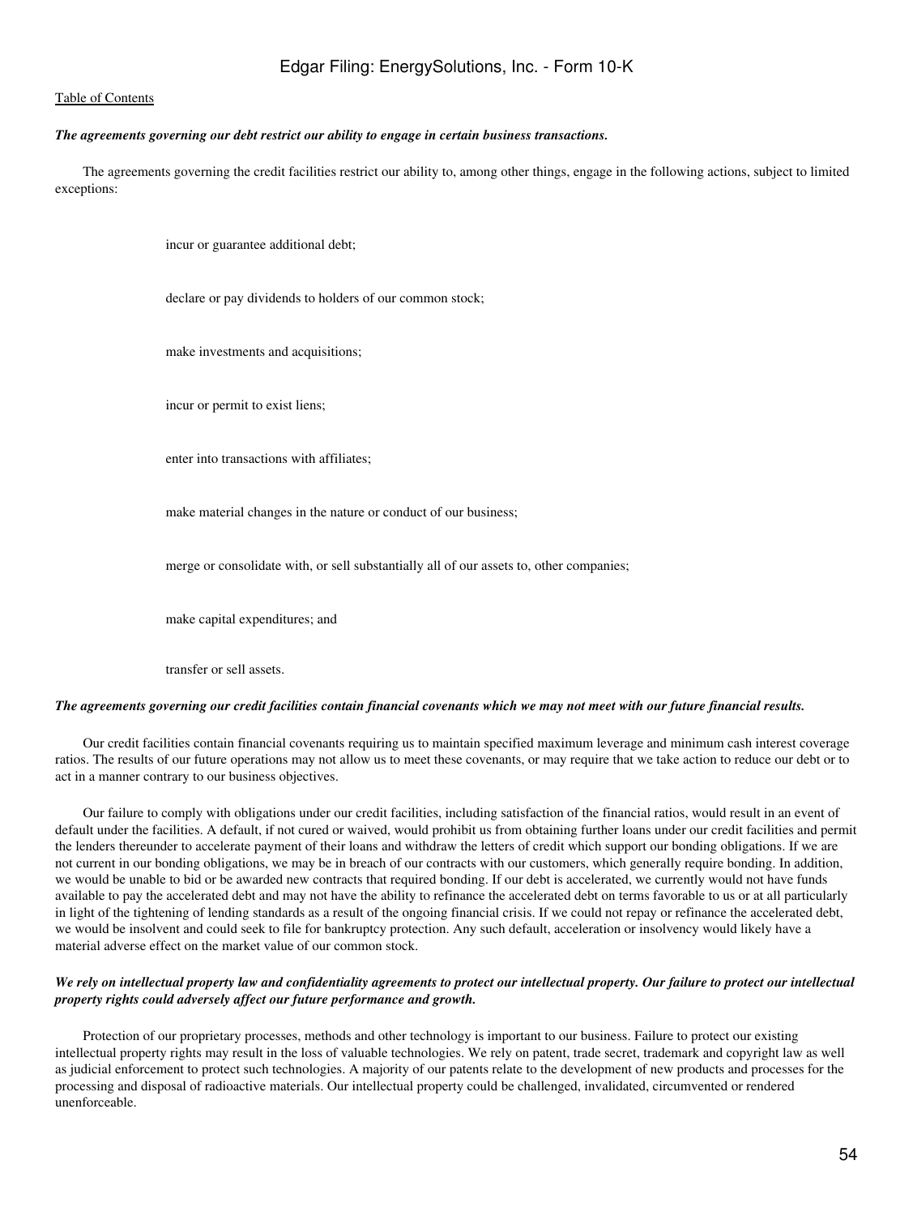*The agreements governing our debt restrict our ability to engage in certain business transactions.*

The agreements governing the credit facilities restrict our ability to, among other things, engage in the following actions, subject to limited exceptions:

- incur or guarantee additional debt;
- declare or pay dividends to holders of our common stock;
- make investments and acquisitions;
- incur or permit to exist liens;
- enter into transactions with affiliates;
- make material changes in the nature or conduct of our business;
- merge or consolidate with, or sell substantially all of our assets to, other companies;
- make capital expenditures; and
- transfer or sell assets.

*The agreements governing our credit facilities contain financial covenants which we may not meet with our future financial results.*

Our credit facilities contain financial covenants requiring us to maintain specified maximum leverage and minimum cash interest coverage ratios. The results of our future operations may not allow us to meet these covenants, or may require that we take action to reduce our debt or to act in a manner contrary to our business objectives.

Our failure to comply with obligations under our credit facilities, including satisfaction of the financial ratios, would result in an event of default under the facilities. A default, if not cured or waived, would prohibit us from obtaining further loans under our credit facilities and permit the lenders thereunder to accelerate payment of their loans and withdraw the letters of credit which support our bonding obligations. If we are not current in our bonding obligations, we may be in breach of our contracts with our customers, which generally require bonding. In addition, we would be unable to bid or be awarded new contracts that required bonding. If our debt is accelerated, we currently would not have funds available to pay the accelerated debt and may not have the ability to refinance the accelerated debt on terms favorable to us or at all particularly in light of the tightening of lending standards as a result of the ongoing financial crisis. If we could not repay or refinance the accelerated debt, we would be insolvent and could seek to file for bankruptcy protection. Any such default, acceleration or insolvency would likely have a material adverse effect on the market value of our common stock.

*We rely on intellectual property law and confidentiality agreements to protect our intellectual property. Our failure to protect our intellectual property rights could adversely affect our future performance and growth.*

Protection of our proprietary processes, methods and other technology is important to our business. Failure to protect our existing intellectual property rights may result in the loss of valuable technologies. We rely on patent, trade secret, trademark and copyright law as well as judicial enforcement to protect such technologies. A majority of our patents relate to the development of new products and processes for the processing and disposal of radioactive materials. Our intellectual property could be challenged, invalidated, circumvented or rendered unenforceable.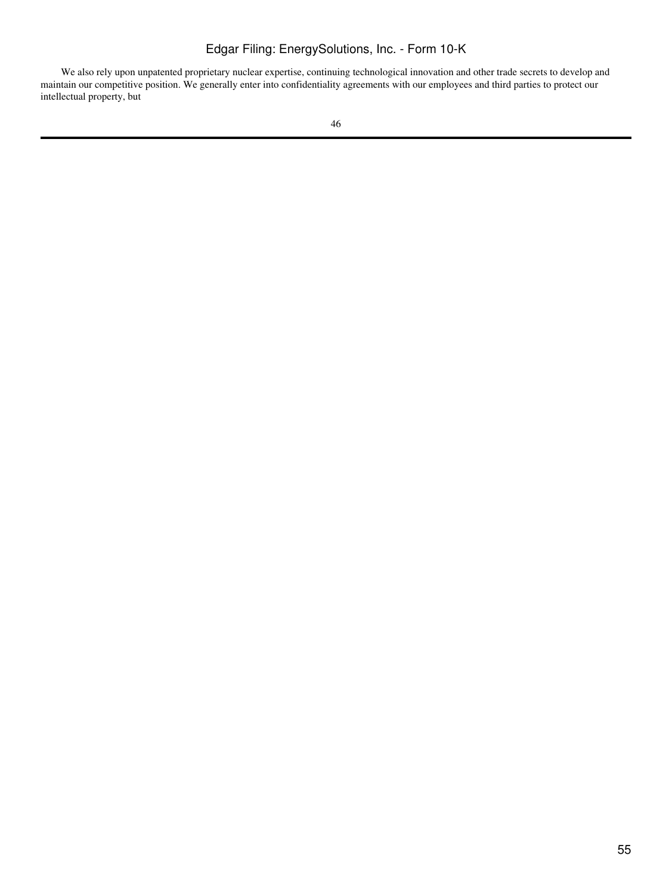We also rely upon unpatented proprietary nuclear expertise, continuing technological innovation and other trade secrets to develop and maintain our competitive position. We generally enter into confidentiality agreements with our employees and third parties to protect our intellectual property, but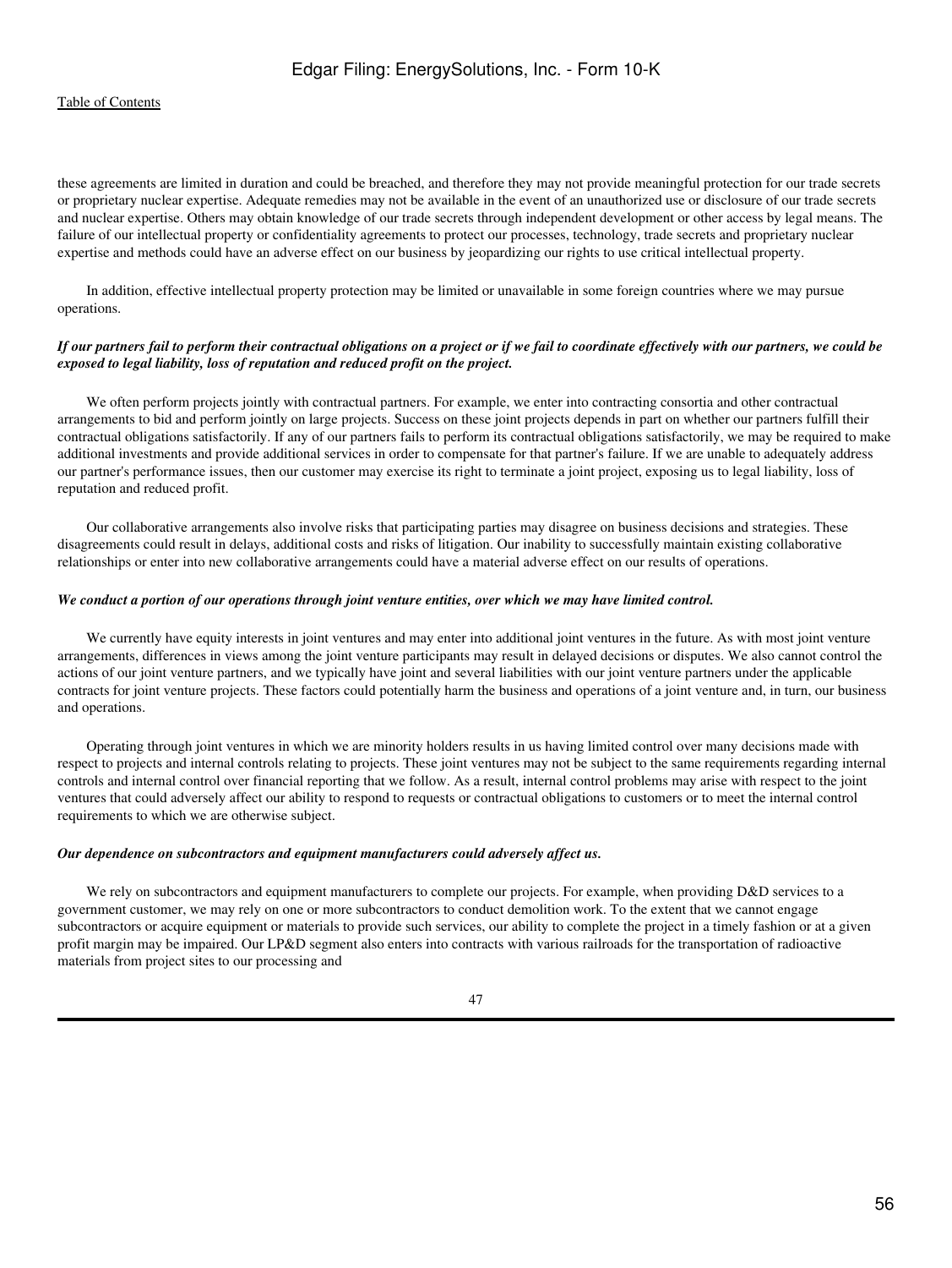these agreements are limited in duration and could be breached, and therefore they may not provide meaningful protection for our trade secrets or proprietary nuclear expertise. Adequate remedies may not be available in the event of an unauthorized use or disclosure of our trade secrets and nuclear expertise. Others may obtain knowledge of our trade secrets through independent development or other access by legal means. The failure of our intellectual property or confidentiality agreements to protect our processes, technology, trade secrets and proprietary nuclear expertise and methods could have an adverse effect on our business by jeopardizing our rights to use critical intellectual property.

In addition, effective intellectual property protection may be limited or unavailable in some foreign countries where we may pursue operations.

***If our partners fail to perform their contractual obligations on a project or if we fail to coordinate effectively with our partners, we could be exposed to legal liability, loss of reputation and reduced profit on the project.***

We often perform projects jointly with contractual partners. For example, we enter into contracting consortia and other contractual arrangements to bid and perform jointly on large projects. Success on these joint projects depends in part on whether our partners fulfill their contractual obligations satisfactorily. If any of our partners fails to perform its contractual obligations satisfactorily, we may be required to make additional investments and provide additional services in order to compensate for that partner's failure. If we are unable to adequately address our partner's performance issues, then our customer may exercise its right to terminate a joint project, exposing us to legal liability, loss of reputation and reduced profit.

Our collaborative arrangements also involve risks that participating parties may disagree on business decisions and strategies. These disagreements could result in delays, additional costs and risks of litigation. Our inability to successfully maintain existing collaborative relationships or enter into new collaborative arrangements could have a material adverse effect on our results of operations.

***We conduct a portion of our operations through joint venture entities, over which we may have limited control.***

We currently have equity interests in joint ventures and may enter into additional joint ventures in the future. As with most joint venture arrangements, differences in views among the joint venture participants may result in delayed decisions or disputes. We also cannot control the actions of our joint venture partners, and we typically have joint and several liabilities with our joint venture partners under the applicable contracts for joint venture projects. These factors could potentially harm the business and operations of a joint venture and, in turn, our business and operations.

Operating through joint ventures in which we are minority holders results in us having limited control over many decisions made with respect to projects and internal controls relating to projects. These joint ventures may not be subject to the same requirements regarding internal controls and internal control over financial reporting that we follow. As a result, internal control problems may arise with respect to the joint ventures that could adversely affect our ability to respond to requests or contractual obligations to customers or to meet the internal control requirements to which we are otherwise subject.

***Our dependence on subcontractors and equipment manufacturers could adversely affect us.***

We rely on subcontractors and equipment manufacturers to complete our projects. For example, when providing D&D services to a government customer, we may rely on one or more subcontractors to conduct demolition work. To the extent that we cannot engage subcontractors or acquire equipment or materials to provide such services, our ability to complete the project in a timely fashion or at a given profit margin may be impaired. Our LP&D segment also enters into contracts with various railroads for the transportation of radioactive materials from project sites to our processing and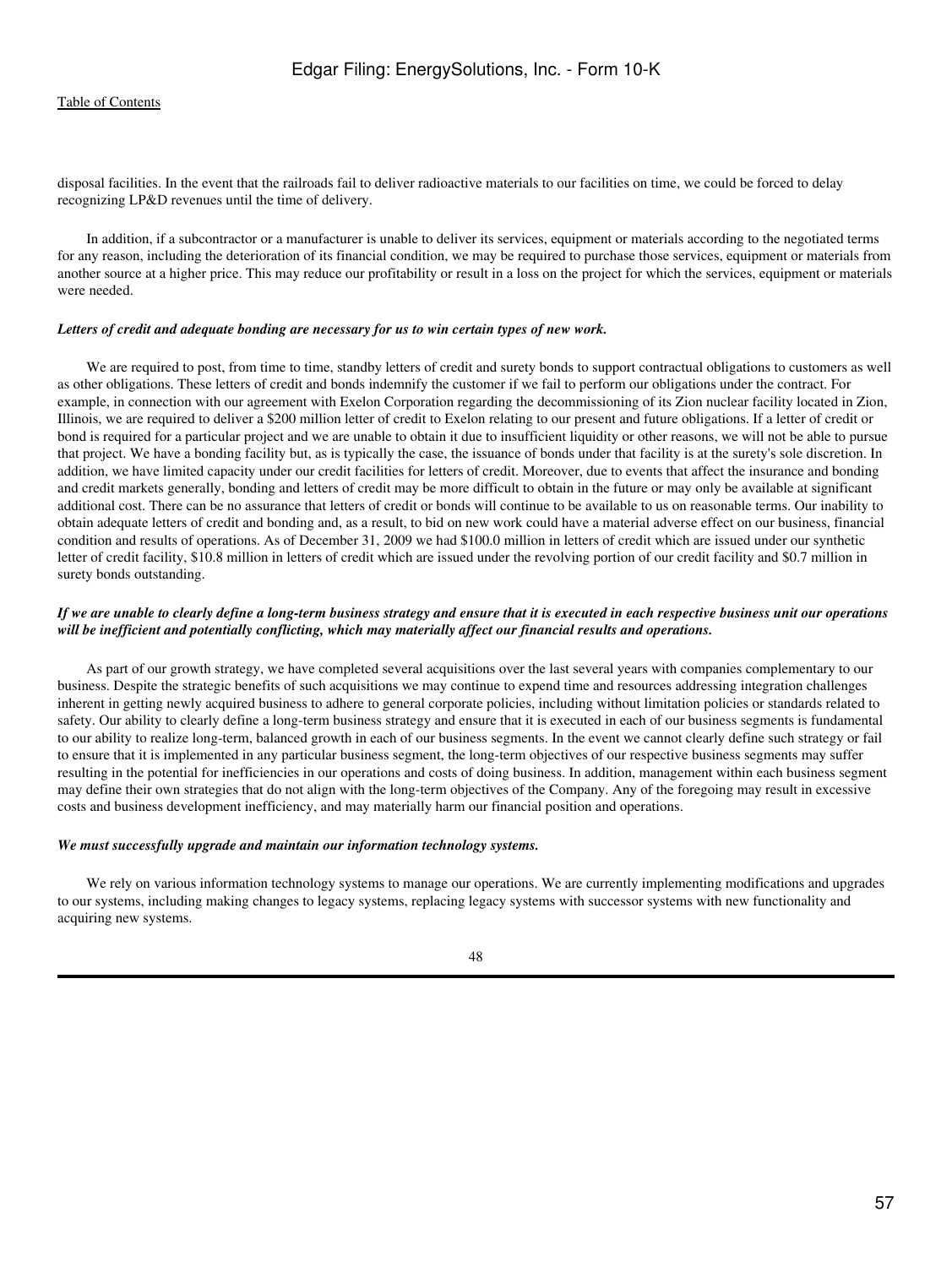disposal facilities. In the event that the railroads fail to deliver radioactive materials to our facilities on time, we could be forced to delay recognizing LP&D revenues until the time of delivery.

In addition, if a subcontractor or a manufacturer is unable to deliver its services, equipment or materials according to the negotiated terms for any reason, including the deterioration of its financial condition, we may be required to purchase those services, equipment or materials from another source at a higher price. This may reduce our profitability or result in a loss on the project for which the services, equipment or materials were needed.

***Letters of credit and adequate bonding are necessary for us to win certain types of new work.***

We are required to post, from time to time, standby letters of credit and surety bonds to support contractual obligations to customers as well as other obligations. These letters of credit and bonds indemnify the customer if we fail to perform our obligations under the contract. For example, in connection with our agreement with Exelon Corporation regarding the decommissioning of its Zion nuclear facility located in Zion, Illinois, we are required to deliver a $200 million letter of credit to Exelon relating to our present and future obligations. If a letter of credit or bond is required for a particular project and we are unable to obtain it due to insufficient liquidity or other reasons, we will not be able to pursue that project. We have a bonding facility but, as is typically the case, the issuance of bonds under that facility is at the surety's sole discretion. In addition, we have limited capacity under our credit facilities for letters of credit. Moreover, due to events that affect the insurance and bonding and credit markets generally, bonding and letters of credit may be more difficult to obtain in the future or may only be available at significant additional cost. There can be no assurance that letters of credit or bonds will continue to be available to us on reasonable terms. Our inability to obtain adequate letters of credit and bonding and, as a result, to bid on new work could have a material adverse effect on our business, financial condition and results of operations. As of December 31, 2009 we had $100.0 million in letters of credit which are issued under our synthetic letter of credit facility, $10.8 million in letters of credit which are issued under the revolving portion of our credit facility and $0.7 million in surety bonds outstanding.

***If we are unable to clearly define a long-term business strategy and ensure that it is executed in each respective business unit our operations will be inefficient and potentially conflicting, which may materially affect our financial results and operations.***

As part of our growth strategy, we have completed several acquisitions over the last several years with companies complementary to our business. Despite the strategic benefits of such acquisitions we may continue to expend time and resources addressing integration challenges inherent in getting newly acquired business to adhere to general corporate policies, including without limitation policies or standards related to safety. Our ability to clearly define a long-term business strategy and ensure that it is executed in each of our business segments is fundamental to our ability to realize long-term, balanced growth in each of our business segments. In the event we cannot clearly define such strategy or fail to ensure that it is implemented in any particular business segment, the long-term objectives of our respective business segments may suffer resulting in the potential for inefficiencies in our operations and costs of doing business. In addition, management within each business segment may define their own strategies that do not align with the long-term objectives of the Company. Any of the foregoing may result in excessive costs and business development inefficiency, and may materially harm our financial position and operations.

***We must successfully upgrade and maintain our information technology systems.***

We rely on various information technology systems to manage our operations. We are currently implementing modifications and upgrades to our systems, including making changes to legacy systems, replacing legacy systems with successor systems with new functionality and acquiring new systems.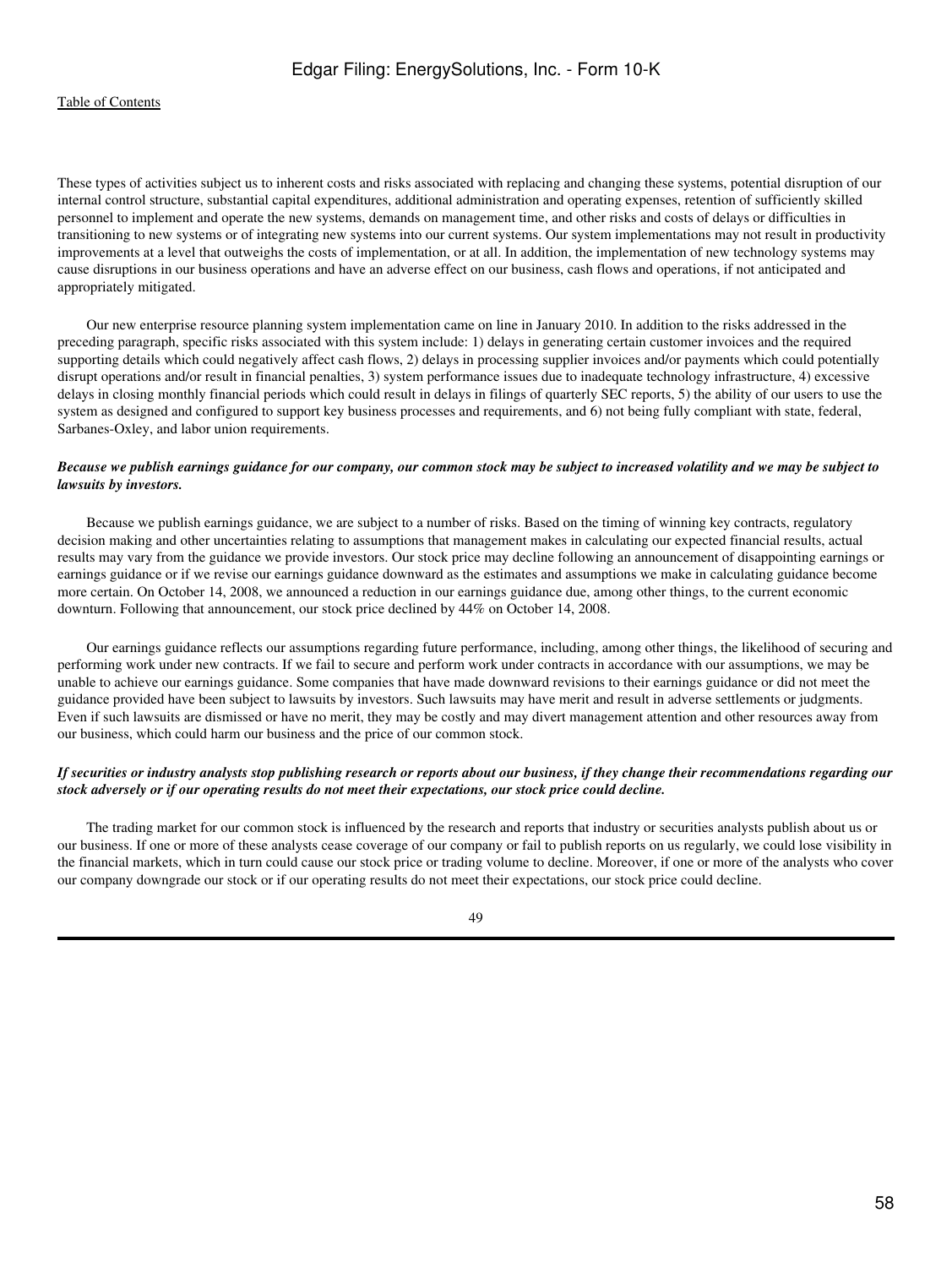These types of activities subject us to inherent costs and risks associated with replacing and changing these systems, potential disruption of our internal control structure, substantial capital expenditures, additional administration and operating expenses, retention of sufficiently skilled personnel to implement and operate the new systems, demands on management time, and other risks and costs of delays or difficulties in transitioning to new systems or of integrating new systems into our current systems. Our system implementations may not result in productivity improvements at a level that outweighs the costs of implementation, or at all. In addition, the implementation of new technology systems may cause disruptions in our business operations and have an adverse effect on our business, cash flows and operations, if not anticipated and appropriately mitigated.

Our new enterprise resource planning system implementation came on line in January 2010. In addition to the risks addressed in the preceding paragraph, specific risks associated with this system include: 1) delays in generating certain customer invoices and the required supporting details which could negatively affect cash flows, 2) delays in processing supplier invoices and/or payments which could potentially disrupt operations and/or result in financial penalties, 3) system performance issues due to inadequate technology infrastructure, 4) excessive delays in closing monthly financial periods which could result in delays in filings of quarterly SEC reports, 5) the ability of our users to use the system as designed and configured to support key business processes and requirements, and 6) not being fully compliant with state, federal, Sarbanes-Oxley, and labor union requirements.

***Because we publish earnings guidance for our company, our common stock may be subject to increased volatility and we may be subject to lawsuits by investors.***

Because we publish earnings guidance, we are subject to a number of risks. Based on the timing of winning key contracts, regulatory decision making and other uncertainties relating to assumptions that management makes in calculating our expected financial results, actual results may vary from the guidance we provide investors. Our stock price may decline following an announcement of disappointing earnings or earnings guidance or if we revise our earnings guidance downward as the estimates and assumptions we make in calculating guidance become more certain. On October 14, 2008, we announced a reduction in our earnings guidance due, among other things, to the current economic downturn. Following that announcement, our stock price declined by 44% on October 14, 2008.

Our earnings guidance reflects our assumptions regarding future performance, including, among other things, the likelihood of securing and performing work under new contracts. If we fail to secure and perform work under contracts in accordance with our assumptions, we may be unable to achieve our earnings guidance. Some companies that have made downward revisions to their earnings guidance or did not meet the guidance provided have been subject to lawsuits by investors. Such lawsuits may have merit and result in adverse settlements or judgments. Even if such lawsuits are dismissed or have no merit, they may be costly and may divert management attention and other resources away from our business, which could harm our business and the price of our common stock.

***If securities or industry analysts stop publishing research or reports about our business, if they change their recommendations regarding our stock adversely or if our operating results do not meet their expectations, our stock price could decline.***

The trading market for our common stock is influenced by the research and reports that industry or securities analysts publish about us or our business. If one or more of these analysts cease coverage of our company or fail to publish reports on us regularly, we could lose visibility in the financial markets, which in turn could cause our stock price or trading volume to decline. Moreover, if one or more of the analysts who cover our company downgrade our stock or if our operating results do not meet their expectations, our stock price could decline.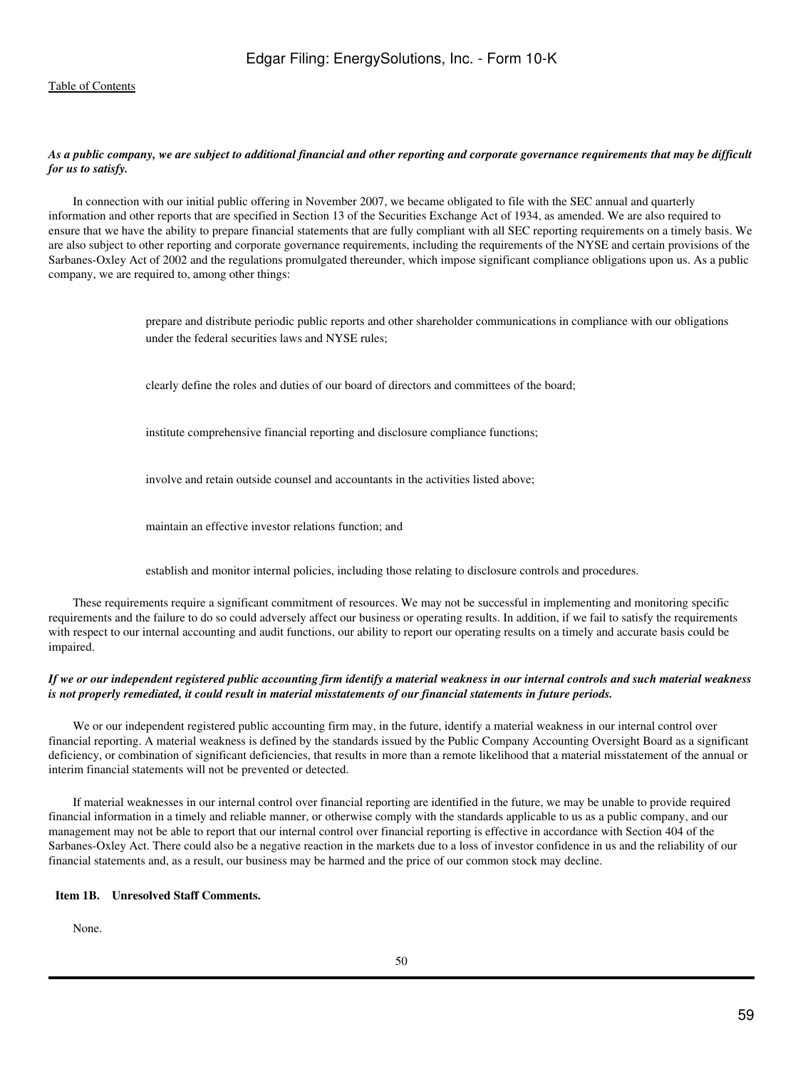***As a public company, we are subject to additional financial and other reporting and corporate governance requirements that may be difficult for us to satisfy.***

In connection with our initial public offering in November 2007, we became obligated to file with the SEC annual and quarterly information and other reports that are specified in Section 13 of the Securities Exchange Act of 1934, as amended. We are also required to ensure that we have the ability to prepare financial statements that are fully compliant with all SEC reporting requirements on a timely basis. We are also subject to other reporting and corporate governance requirements, including the requirements of the NYSE and certain provisions of the Sarbanes-Oxley Act of 2002 and the regulations promulgated thereunder, which impose significant compliance obligations upon us. As a public company, we are required to, among other things:

- prepare and distribute periodic public reports and other shareholder communications in compliance with our obligations under the federal securities laws and NYSE rules;
- clearly define the roles and duties of our board of directors and committees of the board;
- institute comprehensive financial reporting and disclosure compliance functions;
- involve and retain outside counsel and accountants in the activities listed above;
- maintain an effective investor relations function; and
- establish and monitor internal policies, including those relating to disclosure controls and procedures.

These requirements require a significant commitment of resources. We may not be successful in implementing and monitoring specific requirements and the failure to do so could adversely affect our business or operating results. In addition, if we fail to satisfy the requirements with respect to our internal accounting and audit functions, our ability to report our operating results on a timely and accurate basis could be impaired.

***If we or our independent registered public accounting firm identify a material weakness in our internal controls and such material weakness is not properly remediated, it could result in material misstatements of our financial statements in future periods.***

We or our independent registered public accounting firm may, in the future, identify a material weakness in our internal control over financial reporting. A material weakness is defined by the standards issued by the Public Company Accounting Oversight Board as a significant deficiency, or combination of significant deficiencies, that results in more than a remote likelihood that a material misstatement of the annual or interim financial statements will not be prevented or detected.

If material weaknesses in our internal control over financial reporting are identified in the future, we may be unable to provide required financial information in a timely and reliable manner, or otherwise comply with the standards applicable to us as a public company, and our management may not be able to report that our internal control over financial reporting is effective in accordance with Section 404 of the Sarbanes-Oxley Act. There could also be a negative reaction in the markets due to a loss of investor confidence in us and the reliability of our financial statements and, as a result, our business may be harmed and the price of our common stock may decline.

## Item 1B. Unresolved Staff Comments.

None.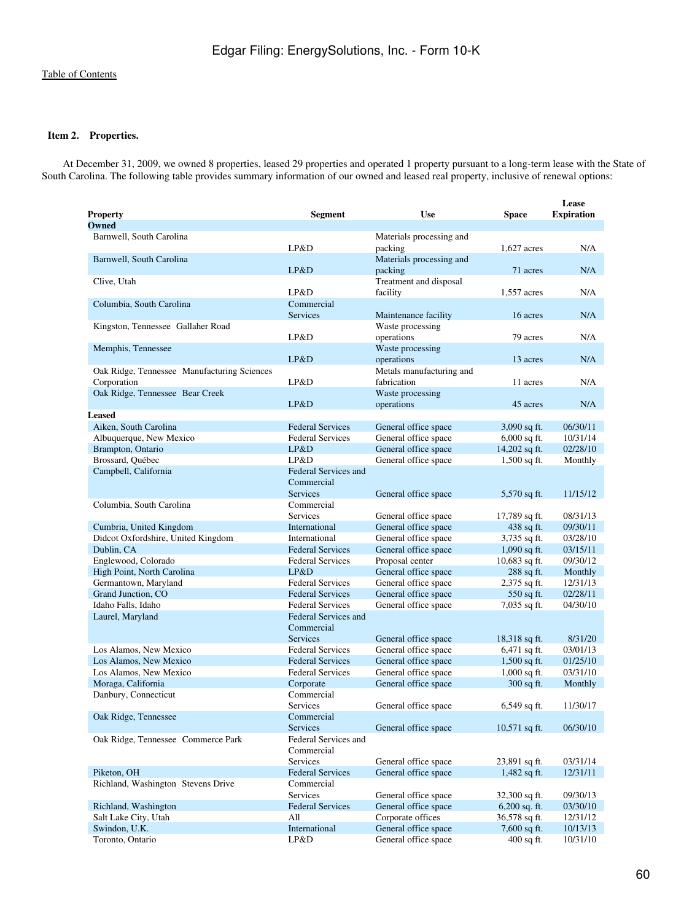## Item 2. Properties.

At December 31, 2009, we owned 8 properties, leased 29 properties and operated 1 property pursuant to a long-term lease with the State of South Carolina. The following table provides summary information of our owned and leased real property, inclusive of renewal options:

| Property | Segment | Use | Space | Lease Expiration |
|---|---|---|---|---|
| **Owned** | | | | |
| Barnwell, South Carolina | LP&D | Materials processing and packing | 1,627 acres | N/A |
| Barnwell, South Carolina | LP&D | Materials processing and packing | 71 acres | N/A |
| Clive, Utah | LP&D | Treatment and disposal facility | 1,557 acres | N/A |
| Columbia, South Carolina | Commercial Services | Maintenance facility | 16 acres | N/A |
| Kingston, Tennessee Gallaher Road | LP&D | Waste processing operations | 79 acres | N/A |
| Memphis, Tennessee | LP&D | Waste processing operations | 13 acres | N/A |
| Oak Ridge, Tennessee Manufacturing Sciences Corporation | LP&D | Metals manufacturing and fabrication | 11 acres | N/A |
| Oak Ridge, Tennessee Bear Creek | LP&D | Waste processing operations | 45 acres | N/A |
| **Leased** | | | | |
| Aiken, South Carolina | Federal Services | General office space | 3,090 sq ft. | 06/30/11 |
| Albuquerque, New Mexico | Federal Services | General office space | 6,000 sq ft. | 10/31/14 |
| Brampton, Ontario | LP&D | General office space | 14,202 sq ft. | 02/28/10 |
| Brossard, Québec | LP&D | General office space | 1,500 sq ft. | Monthly |
| Campbell, California | Federal Services and Commercial Services | General office space | 5,570 sq ft. | 11/15/12 |
| Columbia, South Carolina | Commercial Services | General office space | 17,789 sq ft. | 08/31/13 |
| Cumbria, United Kingdom | International | General office space | 438 sq ft. | 09/30/11 |
| Didcot Oxfordshire, United Kingdom | International | General office space | 3,735 sq ft. | 03/28/10 |
| Dublin, CA | Federal Services | General office space | 1,090 sq ft. | 03/15/11 |
| Englewood, Colorado | Federal Services | Proposal center | 10,683 sq ft. | 09/30/12 |
| High Point, North Carolina | LP&D | General office space | 288 sq ft. | Monthly |
| Germantown, Maryland | Federal Services | General office space | 2,375 sq ft. | 12/31/13 |
| Grand Junction, CO | Federal Services | General office space | 550 sq ft. | 02/28/11 |
| Idaho Falls, Idaho | Federal Services | General office space | 7,035 sq ft. | 04/30/10 |
| Laurel, Maryland | Federal Services and Commercial Services | General office space | 18,318 sq ft. | 8/31/20 |
| Los Alamos, New Mexico | Federal Services | General office space | 6,471 sq ft. | 03/01/13 |
| Los Alamos, New Mexico | Federal Services | General office space | 1,500 sq ft. | 01/25/10 |
| Los Alamos, New Mexico | Federal Services | General office space | 1,000 sq ft. | 03/31/10 |
| Moraga, California | Corporate | General office space | 300 sq ft. | Monthly |
| Danbury, Connecticut | Commercial Services | General office space | 6,549 sq ft. | 11/30/17 |
| Oak Ridge, Tennessee | Commercial Services | General office space | 10,571 sq ft. | 06/30/10 |
| Oak Ridge, Tennessee Commerce Park | Federal Services and Commercial Services | General office space | 23,891 sq ft. | 03/31/14 |
| Piketon, OH | Federal Services | General office space | 1,482 sq ft. | 12/31/11 |
| Richland, Washington Stevens Drive | Commercial Services | General office space | 32,300 sq ft. | 09/30/13 |
| Richland, Washington | Federal Services | General office space | 6,200 sq. ft. | 03/30/10 |
| Salt Lake City, Utah | All | Corporate offices | 36,578 sq ft. | 12/31/12 |
| Swindon, U.K. | International | General office space | 7,600 sq ft. | 10/13/13 |
| Toronto, Ontario | LP&D | General office space | 400 sq ft. | 10/31/10 |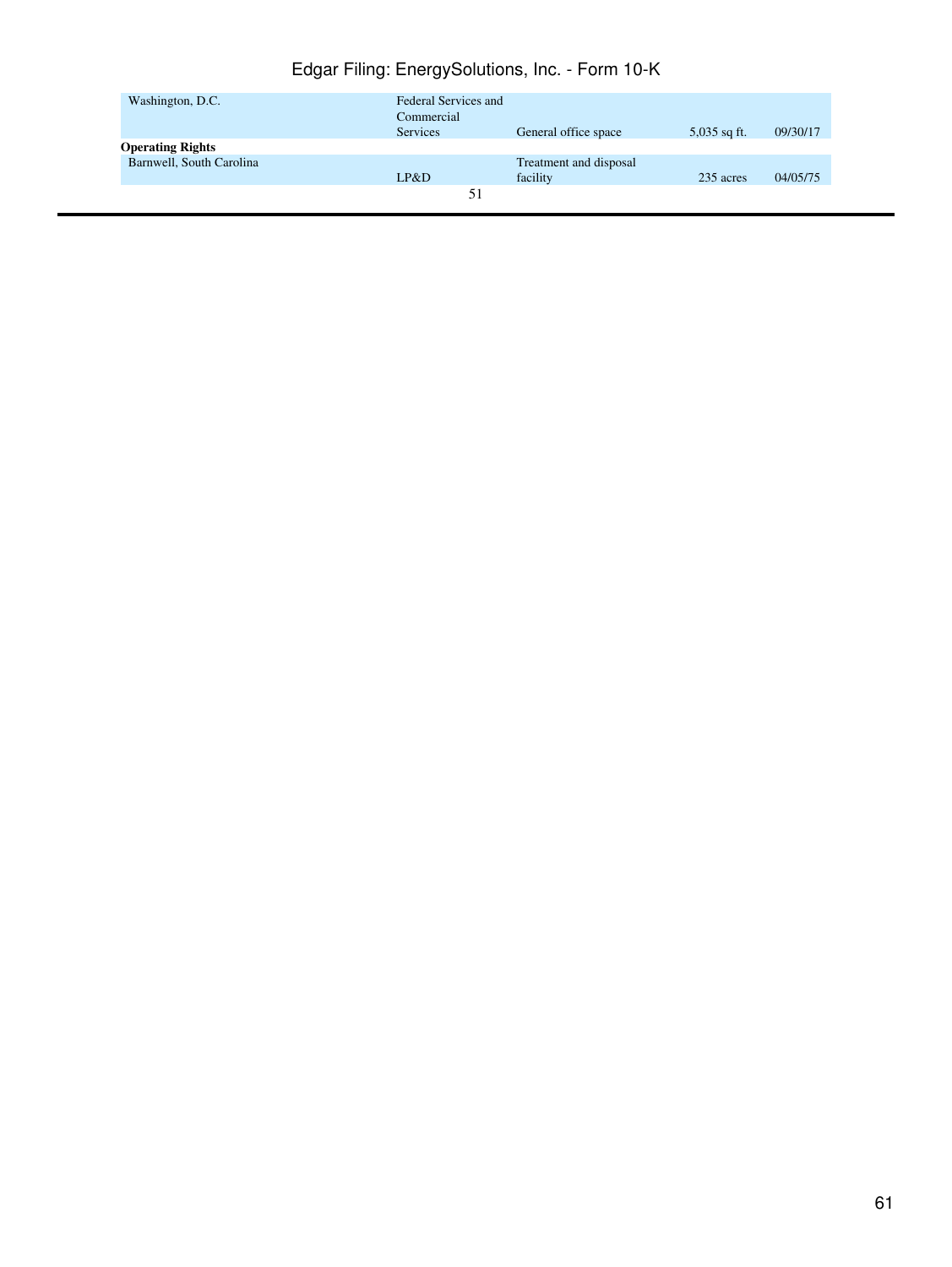| | | | | |
|---|---|---|---|---|
| Washington, D.C. | Federal Services and Commercial Services | General office space | 5,035 sq ft. | 09/30/17 |
| **Operating Rights** | | | | |
| Barnwell, South Carolina | LP&D | Treatment and disposal facility | 235 acres | 04/05/75 |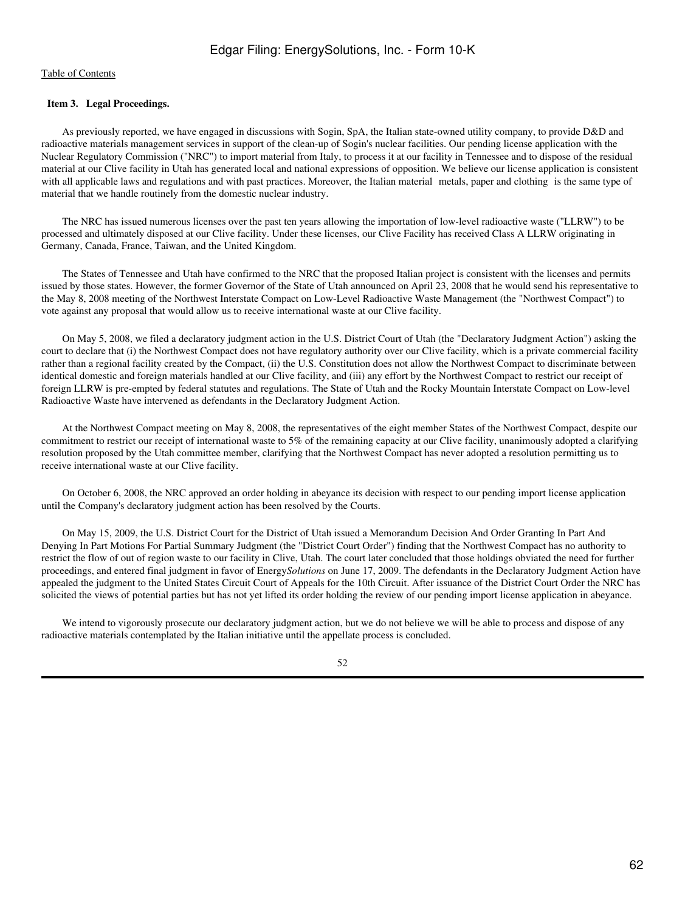## Item 3. Legal Proceedings.

As previously reported, we have engaged in discussions with Sogin, SpA, the Italian state-owned utility company, to provide D&D and radioactive materials management services in support of the clean-up of Sogin's nuclear facilities. Our pending license application with the Nuclear Regulatory Commission ("NRC") to import material from Italy, to process it at our facility in Tennessee and to dispose of the residual material at our Clive facility in Utah has generated local and national expressions of opposition. We believe our license application is consistent with all applicable laws and regulations and with past practices. Moreover, the Italian material metals, paper and clothing is the same type of material that we handle routinely from the domestic nuclear industry.

The NRC has issued numerous licenses over the past ten years allowing the importation of low-level radioactive waste ("LLRW") to be processed and ultimately disposed at our Clive facility. Under these licenses, our Clive Facility has received Class A LLRW originating in Germany, Canada, France, Taiwan, and the United Kingdom.

The States of Tennessee and Utah have confirmed to the NRC that the proposed Italian project is consistent with the licenses and permits issued by those states. However, the former Governor of the State of Utah announced on April 23, 2008 that he would send his representative to the May 8, 2008 meeting of the Northwest Interstate Compact on Low-Level Radioactive Waste Management (the "Northwest Compact") to vote against any proposal that would allow us to receive international waste at our Clive facility.

On May 5, 2008, we filed a declaratory judgment action in the U.S. District Court of Utah (the "Declaratory Judgment Action") asking the court to declare that (i) the Northwest Compact does not have regulatory authority over our Clive facility, which is a private commercial facility rather than a regional facility created by the Compact, (ii) the U.S. Constitution does not allow the Northwest Compact to discriminate between identical domestic and foreign materials handled at our Clive facility, and (iii) any effort by the Northwest Compact to restrict our receipt of foreign LLRW is pre-empted by federal statutes and regulations. The State of Utah and the Rocky Mountain Interstate Compact on Low-level Radioactive Waste have intervened as defendants in the Declaratory Judgment Action.

At the Northwest Compact meeting on May 8, 2008, the representatives of the eight member States of the Northwest Compact, despite our commitment to restrict our receipt of international waste to 5% of the remaining capacity at our Clive facility, unanimously adopted a clarifying resolution proposed by the Utah committee member, clarifying that the Northwest Compact has never adopted a resolution permitting us to receive international waste at our Clive facility.

On October 6, 2008, the NRC approved an order holding in abeyance its decision with respect to our pending import license application until the Company's declaratory judgment action has been resolved by the Courts.

On May 15, 2009, the U.S. District Court for the District of Utah issued a Memorandum Decision And Order Granting In Part And Denying In Part Motions For Partial Summary Judgment (the "District Court Order") finding that the Northwest Compact has no authority to restrict the flow of out of region waste to our facility in Clive, Utah. The court later concluded that those holdings obviated the need for further proceedings, and entered final judgment in favor of Energy*Solutions* on June 17, 2009. The defendants in the Declaratory Judgment Action have appealed the judgment to the United States Circuit Court of Appeals for the 10th Circuit. After issuance of the District Court Order the NRC has solicited the views of potential parties but has not yet lifted its order holding the review of our pending import license application in abeyance.

We intend to vigorously prosecute our declaratory judgment action, but we do not believe we will be able to process and dispose of any radioactive materials contemplated by the Italian initiative until the appellate process is concluded.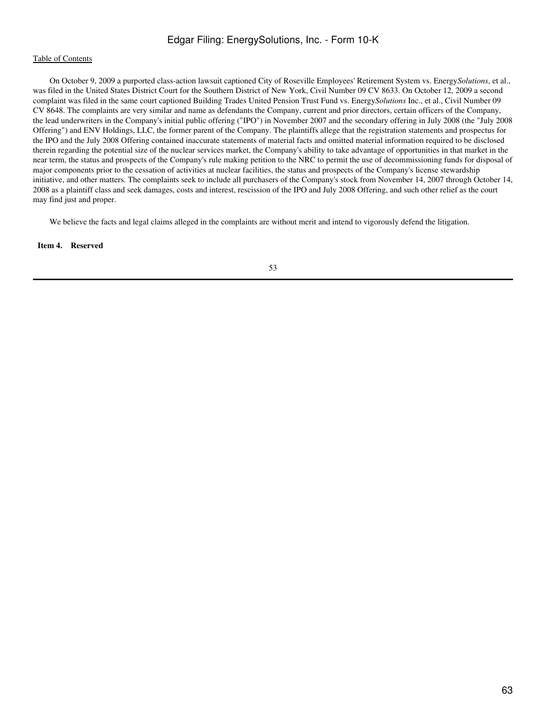On October 9, 2009 a purported class-action lawsuit captioned City of Roseville Employees' Retirement System vs. Energy*Solutions*, et al., was filed in the United States District Court for the Southern District of New York, Civil Number 09 CV 8633. On October 12, 2009 a second complaint was filed in the same court captioned Building Trades United Pension Trust Fund vs. Energy*Solutions* Inc., et al., Civil Number 09 CV 8648. The complaints are very similar and name as defendants the Company, current and prior directors, certain officers of the Company, the lead underwriters in the Company's initial public offering ("IPO") in November 2007 and the secondary offering in July 2008 (the "July 2008 Offering") and ENV Holdings, LLC, the former parent of the Company. The plaintiffs allege that the registration statements and prospectus for the IPO and the July 2008 Offering contained inaccurate statements of material facts and omitted material information required to be disclosed therein regarding the potential size of the nuclear services market, the Company's ability to take advantage of opportunities in that market in the near term, the status and prospects of the Company's rule making petition to the NRC to permit the use of decommissioning funds for disposal of major components prior to the cessation of activities at nuclear facilities, the status and prospects of the Company's license stewardship initiative, and other matters. The complaints seek to include all purchasers of the Company's stock from November 14, 2007 through October 14, 2008 as a plaintiff class and seek damages, costs and interest, rescission of the IPO and July 2008 Offering, and such other relief as the court may find just and proper.

We believe the facts and legal claims alleged in the complaints are without merit and intend to vigorously defend the litigation.

## Item 4. Reserved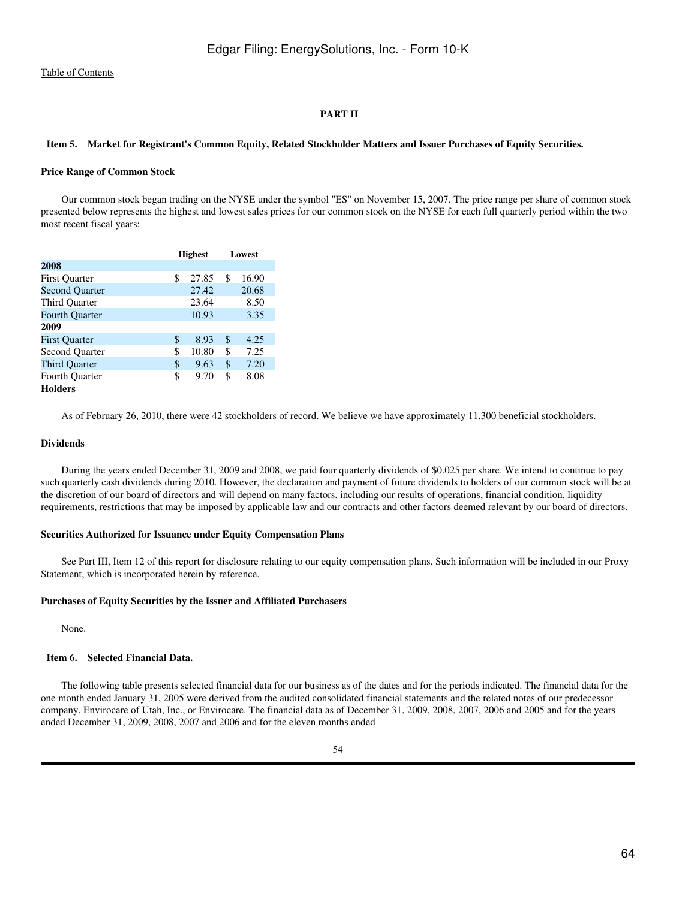Table of Contents

**PART II**

## Item 5. Market for Registrant's Common Equity, Related Stockholder Matters and Issuer Purchases of Equity Securities.

### Price Range of Common Stock

Our common stock began trading on the NYSE under the symbol "ES" on November 15, 2007. The price range per share of common stock presented below represents the highest and lowest sales prices for our common stock on the NYSE for each full quarterly period within the two most recent fiscal years:

| | Highest | Lowest |
|---|---|---|
| **2008** | | |
| First Quarter | $ 27.85 | $ 16.90 |
| Second Quarter | 27.42 | 20.68 |
| Third Quarter | 23.64 | 8.50 |
| Fourth Quarter | 10.93 | 3.35 |
| **2009** | | |
| First Quarter | $ 8.93 | $ 4.25 |
| Second Quarter | $ 10.80 | $ 7.25 |
| Third Quarter | $ 9.63 | $ 7.20 |
| Fourth Quarter | $ 9.70 | $ 8.08 |

### Holders

As of February 26, 2010, there were 42 stockholders of record. We believe we have approximately 11,300 beneficial stockholders.

### Dividends

During the years ended December 31, 2009 and 2008, we paid four quarterly dividends of $0.025 per share. We intend to continue to pay such quarterly cash dividends during 2010. However, the declaration and payment of future dividends to holders of our common stock will be at the discretion of our board of directors and will depend on many factors, including our results of operations, financial condition, liquidity requirements, restrictions that may be imposed by applicable law and our contracts and other factors deemed relevant by our board of directors.

### Securities Authorized for Issuance under Equity Compensation Plans

See Part III, Item 12 of this report for disclosure relating to our equity compensation plans. Such information will be included in our Proxy Statement, which is incorporated herein by reference.

### Purchases of Equity Securities by the Issuer and Affiliated Purchasers

None.

## Item 6. Selected Financial Data.

The following table presents selected financial data for our business as of the dates and for the periods indicated. The financial data for the one month ended January 31, 2005 were derived from the audited consolidated financial statements and the related notes of our predecessor company, Envirocare of Utah, Inc., or Envirocare. The financial data as of December 31, 2009, 2008, 2007, 2006 and 2005 and for the years ended December 31, 2009, 2008, 2007 and 2006 and for the eleven months ended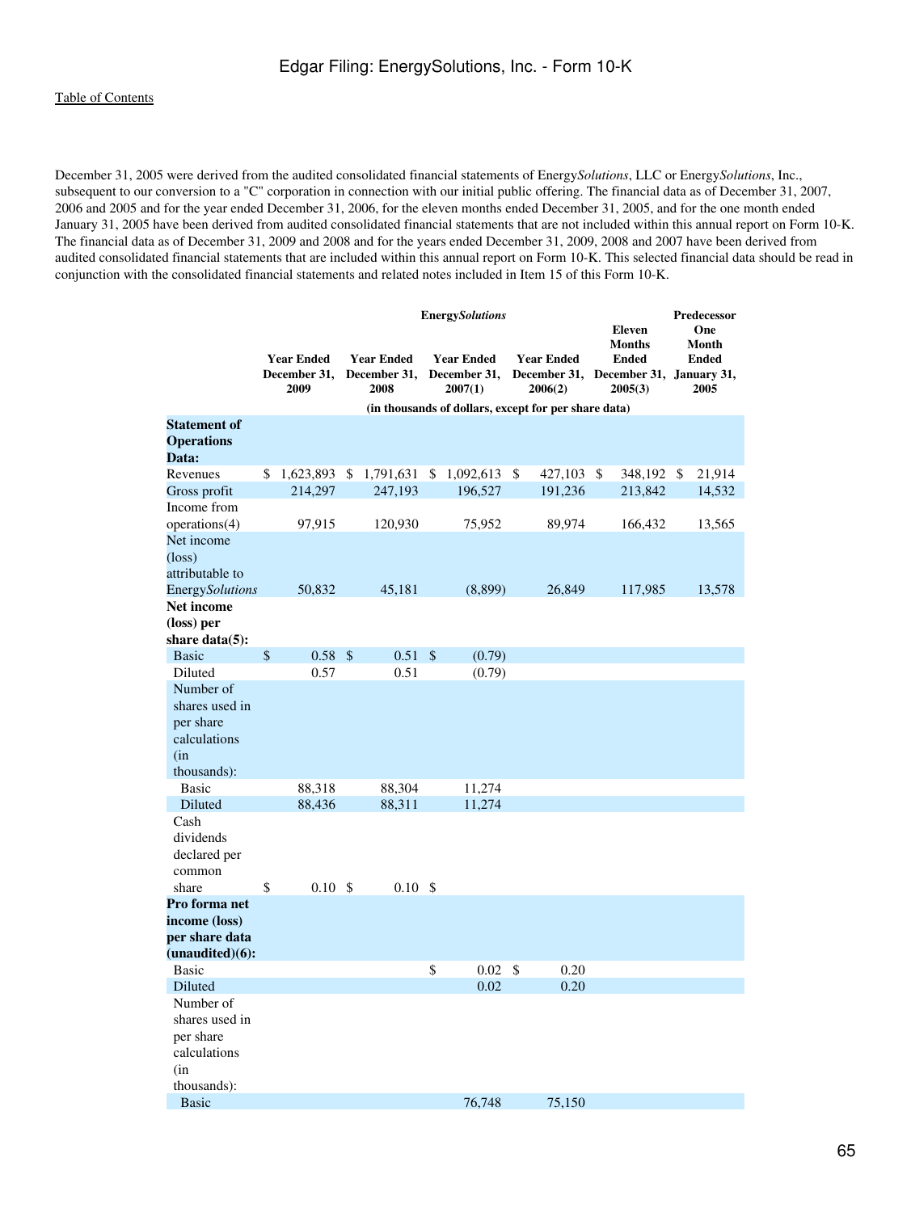December 31, 2005 were derived from the audited consolidated financial statements of Energy*Solutions*, LLC or Energy*Solutions*, Inc., subsequent to our conversion to a "C" corporation in connection with our initial public offering. The financial data as of December 31, 2007, 2006 and 2005 and for the year ended December 31, 2006, for the eleven months ended December 31, 2005, and for the one month ended January 31, 2005 have been derived from audited consolidated financial statements that are not included within this annual report on Form 10-K. The financial data as of December 31, 2009 and 2008 and for the years ended December 31, 2009, 2008 and 2007 have been derived from audited consolidated financial statements that are included within this annual report on Form 10-K. This selected financial data should be read in conjunction with the consolidated financial statements and related notes included in Item 15 of this Form 10-K.

| | Energy*Solutions* | | | | | Predecessor |
|---|---|---|---|---|---|---|
| | Year Ended December 31, 2009 | Year Ended December 31, 2008 | Year Ended December 31, 2007(1) | Year Ended December 31, 2006(2) | Eleven Months Ended December 31, 2005(3) | One Month Ended January 31, 2005 |
| | (in thousands of dollars, except for per share data) | | | | | |
| **Statement of Operations Data:** | | | | | | |
| Revenues | $ 1,623,893 | $ 1,791,631 | $ 1,092,613 | $ 427,103 | $ 348,192 | $ 21,914 |
| Gross profit | 214,297 | 247,193 | 196,527 | 191,236 | 213,842 | 14,532 |
| Income from operations(4) | 97,915 | 120,930 | 75,952 | 89,974 | 166,432 | 13,565 |
| Net income (loss) attributable to Energy*Solutions* | 50,832 | 45,181 | (8,899) | 26,849 | 117,985 | 13,578 |
| **Net income (loss) per share data(5):** | | | | | | |
| Basic | $ 0.58 | $ 0.51 | $ (0.79) | | | |
| Diluted | 0.57 | 0.51 | (0.79) | | | |
| Number of shares used in per share calculations (in thousands): | | | | | | |
| Basic | 88,318 | 88,304 | 11,274 | | | |
| Diluted | 88,436 | 88,311 | 11,274 | | | |
| Cash dividends declared per common share | $ 0.10 | $ 0.10 | $ | | | |
| **Pro forma net income (loss) per share data (unaudited)(6):** | | | | | | |
| Basic | | | $ 0.02 | $ 0.20 | | |
| Diluted | | | 0.02 | 0.20 | | |
| Number of shares used in per share calculations (in thousands): | | | | | | |
| Basic | | | 76,748 | 75,150 | | |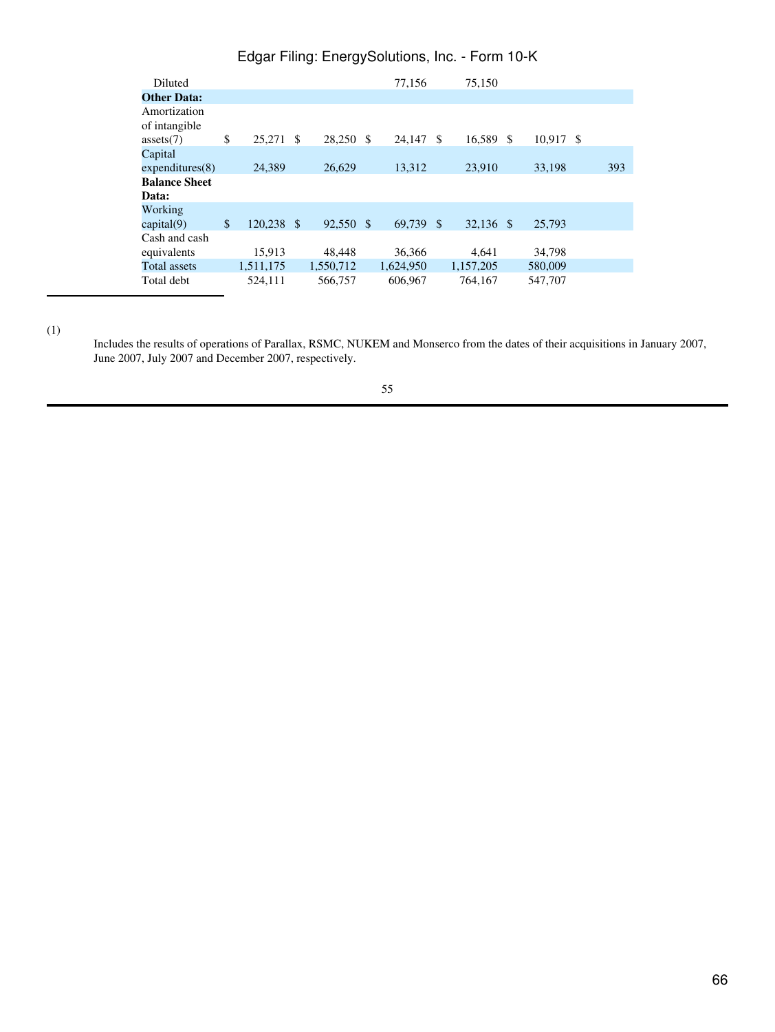| | | | | | | |
|---|---|---|---|---|---|---|
| Diluted | | | 77,156 | 75,150 | | |
| **Other Data:** | | | | | | |
| Amortization of intangible assets(7) | $ 25,271 | $ 28,250 | $ 24,147 | $ 16,589 | $ 10,917 | $ |
| Capital expenditures(8) | 24,389 | 26,629 | 13,312 | 23,910 | 33,198 | 393 |
| **Balance Sheet Data:** | | | | | | |
| Working capital(9) | $ 120,238 | $ 92,550 | $ 69,739 | $ 32,136 | $ 25,793 | |
| Cash and cash equivalents | 15,913 | 48,448 | 36,366 | 4,641 | 34,798 | |
| Total assets | 1,511,175 | 1,550,712 | 1,624,950 | 1,157,205 | 580,009 | |
| Total debt | 524,111 | 566,757 | 606,967 | 764,167 | 547,707 | |

(1) Includes the results of operations of Parallax, RSMC, NUKEM and Monserco from the dates of their acquisitions in January 2007, June 2007, July 2007 and December 2007, respectively.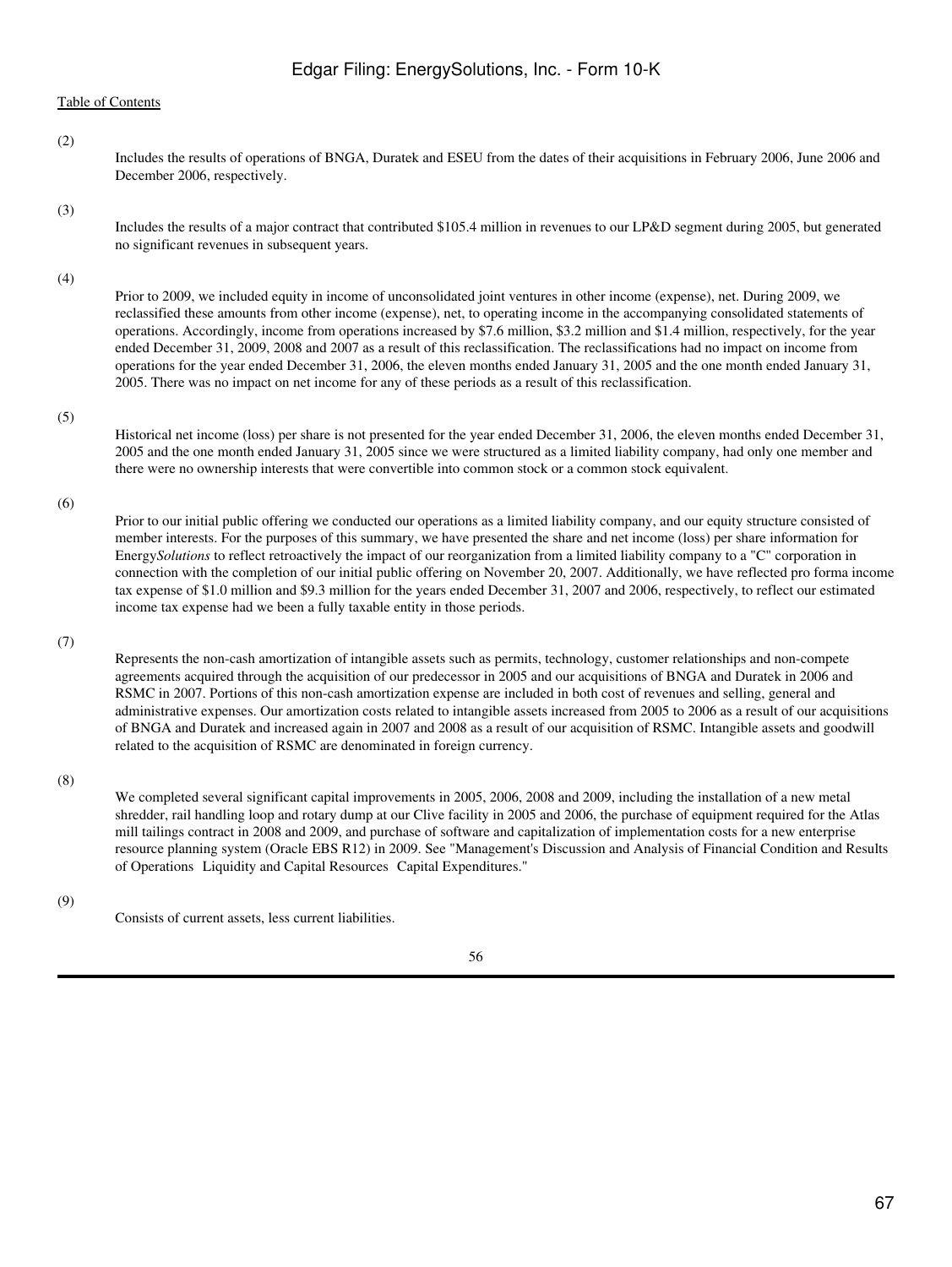(2)

Includes the results of operations of BNGA, Duratek and ESEU from the dates of their acquisitions in February 2006, June 2006 and December 2006, respectively.

(3)

Includes the results of a major contract that contributed $105.4 million in revenues to our LP&D segment during 2005, but generated no significant revenues in subsequent years.

(4)

Prior to 2009, we included equity in income of unconsolidated joint ventures in other income (expense), net. During 2009, we reclassified these amounts from other income (expense), net, to operating income in the accompanying consolidated statements of operations. Accordingly, income from operations increased by $7.6 million, $3.2 million and $1.4 million, respectively, for the year ended December 31, 2009, 2008 and 2007 as a result of this reclassification. The reclassifications had no impact on income from operations for the year ended December 31, 2006, the eleven months ended January 31, 2005 and the one month ended January 31, 2005. There was no impact on net income for any of these periods as a result of this reclassification.

(5)

Historical net income (loss) per share is not presented for the year ended December 31, 2006, the eleven months ended December 31, 2005 and the one month ended January 31, 2005 since we were structured as a limited liability company, had only one member and there were no ownership interests that were convertible into common stock or a common stock equivalent.

(6)

Prior to our initial public offering we conducted our operations as a limited liability company, and our equity structure consisted of member interests. For the purposes of this summary, we have presented the share and net income (loss) per share information for Energy*Solutions* to reflect retroactively the impact of our reorganization from a limited liability company to a "C" corporation in connection with the completion of our initial public offering on November 20, 2007. Additionally, we have reflected pro forma income tax expense of $1.0 million and $9.3 million for the years ended December 31, 2007 and 2006, respectively, to reflect our estimated income tax expense had we been a fully taxable entity in those periods.

(7)

Represents the non-cash amortization of intangible assets such as permits, technology, customer relationships and non-compete agreements acquired through the acquisition of our predecessor in 2005 and our acquisitions of BNGA and Duratek in 2006 and RSMC in 2007. Portions of this non-cash amortization expense are included in both cost of revenues and selling, general and administrative expenses. Our amortization costs related to intangible assets increased from 2005 to 2006 as a result of our acquisitions of BNGA and Duratek and increased again in 2007 and 2008 as a result of our acquisition of RSMC. Intangible assets and goodwill related to the acquisition of RSMC are denominated in foreign currency.

(8)

We completed several significant capital improvements in 2005, 2006, 2008 and 2009, including the installation of a new metal shredder, rail handling loop and rotary dump at our Clive facility in 2005 and 2006, the purchase of equipment required for the Atlas mill tailings contract in 2008 and 2009, and purchase of software and capitalization of implementation costs for a new enterprise resource planning system (Oracle EBS R12) in 2009. See "Management's Discussion and Analysis of Financial Condition and Results of Operations Liquidity and Capital Resources Capital Expenditures."

(9)

Consists of current assets, less current liabilities.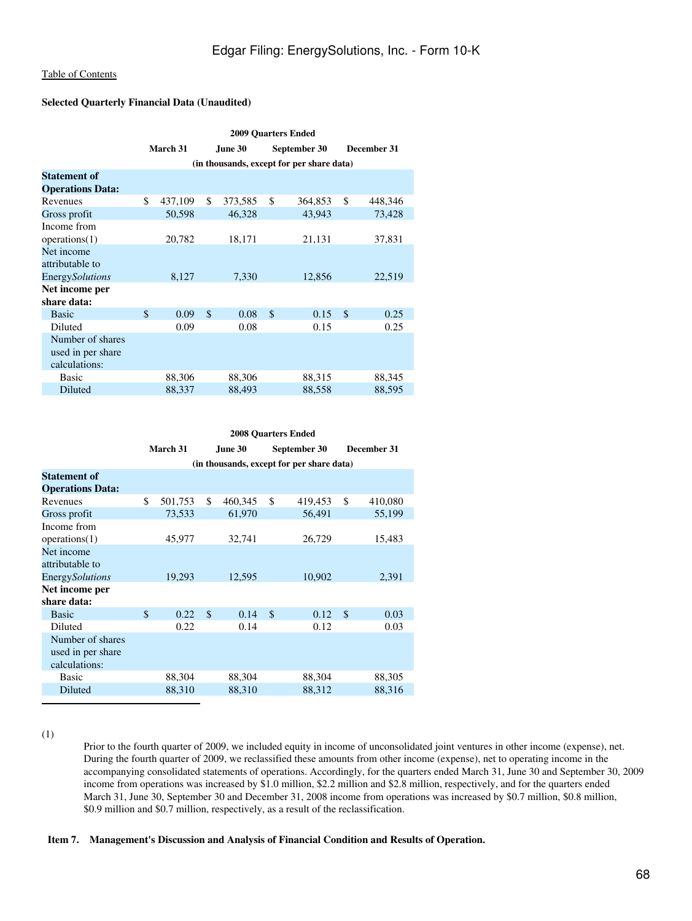Table of Contents

**Selected Quarterly Financial Data (Unaudited)**

| | 2009 Quarters Ended | | | |
|---|---|---|---|---|
| | March 31 | June 30 | September 30 | December 31 |
| | (in thousands, except for per share data) | | | |
| **Statement of Operations Data:** | | | | |
| Revenues | $ 437,109 | $ 373,585 | $ 364,853 | $ 448,346 |
| Gross profit | 50,598 | 46,328 | 43,943 | 73,428 |
| Income from operations(1) | 20,782 | 18,171 | 21,131 | 37,831 |
| Net income attributable to Energy*Solutions* | 8,127 | 7,330 | 12,856 | 22,519 |
| **Net income per share data:** | | | | |
| Basic | $ 0.09 | $ 0.08 | $ 0.15 | $ 0.25 |
| Diluted | 0.09 | 0.08 | 0.15 | 0.25 |
| Number of shares used in per share calculations: | | | | |
| Basic | 88,306 | 88,306 | 88,315 | 88,345 |
| Diluted | 88,337 | 88,493 | 88,558 | 88,595 |

| | 2008 Quarters Ended | | | |
|---|---|---|---|---|
| | March 31 | June 30 | September 30 | December 31 |
| | (in thousands, except for per share data) | | | |
| **Statement of Operations Data:** | | | | |
| Revenues | $ 501,753 | $ 460,345 | $ 419,453 | $ 410,080 |
| Gross profit | 73,533 | 61,970 | 56,491 | 55,199 |
| Income from operations(1) | 45,977 | 32,741 | 26,729 | 15,483 |
| Net income attributable to Energy*Solutions* | 19,293 | 12,595 | 10,902 | 2,391 |
| **Net income per share data:** | | | | |
| Basic | $ 0.22 | $ 0.14 | $ 0.12 | $ 0.03 |
| Diluted | 0.22 | 0.14 | 0.12 | 0.03 |
| Number of shares used in per share calculations: | | | | |
| Basic | 88,304 | 88,304 | 88,304 | 88,305 |
| Diluted | 88,310 | 88,310 | 88,312 | 88,316 |

(1) Prior to the fourth quarter of 2009, we included equity in income of unconsolidated joint ventures in other income (expense), net. During the fourth quarter of 2009, we reclassified these amounts from other income (expense), net to operating income in the accompanying consolidated statements of operations. Accordingly, for the quarters ended March 31, June 30 and September 30, 2009 income from operations was increased by $1.0 million, $2.2 million and $2.8 million, respectively, and for the quarters ended March 31, June 30, September 30 and December 31, 2008 income from operations was increased by $0.7 million, $0.8 million, $0.9 million and $0.7 million, respectively, as a result of the reclassification.

## Item 7. Management's Discussion and Analysis of Financial Condition and Results of Operation.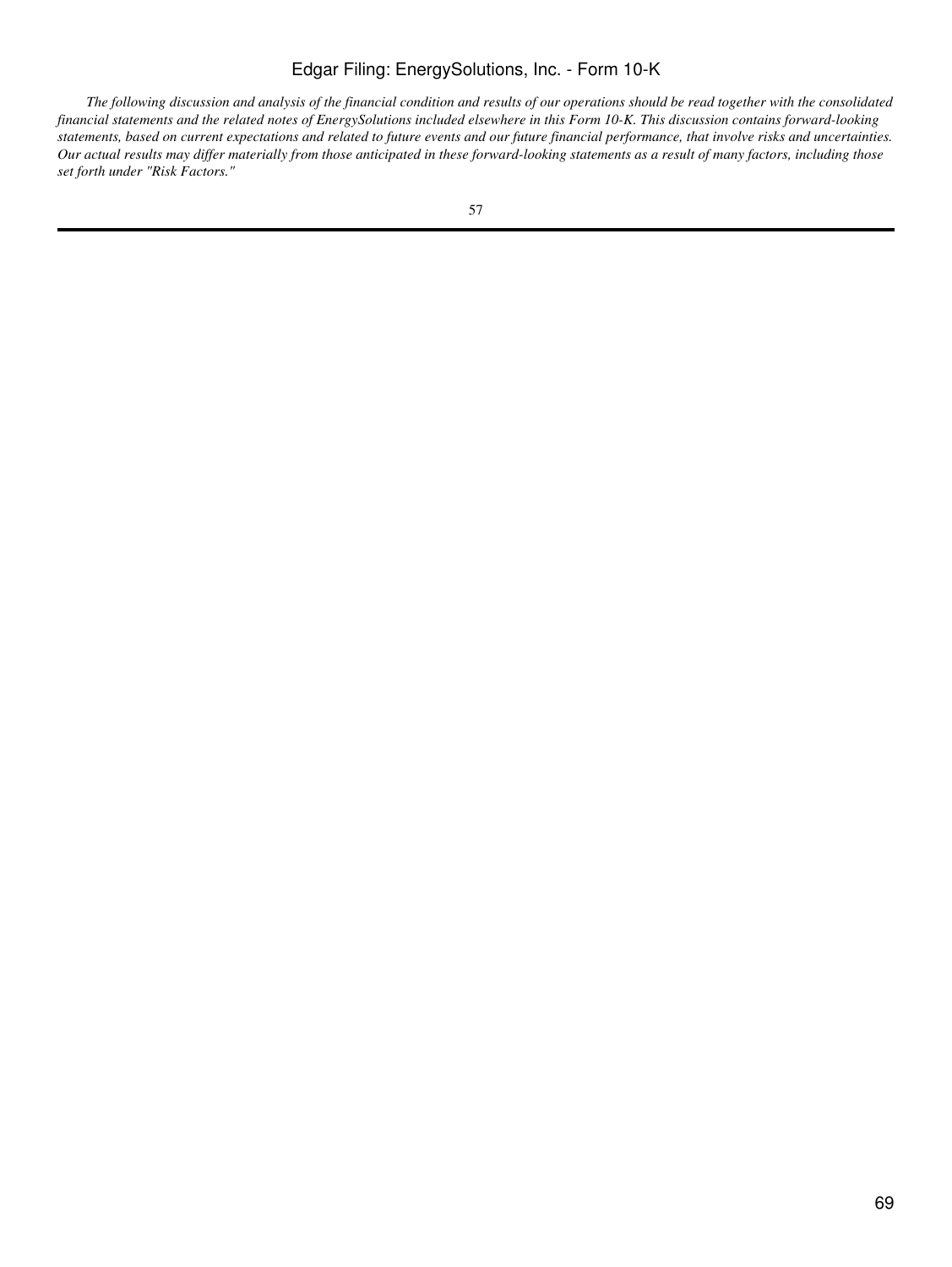*The following discussion and analysis of the financial condition and results of our operations should be read together with the consolidated financial statements and the related notes of EnergySolutions included elsewhere in this Form 10-K. This discussion contains forward-looking statements, based on current expectations and related to future events and our future financial performance, that involve risks and uncertainties. Our actual results may differ materially from those anticipated in these forward-looking statements as a result of many factors, including those set forth under "Risk Factors."*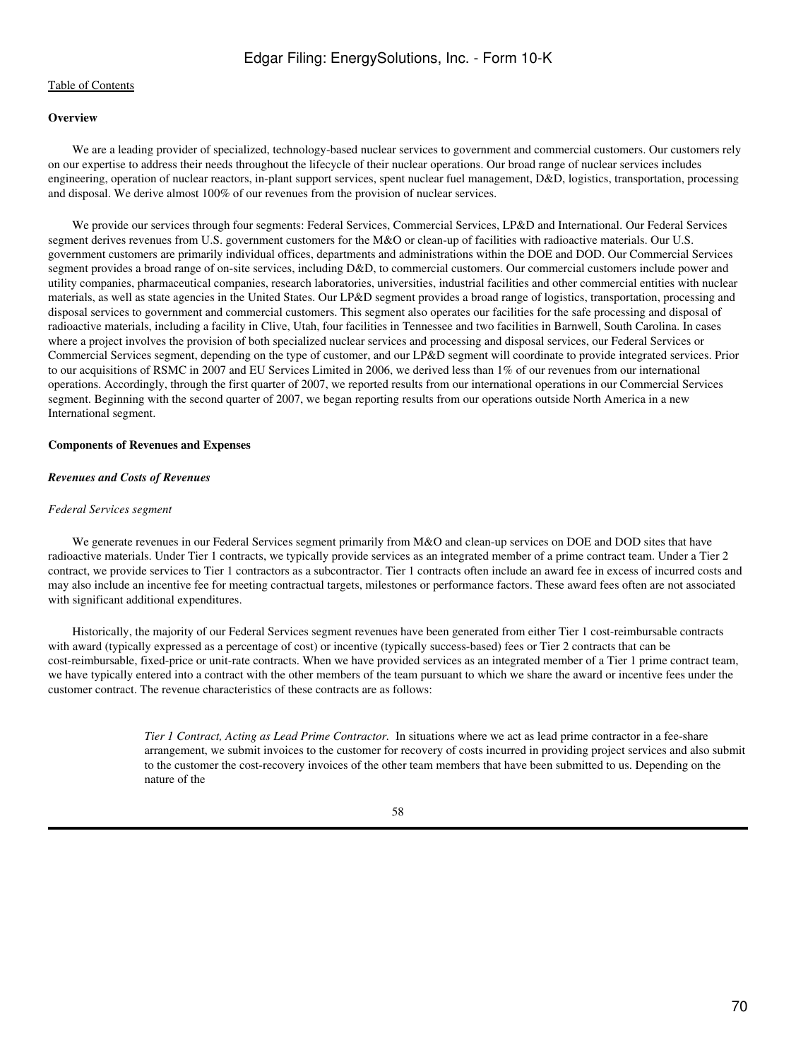**Overview**

We are a leading provider of specialized, technology-based nuclear services to government and commercial customers. Our customers rely on our expertise to address their needs throughout the lifecycle of their nuclear operations. Our broad range of nuclear services includes engineering, operation of nuclear reactors, in-plant support services, spent nuclear fuel management, D&D, logistics, transportation, processing and disposal. We derive almost 100% of our revenues from the provision of nuclear services.

We provide our services through four segments: Federal Services, Commercial Services, LP&D and International. Our Federal Services segment derives revenues from U.S. government customers for the M&O or clean-up of facilities with radioactive materials. Our U.S. government customers are primarily individual offices, departments and administrations within the DOE and DOD. Our Commercial Services segment provides a broad range of on-site services, including D&D, to commercial customers. Our commercial customers include power and utility companies, pharmaceutical companies, research laboratories, universities, industrial facilities and other commercial entities with nuclear materials, as well as state agencies in the United States. Our LP&D segment provides a broad range of logistics, transportation, processing and disposal services to government and commercial customers. This segment also operates our facilities for the safe processing and disposal of radioactive materials, including a facility in Clive, Utah, four facilities in Tennessee and two facilities in Barnwell, South Carolina. In cases where a project involves the provision of both specialized nuclear services and processing and disposal services, our Federal Services or Commercial Services segment, depending on the type of customer, and our LP&D segment will coordinate to provide integrated services. Prior to our acquisitions of RSMC in 2007 and EU Services Limited in 2006, we derived less than 1% of our revenues from our international operations. Accordingly, through the first quarter of 2007, we reported results from our international operations in our Commercial Services segment. Beginning with the second quarter of 2007, we began reporting results from our operations outside North America in a new International segment.

**Components of Revenues and Expenses**

***Revenues and Costs of Revenues***

*Federal Services segment*

We generate revenues in our Federal Services segment primarily from M&O and clean-up services on DOE and DOD sites that have radioactive materials. Under Tier 1 contracts, we typically provide services as an integrated member of a prime contract team. Under a Tier 2 contract, we provide services to Tier 1 contractors as a subcontractor. Tier 1 contracts often include an award fee in excess of incurred costs and may also include an incentive fee for meeting contractual targets, milestones or performance factors. These award fees often are not associated with significant additional expenditures.

Historically, the majority of our Federal Services segment revenues have been generated from either Tier 1 cost-reimbursable contracts with award (typically expressed as a percentage of cost) or incentive (typically success-based) fees or Tier 2 contracts that can be cost-reimbursable, fixed-price or unit-rate contracts. When we have provided services as an integrated member of a Tier 1 prime contract team, we have typically entered into a contract with the other members of the team pursuant to which we share the award or incentive fees under the customer contract. The revenue characteristics of these contracts are as follows:

*Tier 1 Contract, Acting as Lead Prime Contractor.* In situations where we act as lead prime contractor in a fee-share arrangement, we submit invoices to the customer for recovery of costs incurred in providing project services and also submit to the customer the cost-recovery invoices of the other team members that have been submitted to us. Depending on the nature of the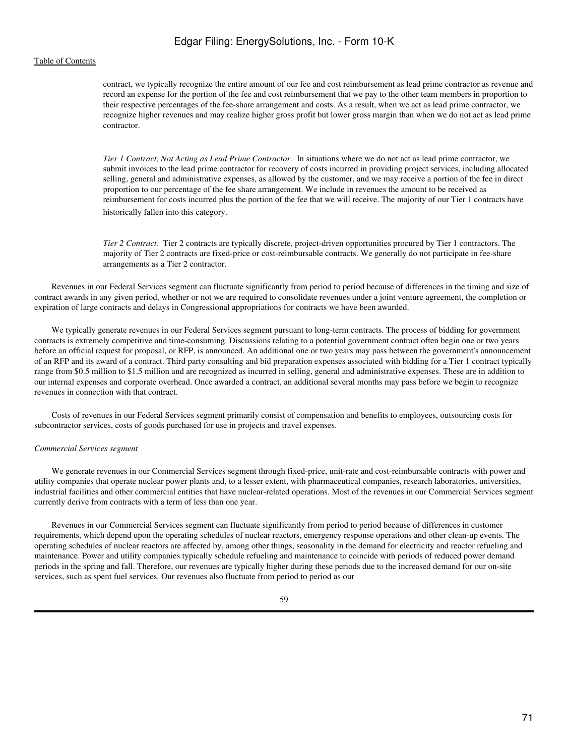contract, we typically recognize the entire amount of our fee and cost reimbursement as lead prime contractor as revenue and record an expense for the portion of the fee and cost reimbursement that we pay to the other team members in proportion to their respective percentages of the fee-share arrangement and costs. As a result, when we act as lead prime contractor, we recognize higher revenues and may realize higher gross profit but lower gross margin than when we do not act as lead prime contractor.

*Tier 1 Contract, Not Acting as Lead Prime Contractor.* In situations where we do not act as lead prime contractor, we submit invoices to the lead prime contractor for recovery of costs incurred in providing project services, including allocated selling, general and administrative expenses, as allowed by the customer, and we may receive a portion of the fee in direct proportion to our percentage of the fee share arrangement. We include in revenues the amount to be received as reimbursement for costs incurred plus the portion of the fee that we will receive. The majority of our Tier 1 contracts have historically fallen into this category.

*Tier 2 Contract.* Tier 2 contracts are typically discrete, project-driven opportunities procured by Tier 1 contractors. The majority of Tier 2 contracts are fixed-price or cost-reimbursable contracts. We generally do not participate in fee-share arrangements as a Tier 2 contractor.

Revenues in our Federal Services segment can fluctuate significantly from period to period because of differences in the timing and size of contract awards in any given period, whether or not we are required to consolidate revenues under a joint venture agreement, the completion or expiration of large contracts and delays in Congressional appropriations for contracts we have been awarded.

We typically generate revenues in our Federal Services segment pursuant to long-term contracts. The process of bidding for government contracts is extremely competitive and time-consuming. Discussions relating to a potential government contract often begin one or two years before an official request for proposal, or RFP, is announced. An additional one or two years may pass between the government's announcement of an RFP and its award of a contract. Third party consulting and bid preparation expenses associated with bidding for a Tier 1 contract typically range from $0.5 million to $1.5 million and are recognized as incurred in selling, general and administrative expenses. These are in addition to our internal expenses and corporate overhead. Once awarded a contract, an additional several months may pass before we begin to recognize revenues in connection with that contract.

Costs of revenues in our Federal Services segment primarily consist of compensation and benefits to employees, outsourcing costs for subcontractor services, costs of goods purchased for use in projects and travel expenses.

*Commercial Services segment*

We generate revenues in our Commercial Services segment through fixed-price, unit-rate and cost-reimbursable contracts with power and utility companies that operate nuclear power plants and, to a lesser extent, with pharmaceutical companies, research laboratories, universities, industrial facilities and other commercial entities that have nuclear-related operations. Most of the revenues in our Commercial Services segment currently derive from contracts with a term of less than one year.

Revenues in our Commercial Services segment can fluctuate significantly from period to period because of differences in customer requirements, which depend upon the operating schedules of nuclear reactors, emergency response operations and other clean-up events. The operating schedules of nuclear reactors are affected by, among other things, seasonality in the demand for electricity and reactor refueling and maintenance. Power and utility companies typically schedule refueling and maintenance to coincide with periods of reduced power demand periods in the spring and fall. Therefore, our revenues are typically higher during these periods due to the increased demand for our on-site services, such as spent fuel services. Our revenues also fluctuate from period to period as our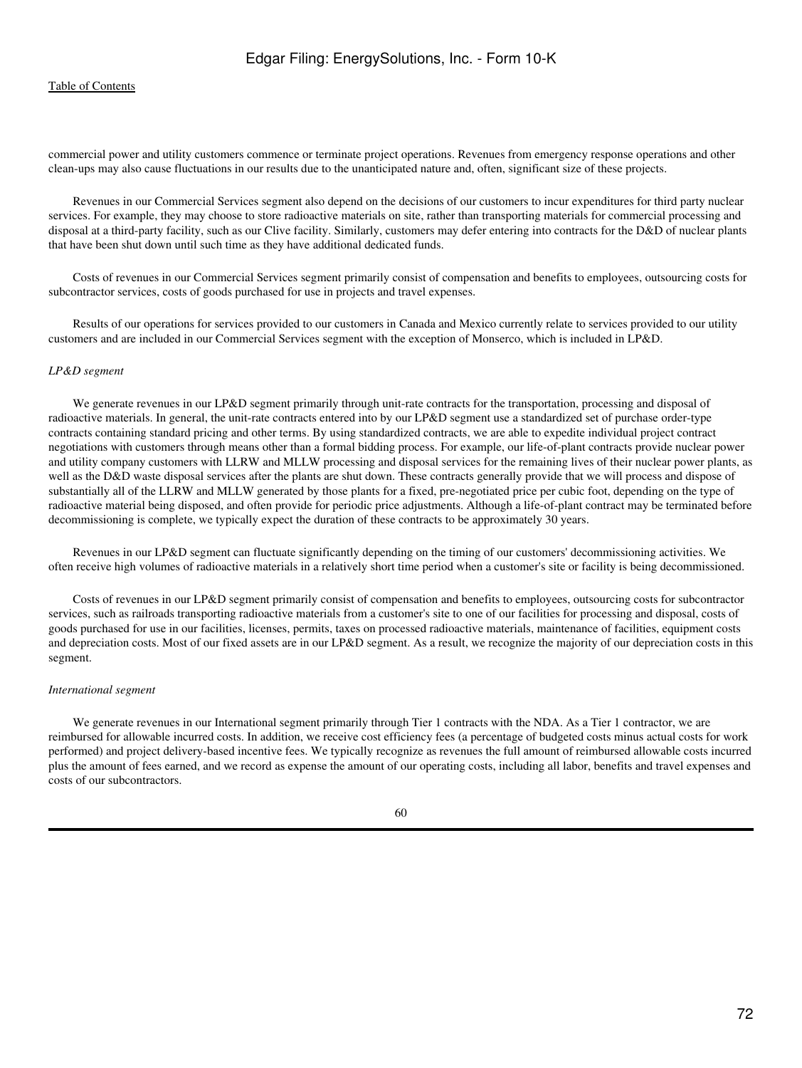commercial power and utility customers commence or terminate project operations. Revenues from emergency response operations and other clean-ups may also cause fluctuations in our results due to the unanticipated nature and, often, significant size of these projects.

Revenues in our Commercial Services segment also depend on the decisions of our customers to incur expenditures for third party nuclear services. For example, they may choose to store radioactive materials on site, rather than transporting materials for commercial processing and disposal at a third-party facility, such as our Clive facility. Similarly, customers may defer entering into contracts for the D&D of nuclear plants that have been shut down until such time as they have additional dedicated funds.

Costs of revenues in our Commercial Services segment primarily consist of compensation and benefits to employees, outsourcing costs for subcontractor services, costs of goods purchased for use in projects and travel expenses.

Results of our operations for services provided to our customers in Canada and Mexico currently relate to services provided to our utility customers and are included in our Commercial Services segment with the exception of Monserco, which is included in LP&D.

*LP&D segment*

We generate revenues in our LP&D segment primarily through unit-rate contracts for the transportation, processing and disposal of radioactive materials. In general, the unit-rate contracts entered into by our LP&D segment use a standardized set of purchase order-type contracts containing standard pricing and other terms. By using standardized contracts, we are able to expedite individual project contract negotiations with customers through means other than a formal bidding process. For example, our life-of-plant contracts provide nuclear power and utility company customers with LLRW and MLLW processing and disposal services for the remaining lives of their nuclear power plants, as well as the D&D waste disposal services after the plants are shut down. These contracts generally provide that we will process and dispose of substantially all of the LLRW and MLLW generated by those plants for a fixed, pre-negotiated price per cubic foot, depending on the type of radioactive material being disposed, and often provide for periodic price adjustments. Although a life-of-plant contract may be terminated before decommissioning is complete, we typically expect the duration of these contracts to be approximately 30 years.

Revenues in our LP&D segment can fluctuate significantly depending on the timing of our customers' decommissioning activities. We often receive high volumes of radioactive materials in a relatively short time period when a customer's site or facility is being decommissioned.

Costs of revenues in our LP&D segment primarily consist of compensation and benefits to employees, outsourcing costs for subcontractor services, such as railroads transporting radioactive materials from a customer's site to one of our facilities for processing and disposal, costs of goods purchased for use in our facilities, licenses, permits, taxes on processed radioactive materials, maintenance of facilities, equipment costs and depreciation costs. Most of our fixed assets are in our LP&D segment. As a result, we recognize the majority of our depreciation costs in this segment.

*International segment*

We generate revenues in our International segment primarily through Tier 1 contracts with the NDA. As a Tier 1 contractor, we are reimbursed for allowable incurred costs. In addition, we receive cost efficiency fees (a percentage of budgeted costs minus actual costs for work performed) and project delivery-based incentive fees. We typically recognize as revenues the full amount of reimbursed allowable costs incurred plus the amount of fees earned, and we record as expense the amount of our operating costs, including all labor, benefits and travel expenses and costs of our subcontractors.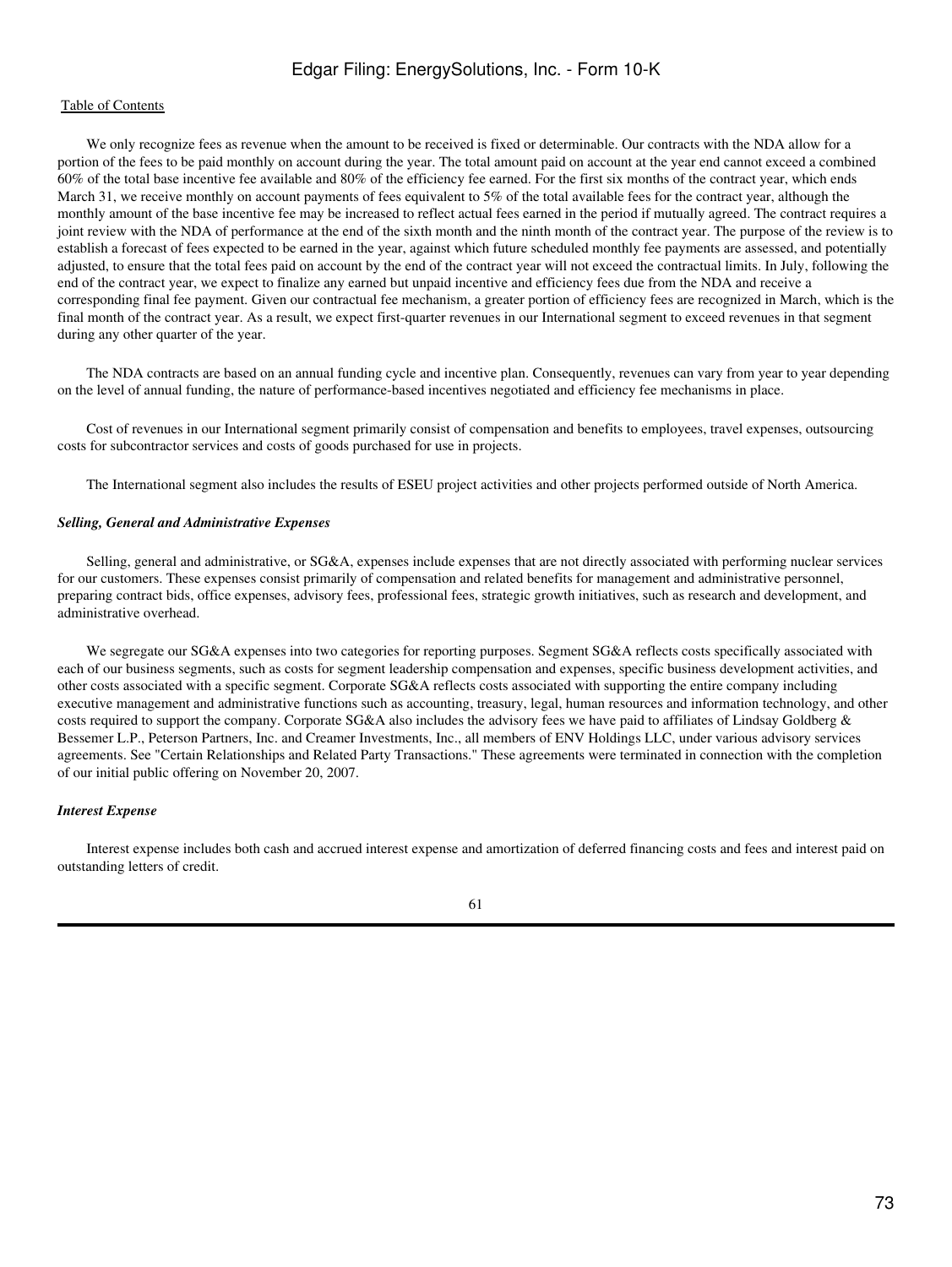We only recognize fees as revenue when the amount to be received is fixed or determinable. Our contracts with the NDA allow for a portion of the fees to be paid monthly on account during the year. The total amount paid on account at the year end cannot exceed a combined 60% of the total base incentive fee available and 80% of the efficiency fee earned. For the first six months of the contract year, which ends March 31, we receive monthly on account payments of fees equivalent to 5% of the total available fees for the contract year, although the monthly amount of the base incentive fee may be increased to reflect actual fees earned in the period if mutually agreed. The contract requires a joint review with the NDA of performance at the end of the sixth month and the ninth month of the contract year. The purpose of the review is to establish a forecast of fees expected to be earned in the year, against which future scheduled monthly fee payments are assessed, and potentially adjusted, to ensure that the total fees paid on account by the end of the contract year will not exceed the contractual limits. In July, following the end of the contract year, we expect to finalize any earned but unpaid incentive and efficiency fees due from the NDA and receive a corresponding final fee payment. Given our contractual fee mechanism, a greater portion of efficiency fees are recognized in March, which is the final month of the contract year. As a result, we expect first-quarter revenues in our International segment to exceed revenues in that segment during any other quarter of the year.

The NDA contracts are based on an annual funding cycle and incentive plan. Consequently, revenues can vary from year to year depending on the level of annual funding, the nature of performance-based incentives negotiated and efficiency fee mechanisms in place.

Cost of revenues in our International segment primarily consist of compensation and benefits to employees, travel expenses, outsourcing costs for subcontractor services and costs of goods purchased for use in projects.

The International segment also includes the results of ESEU project activities and other projects performed outside of North America.

***Selling, General and Administrative Expenses***

Selling, general and administrative, or SG&A, expenses include expenses that are not directly associated with performing nuclear services for our customers. These expenses consist primarily of compensation and related benefits for management and administrative personnel, preparing contract bids, office expenses, advisory fees, professional fees, strategic growth initiatives, such as research and development, and administrative overhead.

We segregate our SG&A expenses into two categories for reporting purposes. Segment SG&A reflects costs specifically associated with each of our business segments, such as costs for segment leadership compensation and expenses, specific business development activities, and other costs associated with a specific segment. Corporate SG&A reflects costs associated with supporting the entire company including executive management and administrative functions such as accounting, treasury, legal, human resources and information technology, and other costs required to support the company. Corporate SG&A also includes the advisory fees we have paid to affiliates of Lindsay Goldberg & Bessemer L.P., Peterson Partners, Inc. and Creamer Investments, Inc., all members of ENV Holdings LLC, under various advisory services agreements. See "Certain Relationships and Related Party Transactions." These agreements were terminated in connection with the completion of our initial public offering on November 20, 2007.

***Interest Expense***

Interest expense includes both cash and accrued interest expense and amortization of deferred financing costs and fees and interest paid on outstanding letters of credit.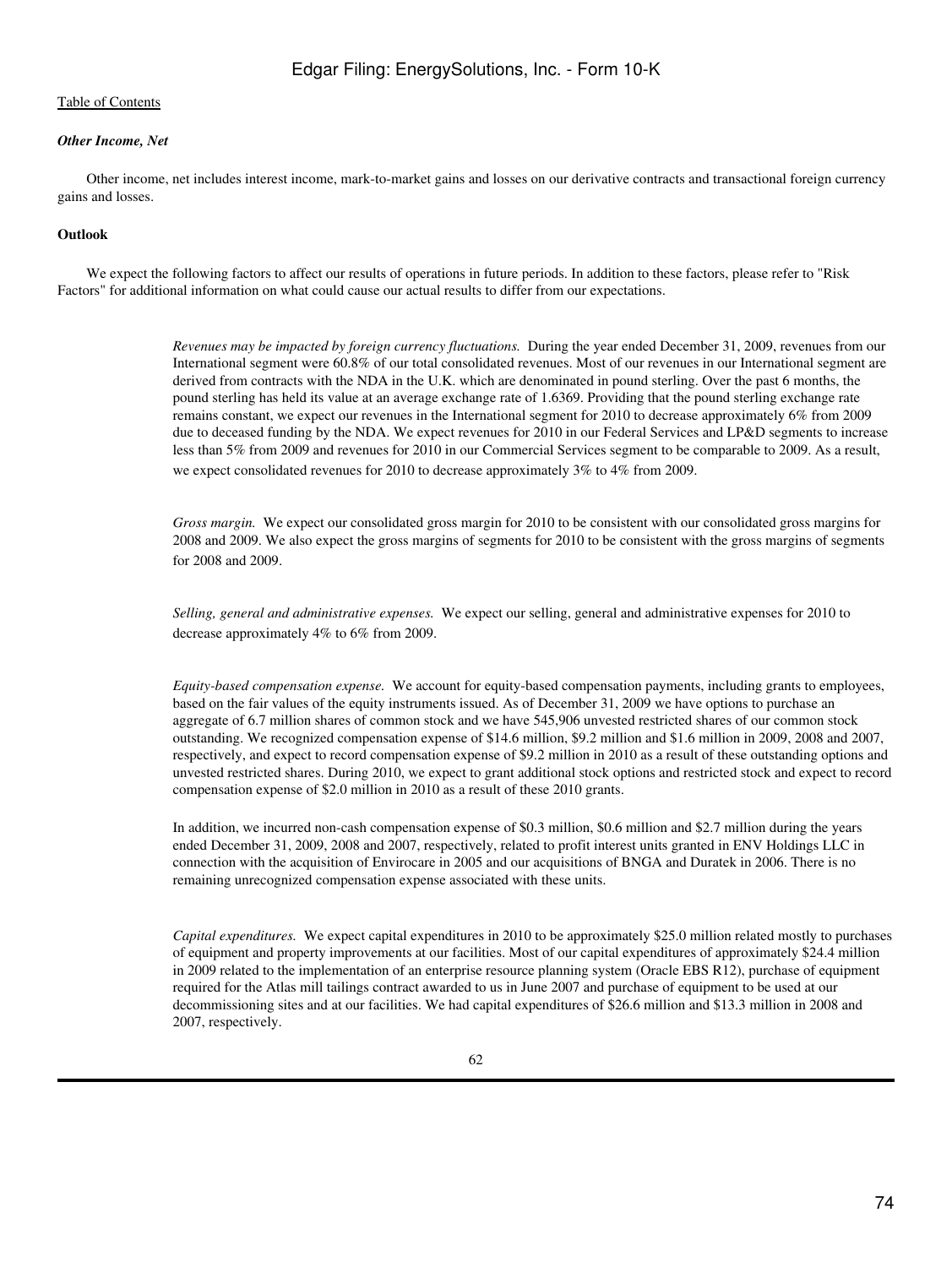*Other Income, Net*

Other income, net includes interest income, mark-to-market gains and losses on our derivative contracts and transactional foreign currency gains and losses.

**Outlook**

We expect the following factors to affect our results of operations in future periods. In addition to these factors, please refer to "Risk Factors" for additional information on what could cause our actual results to differ from our expectations.

*Revenues may be impacted by foreign currency fluctuations.* During the year ended December 31, 2009, revenues from our International segment were 60.8% of our total consolidated revenues. Most of our revenues in our International segment are derived from contracts with the NDA in the U.K. which are denominated in pound sterling. Over the past 6 months, the pound sterling has held its value at an average exchange rate of 1.6369. Providing that the pound sterling exchange rate remains constant, we expect our revenues in the International segment for 2010 to decrease approximately 6% from 2009 due to deceased funding by the NDA. We expect revenues for 2010 in our Federal Services and LP&D segments to increase less than 5% from 2009 and revenues for 2010 in our Commercial Services segment to be comparable to 2009. As a result, we expect consolidated revenues for 2010 to decrease approximately 3% to 4% from 2009.

*Gross margin.* We expect our consolidated gross margin for 2010 to be consistent with our consolidated gross margins for 2008 and 2009. We also expect the gross margins of segments for 2010 to be consistent with the gross margins of segments for 2008 and 2009.

*Selling, general and administrative expenses.* We expect our selling, general and administrative expenses for 2010 to decrease approximately 4% to 6% from 2009.

*Equity-based compensation expense.* We account for equity-based compensation payments, including grants to employees, based on the fair values of the equity instruments issued. As of December 31, 2009 we have options to purchase an aggregate of 6.7 million shares of common stock and we have 545,906 unvested restricted shares of our common stock outstanding. We recognized compensation expense of $14.6 million, $9.2 million and $1.6 million in 2009, 2008 and 2007, respectively, and expect to record compensation expense of $9.2 million in 2010 as a result of these outstanding options and unvested restricted shares. During 2010, we expect to grant additional stock options and restricted stock and expect to record compensation expense of $2.0 million in 2010 as a result of these 2010 grants.

In addition, we incurred non-cash compensation expense of $0.3 million, $0.6 million and $2.7 million during the years ended December 31, 2009, 2008 and 2007, respectively, related to profit interest units granted in ENV Holdings LLC in connection with the acquisition of Envirocare in 2005 and our acquisitions of BNGA and Duratek in 2006. There is no remaining unrecognized compensation expense associated with these units.

*Capital expenditures.* We expect capital expenditures in 2010 to be approximately $25.0 million related mostly to purchases of equipment and property improvements at our facilities. Most of our capital expenditures of approximately $24.4 million in 2009 related to the implementation of an enterprise resource planning system (Oracle EBS R12), purchase of equipment required for the Atlas mill tailings contract awarded to us in June 2007 and purchase of equipment to be used at our decommissioning sites and at our facilities. We had capital expenditures of $26.6 million and $13.3 million in 2008 and 2007, respectively.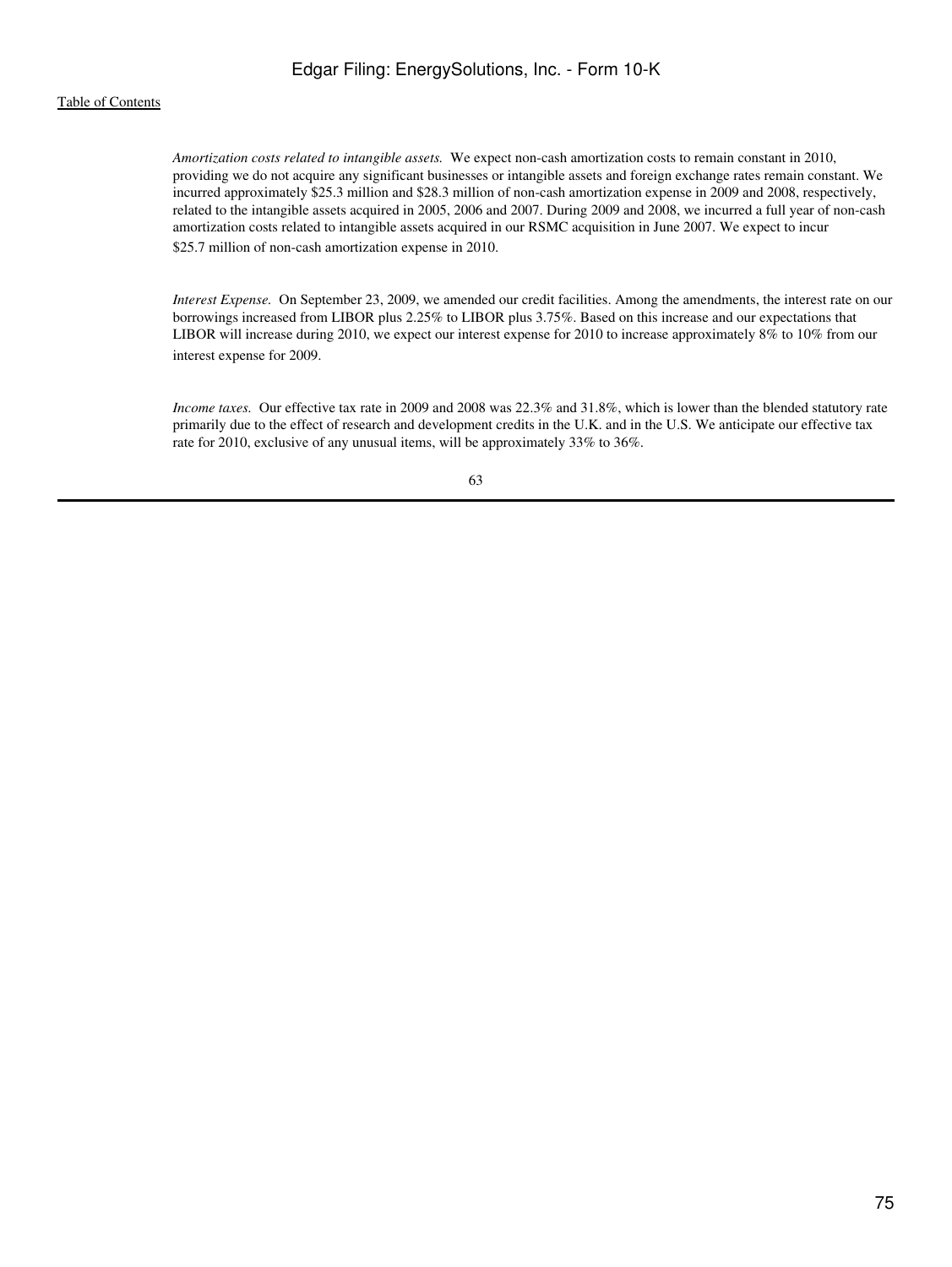*Amortization costs related to intangible assets.* We expect non-cash amortization costs to remain constant in 2010, providing we do not acquire any significant businesses or intangible assets and foreign exchange rates remain constant. We incurred approximately $25.3 million and $28.3 million of non-cash amortization expense in 2009 and 2008, respectively, related to the intangible assets acquired in 2005, 2006 and 2007. During 2009 and 2008, we incurred a full year of non-cash amortization costs related to intangible assets acquired in our RSMC acquisition in June 2007. We expect to incur $25.7 million of non-cash amortization expense in 2010.

*Interest Expense.* On September 23, 2009, we amended our credit facilities. Among the amendments, the interest rate on our borrowings increased from LIBOR plus 2.25% to LIBOR plus 3.75%. Based on this increase and our expectations that LIBOR will increase during 2010, we expect our interest expense for 2010 to increase approximately 8% to 10% from our interest expense for 2009.

*Income taxes.* Our effective tax rate in 2009 and 2008 was 22.3% and 31.8%, which is lower than the blended statutory rate primarily due to the effect of research and development credits in the U.K. and in the U.S. We anticipate our effective tax rate for 2010, exclusive of any unusual items, will be approximately 33% to 36%.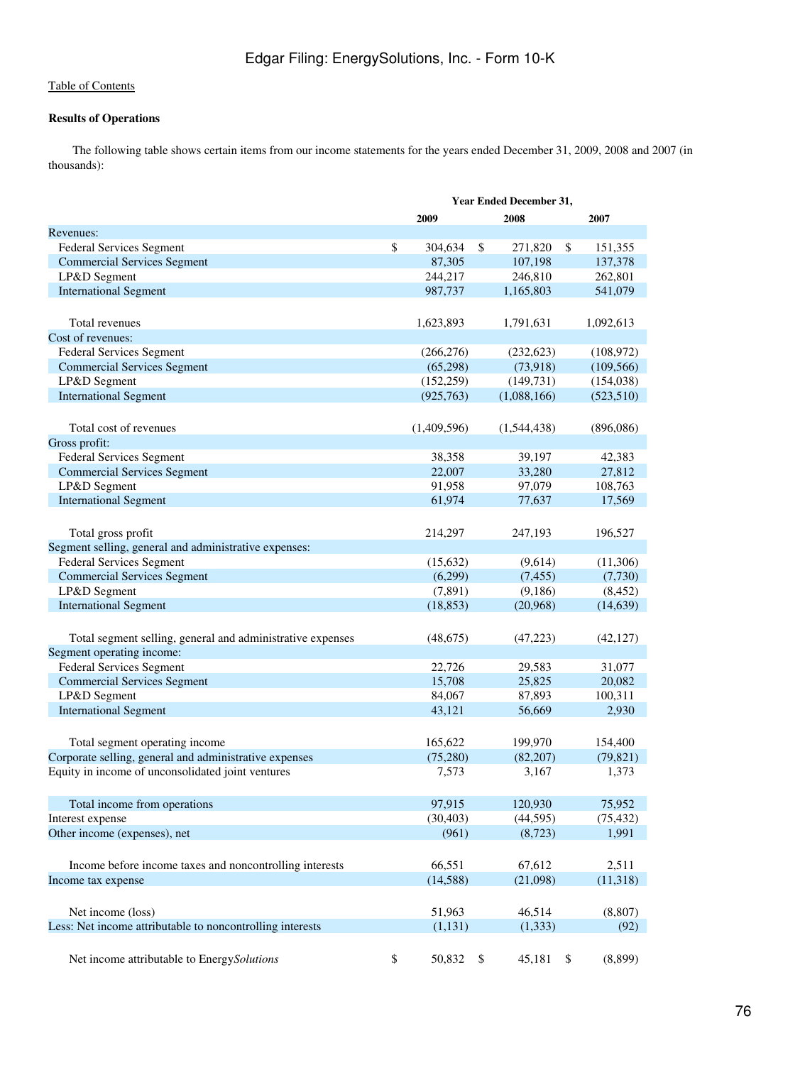[Table of Contents](#)

**Results of Operations**

The following table shows certain items from our income statements for the years ended December 31, 2009, 2008 and 2007 (in thousands):

| | Year Ended December 31, | | |
|---|---|---|---|
| | 2009 | 2008 | 2007 |
| Revenues: | | | |
| Federal Services Segment | $ 304,634 | $ 271,820 | $ 151,355 |
| Commercial Services Segment | 87,305 | 107,198 | 137,378 |
| LP&D Segment | 244,217 | 246,810 | 262,801 |
| International Segment | 987,737 | 1,165,803 | 541,079 |
| Total revenues | 1,623,893 | 1,791,631 | 1,092,613 |
| Cost of revenues: | | | |
| Federal Services Segment | (266,276) | (232,623) | (108,972) |
| Commercial Services Segment | (65,298) | (73,918) | (109,566) |
| LP&D Segment | (152,259) | (149,731) | (154,038) |
| International Segment | (925,763) | (1,088,166) | (523,510) |
| Total cost of revenues | (1,409,596) | (1,544,438) | (896,086) |
| Gross profit: | | | |
| Federal Services Segment | 38,358 | 39,197 | 42,383 |
| Commercial Services Segment | 22,007 | 33,280 | 27,812 |
| LP&D Segment | 91,958 | 97,079 | 108,763 |
| International Segment | 61,974 | 77,637 | 17,569 |
| Total gross profit | 214,297 | 247,193 | 196,527 |
| Segment selling, general and administrative expenses: | | | |
| Federal Services Segment | (15,632) | (9,614) | (11,306) |
| Commercial Services Segment | (6,299) | (7,455) | (7,730) |
| LP&D Segment | (7,891) | (9,186) | (8,452) |
| International Segment | (18,853) | (20,968) | (14,639) |
| Total segment selling, general and administrative expenses | (48,675) | (47,223) | (42,127) |
| Segment operating income: | | | |
| Federal Services Segment | 22,726 | 29,583 | 31,077 |
| Commercial Services Segment | 15,708 | 25,825 | 20,082 |
| LP&D Segment | 84,067 | 87,893 | 100,311 |
| International Segment | 43,121 | 56,669 | 2,930 |
| Total segment operating income | 165,622 | 199,970 | 154,400 |
| Corporate selling, general and administrative expenses | (75,280) | (82,207) | (79,821) |
| Equity in income of unconsolidated joint ventures | 7,573 | 3,167 | 1,373 |
| Total income from operations | 97,915 | 120,930 | 75,952 |
| Interest expense | (30,403) | (44,595) | (75,432) |
| Other income (expenses), net | (961) | (8,723) | 1,991 |
| Income before income taxes and noncontrolling interests | 66,551 | 67,612 | 2,511 |
| Income tax expense | (14,588) | (21,098) | (11,318) |
| Net income (loss) | 51,963 | 46,514 | (8,807) |
| Less: Net income attributable to noncontrolling interests | (1,131) | (1,333) | (92) |
| Net income attributable to Energy*Solutions* | $ 50,832 | $ 45,181 | $ (8,899) |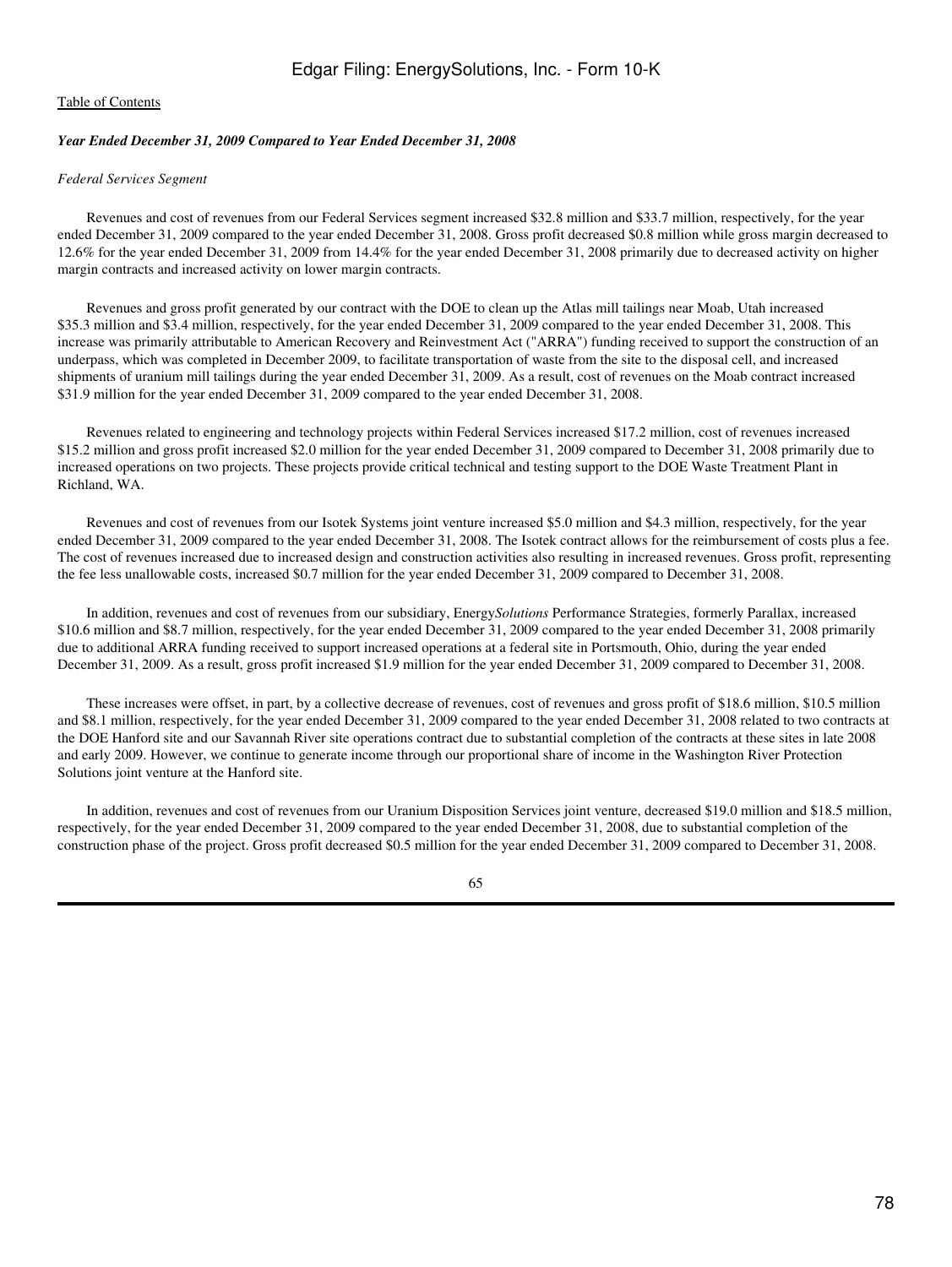*Year Ended December 31, 2009 Compared to Year Ended December 31, 2008*

*Federal Services Segment*

Revenues and cost of revenues from our Federal Services segment increased $32.8 million and $33.7 million, respectively, for the year ended December 31, 2009 compared to the year ended December 31, 2008. Gross profit decreased $0.8 million while gross margin decreased to 12.6% for the year ended December 31, 2009 from 14.4% for the year ended December 31, 2008 primarily due to decreased activity on higher margin contracts and increased activity on lower margin contracts.

Revenues and gross profit generated by our contract with the DOE to clean up the Atlas mill tailings near Moab, Utah increased $35.3 million and $3.4 million, respectively, for the year ended December 31, 2009 compared to the year ended December 31, 2008. This increase was primarily attributable to American Recovery and Reinvestment Act ("ARRA") funding received to support the construction of an underpass, which was completed in December 2009, to facilitate transportation of waste from the site to the disposal cell, and increased shipments of uranium mill tailings during the year ended December 31, 2009. As a result, cost of revenues on the Moab contract increased $31.9 million for the year ended December 31, 2009 compared to the year ended December 31, 2008.

Revenues related to engineering and technology projects within Federal Services increased $17.2 million, cost of revenues increased $15.2 million and gross profit increased $2.0 million for the year ended December 31, 2009 compared to December 31, 2008 primarily due to increased operations on two projects. These projects provide critical technical and testing support to the DOE Waste Treatment Plant in Richland, WA.

Revenues and cost of revenues from our Isotek Systems joint venture increased $5.0 million and $4.3 million, respectively, for the year ended December 31, 2009 compared to the year ended December 31, 2008. The Isotek contract allows for the reimbursement of costs plus a fee. The cost of revenues increased due to increased design and construction activities also resulting in increased revenues. Gross profit, representing the fee less unallowable costs, increased $0.7 million for the year ended December 31, 2009 compared to December 31, 2008.

In addition, revenues and cost of revenues from our subsidiary, Energy*Solutions* Performance Strategies, formerly Parallax, increased $10.6 million and $8.7 million, respectively, for the year ended December 31, 2009 compared to the year ended December 31, 2008 primarily due to additional ARRA funding received to support increased operations at a federal site in Portsmouth, Ohio, during the year ended December 31, 2009. As a result, gross profit increased $1.9 million for the year ended December 31, 2009 compared to December 31, 2008.

These increases were offset, in part, by a collective decrease of revenues, cost of revenues and gross profit of $18.6 million, $10.5 million and $8.1 million, respectively, for the year ended December 31, 2009 compared to the year ended December 31, 2008 related to two contracts at the DOE Hanford site and our Savannah River site operations contract due to substantial completion of the contracts at these sites in late 2008 and early 2009. However, we continue to generate income through our proportional share of income in the Washington River Protection Solutions joint venture at the Hanford site.

In addition, revenues and cost of revenues from our Uranium Disposition Services joint venture, decreased $19.0 million and $18.5 million, respectively, for the year ended December 31, 2009 compared to the year ended December 31, 2008, due to substantial completion of the construction phase of the project. Gross profit decreased $0.5 million for the year ended December 31, 2009 compared to December 31, 2008.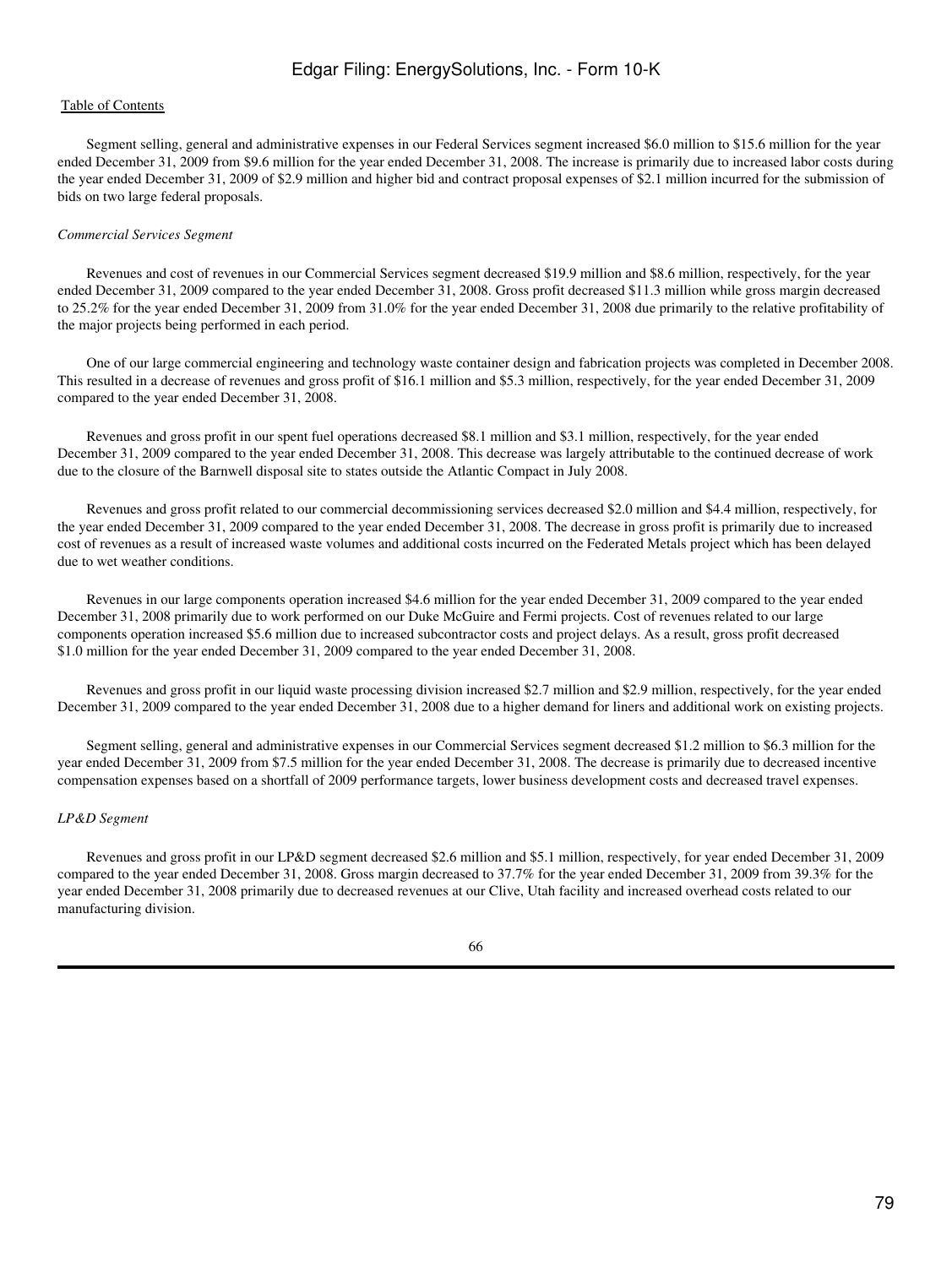Segment selling, general and administrative expenses in our Federal Services segment increased $6.0 million to $15.6 million for the year ended December 31, 2009 from $9.6 million for the year ended December 31, 2008. The increase is primarily due to increased labor costs during the year ended December 31, 2009 of $2.9 million and higher bid and contract proposal expenses of $2.1 million incurred for the submission of bids on two large federal proposals.

*Commercial Services Segment*

Revenues and cost of revenues in our Commercial Services segment decreased $19.9 million and $8.6 million, respectively, for the year ended December 31, 2009 compared to the year ended December 31, 2008. Gross profit decreased $11.3 million while gross margin decreased to 25.2% for the year ended December 31, 2009 from 31.0% for the year ended December 31, 2008 due primarily to the relative profitability of the major projects being performed in each period.

One of our large commercial engineering and technology waste container design and fabrication projects was completed in December 2008. This resulted in a decrease of revenues and gross profit of $16.1 million and $5.3 million, respectively, for the year ended December 31, 2009 compared to the year ended December 31, 2008.

Revenues and gross profit in our spent fuel operations decreased $8.1 million and $3.1 million, respectively, for the year ended December 31, 2009 compared to the year ended December 31, 2008. This decrease was largely attributable to the continued decrease of work due to the closure of the Barnwell disposal site to states outside the Atlantic Compact in July 2008.

Revenues and gross profit related to our commercial decommissioning services decreased $2.0 million and $4.4 million, respectively, for the year ended December 31, 2009 compared to the year ended December 31, 2008. The decrease in gross profit is primarily due to increased cost of revenues as a result of increased waste volumes and additional costs incurred on the Federated Metals project which has been delayed due to wet weather conditions.

Revenues in our large components operation increased $4.6 million for the year ended December 31, 2009 compared to the year ended December 31, 2008 primarily due to work performed on our Duke McGuire and Fermi projects. Cost of revenues related to our large components operation increased $5.6 million due to increased subcontractor costs and project delays. As a result, gross profit decreased $1.0 million for the year ended December 31, 2009 compared to the year ended December 31, 2008.

Revenues and gross profit in our liquid waste processing division increased $2.7 million and $2.9 million, respectively, for the year ended December 31, 2009 compared to the year ended December 31, 2008 due to a higher demand for liners and additional work on existing projects.

Segment selling, general and administrative expenses in our Commercial Services segment decreased $1.2 million to $6.3 million for the year ended December 31, 2009 from $7.5 million for the year ended December 31, 2008. The decrease is primarily due to decreased incentive compensation expenses based on a shortfall of 2009 performance targets, lower business development costs and decreased travel expenses.

*LP&D Segment*

Revenues and gross profit in our LP&D segment decreased $2.6 million and $5.1 million, respectively, for year ended December 31, 2009 compared to the year ended December 31, 2008. Gross margin decreased to 37.7% for the year ended December 31, 2009 from 39.3% for the year ended December 31, 2008 primarily due to decreased revenues at our Clive, Utah facility and increased overhead costs related to our manufacturing division.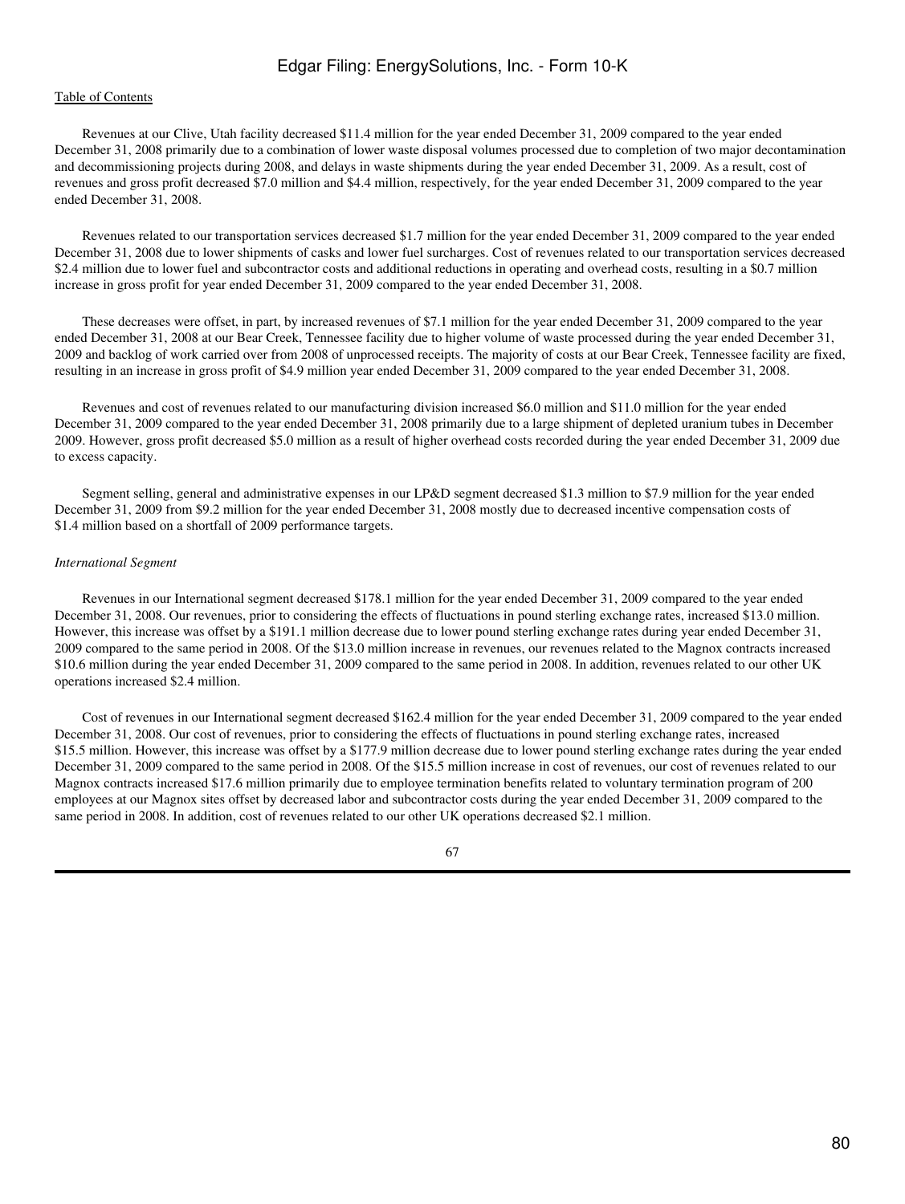Revenues at our Clive, Utah facility decreased $11.4 million for the year ended December 31, 2009 compared to the year ended December 31, 2008 primarily due to a combination of lower waste disposal volumes processed due to completion of two major decontamination and decommissioning projects during 2008, and delays in waste shipments during the year ended December 31, 2009. As a result, cost of revenues and gross profit decreased $7.0 million and $4.4 million, respectively, for the year ended December 31, 2009 compared to the year ended December 31, 2008.

Revenues related to our transportation services decreased $1.7 million for the year ended December 31, 2009 compared to the year ended December 31, 2008 due to lower shipments of casks and lower fuel surcharges. Cost of revenues related to our transportation services decreased $2.4 million due to lower fuel and subcontractor costs and additional reductions in operating and overhead costs, resulting in a $0.7 million increase in gross profit for year ended December 31, 2009 compared to the year ended December 31, 2008.

These decreases were offset, in part, by increased revenues of $7.1 million for the year ended December 31, 2009 compared to the year ended December 31, 2008 at our Bear Creek, Tennessee facility due to higher volume of waste processed during the year ended December 31, 2009 and backlog of work carried over from 2008 of unprocessed receipts. The majority of costs at our Bear Creek, Tennessee facility are fixed, resulting in an increase in gross profit of $4.9 million year ended December 31, 2009 compared to the year ended December 31, 2008.

Revenues and cost of revenues related to our manufacturing division increased $6.0 million and $11.0 million for the year ended December 31, 2009 compared to the year ended December 31, 2008 primarily due to a large shipment of depleted uranium tubes in December 2009. However, gross profit decreased $5.0 million as a result of higher overhead costs recorded during the year ended December 31, 2009 due to excess capacity.

Segment selling, general and administrative expenses in our LP&D segment decreased $1.3 million to $7.9 million for the year ended December 31, 2009 from $9.2 million for the year ended December 31, 2008 mostly due to decreased incentive compensation costs of $1.4 million based on a shortfall of 2009 performance targets.

*International Segment*

Revenues in our International segment decreased $178.1 million for the year ended December 31, 2009 compared to the year ended December 31, 2008. Our revenues, prior to considering the effects of fluctuations in pound sterling exchange rates, increased $13.0 million. However, this increase was offset by a $191.1 million decrease due to lower pound sterling exchange rates during year ended December 31, 2009 compared to the same period in 2008. Of the $13.0 million increase in revenues, our revenues related to the Magnox contracts increased $10.6 million during the year ended December 31, 2009 compared to the same period in 2008. In addition, revenues related to our other UK operations increased $2.4 million.

Cost of revenues in our International segment decreased $162.4 million for the year ended December 31, 2009 compared to the year ended December 31, 2008. Our cost of revenues, prior to considering the effects of fluctuations in pound sterling exchange rates, increased $15.5 million. However, this increase was offset by a $177.9 million decrease due to lower pound sterling exchange rates during the year ended December 31, 2009 compared to the same period in 2008. Of the $15.5 million increase in cost of revenues, our cost of revenues related to our Magnox contracts increased $17.6 million primarily due to employee termination benefits related to voluntary termination program of 200 employees at our Magnox sites offset by decreased labor and subcontractor costs during the year ended December 31, 2009 compared to the same period in 2008. In addition, cost of revenues related to our other UK operations decreased $2.1 million.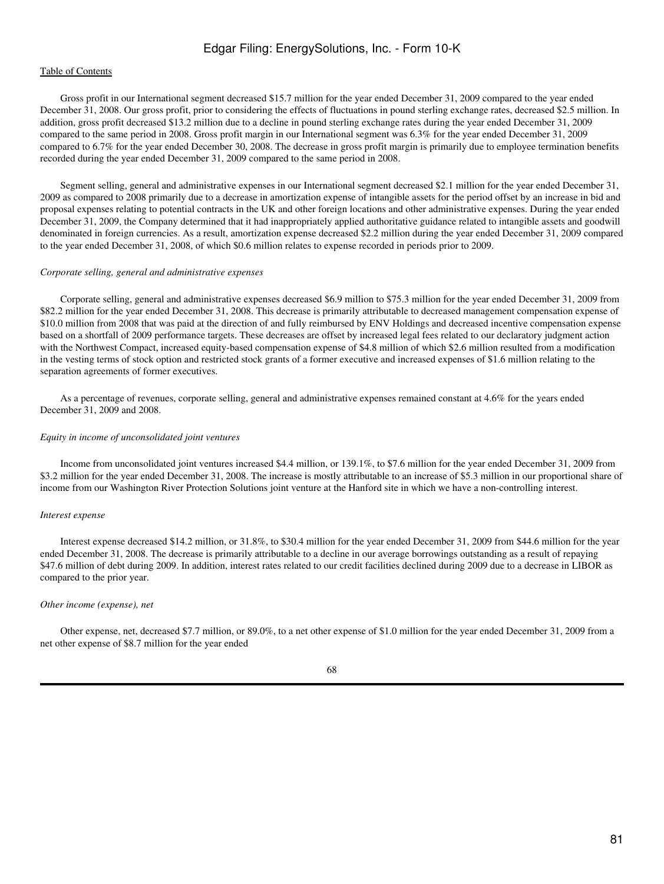Gross profit in our International segment decreased $15.7 million for the year ended December 31, 2009 compared to the year ended December 31, 2008. Our gross profit, prior to considering the effects of fluctuations in pound sterling exchange rates, decreased $2.5 million. In addition, gross profit decreased $13.2 million due to a decline in pound sterling exchange rates during the year ended December 31, 2009 compared to the same period in 2008. Gross profit margin in our International segment was 6.3% for the year ended December 31, 2009 compared to 6.7% for the year ended December 30, 2008. The decrease in gross profit margin is primarily due to employee termination benefits recorded during the year ended December 31, 2009 compared to the same period in 2008.

Segment selling, general and administrative expenses in our International segment decreased $2.1 million for the year ended December 31, 2009 as compared to 2008 primarily due to a decrease in amortization expense of intangible assets for the period offset by an increase in bid and proposal expenses relating to potential contracts in the UK and other foreign locations and other administrative expenses. During the year ended December 31, 2009, the Company determined that it had inappropriately applied authoritative guidance related to intangible assets and goodwill denominated in foreign currencies. As a result, amortization expense decreased $2.2 million during the year ended December 31, 2009 compared to the year ended December 31, 2008, of which $0.6 million relates to expense recorded in periods prior to 2009.

*Corporate selling, general and administrative expenses*

Corporate selling, general and administrative expenses decreased $6.9 million to $75.3 million for the year ended December 31, 2009 from $82.2 million for the year ended December 31, 2008. This decrease is primarily attributable to decreased management compensation expense of $10.0 million from 2008 that was paid at the direction of and fully reimbursed by ENV Holdings and decreased incentive compensation expense based on a shortfall of 2009 performance targets. These decreases are offset by increased legal fees related to our declaratory judgment action with the Northwest Compact, increased equity-based compensation expense of $4.8 million of which $2.6 million resulted from a modification in the vesting terms of stock option and restricted stock grants of a former executive and increased expenses of $1.6 million relating to the separation agreements of former executives.

As a percentage of revenues, corporate selling, general and administrative expenses remained constant at 4.6% for the years ended December 31, 2009 and 2008.

*Equity in income of unconsolidated joint ventures*

Income from unconsolidated joint ventures increased $4.4 million, or 139.1%, to $7.6 million for the year ended December 31, 2009 from $3.2 million for the year ended December 31, 2008. The increase is mostly attributable to an increase of $5.3 million in our proportional share of income from our Washington River Protection Solutions joint venture at the Hanford site in which we have a non-controlling interest.

*Interest expense*

Interest expense decreased $14.2 million, or 31.8%, to $30.4 million for the year ended December 31, 2009 from $44.6 million for the year ended December 31, 2008. The decrease is primarily attributable to a decline in our average borrowings outstanding as a result of repaying $47.6 million of debt during 2009. In addition, interest rates related to our credit facilities declined during 2009 due to a decrease in LIBOR as compared to the prior year.

*Other income (expense), net*

Other expense, net, decreased $7.7 million, or 89.0%, to a net other expense of $1.0 million for the year ended December 31, 2009 from a net other expense of $8.7 million for the year ended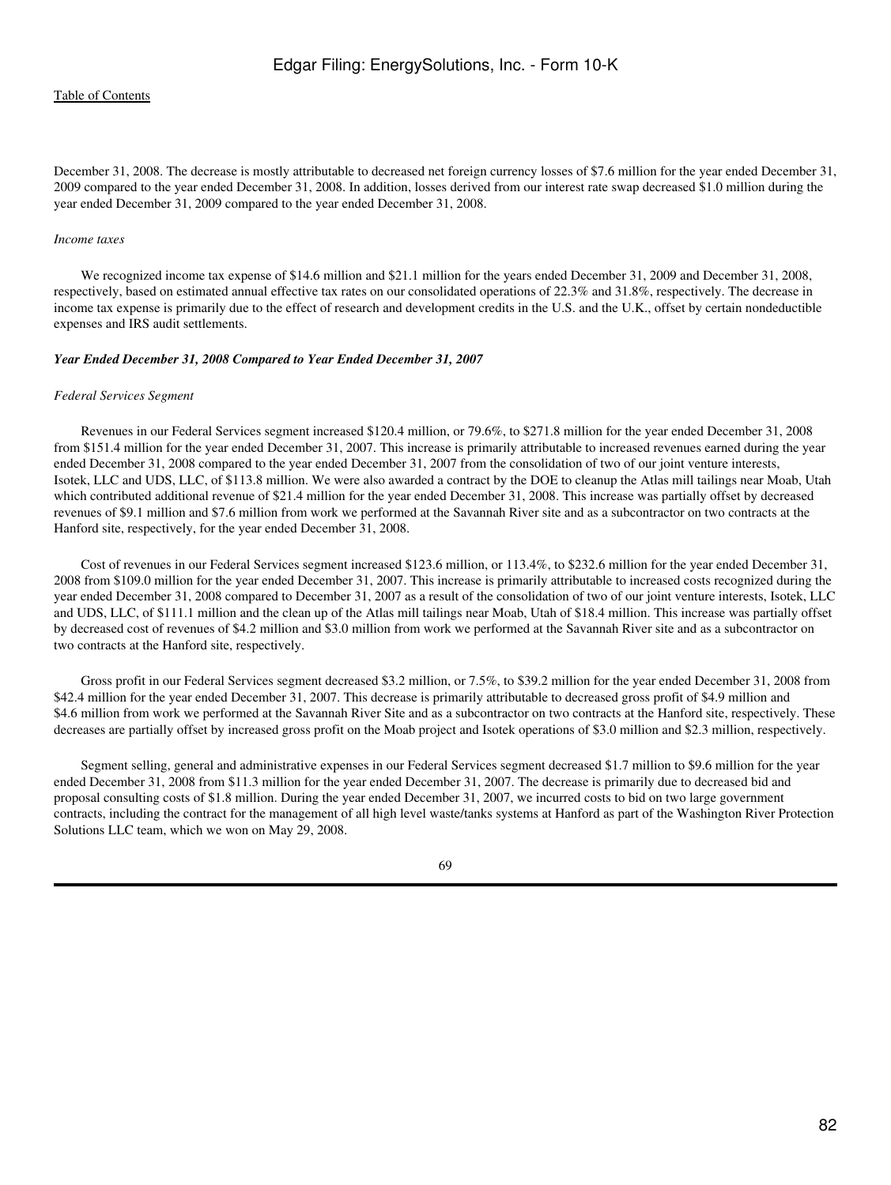December 31, 2008. The decrease is mostly attributable to decreased net foreign currency losses of $7.6 million for the year ended December 31, 2009 compared to the year ended December 31, 2008. In addition, losses derived from our interest rate swap decreased $1.0 million during the year ended December 31, 2009 compared to the year ended December 31, 2008.

*Income taxes*

We recognized income tax expense of $14.6 million and $21.1 million for the years ended December 31, 2009 and December 31, 2008, respectively, based on estimated annual effective tax rates on our consolidated operations of 22.3% and 31.8%, respectively. The decrease in income tax expense is primarily due to the effect of research and development credits in the U.S. and the U.K., offset by certain nondeductible expenses and IRS audit settlements.

***Year Ended December 31, 2008 Compared to Year Ended December 31, 2007***

*Federal Services Segment*

Revenues in our Federal Services segment increased $120.4 million, or 79.6%, to $271.8 million for the year ended December 31, 2008 from $151.4 million for the year ended December 31, 2007. This increase is primarily attributable to increased revenues earned during the year ended December 31, 2008 compared to the year ended December 31, 2007 from the consolidation of two of our joint venture interests, Isotek, LLC and UDS, LLC, of $113.8 million. We were also awarded a contract by the DOE to cleanup the Atlas mill tailings near Moab, Utah which contributed additional revenue of $21.4 million for the year ended December 31, 2008. This increase was partially offset by decreased revenues of $9.1 million and $7.6 million from work we performed at the Savannah River site and as a subcontractor on two contracts at the Hanford site, respectively, for the year ended December 31, 2008.

Cost of revenues in our Federal Services segment increased $123.6 million, or 113.4%, to $232.6 million for the year ended December 31, 2008 from $109.0 million for the year ended December 31, 2007. This increase is primarily attributable to increased costs recognized during the year ended December 31, 2008 compared to December 31, 2007 as a result of the consolidation of two of our joint venture interests, Isotek, LLC and UDS, LLC, of $111.1 million and the clean up of the Atlas mill tailings near Moab, Utah of $18.4 million. This increase was partially offset by decreased cost of revenues of $4.2 million and $3.0 million from work we performed at the Savannah River site and as a subcontractor on two contracts at the Hanford site, respectively.

Gross profit in our Federal Services segment decreased $3.2 million, or 7.5%, to $39.2 million for the year ended December 31, 2008 from $42.4 million for the year ended December 31, 2007. This decrease is primarily attributable to decreased gross profit of $4.9 million and $4.6 million from work we performed at the Savannah River Site and as a subcontractor on two contracts at the Hanford site, respectively. These decreases are partially offset by increased gross profit on the Moab project and Isotek operations of $3.0 million and $2.3 million, respectively.

Segment selling, general and administrative expenses in our Federal Services segment decreased $1.7 million to $9.6 million for the year ended December 31, 2008 from $11.3 million for the year ended December 31, 2007. The decrease is primarily due to decreased bid and proposal consulting costs of $1.8 million. During the year ended December 31, 2007, we incurred costs to bid on two large government contracts, including the contract for the management of all high level waste/tanks systems at Hanford as part of the Washington River Protection Solutions LLC team, which we won on May 29, 2008.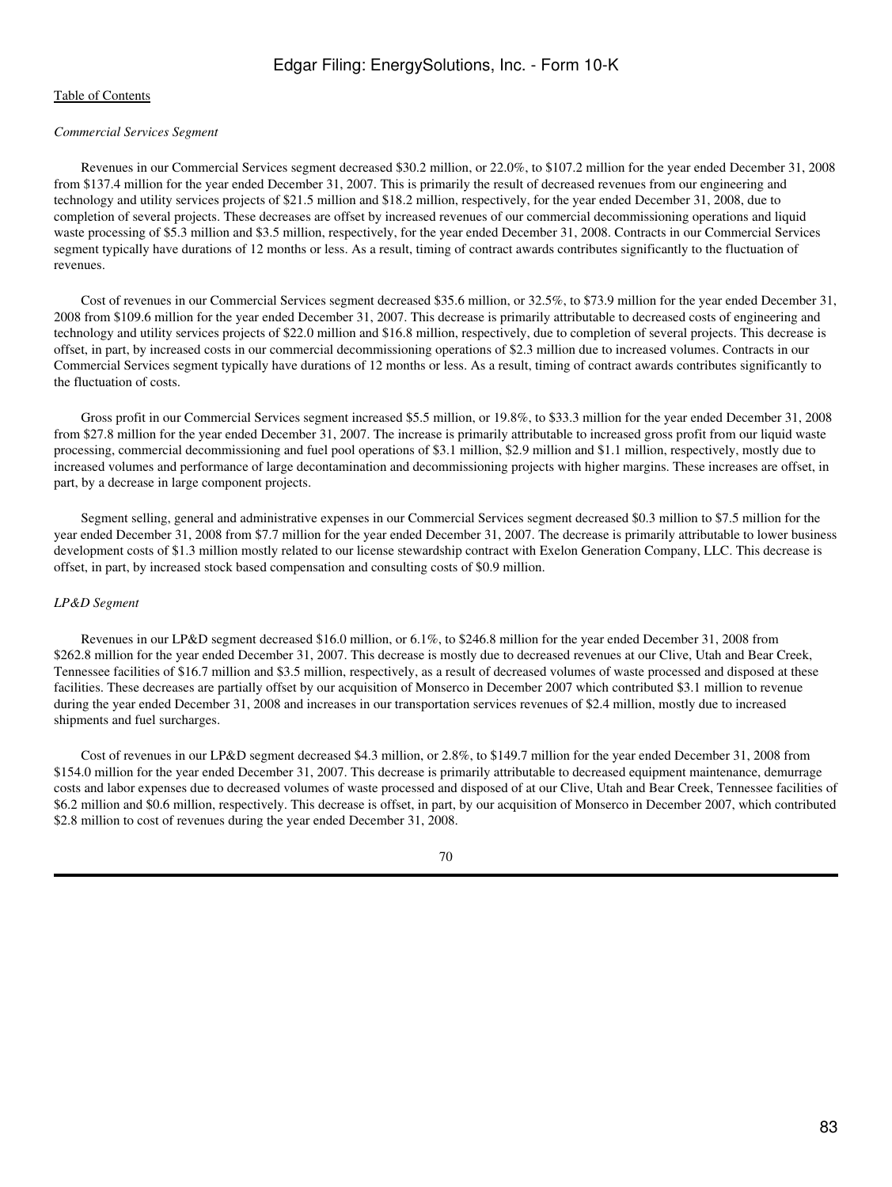*Commercial Services Segment*

Revenues in our Commercial Services segment decreased $30.2 million, or 22.0%, to $107.2 million for the year ended December 31, 2008 from $137.4 million for the year ended December 31, 2007. This is primarily the result of decreased revenues from our engineering and technology and utility services projects of $21.5 million and $18.2 million, respectively, for the year ended December 31, 2008, due to completion of several projects. These decreases are offset by increased revenues of our commercial decommissioning operations and liquid waste processing of $5.3 million and $3.5 million, respectively, for the year ended December 31, 2008. Contracts in our Commercial Services segment typically have durations of 12 months or less. As a result, timing of contract awards contributes significantly to the fluctuation of revenues.

Cost of revenues in our Commercial Services segment decreased $35.6 million, or 32.5%, to $73.9 million for the year ended December 31, 2008 from $109.6 million for the year ended December 31, 2007. This decrease is primarily attributable to decreased costs of engineering and technology and utility services projects of $22.0 million and $16.8 million, respectively, due to completion of several projects. This decrease is offset, in part, by increased costs in our commercial decommissioning operations of $2.3 million due to increased volumes. Contracts in our Commercial Services segment typically have durations of 12 months or less. As a result, timing of contract awards contributes significantly to the fluctuation of costs.

Gross profit in our Commercial Services segment increased $5.5 million, or 19.8%, to $33.3 million for the year ended December 31, 2008 from $27.8 million for the year ended December 31, 2007. The increase is primarily attributable to increased gross profit from our liquid waste processing, commercial decommissioning and fuel pool operations of $3.1 million, $2.9 million and $1.1 million, respectively, mostly due to increased volumes and performance of large decontamination and decommissioning projects with higher margins. These increases are offset, in part, by a decrease in large component projects.

Segment selling, general and administrative expenses in our Commercial Services segment decreased $0.3 million to $7.5 million for the year ended December 31, 2008 from $7.7 million for the year ended December 31, 2007. The decrease is primarily attributable to lower business development costs of $1.3 million mostly related to our license stewardship contract with Exelon Generation Company, LLC. This decrease is offset, in part, by increased stock based compensation and consulting costs of $0.9 million.

*LP&D Segment*

Revenues in our LP&D segment decreased $16.0 million, or 6.1%, to $246.8 million for the year ended December 31, 2008 from $262.8 million for the year ended December 31, 2007. This decrease is mostly due to decreased revenues at our Clive, Utah and Bear Creek, Tennessee facilities of $16.7 million and $3.5 million, respectively, as a result of decreased volumes of waste processed and disposed at these facilities. These decreases are partially offset by our acquisition of Monserco in December 2007 which contributed $3.1 million to revenue during the year ended December 31, 2008 and increases in our transportation services revenues of $2.4 million, mostly due to increased shipments and fuel surcharges.

Cost of revenues in our LP&D segment decreased $4.3 million, or 2.8%, to $149.7 million for the year ended December 31, 2008 from $154.0 million for the year ended December 31, 2007. This decrease is primarily attributable to decreased equipment maintenance, demurrage costs and labor expenses due to decreased volumes of waste processed and disposed of at our Clive, Utah and Bear Creek, Tennessee facilities of $6.2 million and $0.6 million, respectively. This decrease is offset, in part, by our acquisition of Monserco in December 2007, which contributed $2.8 million to cost of revenues during the year ended December 31, 2008.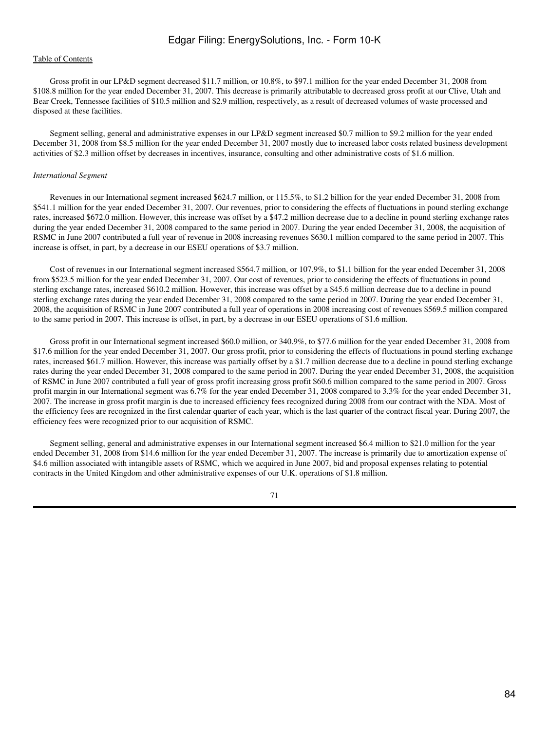Gross profit in our LP&D segment decreased $11.7 million, or 10.8%, to $97.1 million for the year ended December 31, 2008 from $108.8 million for the year ended December 31, 2007. This decrease is primarily attributable to decreased gross profit at our Clive, Utah and Bear Creek, Tennessee facilities of $10.5 million and $2.9 million, respectively, as a result of decreased volumes of waste processed and disposed at these facilities.

Segment selling, general and administrative expenses in our LP&D segment increased $0.7 million to $9.2 million for the year ended December 31, 2008 from $8.5 million for the year ended December 31, 2007 mostly due to increased labor costs related business development activities of $2.3 million offset by decreases in incentives, insurance, consulting and other administrative costs of $1.6 million.

*International Segment*

Revenues in our International segment increased $624.7 million, or 115.5%, to $1.2 billion for the year ended December 31, 2008 from $541.1 million for the year ended December 31, 2007. Our revenues, prior to considering the effects of fluctuations in pound sterling exchange rates, increased $672.0 million. However, this increase was offset by a $47.2 million decrease due to a decline in pound sterling exchange rates during the year ended December 31, 2008 compared to the same period in 2007. During the year ended December 31, 2008, the acquisition of RSMC in June 2007 contributed a full year of revenue in 2008 increasing revenues $630.1 million compared to the same period in 2007. This increase is offset, in part, by a decrease in our ESEU operations of $3.7 million.

Cost of revenues in our International segment increased $564.7 million, or 107.9%, to $1.1 billion for the year ended December 31, 2008 from $523.5 million for the year ended December 31, 2007. Our cost of revenues, prior to considering the effects of fluctuations in pound sterling exchange rates, increased $610.2 million. However, this increase was offset by a $45.6 million decrease due to a decline in pound sterling exchange rates during the year ended December 31, 2008 compared to the same period in 2007. During the year ended December 31, 2008, the acquisition of RSMC in June 2007 contributed a full year of operations in 2008 increasing cost of revenues $569.5 million compared to the same period in 2007. This increase is offset, in part, by a decrease in our ESEU operations of $1.6 million.

Gross profit in our International segment increased $60.0 million, or 340.9%, to $77.6 million for the year ended December 31, 2008 from $17.6 million for the year ended December 31, 2007. Our gross profit, prior to considering the effects of fluctuations in pound sterling exchange rates, increased $61.7 million. However, this increase was partially offset by a $1.7 million decrease due to a decline in pound sterling exchange rates during the year ended December 31, 2008 compared to the same period in 2007. During the year ended December 31, 2008, the acquisition of RSMC in June 2007 contributed a full year of gross profit increasing gross profit $60.6 million compared to the same period in 2007. Gross profit margin in our International segment was 6.7% for the year ended December 31, 2008 compared to 3.3% for the year ended December 31, 2007. The increase in gross profit margin is due to increased efficiency fees recognized during 2008 from our contract with the NDA. Most of the efficiency fees are recognized in the first calendar quarter of each year, which is the last quarter of the contract fiscal year. During 2007, the efficiency fees were recognized prior to our acquisition of RSMC.

Segment selling, general and administrative expenses in our International segment increased $6.4 million to $21.0 million for the year ended December 31, 2008 from $14.6 million for the year ended December 31, 2007. The increase is primarily due to amortization expense of $4.6 million associated with intangible assets of RSMC, which we acquired in June 2007, bid and proposal expenses relating to potential contracts in the United Kingdom and other administrative expenses of our U.K. operations of $1.8 million.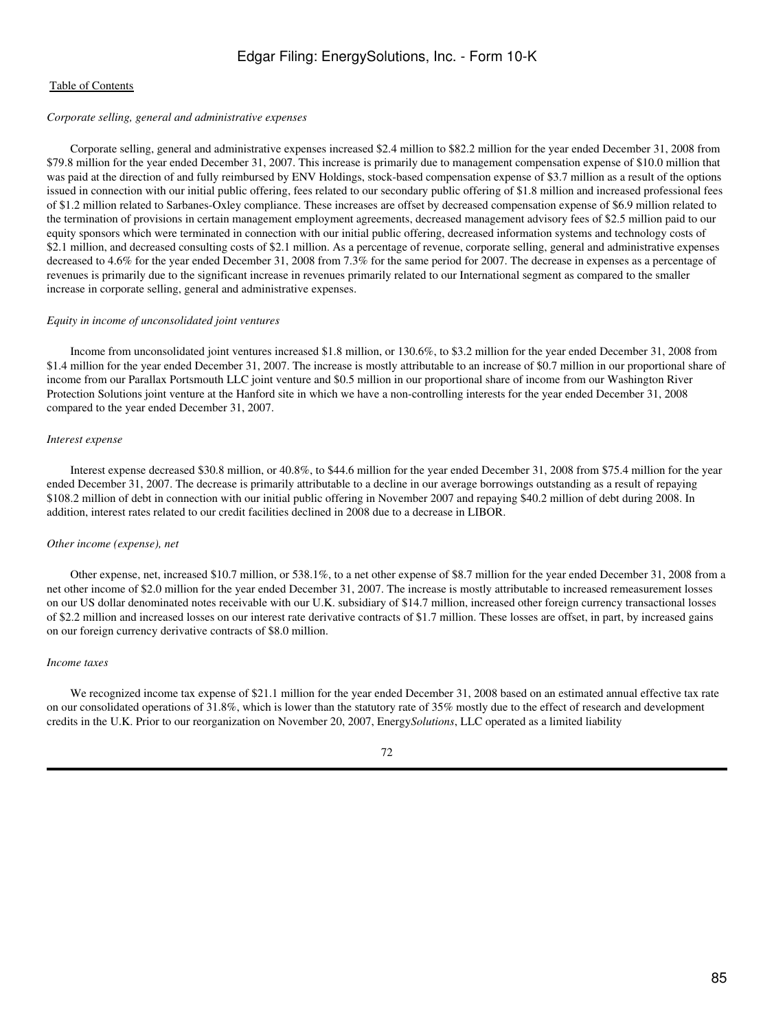*Corporate selling, general and administrative expenses*

Corporate selling, general and administrative expenses increased $2.4 million to $82.2 million for the year ended December 31, 2008 from $79.8 million for the year ended December 31, 2007. This increase is primarily due to management compensation expense of $10.0 million that was paid at the direction of and fully reimbursed by ENV Holdings, stock-based compensation expense of $3.7 million as a result of the options issued in connection with our initial public offering, fees related to our secondary public offering of $1.8 million and increased professional fees of $1.2 million related to Sarbanes-Oxley compliance. These increases are offset by decreased compensation expense of $6.9 million related to the termination of provisions in certain management employment agreements, decreased management advisory fees of $2.5 million paid to our equity sponsors which were terminated in connection with our initial public offering, decreased information systems and technology costs of $2.1 million, and decreased consulting costs of $2.1 million. As a percentage of revenue, corporate selling, general and administrative expenses decreased to 4.6% for the year ended December 31, 2008 from 7.3% for the same period for 2007. The decrease in expenses as a percentage of revenues is primarily due to the significant increase in revenues primarily related to our International segment as compared to the smaller increase in corporate selling, general and administrative expenses.

*Equity in income of unconsolidated joint ventures*

Income from unconsolidated joint ventures increased $1.8 million, or 130.6%, to $3.2 million for the year ended December 31, 2008 from $1.4 million for the year ended December 31, 2007. The increase is mostly attributable to an increase of $0.7 million in our proportional share of income from our Parallax Portsmouth LLC joint venture and $0.5 million in our proportional share of income from our Washington River Protection Solutions joint venture at the Hanford site in which we have a non-controlling interests for the year ended December 31, 2008 compared to the year ended December 31, 2007.

*Interest expense*

Interest expense decreased $30.8 million, or 40.8%, to $44.6 million for the year ended December 31, 2008 from $75.4 million for the year ended December 31, 2007. The decrease is primarily attributable to a decline in our average borrowings outstanding as a result of repaying $108.2 million of debt in connection with our initial public offering in November 2007 and repaying $40.2 million of debt during 2008. In addition, interest rates related to our credit facilities declined in 2008 due to a decrease in LIBOR.

*Other income (expense), net*

Other expense, net, increased $10.7 million, or 538.1%, to a net other expense of $8.7 million for the year ended December 31, 2008 from a net other income of $2.0 million for the year ended December 31, 2007. The increase is mostly attributable to increased remeasurement losses on our US dollar denominated notes receivable with our U.K. subsidiary of $14.7 million, increased other foreign currency transactional losses of $2.2 million and increased losses on our interest rate derivative contracts of $1.7 million. These losses are offset, in part, by increased gains on our foreign currency derivative contracts of $8.0 million.

*Income taxes*

We recognized income tax expense of $21.1 million for the year ended December 31, 2008 based on an estimated annual effective tax rate on our consolidated operations of 31.8%, which is lower than the statutory rate of 35% mostly due to the effect of research and development credits in the U.K. Prior to our reorganization on November 20, 2007, Energy*Solutions*, LLC operated as a limited liability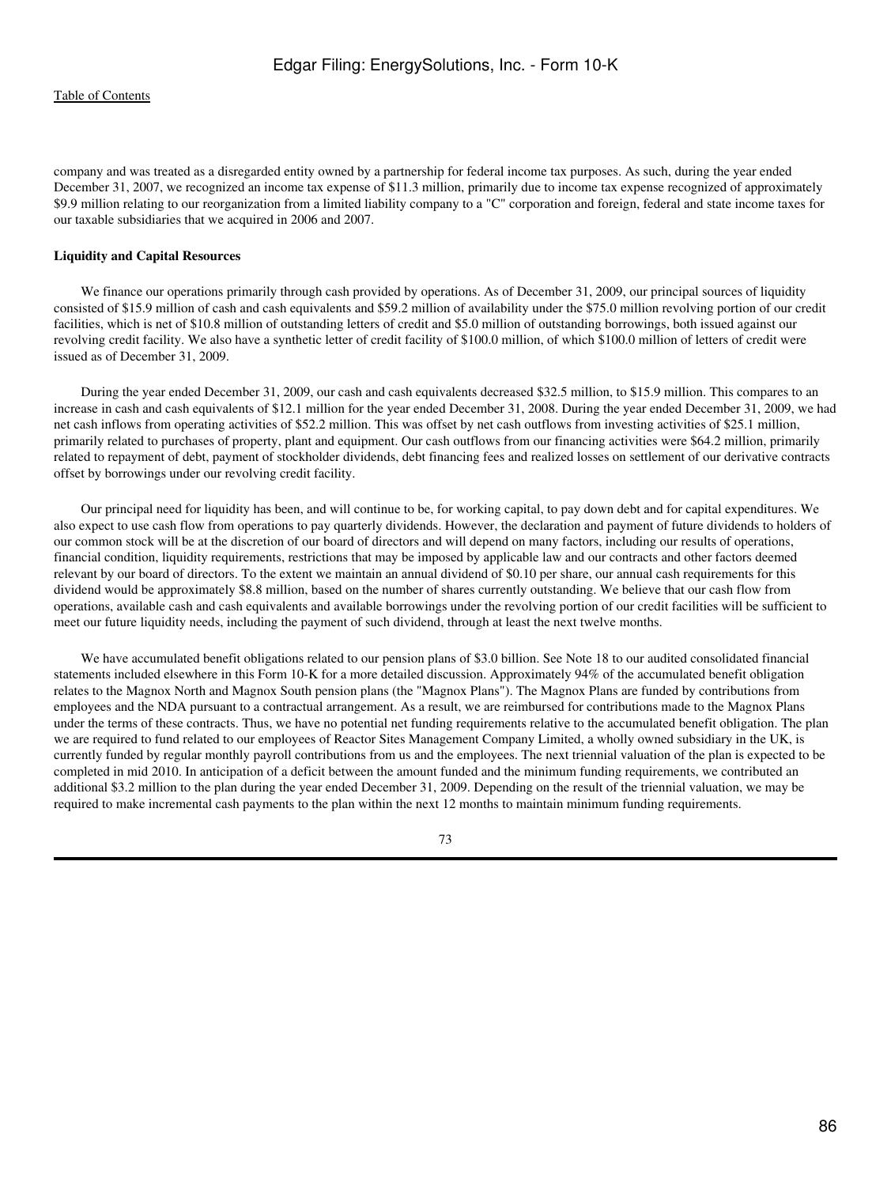company and was treated as a disregarded entity owned by a partnership for federal income tax purposes. As such, during the year ended December 31, 2007, we recognized an income tax expense of $11.3 million, primarily due to income tax expense recognized of approximately $9.9 million relating to our reorganization from a limited liability company to a "C" corporation and foreign, federal and state income taxes for our taxable subsidiaries that we acquired in 2006 and 2007.

**Liquidity and Capital Resources**

We finance our operations primarily through cash provided by operations. As of December 31, 2009, our principal sources of liquidity consisted of $15.9 million of cash and cash equivalents and $59.2 million of availability under the $75.0 million revolving portion of our credit facilities, which is net of $10.8 million of outstanding letters of credit and $5.0 million of outstanding borrowings, both issued against our revolving credit facility. We also have a synthetic letter of credit facility of $100.0 million, of which $100.0 million of letters of credit were issued as of December 31, 2009.

During the year ended December 31, 2009, our cash and cash equivalents decreased $32.5 million, to $15.9 million. This compares to an increase in cash and cash equivalents of $12.1 million for the year ended December 31, 2008. During the year ended December 31, 2009, we had net cash inflows from operating activities of $52.2 million. This was offset by net cash outflows from investing activities of $25.1 million, primarily related to purchases of property, plant and equipment. Our cash outflows from our financing activities were $64.2 million, primarily related to repayment of debt, payment of stockholder dividends, debt financing fees and realized losses on settlement of our derivative contracts offset by borrowings under our revolving credit facility.

Our principal need for liquidity has been, and will continue to be, for working capital, to pay down debt and for capital expenditures. We also expect to use cash flow from operations to pay quarterly dividends. However, the declaration and payment of future dividends to holders of our common stock will be at the discretion of our board of directors and will depend on many factors, including our results of operations, financial condition, liquidity requirements, restrictions that may be imposed by applicable law and our contracts and other factors deemed relevant by our board of directors. To the extent we maintain an annual dividend of $0.10 per share, our annual cash requirements for this dividend would be approximately $8.8 million, based on the number of shares currently outstanding. We believe that our cash flow from operations, available cash and cash equivalents and available borrowings under the revolving portion of our credit facilities will be sufficient to meet our future liquidity needs, including the payment of such dividend, through at least the next twelve months.

We have accumulated benefit obligations related to our pension plans of $3.0 billion. See Note 18 to our audited consolidated financial statements included elsewhere in this Form 10-K for a more detailed discussion. Approximately 94% of the accumulated benefit obligation relates to the Magnox North and Magnox South pension plans (the "Magnox Plans"). The Magnox Plans are funded by contributions from employees and the NDA pursuant to a contractual arrangement. As a result, we are reimbursed for contributions made to the Magnox Plans under the terms of these contracts. Thus, we have no potential net funding requirements relative to the accumulated benefit obligation. The plan we are required to fund related to our employees of Reactor Sites Management Company Limited, a wholly owned subsidiary in the UK, is currently funded by regular monthly payroll contributions from us and the employees. The next triennial valuation of the plan is expected to be completed in mid 2010. In anticipation of a deficit between the amount funded and the minimum funding requirements, we contributed an additional $3.2 million to the plan during the year ended December 31, 2009. Depending on the result of the triennial valuation, we may be required to make incremental cash payments to the plan within the next 12 months to maintain minimum funding requirements.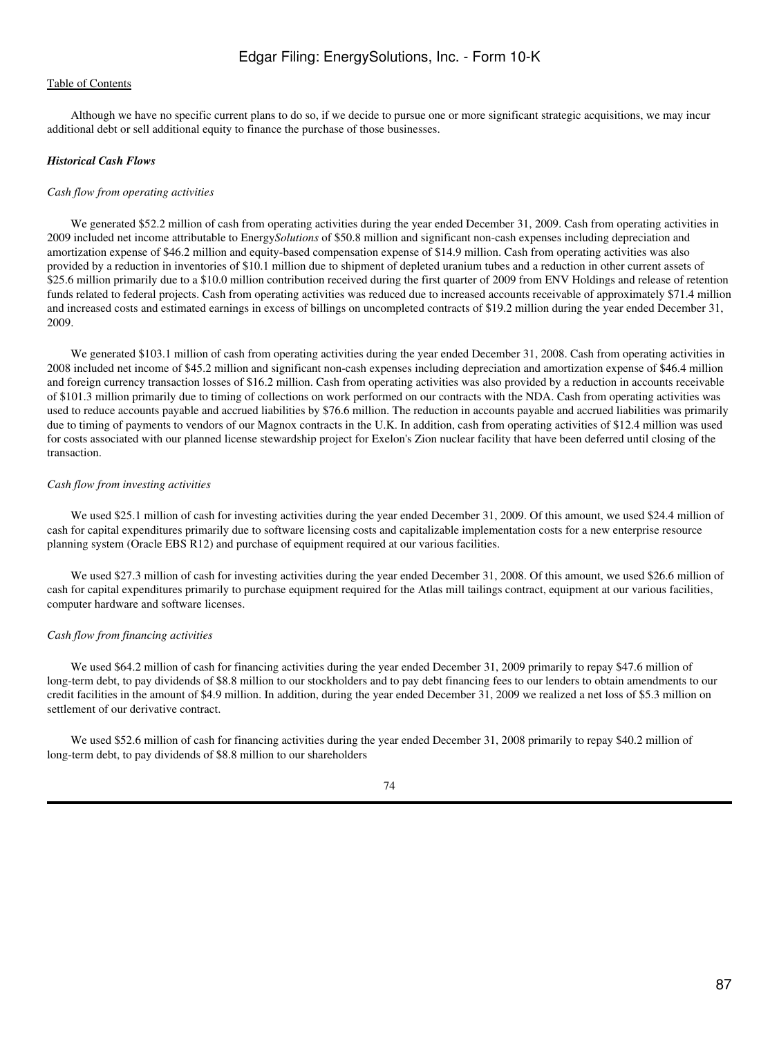Although we have no specific current plans to do so, if we decide to pursue one or more significant strategic acquisitions, we may incur additional debt or sell additional equity to finance the purchase of those businesses.

***Historical Cash Flows***

*Cash flow from operating activities*

We generated $52.2 million of cash from operating activities during the year ended December 31, 2009. Cash from operating activities in 2009 included net income attributable to Energy*Solutions* of $50.8 million and significant non-cash expenses including depreciation and amortization expense of $46.2 million and equity-based compensation expense of $14.9 million. Cash from operating activities was also provided by a reduction in inventories of $10.1 million due to shipment of depleted uranium tubes and a reduction in other current assets of $25.6 million primarily due to a $10.0 million contribution received during the first quarter of 2009 from ENV Holdings and release of retention funds related to federal projects. Cash from operating activities was reduced due to increased accounts receivable of approximately $71.4 million and increased costs and estimated earnings in excess of billings on uncompleted contracts of $19.2 million during the year ended December 31, 2009.

We generated $103.1 million of cash from operating activities during the year ended December 31, 2008. Cash from operating activities in 2008 included net income of $45.2 million and significant non-cash expenses including depreciation and amortization expense of $46.4 million and foreign currency transaction losses of $16.2 million. Cash from operating activities was also provided by a reduction in accounts receivable of $101.3 million primarily due to timing of collections on work performed on our contracts with the NDA. Cash from operating activities was used to reduce accounts payable and accrued liabilities by $76.6 million. The reduction in accounts payable and accrued liabilities was primarily due to timing of payments to vendors of our Magnox contracts in the U.K. In addition, cash from operating activities of $12.4 million was used for costs associated with our planned license stewardship project for Exelon's Zion nuclear facility that have been deferred until closing of the transaction.

*Cash flow from investing activities*

We used $25.1 million of cash for investing activities during the year ended December 31, 2009. Of this amount, we used $24.4 million of cash for capital expenditures primarily due to software licensing costs and capitalizable implementation costs for a new enterprise resource planning system (Oracle EBS R12) and purchase of equipment required at our various facilities.

We used $27.3 million of cash for investing activities during the year ended December 31, 2008. Of this amount, we used $26.6 million of cash for capital expenditures primarily to purchase equipment required for the Atlas mill tailings contract, equipment at our various facilities, computer hardware and software licenses.

*Cash flow from financing activities*

We used $64.2 million of cash for financing activities during the year ended December 31, 2009 primarily to repay $47.6 million of long-term debt, to pay dividends of $8.8 million to our stockholders and to pay debt financing fees to our lenders to obtain amendments to our credit facilities in the amount of $4.9 million. In addition, during the year ended December 31, 2009 we realized a net loss of $5.3 million on settlement of our derivative contract.

We used $52.6 million of cash for financing activities during the year ended December 31, 2008 primarily to repay $40.2 million of long-term debt, to pay dividends of $8.8 million to our shareholders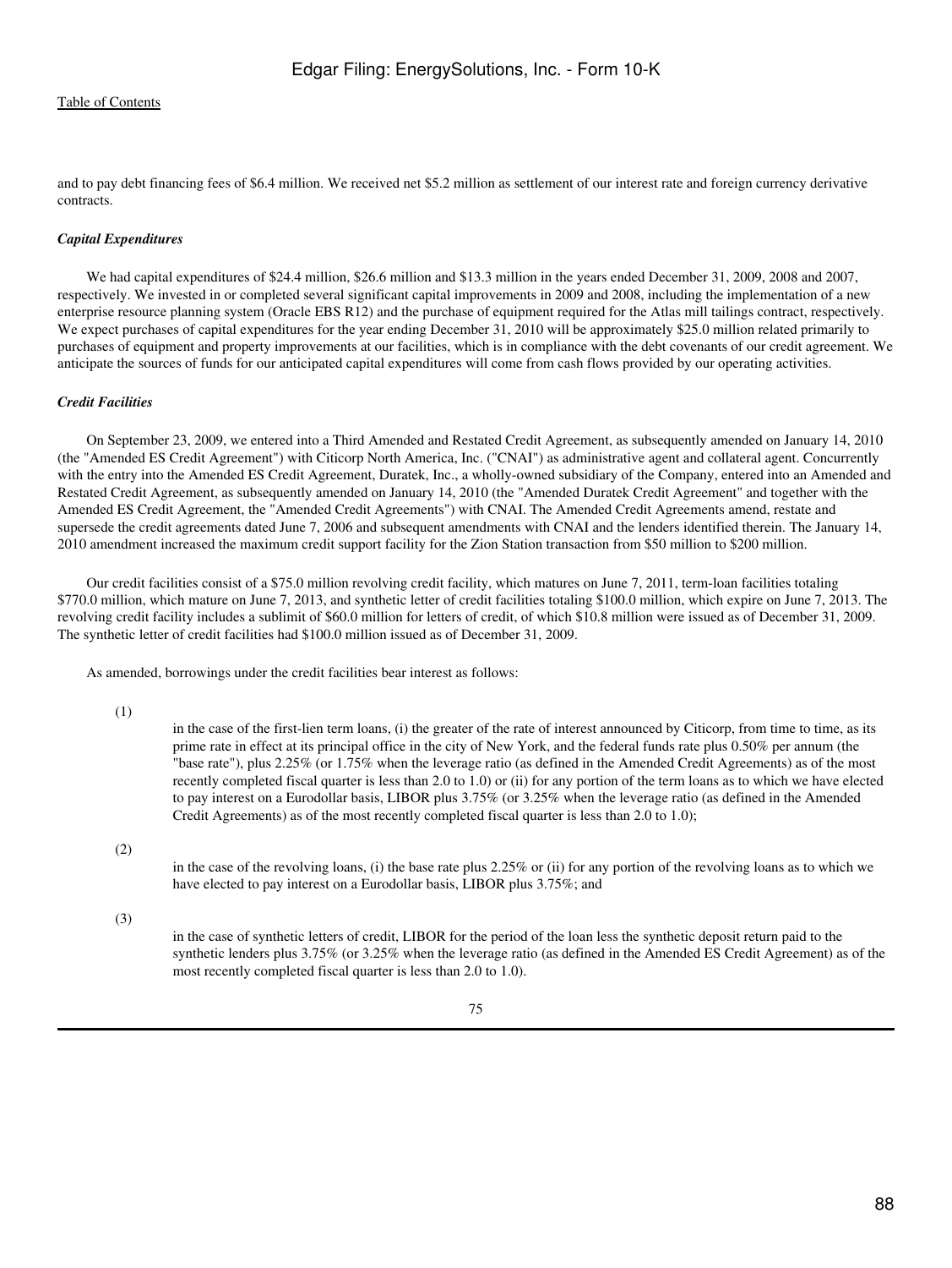and to pay debt financing fees of $6.4 million. We received net $5.2 million as settlement of our interest rate and foreign currency derivative contracts.

***Capital Expenditures***

We had capital expenditures of $24.4 million, $26.6 million and $13.3 million in the years ended December 31, 2009, 2008 and 2007, respectively. We invested in or completed several significant capital improvements in 2009 and 2008, including the implementation of a new enterprise resource planning system (Oracle EBS R12) and the purchase of equipment required for the Atlas mill tailings contract, respectively. We expect purchases of capital expenditures for the year ending December 31, 2010 will be approximately $25.0 million related primarily to purchases of equipment and property improvements at our facilities, which is in compliance with the debt covenants of our credit agreement. We anticipate the sources of funds for our anticipated capital expenditures will come from cash flows provided by our operating activities.

***Credit Facilities***

On September 23, 2009, we entered into a Third Amended and Restated Credit Agreement, as subsequently amended on January 14, 2010 (the "Amended ES Credit Agreement") with Citicorp North America, Inc. ("CNAI") as administrative agent and collateral agent. Concurrently with the entry into the Amended ES Credit Agreement, Duratek, Inc., a wholly-owned subsidiary of the Company, entered into an Amended and Restated Credit Agreement, as subsequently amended on January 14, 2010 (the "Amended Duratek Credit Agreement" and together with the Amended ES Credit Agreement, the "Amended Credit Agreements") with CNAI. The Amended Credit Agreements amend, restate and supersede the credit agreements dated June 7, 2006 and subsequent amendments with CNAI and the lenders identified therein. The January 14, 2010 amendment increased the maximum credit support facility for the Zion Station transaction from $50 million to $200 million.

Our credit facilities consist of a $75.0 million revolving credit facility, which matures on June 7, 2011, term-loan facilities totaling $770.0 million, which mature on June 7, 2013, and synthetic letter of credit facilities totaling $100.0 million, which expire on June 7, 2013. The revolving credit facility includes a sublimit of $60.0 million for letters of credit, of which $10.8 million were issued as of December 31, 2009. The synthetic letter of credit facilities had $100.0 million issued as of December 31, 2009.

As amended, borrowings under the credit facilities bear interest as follows:

(1) in the case of the first-lien term loans, (i) the greater of the rate of interest announced by Citicorp, from time to time, as its prime rate in effect at its principal office in the city of New York, and the federal funds rate plus 0.50% per annum (the "base rate"), plus 2.25% (or 1.75% when the leverage ratio (as defined in the Amended Credit Agreements) as of the most recently completed fiscal quarter is less than 2.0 to 1.0) or (ii) for any portion of the term loans as to which we have elected to pay interest on a Eurodollar basis, LIBOR plus 3.75% (or 3.25% when the leverage ratio (as defined in the Amended Credit Agreements) as of the most recently completed fiscal quarter is less than 2.0 to 1.0);

(2) in the case of the revolving loans, (i) the base rate plus 2.25% or (ii) for any portion of the revolving loans as to which we have elected to pay interest on a Eurodollar basis, LIBOR plus 3.75%; and

(3) in the case of synthetic letters of credit, LIBOR for the period of the loan less the synthetic deposit return paid to the synthetic lenders plus 3.75% (or 3.25% when the leverage ratio (as defined in the Amended ES Credit Agreement) as of the most recently completed fiscal quarter is less than 2.0 to 1.0).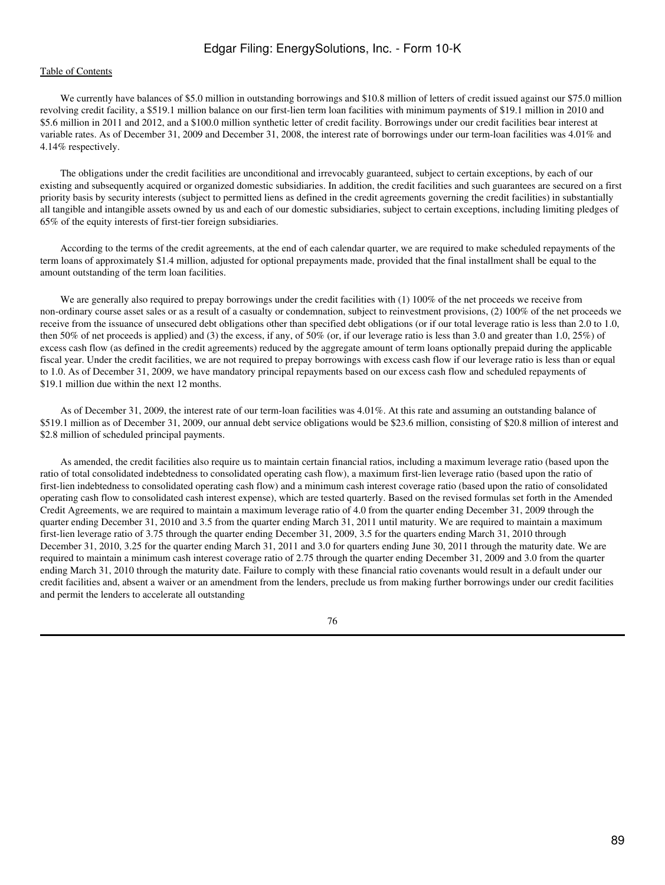We currently have balances of $5.0 million in outstanding borrowings and $10.8 million of letters of credit issued against our $75.0 million revolving credit facility, a $519.1 million balance on our first-lien term loan facilities with minimum payments of $19.1 million in 2010 and $5.6 million in 2011 and 2012, and a $100.0 million synthetic letter of credit facility. Borrowings under our credit facilities bear interest at variable rates. As of December 31, 2009 and December 31, 2008, the interest rate of borrowings under our term-loan facilities was 4.01% and 4.14% respectively.

The obligations under the credit facilities are unconditional and irrevocably guaranteed, subject to certain exceptions, by each of our existing and subsequently acquired or organized domestic subsidiaries. In addition, the credit facilities and such guarantees are secured on a first priority basis by security interests (subject to permitted liens as defined in the credit agreements governing the credit facilities) in substantially all tangible and intangible assets owned by us and each of our domestic subsidiaries, subject to certain exceptions, including limiting pledges of 65% of the equity interests of first-tier foreign subsidiaries.

According to the terms of the credit agreements, at the end of each calendar quarter, we are required to make scheduled repayments of the term loans of approximately $1.4 million, adjusted for optional prepayments made, provided that the final installment shall be equal to the amount outstanding of the term loan facilities.

We are generally also required to prepay borrowings under the credit facilities with (1) 100% of the net proceeds we receive from non-ordinary course asset sales or as a result of a casualty or condemnation, subject to reinvestment provisions, (2) 100% of the net proceeds we receive from the issuance of unsecured debt obligations other than specified debt obligations (or if our total leverage ratio is less than 2.0 to 1.0, then 50% of net proceeds is applied) and (3) the excess, if any, of 50% (or, if our leverage ratio is less than 3.0 and greater than 1.0, 25%) of excess cash flow (as defined in the credit agreements) reduced by the aggregate amount of term loans optionally prepaid during the applicable fiscal year. Under the credit facilities, we are not required to prepay borrowings with excess cash flow if our leverage ratio is less than or equal to 1.0. As of December 31, 2009, we have mandatory principal repayments based on our excess cash flow and scheduled repayments of $19.1 million due within the next 12 months.

As of December 31, 2009, the interest rate of our term-loan facilities was 4.01%. At this rate and assuming an outstanding balance of $519.1 million as of December 31, 2009, our annual debt service obligations would be $23.6 million, consisting of $20.8 million of interest and $2.8 million of scheduled principal payments.

As amended, the credit facilities also require us to maintain certain financial ratios, including a maximum leverage ratio (based upon the ratio of total consolidated indebtedness to consolidated operating cash flow), a maximum first-lien leverage ratio (based upon the ratio of first-lien indebtedness to consolidated operating cash flow) and a minimum cash interest coverage ratio (based upon the ratio of consolidated operating cash flow to consolidated cash interest expense), which are tested quarterly. Based on the revised formulas set forth in the Amended Credit Agreements, we are required to maintain a maximum leverage ratio of 4.0 from the quarter ending December 31, 2009 through the quarter ending December 31, 2010 and 3.5 from the quarter ending March 31, 2011 until maturity. We are required to maintain a maximum first-lien leverage ratio of 3.75 through the quarter ending December 31, 2009, 3.5 for the quarters ending March 31, 2010 through December 31, 2010, 3.25 for the quarter ending March 31, 2011 and 3.0 for quarters ending June 30, 2011 through the maturity date. We are required to maintain a minimum cash interest coverage ratio of 2.75 through the quarter ending December 31, 2009 and 3.0 from the quarter ending March 31, 2010 through the maturity date. Failure to comply with these financial ratio covenants would result in a default under our credit facilities and, absent a waiver or an amendment from the lenders, preclude us from making further borrowings under our credit facilities and permit the lenders to accelerate all outstanding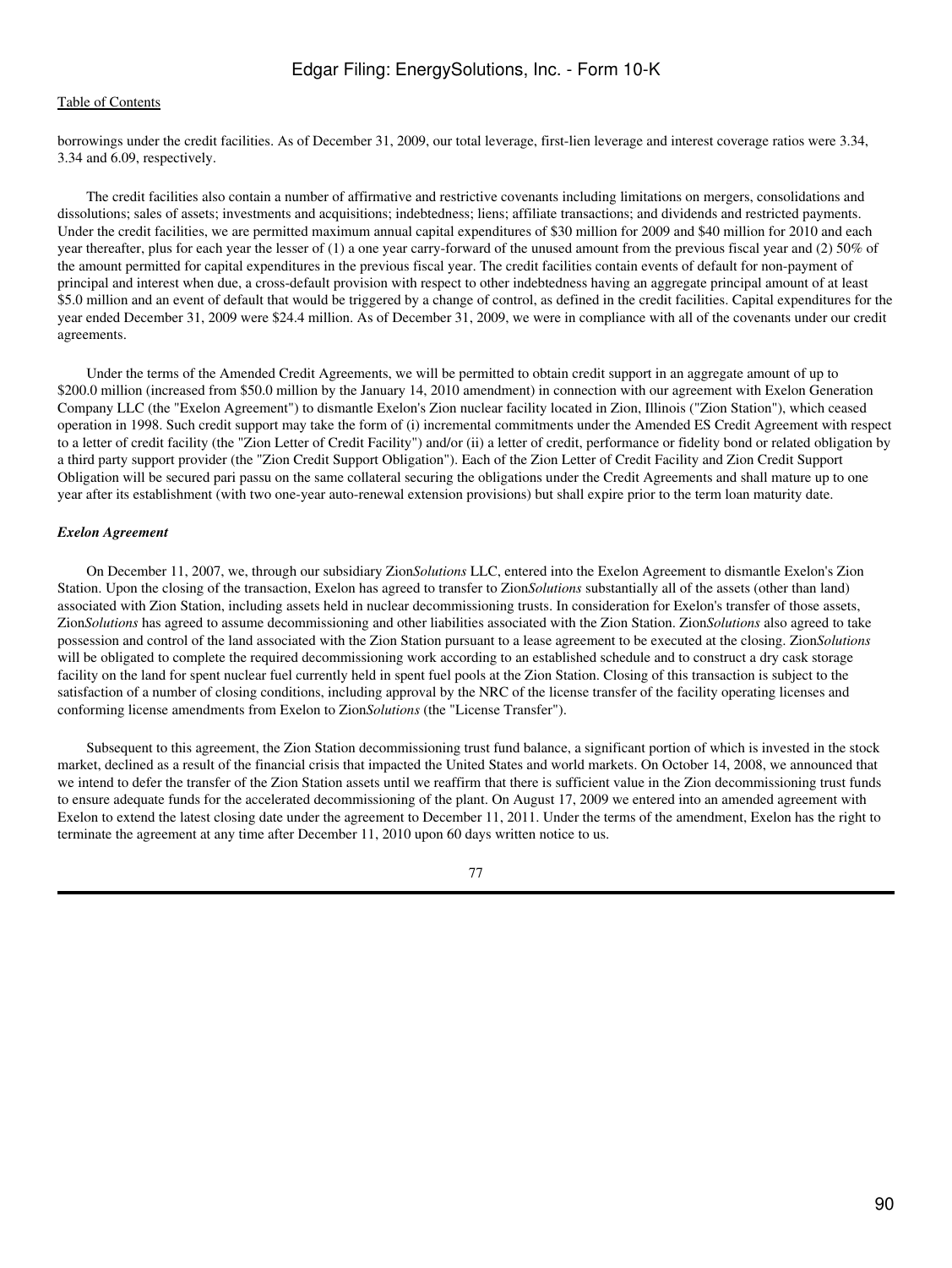borrowings under the credit facilities. As of December 31, 2009, our total leverage, first-lien leverage and interest coverage ratios were 3.34, 3.34 and 6.09, respectively.

The credit facilities also contain a number of affirmative and restrictive covenants including limitations on mergers, consolidations and dissolutions; sales of assets; investments and acquisitions; indebtedness; liens; affiliate transactions; and dividends and restricted payments. Under the credit facilities, we are permitted maximum annual capital expenditures of $30 million for 2009 and $40 million for 2010 and each year thereafter, plus for each year the lesser of (1) a one year carry-forward of the unused amount from the previous fiscal year and (2) 50% of the amount permitted for capital expenditures in the previous fiscal year. The credit facilities contain events of default for non-payment of principal and interest when due, a cross-default provision with respect to other indebtedness having an aggregate principal amount of at least $5.0 million and an event of default that would be triggered by a change of control, as defined in the credit facilities. Capital expenditures for the year ended December 31, 2009 were $24.4 million. As of December 31, 2009, we were in compliance with all of the covenants under our credit agreements.

Under the terms of the Amended Credit Agreements, we will be permitted to obtain credit support in an aggregate amount of up to $200.0 million (increased from $50.0 million by the January 14, 2010 amendment) in connection with our agreement with Exelon Generation Company LLC (the "Exelon Agreement") to dismantle Exelon's Zion nuclear facility located in Zion, Illinois ("Zion Station"), which ceased operation in 1998. Such credit support may take the form of (i) incremental commitments under the Amended ES Credit Agreement with respect to a letter of credit facility (the "Zion Letter of Credit Facility") and/or (ii) a letter of credit, performance or fidelity bond or related obligation by a third party support provider (the "Zion Credit Support Obligation"). Each of the Zion Letter of Credit Facility and Zion Credit Support Obligation will be secured pari passu on the same collateral securing the obligations under the Credit Agreements and shall mature up to one year after its establishment (with two one-year auto-renewal extension provisions) but shall expire prior to the term loan maturity date.

***Exelon Agreement***

On December 11, 2007, we, through our subsidiary Zion*Solutions* LLC, entered into the Exelon Agreement to dismantle Exelon's Zion Station. Upon the closing of the transaction, Exelon has agreed to transfer to Zion*Solutions* substantially all of the assets (other than land) associated with Zion Station, including assets held in nuclear decommissioning trusts. In consideration for Exelon's transfer of those assets, Zion*Solutions* has agreed to assume decommissioning and other liabilities associated with the Zion Station. Zion*Solutions* also agreed to take possession and control of the land associated with the Zion Station pursuant to a lease agreement to be executed at the closing. Zion*Solutions* will be obligated to complete the required decommissioning work according to an established schedule and to construct a dry cask storage facility on the land for spent nuclear fuel currently held in spent fuel pools at the Zion Station. Closing of this transaction is subject to the satisfaction of a number of closing conditions, including approval by the NRC of the license transfer of the facility operating licenses and conforming license amendments from Exelon to Zion*Solutions* (the "License Transfer").

Subsequent to this agreement, the Zion Station decommissioning trust fund balance, a significant portion of which is invested in the stock market, declined as a result of the financial crisis that impacted the United States and world markets. On October 14, 2008, we announced that we intend to defer the transfer of the Zion Station assets until we reaffirm that there is sufficient value in the Zion decommissioning trust funds to ensure adequate funds for the accelerated decommissioning of the plant. On August 17, 2009 we entered into an amended agreement with Exelon to extend the latest closing date under the agreement to December 11, 2011. Under the terms of the amendment, Exelon has the right to terminate the agreement at any time after December 11, 2010 upon 60 days written notice to us.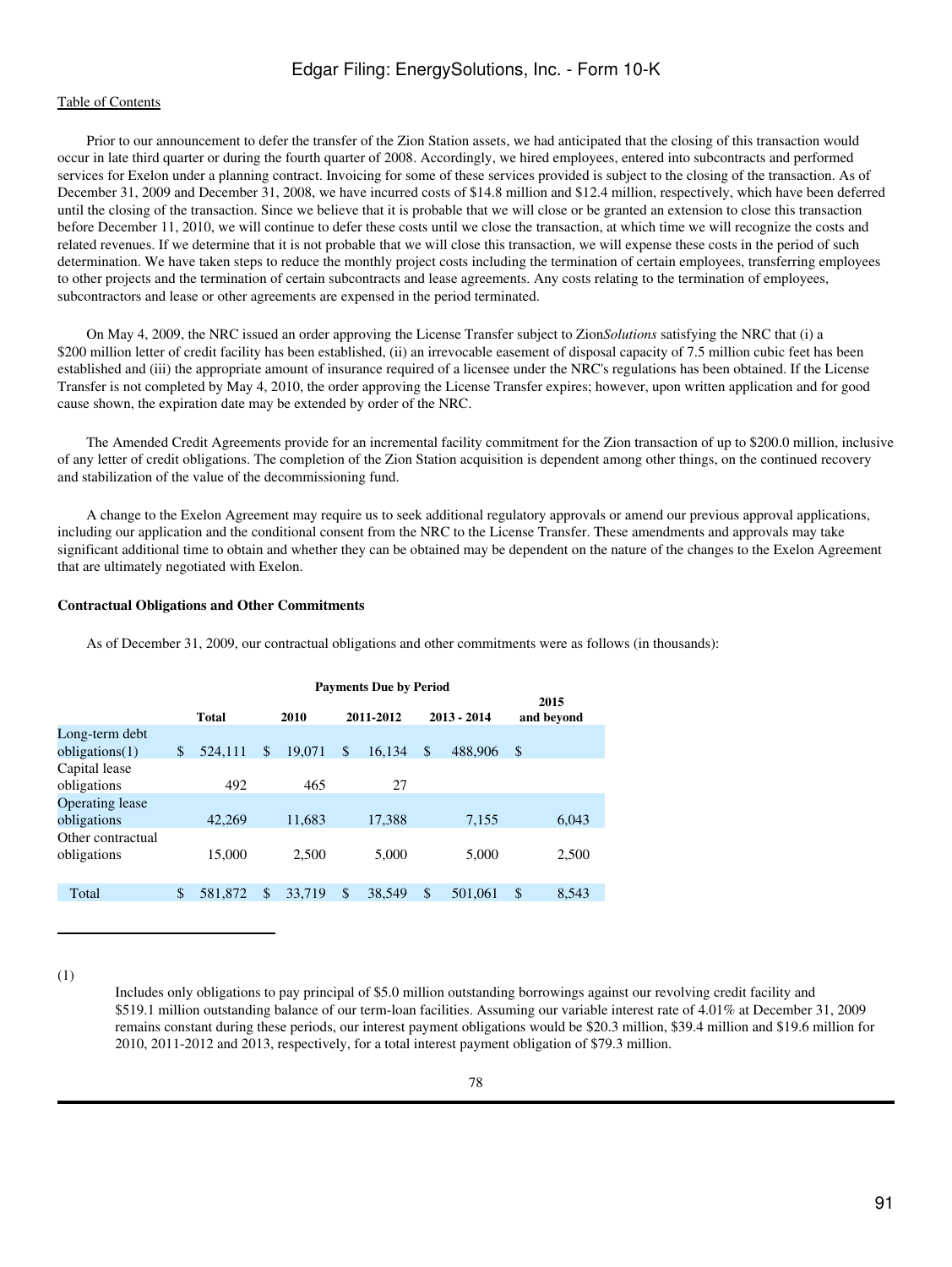Prior to our announcement to defer the transfer of the Zion Station assets, we had anticipated that the closing of this transaction would occur in late third quarter or during the fourth quarter of 2008. Accordingly, we hired employees, entered into subcontracts and performed services for Exelon under a planning contract. Invoicing for some of these services provided is subject to the closing of the transaction. As of December 31, 2009 and December 31, 2008, we have incurred costs of $14.8 million and $12.4 million, respectively, which have been deferred until the closing of the transaction. Since we believe that it is probable that we will close or be granted an extension to close this transaction before December 11, 2010, we will continue to defer these costs until we close the transaction, at which time we will recognize the costs and related revenues. If we determine that it is not probable that we will close this transaction, we will expense these costs in the period of such determination. We have taken steps to reduce the monthly project costs including the termination of certain employees, transferring employees to other projects and the termination of certain subcontracts and lease agreements. Any costs relating to the termination of employees, subcontractors and lease or other agreements are expensed in the period terminated.

On May 4, 2009, the NRC issued an order approving the License Transfer subject to Zion*Solutions* satisfying the NRC that (i) a $200 million letter of credit facility has been established, (ii) an irrevocable easement of disposal capacity of 7.5 million cubic feet has been established and (iii) the appropriate amount of insurance required of a licensee under the NRC's regulations has been obtained. If the License Transfer is not completed by May 4, 2010, the order approving the License Transfer expires; however, upon written application and for good cause shown, the expiration date may be extended by order of the NRC.

The Amended Credit Agreements provide for an incremental facility commitment for the Zion transaction of up to $200.0 million, inclusive of any letter of credit obligations. The completion of the Zion Station acquisition is dependent among other things, on the continued recovery and stabilization of the value of the decommissioning fund.

A change to the Exelon Agreement may require us to seek additional regulatory approvals or amend our previous approval applications, including our application and the conditional consent from the NRC to the License Transfer. These amendments and approvals may take significant additional time to obtain and whether they can be obtained may be dependent on the nature of the changes to the Exelon Agreement that are ultimately negotiated with Exelon.

**Contractual Obligations and Other Commitments**

As of December 31, 2009, our contractual obligations and other commitments were as follows (in thousands):

| | Payments Due by Period | | | | |
|---|---|---|---|---|---|
| | Total | 2010 | 2011-2012 | 2013 - 2014 | 2015 and beyond |
| Long-term debt obligations(1) | $ 524,111 | $ 19,071 | $ 16,134 | $ 488,906 | $ |
| Capital lease obligations | 492 | 465 | 27 | | |
| Operating lease obligations | 42,269 | 11,683 | 17,388 | 7,155 | 6,043 |
| Other contractual obligations | 15,000 | 2,500 | 5,000 | 5,000 | 2,500 |
| Total | $ 581,872 | $ 33,719 | $ 38,549 | $ 501,061 | $ 8,543 |

(1) Includes only obligations to pay principal of $5.0 million outstanding borrowings against our revolving credit facility and $519.1 million outstanding balance of our term-loan facilities. Assuming our variable interest rate of 4.01% at December 31, 2009 remains constant during these periods, our interest payment obligations would be $20.3 million, $39.4 million and $19.6 million for 2010, 2011-2012 and 2013, respectively, for a total interest payment obligation of $79.3 million.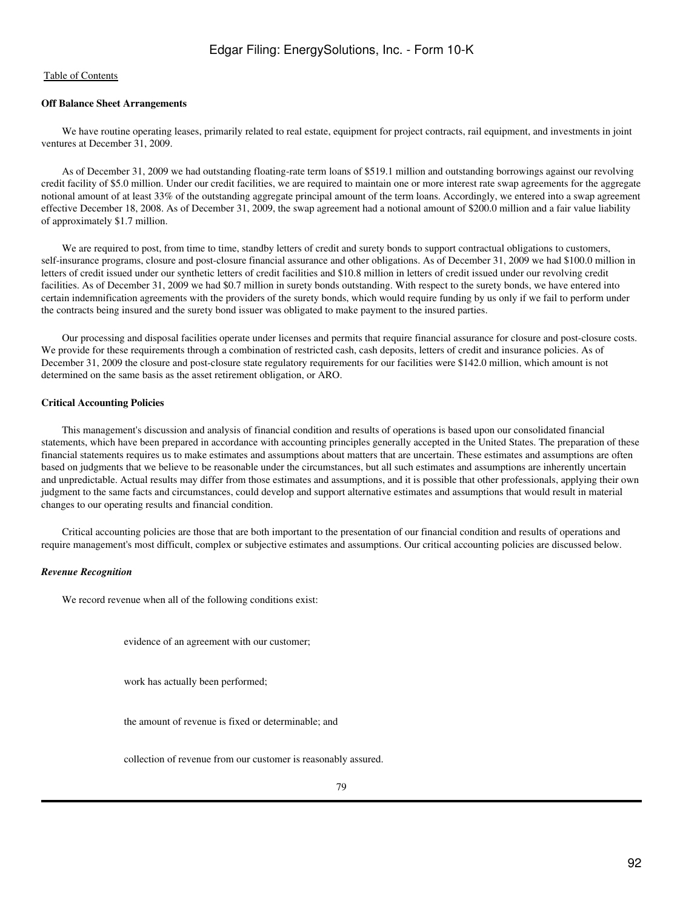**Off Balance Sheet Arrangements**

We have routine operating leases, primarily related to real estate, equipment for project contracts, rail equipment, and investments in joint ventures at December 31, 2009.

As of December 31, 2009 we had outstanding floating-rate term loans of $519.1 million and outstanding borrowings against our revolving credit facility of $5.0 million. Under our credit facilities, we are required to maintain one or more interest rate swap agreements for the aggregate notional amount of at least 33% of the outstanding aggregate principal amount of the term loans. Accordingly, we entered into a swap agreement effective December 18, 2008. As of December 31, 2009, the swap agreement had a notional amount of $200.0 million and a fair value liability of approximately $1.7 million.

We are required to post, from time to time, standby letters of credit and surety bonds to support contractual obligations to customers, self-insurance programs, closure and post-closure financial assurance and other obligations. As of December 31, 2009 we had $100.0 million in letters of credit issued under our synthetic letters of credit facilities and $10.8 million in letters of credit issued under our revolving credit facilities. As of December 31, 2009 we had $0.7 million in surety bonds outstanding. With respect to the surety bonds, we have entered into certain indemnification agreements with the providers of the surety bonds, which would require funding by us only if we fail to perform under the contracts being insured and the surety bond issuer was obligated to make payment to the insured parties.

Our processing and disposal facilities operate under licenses and permits that require financial assurance for closure and post-closure costs. We provide for these requirements through a combination of restricted cash, cash deposits, letters of credit and insurance policies. As of December 31, 2009 the closure and post-closure state regulatory requirements for our facilities were $142.0 million, which amount is not determined on the same basis as the asset retirement obligation, or ARO.

**Critical Accounting Policies**

This management's discussion and analysis of financial condition and results of operations is based upon our consolidated financial statements, which have been prepared in accordance with accounting principles generally accepted in the United States. The preparation of these financial statements requires us to make estimates and assumptions about matters that are uncertain. These estimates and assumptions are often based on judgments that we believe to be reasonable under the circumstances, but all such estimates and assumptions are inherently uncertain and unpredictable. Actual results may differ from those estimates and assumptions, and it is possible that other professionals, applying their own judgment to the same facts and circumstances, could develop and support alternative estimates and assumptions that would result in material changes to our operating results and financial condition.

Critical accounting policies are those that are both important to the presentation of our financial condition and results of operations and require management's most difficult, complex or subjective estimates and assumptions. Our critical accounting policies are discussed below.

***Revenue Recognition***

We record revenue when all of the following conditions exist:

- evidence of an agreement with our customer;
- work has actually been performed;
- the amount of revenue is fixed or determinable; and
- collection of revenue from our customer is reasonably assured.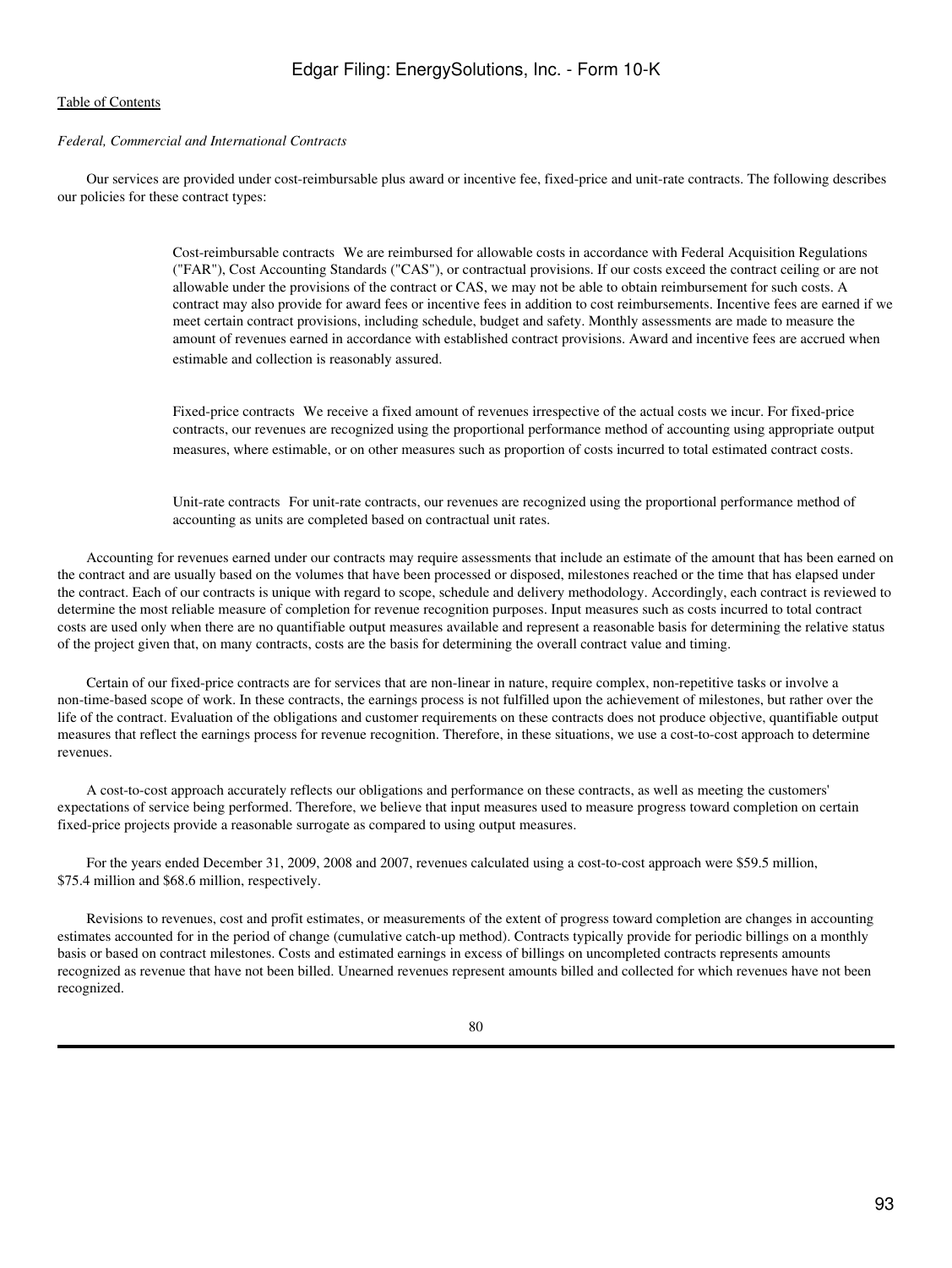*Federal, Commercial and International Contracts*

Our services are provided under cost-reimbursable plus award or incentive fee, fixed-price and unit-rate contracts. The following describes our policies for these contract types:

> Cost-reimbursable contracts We are reimbursed for allowable costs in accordance with Federal Acquisition Regulations ("FAR"), Cost Accounting Standards ("CAS"), or contractual provisions. If our costs exceed the contract ceiling or are not allowable under the provisions of the contract or CAS, we may not be able to obtain reimbursement for such costs. A contract may also provide for award fees or incentive fees in addition to cost reimbursements. Incentive fees are earned if we meet certain contract provisions, including schedule, budget and safety. Monthly assessments are made to measure the amount of revenues earned in accordance with established contract provisions. Award and incentive fees are accrued when estimable and collection is reasonably assured.

> Fixed-price contracts We receive a fixed amount of revenues irrespective of the actual costs we incur. For fixed-price contracts, our revenues are recognized using the proportional performance method of accounting using appropriate output measures, where estimable, or on other measures such as proportion of costs incurred to total estimated contract costs.

> Unit-rate contracts For unit-rate contracts, our revenues are recognized using the proportional performance method of accounting as units are completed based on contractual unit rates.

Accounting for revenues earned under our contracts may require assessments that include an estimate of the amount that has been earned on the contract and are usually based on the volumes that have been processed or disposed, milestones reached or the time that has elapsed under the contract. Each of our contracts is unique with regard to scope, schedule and delivery methodology. Accordingly, each contract is reviewed to determine the most reliable measure of completion for revenue recognition purposes. Input measures such as costs incurred to total contract costs are used only when there are no quantifiable output measures available and represent a reasonable basis for determining the relative status of the project given that, on many contracts, costs are the basis for determining the overall contract value and timing.

Certain of our fixed-price contracts are for services that are non-linear in nature, require complex, non-repetitive tasks or involve a non-time-based scope of work. In these contracts, the earnings process is not fulfilled upon the achievement of milestones, but rather over the life of the contract. Evaluation of the obligations and customer requirements on these contracts does not produce objective, quantifiable output measures that reflect the earnings process for revenue recognition. Therefore, in these situations, we use a cost-to-cost approach to determine revenues.

A cost-to-cost approach accurately reflects our obligations and performance on these contracts, as well as meeting the customers' expectations of service being performed. Therefore, we believe that input measures used to measure progress toward completion on certain fixed-price projects provide a reasonable surrogate as compared to using output measures.

For the years ended December 31, 2009, 2008 and 2007, revenues calculated using a cost-to-cost approach were $59.5 million, $75.4 million and $68.6 million, respectively.

Revisions to revenues, cost and profit estimates, or measurements of the extent of progress toward completion are changes in accounting estimates accounted for in the period of change (cumulative catch-up method). Contracts typically provide for periodic billings on a monthly basis or based on contract milestones. Costs and estimated earnings in excess of billings on uncompleted contracts represents amounts recognized as revenue that have not been billed. Unearned revenues represent amounts billed and collected for which revenues have not been recognized.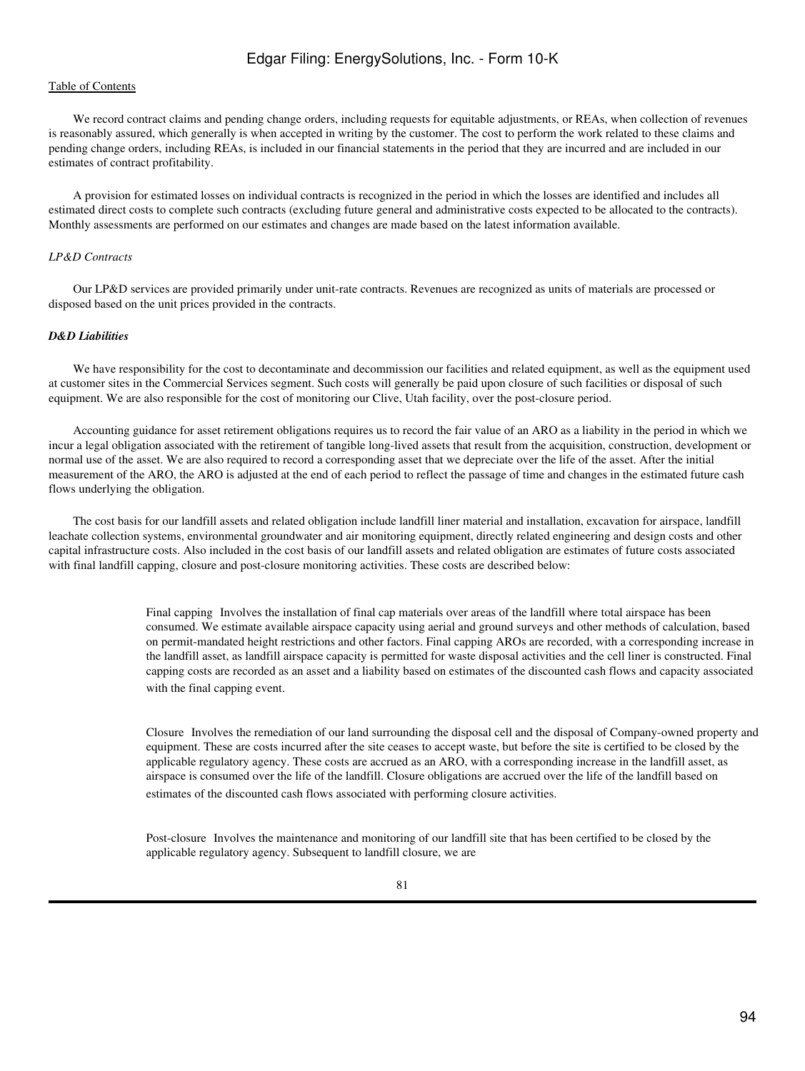We record contract claims and pending change orders, including requests for equitable adjustments, or REAs, when collection of revenues is reasonably assured, which generally is when accepted in writing by the customer. The cost to perform the work related to these claims and pending change orders, including REAs, is included in our financial statements in the period that they are incurred and are included in our estimates of contract profitability.

A provision for estimated losses on individual contracts is recognized in the period in which the losses are identified and includes all estimated direct costs to complete such contracts (excluding future general and administrative costs expected to be allocated to the contracts). Monthly assessments are performed on our estimates and changes are made based on the latest information available.

*LP&D Contracts*

Our LP&D services are provided primarily under unit-rate contracts. Revenues are recognized as units of materials are processed or disposed based on the unit prices provided in the contracts.

***D&D Liabilities***

We have responsibility for the cost to decontaminate and decommission our facilities and related equipment, as well as the equipment used at customer sites in the Commercial Services segment. Such costs will generally be paid upon closure of such facilities or disposal of such equipment. We are also responsible for the cost of monitoring our Clive, Utah facility, over the post-closure period.

Accounting guidance for asset retirement obligations requires us to record the fair value of an ARO as a liability in the period in which we incur a legal obligation associated with the retirement of tangible long-lived assets that result from the acquisition, construction, development or normal use of the asset. We are also required to record a corresponding asset that we depreciate over the life of the asset. After the initial measurement of the ARO, the ARO is adjusted at the end of each period to reflect the passage of time and changes in the estimated future cash flows underlying the obligation.

The cost basis for our landfill assets and related obligation include landfill liner material and installation, excavation for airspace, landfill leachate collection systems, environmental groundwater and air monitoring equipment, directly related engineering and design costs and other capital infrastructure costs. Also included in the cost basis of our landfill assets and related obligation are estimates of future costs associated with final landfill capping, closure and post-closure monitoring activities. These costs are described below:

Final capping Involves the installation of final cap materials over areas of the landfill where total airspace has been consumed. We estimate available airspace capacity using aerial and ground surveys and other methods of calculation, based on permit-mandated height restrictions and other factors. Final capping AROs are recorded, with a corresponding increase in the landfill asset, as landfill airspace capacity is permitted for waste disposal activities and the cell liner is constructed. Final capping costs are recorded as an asset and a liability based on estimates of the discounted cash flows and capacity associated with the final capping event.

Closure Involves the remediation of our land surrounding the disposal cell and the disposal of Company-owned property and equipment. These are costs incurred after the site ceases to accept waste, but before the site is certified to be closed by the applicable regulatory agency. These costs are accrued as an ARO, with a corresponding increase in the landfill asset, as airspace is consumed over the life of the landfill. Closure obligations are accrued over the life of the landfill based on estimates of the discounted cash flows associated with performing closure activities.

Post-closure Involves the maintenance and monitoring of our landfill site that has been certified to be closed by the applicable regulatory agency. Subsequent to landfill closure, we are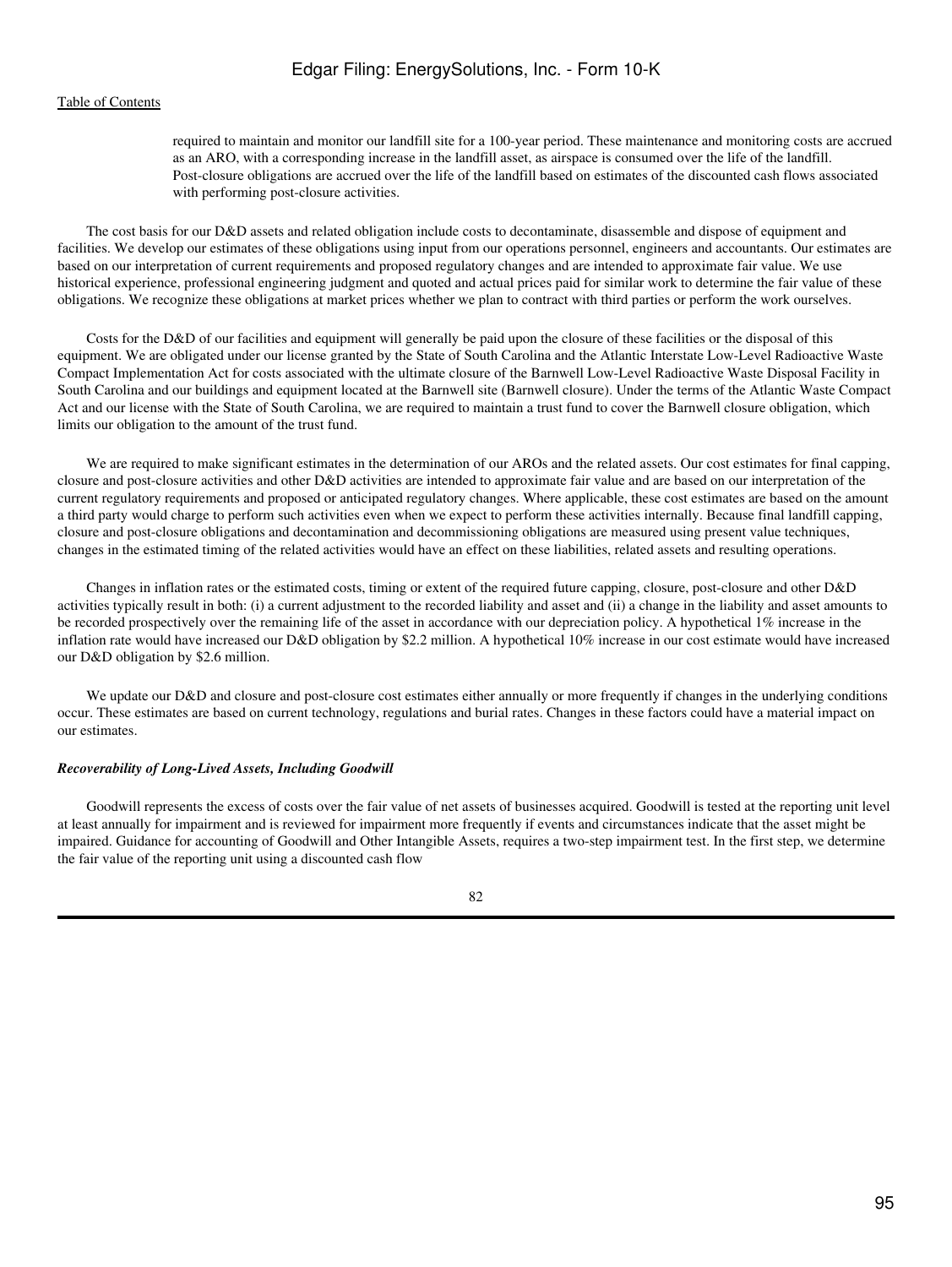required to maintain and monitor our landfill site for a 100-year period. These maintenance and monitoring costs are accrued as an ARO, with a corresponding increase in the landfill asset, as airspace is consumed over the life of the landfill. Post-closure obligations are accrued over the life of the landfill based on estimates of the discounted cash flows associated with performing post-closure activities.

The cost basis for our D&D assets and related obligation include costs to decontaminate, disassemble and dispose of equipment and facilities. We develop our estimates of these obligations using input from our operations personnel, engineers and accountants. Our estimates are based on our interpretation of current requirements and proposed regulatory changes and are intended to approximate fair value. We use historical experience, professional engineering judgment and quoted and actual prices paid for similar work to determine the fair value of these obligations. We recognize these obligations at market prices whether we plan to contract with third parties or perform the work ourselves.

Costs for the D&D of our facilities and equipment will generally be paid upon the closure of these facilities or the disposal of this equipment. We are obligated under our license granted by the State of South Carolina and the Atlantic Interstate Low-Level Radioactive Waste Compact Implementation Act for costs associated with the ultimate closure of the Barnwell Low-Level Radioactive Waste Disposal Facility in South Carolina and our buildings and equipment located at the Barnwell site (Barnwell closure). Under the terms of the Atlantic Waste Compact Act and our license with the State of South Carolina, we are required to maintain a trust fund to cover the Barnwell closure obligation, which limits our obligation to the amount of the trust fund.

We are required to make significant estimates in the determination of our AROs and the related assets. Our cost estimates for final capping, closure and post-closure activities and other D&D activities are intended to approximate fair value and are based on our interpretation of the current regulatory requirements and proposed or anticipated regulatory changes. Where applicable, these cost estimates are based on the amount a third party would charge to perform such activities even when we expect to perform these activities internally. Because final landfill capping, closure and post-closure obligations and decontamination and decommissioning obligations are measured using present value techniques, changes in the estimated timing of the related activities would have an effect on these liabilities, related assets and resulting operations.

Changes in inflation rates or the estimated costs, timing or extent of the required future capping, closure, post-closure and other D&D activities typically result in both: (i) a current adjustment to the recorded liability and asset and (ii) a change in the liability and asset amounts to be recorded prospectively over the remaining life of the asset in accordance with our depreciation policy. A hypothetical 1% increase in the inflation rate would have increased our D&D obligation by $2.2 million. A hypothetical 10% increase in our cost estimate would have increased our D&D obligation by $2.6 million.

We update our D&D and closure and post-closure cost estimates either annually or more frequently if changes in the underlying conditions occur. These estimates are based on current technology, regulations and burial rates. Changes in these factors could have a material impact on our estimates.

***Recoverability of Long-Lived Assets, Including Goodwill***

Goodwill represents the excess of costs over the fair value of net assets of businesses acquired. Goodwill is tested at the reporting unit level at least annually for impairment and is reviewed for impairment more frequently if events and circumstances indicate that the asset might be impaired. Guidance for accounting of Goodwill and Other Intangible Assets, requires a two-step impairment test. In the first step, we determine the fair value of the reporting unit using a discounted cash flow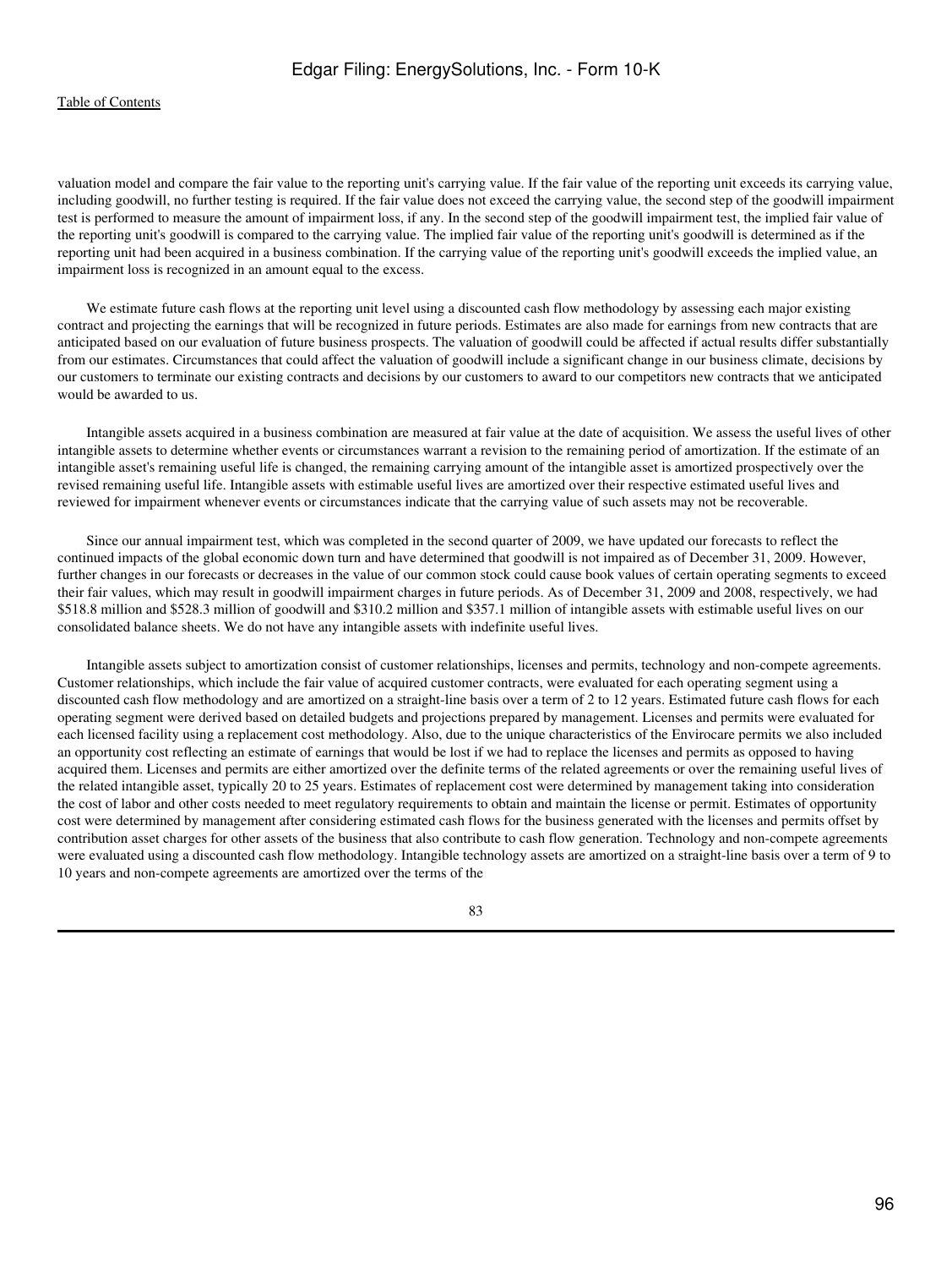valuation model and compare the fair value to the reporting unit's carrying value. If the fair value of the reporting unit exceeds its carrying value, including goodwill, no further testing is required. If the fair value does not exceed the carrying value, the second step of the goodwill impairment test is performed to measure the amount of impairment loss, if any. In the second step of the goodwill impairment test, the implied fair value of the reporting unit's goodwill is compared to the carrying value. The implied fair value of the reporting unit's goodwill is determined as if the reporting unit had been acquired in a business combination. If the carrying value of the reporting unit's goodwill exceeds the implied value, an impairment loss is recognized in an amount equal to the excess.

We estimate future cash flows at the reporting unit level using a discounted cash flow methodology by assessing each major existing contract and projecting the earnings that will be recognized in future periods. Estimates are also made for earnings from new contracts that are anticipated based on our evaluation of future business prospects. The valuation of goodwill could be affected if actual results differ substantially from our estimates. Circumstances that could affect the valuation of goodwill include a significant change in our business climate, decisions by our customers to terminate our existing contracts and decisions by our customers to award to our competitors new contracts that we anticipated would be awarded to us.

Intangible assets acquired in a business combination are measured at fair value at the date of acquisition. We assess the useful lives of other intangible assets to determine whether events or circumstances warrant a revision to the remaining period of amortization. If the estimate of an intangible asset's remaining useful life is changed, the remaining carrying amount of the intangible asset is amortized prospectively over the revised remaining useful life. Intangible assets with estimable useful lives are amortized over their respective estimated useful lives and reviewed for impairment whenever events or circumstances indicate that the carrying value of such assets may not be recoverable.

Since our annual impairment test, which was completed in the second quarter of 2009, we have updated our forecasts to reflect the continued impacts of the global economic down turn and have determined that goodwill is not impaired as of December 31, 2009. However, further changes in our forecasts or decreases in the value of our common stock could cause book values of certain operating segments to exceed their fair values, which may result in goodwill impairment charges in future periods. As of December 31, 2009 and 2008, respectively, we had $518.8 million and $528.3 million of goodwill and $310.2 million and $357.1 million of intangible assets with estimable useful lives on our consolidated balance sheets. We do not have any intangible assets with indefinite useful lives.

Intangible assets subject to amortization consist of customer relationships, licenses and permits, technology and non-compete agreements. Customer relationships, which include the fair value of acquired customer contracts, were evaluated for each operating segment using a discounted cash flow methodology and are amortized on a straight-line basis over a term of 2 to 12 years. Estimated future cash flows for each operating segment were derived based on detailed budgets and projections prepared by management. Licenses and permits were evaluated for each licensed facility using a replacement cost methodology. Also, due to the unique characteristics of the Envirocare permits we also included an opportunity cost reflecting an estimate of earnings that would be lost if we had to replace the licenses and permits as opposed to having acquired them. Licenses and permits are either amortized over the definite terms of the related agreements or over the remaining useful lives of the related intangible asset, typically 20 to 25 years. Estimates of replacement cost were determined by management taking into consideration the cost of labor and other costs needed to meet regulatory requirements to obtain and maintain the license or permit. Estimates of opportunity cost were determined by management after considering estimated cash flows for the business generated with the licenses and permits offset by contribution asset charges for other assets of the business that also contribute to cash flow generation. Technology and non-compete agreements were evaluated using a discounted cash flow methodology. Intangible technology assets are amortized on a straight-line basis over a term of 9 to 10 years and non-compete agreements are amortized over the terms of the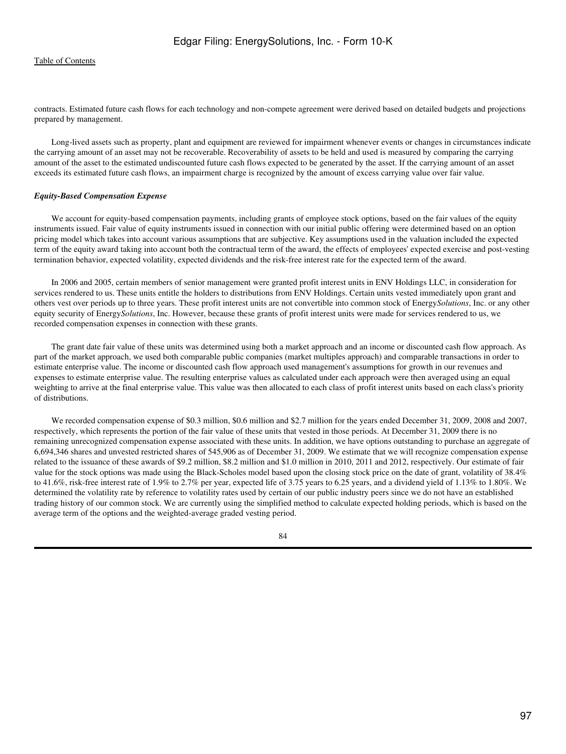contracts. Estimated future cash flows for each technology and non-compete agreement were derived based on detailed budgets and projections prepared by management.

Long-lived assets such as property, plant and equipment are reviewed for impairment whenever events or changes in circumstances indicate the carrying amount of an asset may not be recoverable. Recoverability of assets to be held and used is measured by comparing the carrying amount of the asset to the estimated undiscounted future cash flows expected to be generated by the asset. If the carrying amount of an asset exceeds its estimated future cash flows, an impairment charge is recognized by the amount of excess carrying value over fair value.

***Equity-Based Compensation Expense***

We account for equity-based compensation payments, including grants of employee stock options, based on the fair values of the equity instruments issued. Fair value of equity instruments issued in connection with our initial public offering were determined based on an option pricing model which takes into account various assumptions that are subjective. Key assumptions used in the valuation included the expected term of the equity award taking into account both the contractual term of the award, the effects of employees' expected exercise and post-vesting termination behavior, expected volatility, expected dividends and the risk-free interest rate for the expected term of the award.

In 2006 and 2005, certain members of senior management were granted profit interest units in ENV Holdings LLC, in consideration for services rendered to us. These units entitle the holders to distributions from ENV Holdings. Certain units vested immediately upon grant and others vest over periods up to three years. These profit interest units are not convertible into common stock of Energy*Solutions*, Inc. or any other equity security of Energy*Solutions*, Inc. However, because these grants of profit interest units were made for services rendered to us, we recorded compensation expenses in connection with these grants.

The grant date fair value of these units was determined using both a market approach and an income or discounted cash flow approach. As part of the market approach, we used both comparable public companies (market multiples approach) and comparable transactions in order to estimate enterprise value. The income or discounted cash flow approach used management's assumptions for growth in our revenues and expenses to estimate enterprise value. The resulting enterprise values as calculated under each approach were then averaged using an equal weighting to arrive at the final enterprise value. This value was then allocated to each class of profit interest units based on each class's priority of distributions.

We recorded compensation expense of $0.3 million, $0.6 million and $2.7 million for the years ended December 31, 2009, 2008 and 2007, respectively, which represents the portion of the fair value of these units that vested in those periods. At December 31, 2009 there is no remaining unrecognized compensation expense associated with these units. In addition, we have options outstanding to purchase an aggregate of 6,694,346 shares and unvested restricted shares of 545,906 as of December 31, 2009. We estimate that we will recognize compensation expense related to the issuance of these awards of $9.2 million, $8.2 million and $1.0 million in 2010, 2011 and 2012, respectively. Our estimate of fair value for the stock options was made using the Black-Scholes model based upon the closing stock price on the date of grant, volatility of 38.4% to 41.6%, risk-free interest rate of 1.9% to 2.7% per year, expected life of 3.75 years to 6.25 years, and a dividend yield of 1.13% to 1.80%. We determined the volatility rate by reference to volatility rates used by certain of our public industry peers since we do not have an established trading history of our common stock. We are currently using the simplified method to calculate expected holding periods, which is based on the average term of the options and the weighted-average graded vesting period.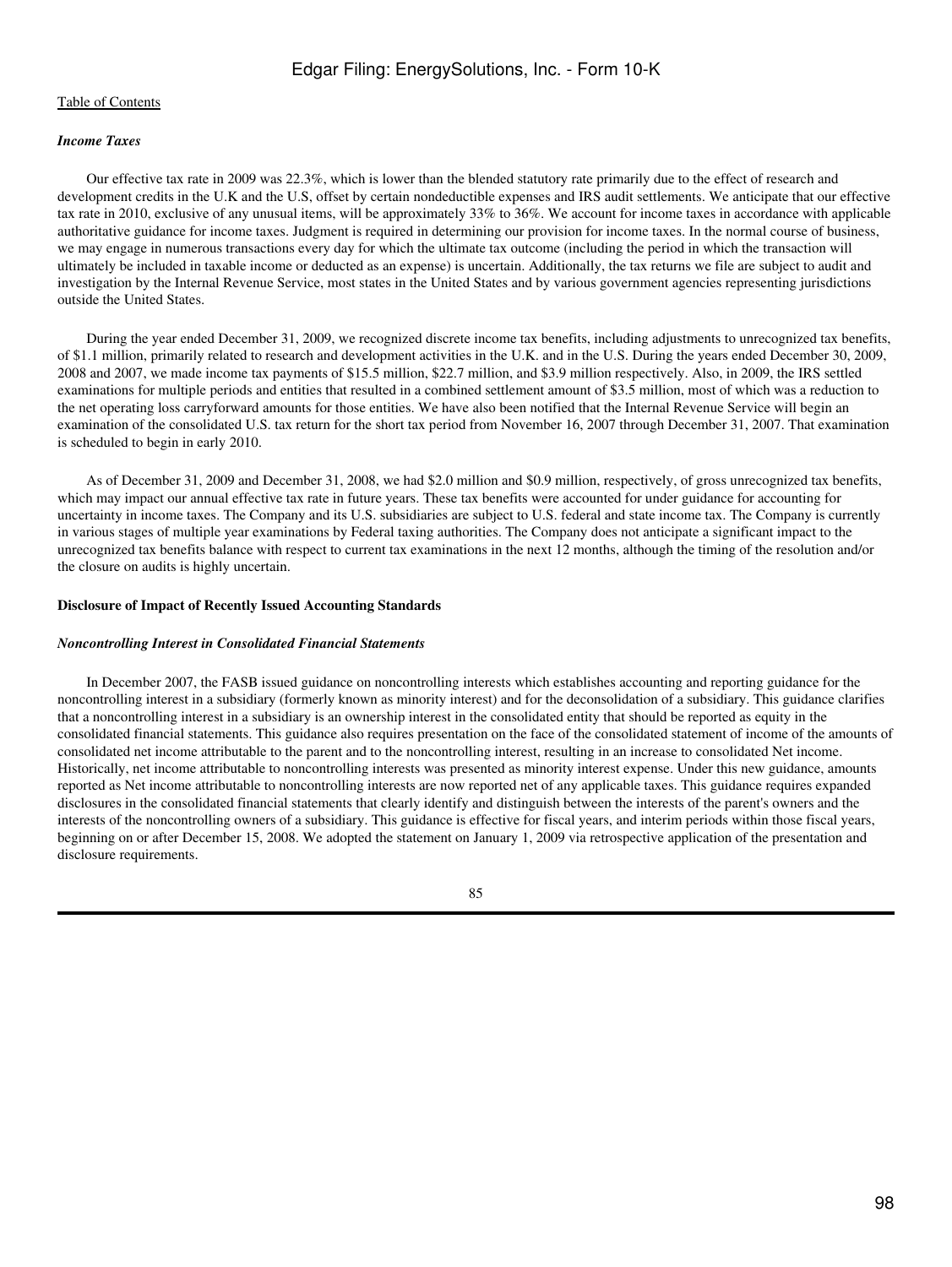*Income Taxes*

Our effective tax rate in 2009 was 22.3%, which is lower than the blended statutory rate primarily due to the effect of research and development credits in the U.K and the U.S, offset by certain nondeductible expenses and IRS audit settlements. We anticipate that our effective tax rate in 2010, exclusive of any unusual items, will be approximately 33% to 36%. We account for income taxes in accordance with applicable authoritative guidance for income taxes. Judgment is required in determining our provision for income taxes. In the normal course of business, we may engage in numerous transactions every day for which the ultimate tax outcome (including the period in which the transaction will ultimately be included in taxable income or deducted as an expense) is uncertain. Additionally, the tax returns we file are subject to audit and investigation by the Internal Revenue Service, most states in the United States and by various government agencies representing jurisdictions outside the United States.

During the year ended December 31, 2009, we recognized discrete income tax benefits, including adjustments to unrecognized tax benefits, of $1.1 million, primarily related to research and development activities in the U.K. and in the U.S. During the years ended December 30, 2009, 2008 and 2007, we made income tax payments of $15.5 million, $22.7 million, and $3.9 million respectively. Also, in 2009, the IRS settled examinations for multiple periods and entities that resulted in a combined settlement amount of $3.5 million, most of which was a reduction to the net operating loss carryforward amounts for those entities. We have also been notified that the Internal Revenue Service will begin an examination of the consolidated U.S. tax return for the short tax period from November 16, 2007 through December 31, 2007. That examination is scheduled to begin in early 2010.

As of December 31, 2009 and December 31, 2008, we had $2.0 million and $0.9 million, respectively, of gross unrecognized tax benefits, which may impact our annual effective tax rate in future years. These tax benefits were accounted for under guidance for accounting for uncertainty in income taxes. The Company and its U.S. subsidiaries are subject to U.S. federal and state income tax. The Company is currently in various stages of multiple year examinations by Federal taxing authorities. The Company does not anticipate a significant impact to the unrecognized tax benefits balance with respect to current tax examinations in the next 12 months, although the timing of the resolution and/or the closure on audits is highly uncertain.

**Disclosure of Impact of Recently Issued Accounting Standards**

***Noncontrolling Interest in Consolidated Financial Statements***

In December 2007, the FASB issued guidance on noncontrolling interests which establishes accounting and reporting guidance for the noncontrolling interest in a subsidiary (formerly known as minority interest) and for the deconsolidation of a subsidiary. This guidance clarifies that a noncontrolling interest in a subsidiary is an ownership interest in the consolidated entity that should be reported as equity in the consolidated financial statements. This guidance also requires presentation on the face of the consolidated statement of income of the amounts of consolidated net income attributable to the parent and to the noncontrolling interest, resulting in an increase to consolidated Net income. Historically, net income attributable to noncontrolling interests was presented as minority interest expense. Under this new guidance, amounts reported as Net income attributable to noncontrolling interests are now reported net of any applicable taxes. This guidance requires expanded disclosures in the consolidated financial statements that clearly identify and distinguish between the interests of the parent's owners and the interests of the noncontrolling owners of a subsidiary. This guidance is effective for fiscal years, and interim periods within those fiscal years, beginning on or after December 15, 2008. We adopted the statement on January 1, 2009 via retrospective application of the presentation and disclosure requirements.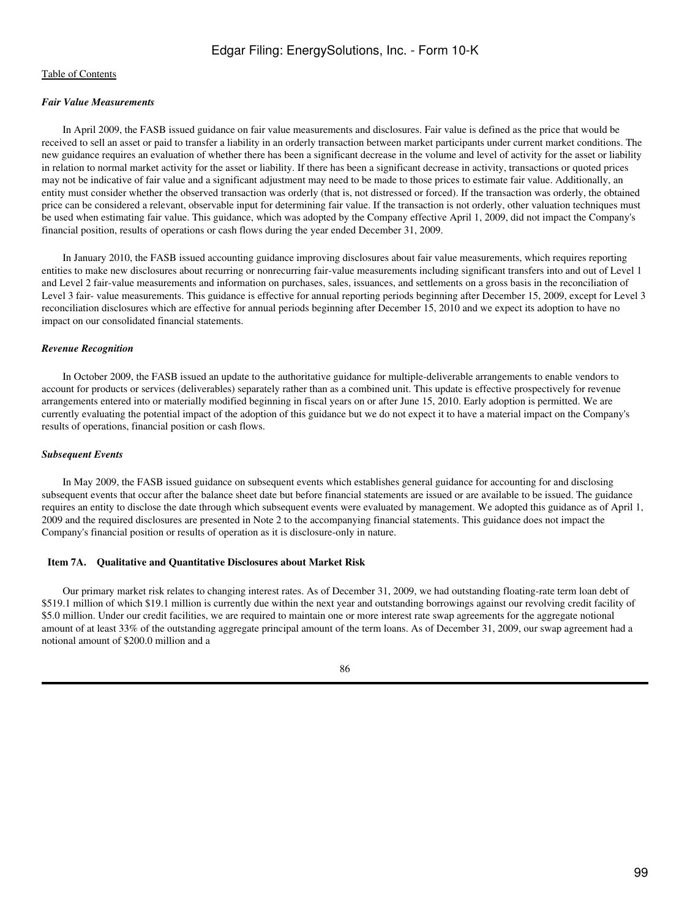*Fair Value Measurements*

In April 2009, the FASB issued guidance on fair value measurements and disclosures. Fair value is defined as the price that would be received to sell an asset or paid to transfer a liability in an orderly transaction between market participants under current market conditions. The new guidance requires an evaluation of whether there has been a significant decrease in the volume and level of activity for the asset or liability in relation to normal market activity for the asset or liability. If there has been a significant decrease in activity, transactions or quoted prices may not be indicative of fair value and a significant adjustment may need to be made to those prices to estimate fair value. Additionally, an entity must consider whether the observed transaction was orderly (that is, not distressed or forced). If the transaction was orderly, the obtained price can be considered a relevant, observable input for determining fair value. If the transaction is not orderly, other valuation techniques must be used when estimating fair value. This guidance, which was adopted by the Company effective April 1, 2009, did not impact the Company's financial position, results of operations or cash flows during the year ended December 31, 2009.

In January 2010, the FASB issued accounting guidance improving disclosures about fair value measurements, which requires reporting entities to make new disclosures about recurring or nonrecurring fair-value measurements including significant transfers into and out of Level 1 and Level 2 fair-value measurements and information on purchases, sales, issuances, and settlements on a gross basis in the reconciliation of Level 3 fair- value measurements. This guidance is effective for annual reporting periods beginning after December 15, 2009, except for Level 3 reconciliation disclosures which are effective for annual periods beginning after December 15, 2010 and we expect its adoption to have no impact on our consolidated financial statements.

*Revenue Recognition*

In October 2009, the FASB issued an update to the authoritative guidance for multiple-deliverable arrangements to enable vendors to account for products or services (deliverables) separately rather than as a combined unit. This update is effective prospectively for revenue arrangements entered into or materially modified beginning in fiscal years on or after June 15, 2010. Early adoption is permitted. We are currently evaluating the potential impact of the adoption of this guidance but we do not expect it to have a material impact on the Company's results of operations, financial position or cash flows.

*Subsequent Events*

In May 2009, the FASB issued guidance on subsequent events which establishes general guidance for accounting for and disclosing subsequent events that occur after the balance sheet date but before financial statements are issued or are available to be issued. The guidance requires an entity to disclose the date through which subsequent events were evaluated by management. We adopted this guidance as of April 1, 2009 and the required disclosures are presented in Note 2 to the accompanying financial statements. This guidance does not impact the Company's financial position or results of operation as it is disclosure-only in nature.

## Item 7A. Qualitative and Quantitative Disclosures about Market Risk

Our primary market risk relates to changing interest rates. As of December 31, 2009, we had outstanding floating-rate term loan debt of $519.1 million of which $19.1 million is currently due within the next year and outstanding borrowings against our revolving credit facility of $5.0 million. Under our credit facilities, we are required to maintain one or more interest rate swap agreements for the aggregate notional amount of at least 33% of the outstanding aggregate principal amount of the term loans. As of December 31, 2009, our swap agreement had a notional amount of $200.0 million and a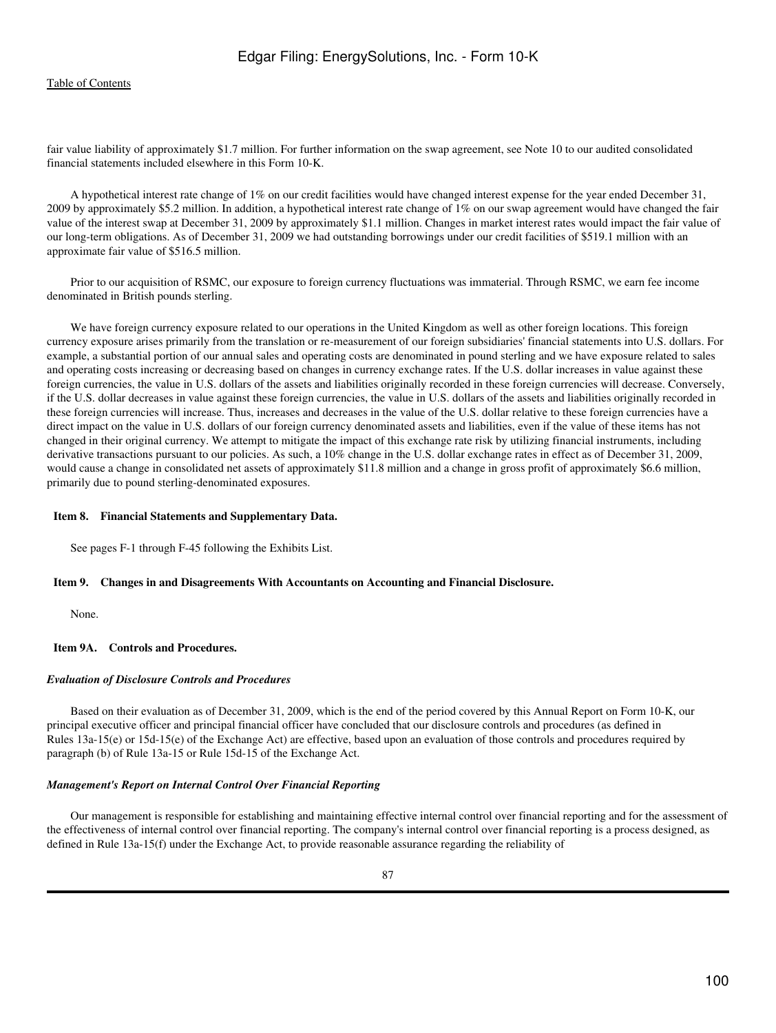fair value liability of approximately $1.7 million. For further information on the swap agreement, see Note 10 to our audited consolidated financial statements included elsewhere in this Form 10-K.

A hypothetical interest rate change of 1% on our credit facilities would have changed interest expense for the year ended December 31, 2009 by approximately $5.2 million. In addition, a hypothetical interest rate change of 1% on our swap agreement would have changed the fair value of the interest swap at December 31, 2009 by approximately $1.1 million. Changes in market interest rates would impact the fair value of our long-term obligations. As of December 31, 2009 we had outstanding borrowings under our credit facilities of $519.1 million with an approximate fair value of $516.5 million.

Prior to our acquisition of RSMC, our exposure to foreign currency fluctuations was immaterial. Through RSMC, we earn fee income denominated in British pounds sterling.

We have foreign currency exposure related to our operations in the United Kingdom as well as other foreign locations. This foreign currency exposure arises primarily from the translation or re-measurement of our foreign subsidiaries' financial statements into U.S. dollars. For example, a substantial portion of our annual sales and operating costs are denominated in pound sterling and we have exposure related to sales and operating costs increasing or decreasing based on changes in currency exchange rates. If the U.S. dollar increases in value against these foreign currencies, the value in U.S. dollars of the assets and liabilities originally recorded in these foreign currencies will decrease. Conversely, if the U.S. dollar decreases in value against these foreign currencies, the value in U.S. dollars of the assets and liabilities originally recorded in these foreign currencies will increase. Thus, increases and decreases in the value of the U.S. dollar relative to these foreign currencies have a direct impact on the value in U.S. dollars of our foreign currency denominated assets and liabilities, even if the value of these items has not changed in their original currency. We attempt to mitigate the impact of this exchange rate risk by utilizing financial instruments, including derivative transactions pursuant to our policies. As such, a 10% change in the U.S. dollar exchange rates in effect as of December 31, 2009, would cause a change in consolidated net assets of approximately $11.8 million and a change in gross profit of approximately $6.6 million, primarily due to pound sterling-denominated exposures.

## Item 8. Financial Statements and Supplementary Data.

See pages F-1 through F-45 following the Exhibits List.

## Item 9. Changes in and Disagreements With Accountants on Accounting and Financial Disclosure.

None.

## Item 9A. Controls and Procedures.

***Evaluation of Disclosure Controls and Procedures***

Based on their evaluation as of December 31, 2009, which is the end of the period covered by this Annual Report on Form 10-K, our principal executive officer and principal financial officer have concluded that our disclosure controls and procedures (as defined in Rules 13a-15(e) or 15d-15(e) of the Exchange Act) are effective, based upon an evaluation of those controls and procedures required by paragraph (b) of Rule 13a-15 or Rule 15d-15 of the Exchange Act.

***Management's Report on Internal Control Over Financial Reporting***

Our management is responsible for establishing and maintaining effective internal control over financial reporting and for the assessment of the effectiveness of internal control over financial reporting. The company's internal control over financial reporting is a process designed, as defined in Rule 13a-15(f) under the Exchange Act, to provide reasonable assurance regarding the reliability of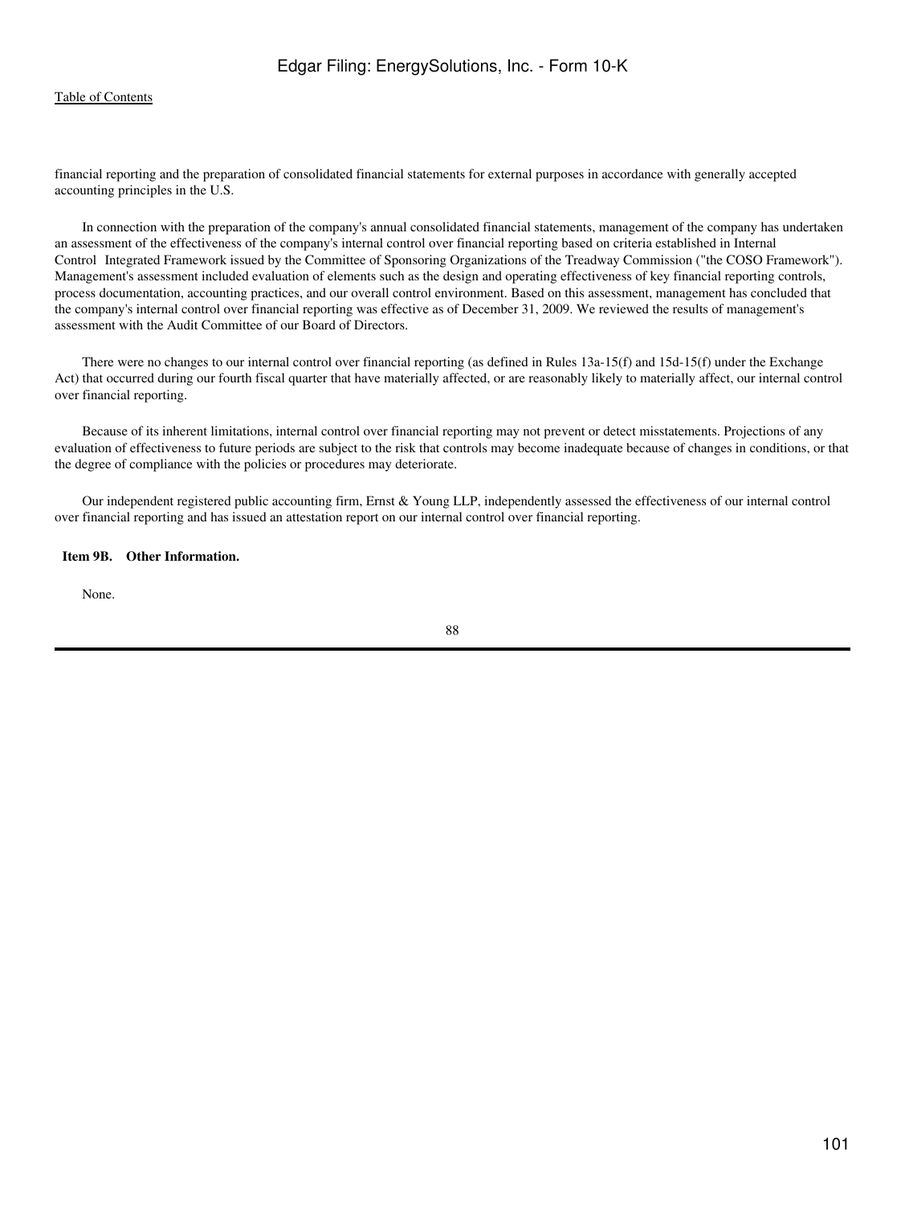financial reporting and the preparation of consolidated financial statements for external purposes in accordance with generally accepted accounting principles in the U.S.

In connection with the preparation of the company's annual consolidated financial statements, management of the company has undertaken an assessment of the effectiveness of the company's internal control over financial reporting based on criteria established in Internal Control Integrated Framework issued by the Committee of Sponsoring Organizations of the Treadway Commission ("the COSO Framework"). Management's assessment included evaluation of elements such as the design and operating effectiveness of key financial reporting controls, process documentation, accounting practices, and our overall control environment. Based on this assessment, management has concluded that the company's internal control over financial reporting was effective as of December 31, 2009. We reviewed the results of management's assessment with the Audit Committee of our Board of Directors.

There were no changes to our internal control over financial reporting (as defined in Rules 13a-15(f) and 15d-15(f) under the Exchange Act) that occurred during our fourth fiscal quarter that have materially affected, or are reasonably likely to materially affect, our internal control over financial reporting.

Because of its inherent limitations, internal control over financial reporting may not prevent or detect misstatements. Projections of any evaluation of effectiveness to future periods are subject to the risk that controls may become inadequate because of changes in conditions, or that the degree of compliance with the policies or procedures may deteriorate.

Our independent registered public accounting firm, Ernst & Young LLP, independently assessed the effectiveness of our internal control over financial reporting and has issued an attestation report on our internal control over financial reporting.

## Item 9B. Other Information.

None.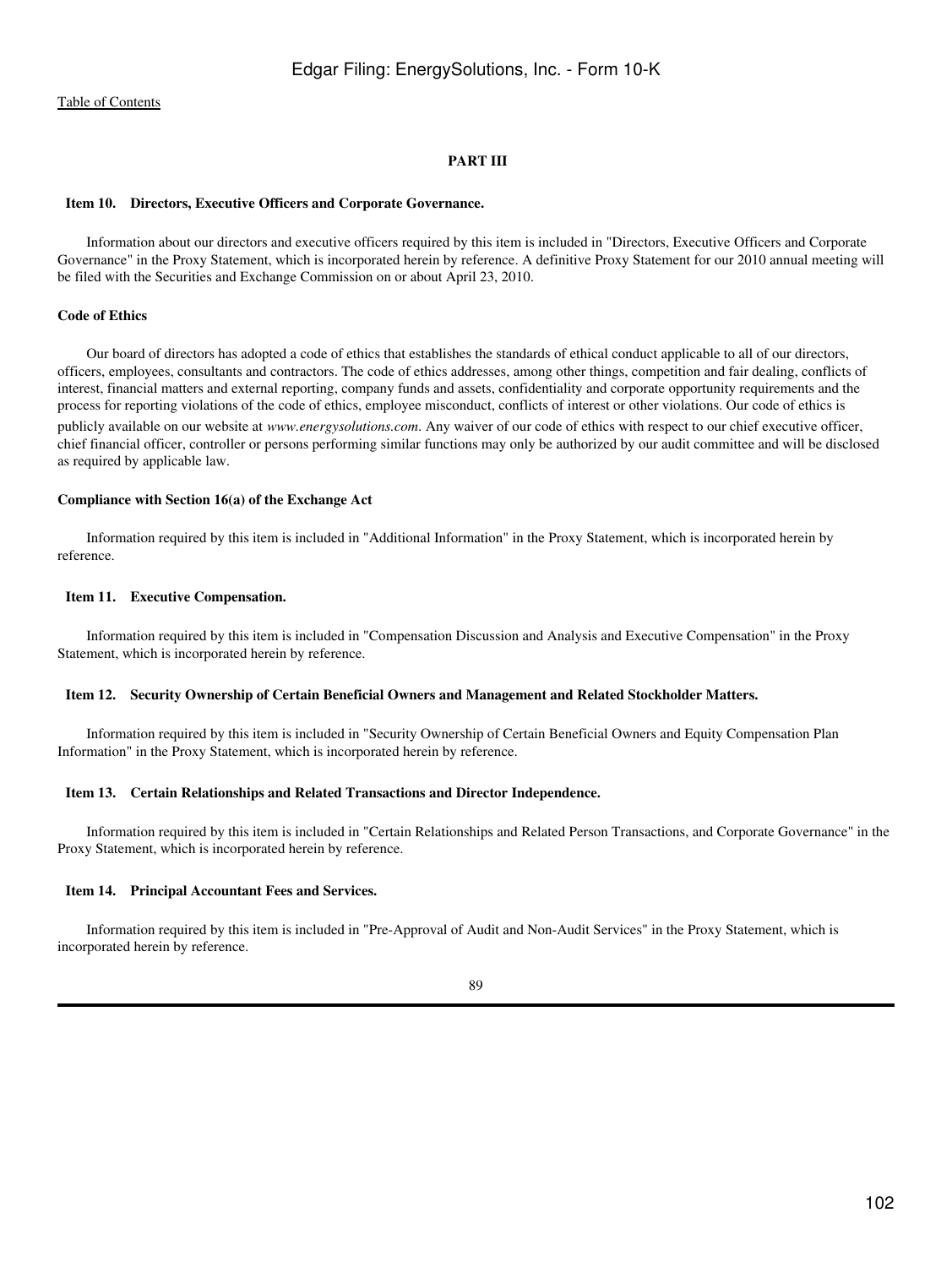## PART III

### Item 10. Directors, Executive Officers and Corporate Governance.

Information about our directors and executive officers required by this item is included in "Directors, Executive Officers and Corporate Governance" in the Proxy Statement, which is incorporated herein by reference. A definitive Proxy Statement for our 2010 annual meeting will be filed with the Securities and Exchange Commission on or about April 23, 2010.

**Code of Ethics**

Our board of directors has adopted a code of ethics that establishes the standards of ethical conduct applicable to all of our directors, officers, employees, consultants and contractors. The code of ethics addresses, among other things, competition and fair dealing, conflicts of interest, financial matters and external reporting, company funds and assets, confidentiality and corporate opportunity requirements and the process for reporting violations of the code of ethics, employee misconduct, conflicts of interest or other violations. Our code of ethics is publicly available on our website at *www.energysolutions.com*. Any waiver of our code of ethics with respect to our chief executive officer, chief financial officer, controller or persons performing similar functions may only be authorized by our audit committee and will be disclosed as required by applicable law.

**Compliance with Section 16(a) of the Exchange Act**

Information required by this item is included in "Additional Information" in the Proxy Statement, which is incorporated herein by reference.

### Item 11. Executive Compensation.

Information required by this item is included in "Compensation Discussion and Analysis and Executive Compensation" in the Proxy Statement, which is incorporated herein by reference.

### Item 12. Security Ownership of Certain Beneficial Owners and Management and Related Stockholder Matters.

Information required by this item is included in "Security Ownership of Certain Beneficial Owners and Equity Compensation Plan Information" in the Proxy Statement, which is incorporated herein by reference.

### Item 13. Certain Relationships and Related Transactions and Director Independence.

Information required by this item is included in "Certain Relationships and Related Person Transactions, and Corporate Governance" in the Proxy Statement, which is incorporated herein by reference.

### Item 14. Principal Accountant Fees and Services.

Information required by this item is included in "Pre-Approval of Audit and Non-Audit Services" in the Proxy Statement, which is incorporated herein by reference.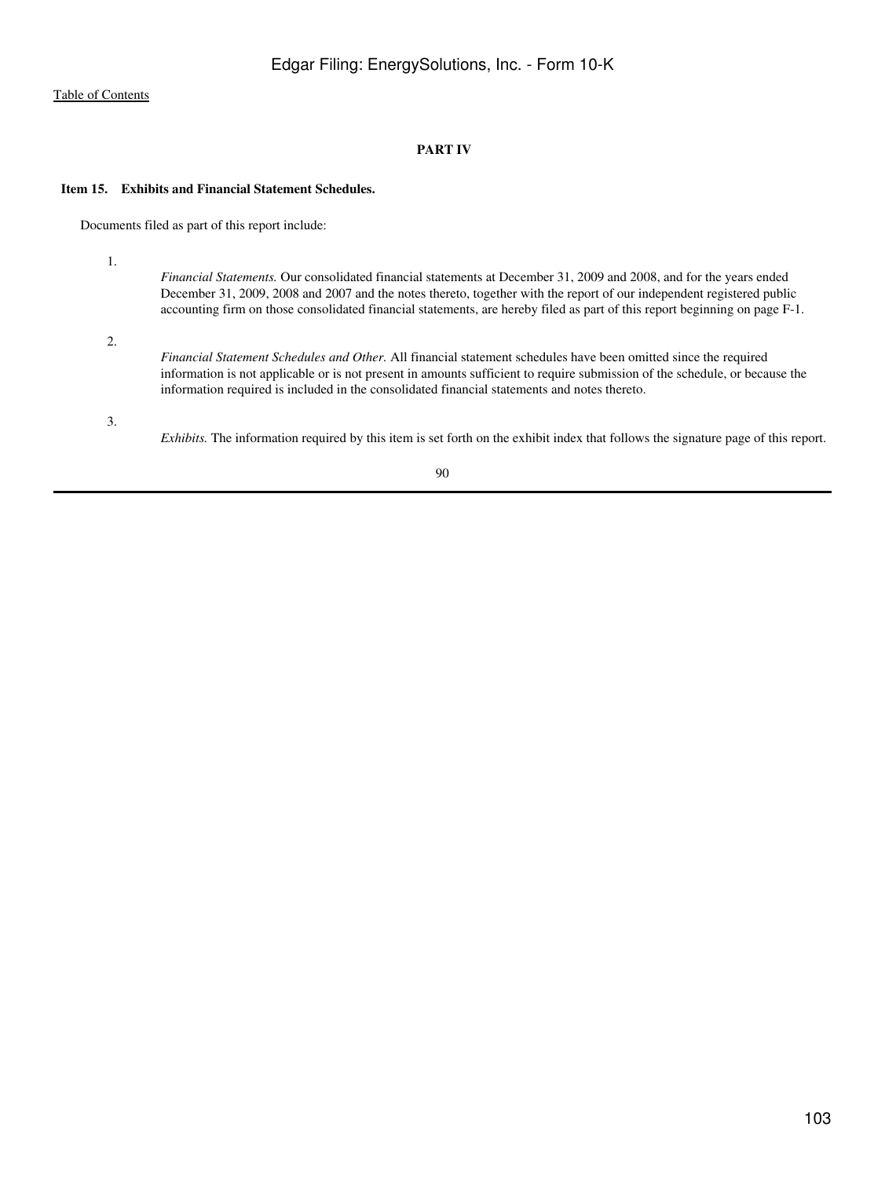## PART IV

### Item 15. Exhibits and Financial Statement Schedules.

Documents filed as part of this report include:

1. *Financial Statements.* Our consolidated financial statements at December 31, 2009 and 2008, and for the years ended December 31, 2009, 2008 and 2007 and the notes thereto, together with the report of our independent registered public accounting firm on those consolidated financial statements, are hereby filed as part of this report beginning on page F-1.

2. *Financial Statement Schedules and Other.* All financial statement schedules have been omitted since the required information is not applicable or is not present in amounts sufficient to require submission of the schedule, or because the information required is included in the consolidated financial statements and notes thereto.

3. *Exhibits.* The information required by this item is set forth on the exhibit index that follows the signature page of this report.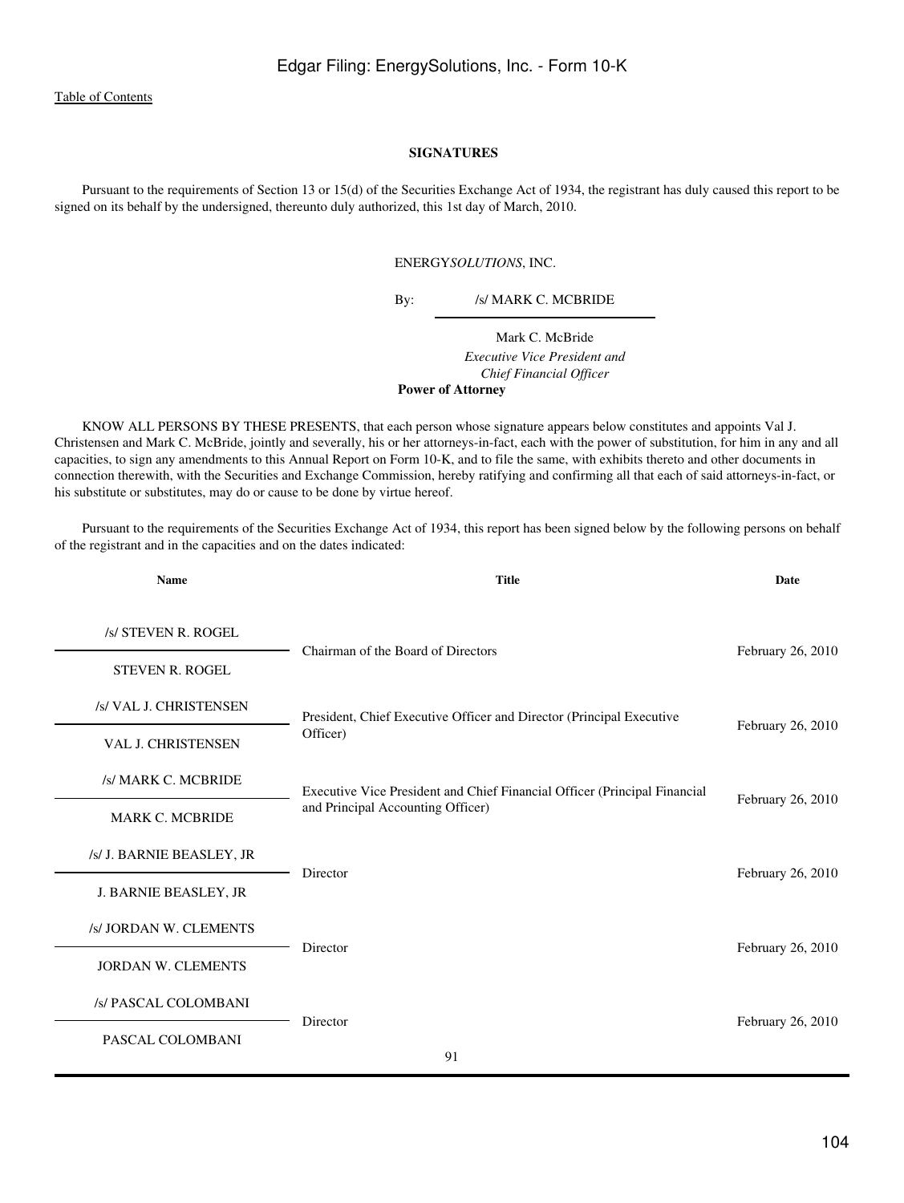## SIGNATURES

Pursuant to the requirements of Section 13 or 15(d) of the Securities Exchange Act of 1934, the registrant has duly caused this report to be signed on its behalf by the undersigned, thereunto duly authorized, this 1st day of March, 2010.

ENERGY*SOLUTIONS*, INC.

By: /s/ MARK C. MCBRIDE

Mark C. McBride
*Executive Vice President and Chief Financial Officer*

**Power of Attorney**

KNOW ALL PERSONS BY THESE PRESENTS, that each person whose signature appears below constitutes and appoints Val J. Christensen and Mark C. McBride, jointly and severally, his or her attorneys-in-fact, each with the power of substitution, for him in any and all capacities, to sign any amendments to this Annual Report on Form 10-K, and to file the same, with exhibits thereto and other documents in connection therewith, with the Securities and Exchange Commission, hereby ratifying and confirming all that each of said attorneys-in-fact, or his substitute or substitutes, may do or cause to be done by virtue hereof.

Pursuant to the requirements of the Securities Exchange Act of 1934, this report has been signed below by the following persons on behalf of the registrant and in the capacities and on the dates indicated:

| Name | Title | Date |
| --- | --- | --- |
| /s/ STEVEN R. ROGEL<br>STEVEN R. ROGEL | Chairman of the Board of Directors | February 26, 2010 |
| /s/ VAL J. CHRISTENSEN<br>VAL J. CHRISTENSEN | President, Chief Executive Officer and Director (Principal Executive Officer) | February 26, 2010 |
| /s/ MARK C. MCBRIDE<br>MARK C. MCBRIDE | Executive Vice President and Chief Financial Officer (Principal Financial and Principal Accounting Officer) | February 26, 2010 |
| /s/ J. BARNIE BEASLEY, JR<br>J. BARNIE BEASLEY, JR | Director | February 26, 2010 |
| /s/ JORDAN W. CLEMENTS<br>JORDAN W. CLEMENTS | Director | February 26, 2010 |
| /s/ PASCAL COLOMBANI<br>PASCAL COLOMBANI | Director | February 26, 2010 |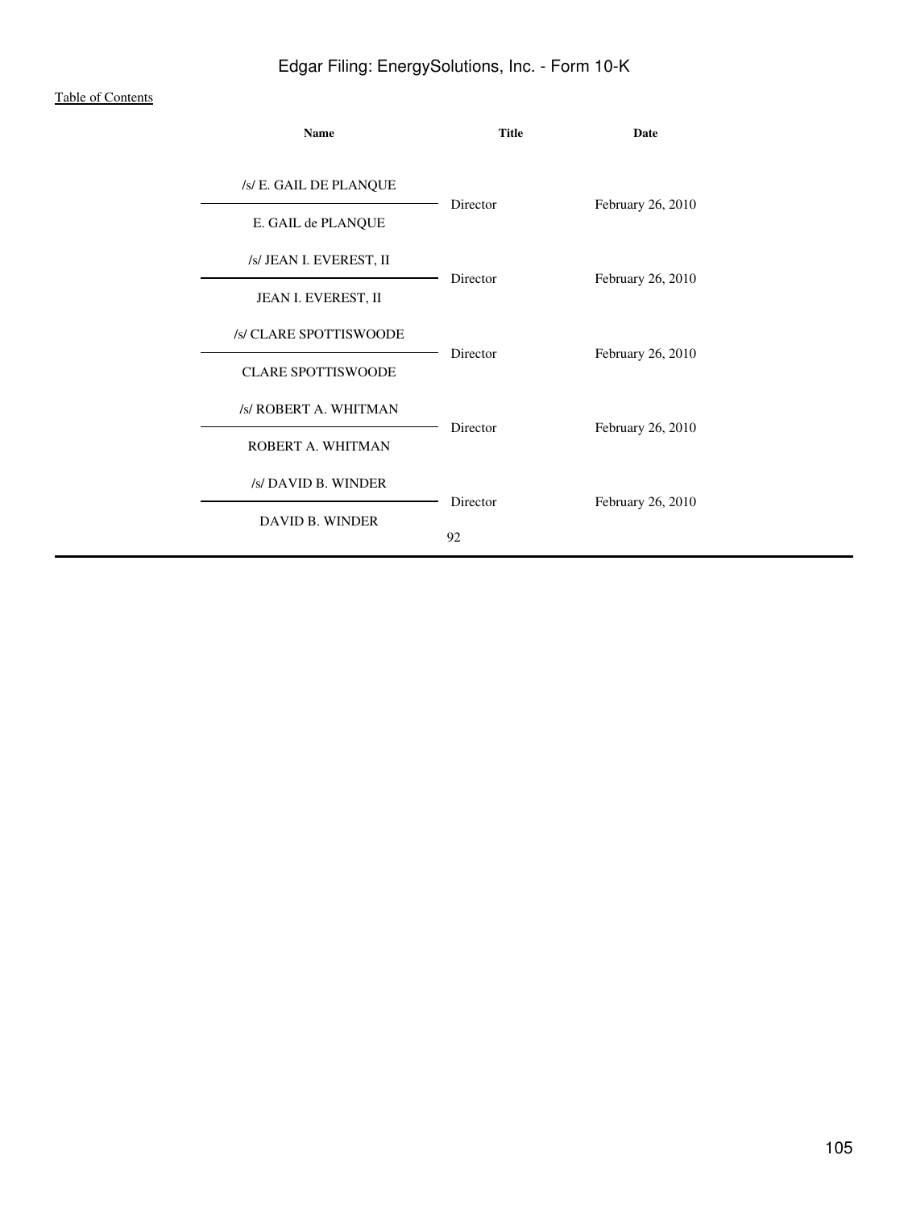| Name | Title | Date |
|---|---|---|
| /s/ E. GAIL DE PLANQUE<br>E. GAIL de PLANQUE | Director | February 26, 2010 |
| /s/ JEAN I. EVEREST, II<br>JEAN I. EVEREST, II | Director | February 26, 2010 |
| /s/ CLARE SPOTTISWOODE<br>CLARE SPOTTISWOODE | Director | February 26, 2010 |
| /s/ ROBERT A. WHITMAN<br>ROBERT A. WHITMAN | Director | February 26, 2010 |
| /s/ DAVID B. WINDER<br>DAVID B. WINDER | Director | February 26, 2010 |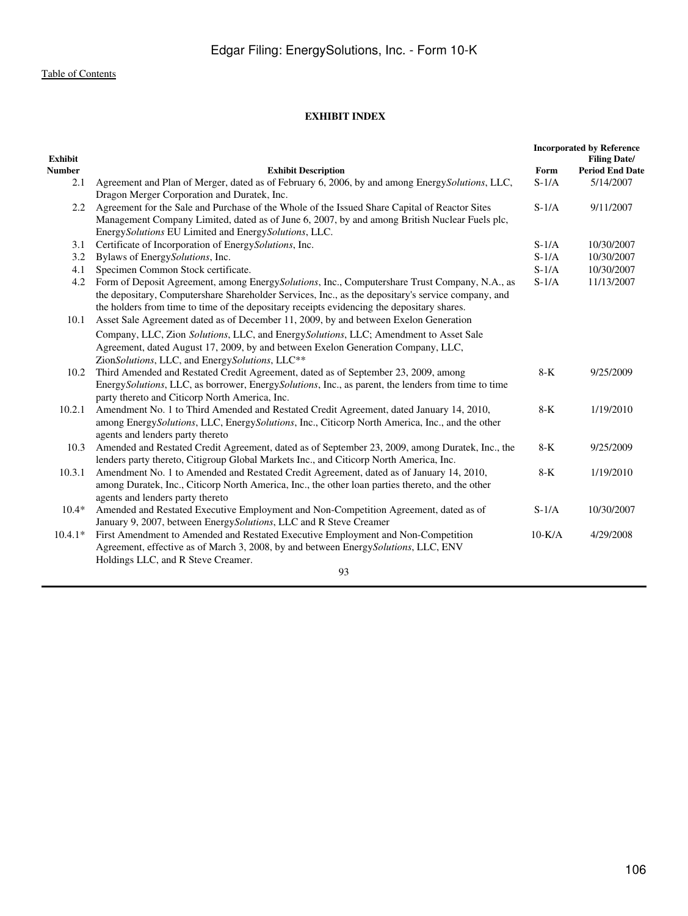[Table of Contents](#)

**EXHIBIT INDEX**

| Exhibit Number | Exhibit Description | Incorporated by Reference Form | Filing Date/ Period End Date |
|---|---|---|---|
| 2.1 | Agreement and Plan of Merger, dated as of February 6, 2006, by and among Energy*Solutions*, LLC, Dragon Merger Corporation and Duratek, Inc. | S-1/A | 5/14/2007 |
| 2.2 | Agreement for the Sale and Purchase of the Whole of the Issued Share Capital of Reactor Sites Management Company Limited, dated as of June 6, 2007, by and among British Nuclear Fuels plc, Energy*Solutions* EU Limited and Energy*Solutions*, LLC. | S-1/A | 9/11/2007 |
| 3.1 | Certificate of Incorporation of Energy*Solutions*, Inc. | S-1/A | 10/30/2007 |
| 3.2 | Bylaws of Energy*Solutions*, Inc. | S-1/A | 10/30/2007 |
| 4.1 | Specimen Common Stock certificate. | S-1/A | 10/30/2007 |
| 4.2 | Form of Deposit Agreement, among Energy*Solutions*, Inc., Computershare Trust Company, N.A., as the depositary, Computershare Shareholder Services, Inc., as the depositary's service company, and the holders from time to time of the depositary receipts evidencing the depositary shares. | S-1/A | 11/13/2007 |
| 10.1 | Asset Sale Agreement dated as of December 11, 2009, by and between Exelon Generation Company, LLC, Zion *Solutions*, LLC, and Energy*Solutions*, LLC; Amendment to Asset Sale Agreement, dated August 17, 2009, by and between Exelon Generation Company, LLC, Zion*Solutions*, LLC, and Energy*Solutions*, LLC** | | |
| 10.2 | Third Amended and Restated Credit Agreement, dated as of September 23, 2009, among Energy*Solutions*, LLC, as borrower, Energy*Solutions*, Inc., as parent, the lenders from time to time party thereto and Citicorp North America, Inc. | 8-K | 9/25/2009 |
| 10.2.1 | Amendment No. 1 to Third Amended and Restated Credit Agreement, dated January 14, 2010, among Energy*Solutions*, LLC, Energy*Solutions*, Inc., Citicorp North America, Inc., and the other agents and lenders party thereto | 8-K | 1/19/2010 |
| 10.3 | Amended and Restated Credit Agreement, dated as of September 23, 2009, among Duratek, Inc., the lenders party thereto, Citigroup Global Markets Inc., and Citicorp North America, Inc. | 8-K | 9/25/2009 |
| 10.3.1 | Amendment No. 1 to Amended and Restated Credit Agreement, dated as of January 14, 2010, among Duratek, Inc., Citicorp North America, Inc., the other loan parties thereto, and the other agents and lenders party thereto | 8-K | 1/19/2010 |
| 10.4* | Amended and Restated Executive Employment and Non-Competition Agreement, dated as of January 9, 2007, between Energy*Solutions*, LLC and R Steve Creamer | S-1/A | 10/30/2007 |
| 10.4.1* | First Amendment to Amended and Restated Executive Employment and Non-Competition Agreement, effective as of March 3, 2008, by and between Energy*Solutions*, LLC, ENV Holdings LLC, and R Steve Creamer. | 10-K/A | 4/29/2008 |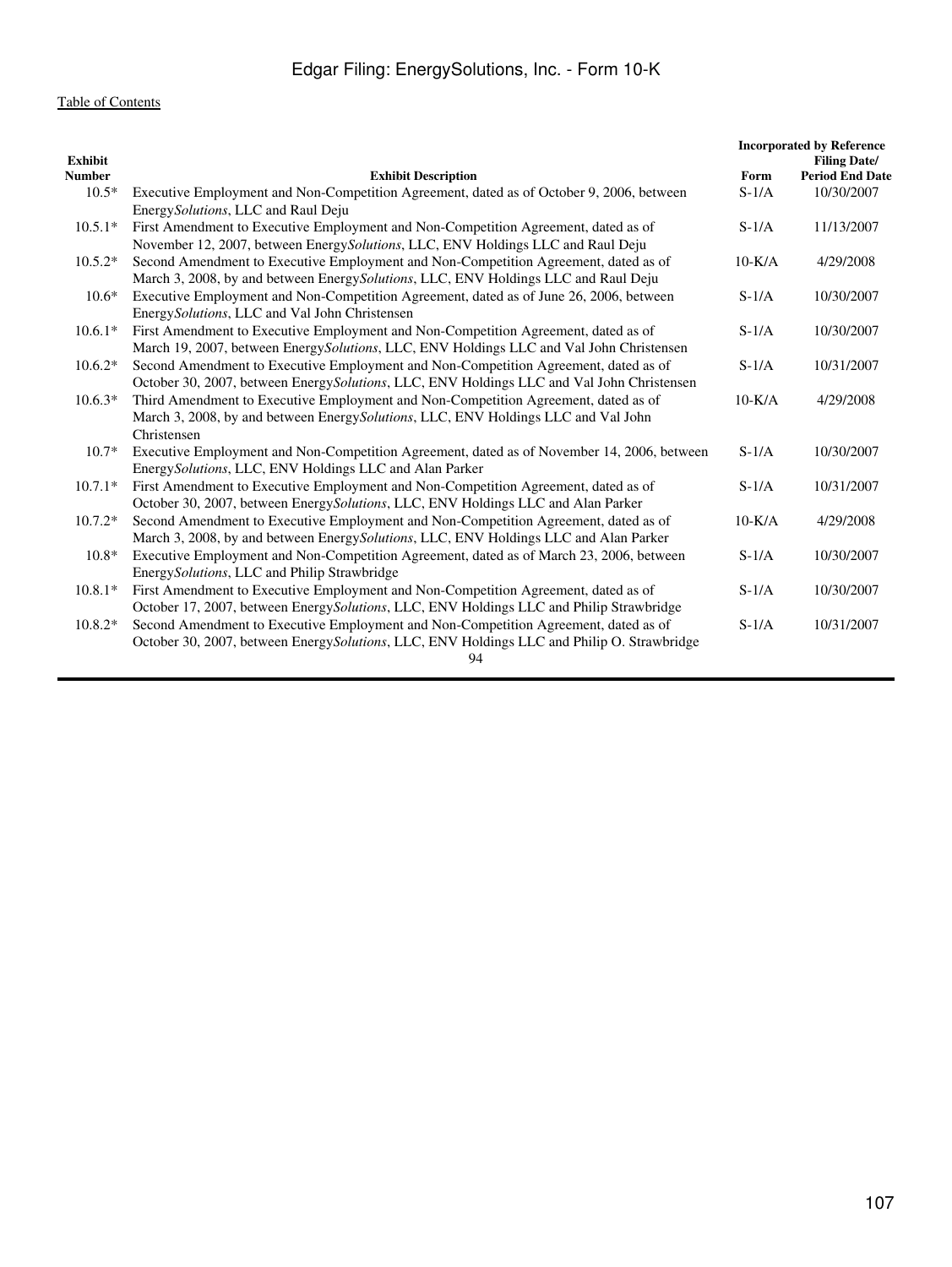[Table of Contents](#)

| Exhibit Number | Exhibit Description | Incorporated by Reference | |
|---|---|---|---|
| | | Form | Filing Date/ Period End Date |
| 10.5* | Executive Employment and Non-Competition Agreement, dated as of October 9, 2006, between Energy*Solutions*, LLC and Raul Deju | S-1/A | 10/30/2007 |
| 10.5.1* | First Amendment to Executive Employment and Non-Competition Agreement, dated as of November 12, 2007, between Energy*Solutions*, LLC, ENV Holdings LLC and Raul Deju | S-1/A | 11/13/2007 |
| 10.5.2* | Second Amendment to Executive Employment and Non-Competition Agreement, dated as of March 3, 2008, by and between Energy*Solutions*, LLC, ENV Holdings LLC and Raul Deju | 10-K/A | 4/29/2008 |
| 10.6* | Executive Employment and Non-Competition Agreement, dated as of June 26, 2006, between Energy*Solutions*, LLC and Val John Christensen | S-1/A | 10/30/2007 |
| 10.6.1* | First Amendment to Executive Employment and Non-Competition Agreement, dated as of March 19, 2007, between Energy*Solutions*, LLC, ENV Holdings LLC and Val John Christensen | S-1/A | 10/30/2007 |
| 10.6.2* | Second Amendment to Executive Employment and Non-Competition Agreement, dated as of October 30, 2007, between Energy*Solutions*, LLC, ENV Holdings LLC and Val John Christensen | S-1/A | 10/31/2007 |
| 10.6.3* | Third Amendment to Executive Employment and Non-Competition Agreement, dated as of March 3, 2008, by and between Energy*Solutions*, LLC, ENV Holdings LLC and Val John Christensen | 10-K/A | 4/29/2008 |
| 10.7* | Executive Employment and Non-Competition Agreement, dated as of November 14, 2006, between Energy*Solutions*, LLC, ENV Holdings LLC and Alan Parker | S-1/A | 10/30/2007 |
| 10.7.1* | First Amendment to Executive Employment and Non-Competition Agreement, dated as of October 30, 2007, between Energy*Solutions*, LLC, ENV Holdings LLC and Alan Parker | S-1/A | 10/31/2007 |
| 10.7.2* | Second Amendment to Executive Employment and Non-Competition Agreement, dated as of March 3, 2008, by and between Energy*Solutions*, LLC, ENV Holdings LLC and Alan Parker | 10-K/A | 4/29/2008 |
| 10.8* | Executive Employment and Non-Competition Agreement, dated as of March 23, 2006, between Energy*Solutions*, LLC and Philip Strawbridge | S-1/A | 10/30/2007 |
| 10.8.1* | First Amendment to Executive Employment and Non-Competition Agreement, dated as of October 17, 2007, between Energy*Solutions*, LLC, ENV Holdings LLC and Philip Strawbridge | S-1/A | 10/30/2007 |
| 10.8.2* | Second Amendment to Executive Employment and Non-Competition Agreement, dated as of October 30, 2007, between Energy*Solutions*, LLC, ENV Holdings LLC and Philip O. Strawbridge | S-1/A | 10/31/2007 |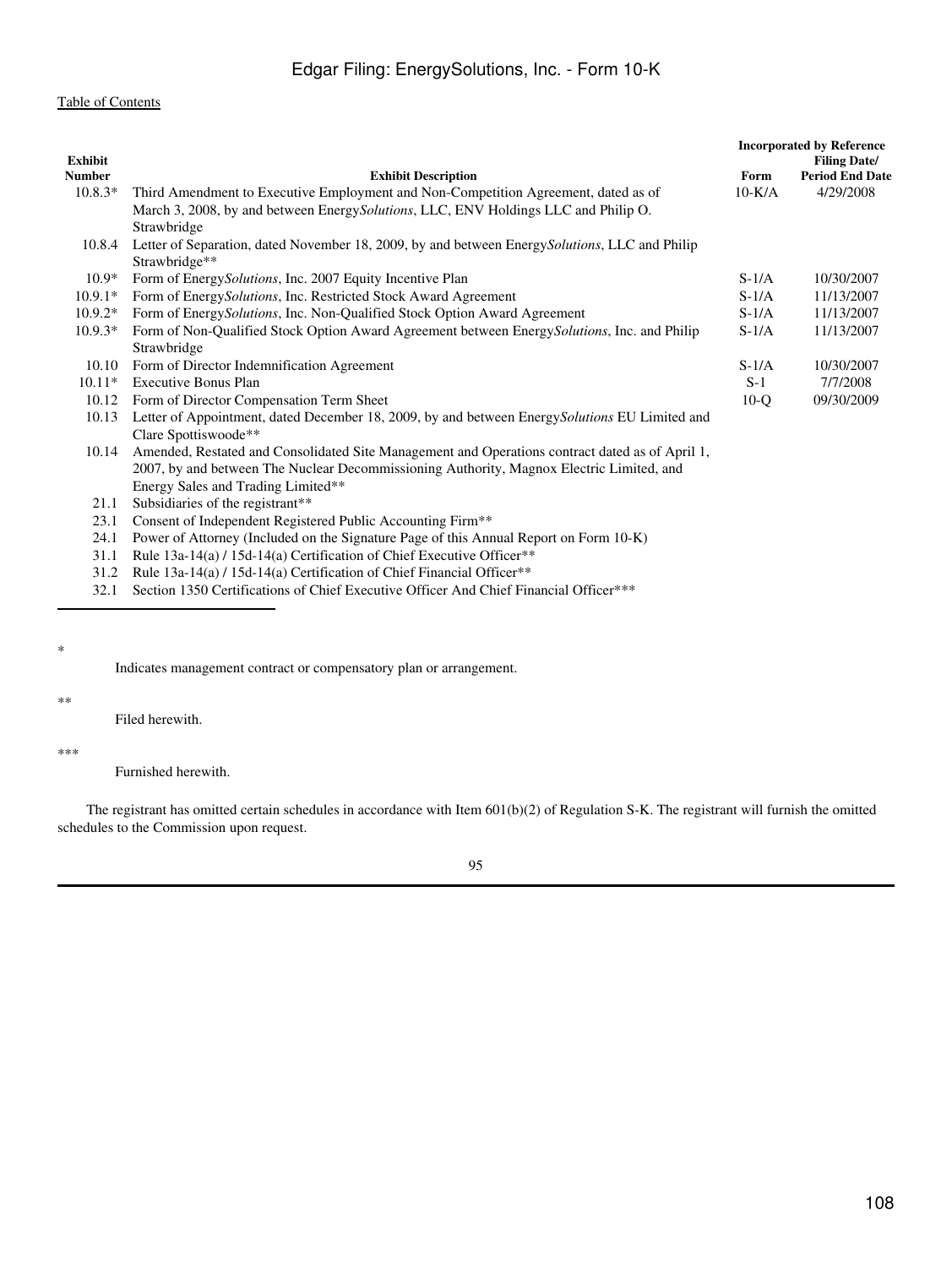[Table of Contents](#)

| Exhibit Number | Exhibit Description | Incorporated by Reference Form | Filing Date/ Period End Date |
|---|---|---|---|
| 10.8.3* | Third Amendment to Executive Employment and Non-Competition Agreement, dated as of March 3, 2008, by and between Energy*Solutions*, LLC, ENV Holdings LLC and Philip O. Strawbridge | 10-K/A | 4/29/2008 |
| 10.8.4 | Letter of Separation, dated November 18, 2009, by and between Energy*Solutions*, LLC and Philip Strawbridge** | | |
| 10.9* | Form of Energy*Solutions*, Inc. 2007 Equity Incentive Plan | S-1/A | 10/30/2007 |
| 10.9.1* | Form of Energy*Solutions*, Inc. Restricted Stock Award Agreement | S-1/A | 11/13/2007 |
| 10.9.2* | Form of Energy*Solutions*, Inc. Non-Qualified Stock Option Award Agreement | S-1/A | 11/13/2007 |
| 10.9.3* | Form of Non-Qualified Stock Option Award Agreement between Energy*Solutions*, Inc. and Philip Strawbridge | S-1/A | 11/13/2007 |
| 10.10 | Form of Director Indemnification Agreement | S-1/A | 10/30/2007 |
| 10.11* | Executive Bonus Plan | S-1 | 7/7/2008 |
| 10.12 | Form of Director Compensation Term Sheet | 10-Q | 09/30/2009 |
| 10.13 | Letter of Appointment, dated December 18, 2009, by and between Energy*Solutions* EU Limited and Clare Spottiswoode** | | |
| 10.14 | Amended, Restated and Consolidated Site Management and Operations contract dated as of April 1, 2007, by and between The Nuclear Decommissioning Authority, Magnox Electric Limited, and Energy Sales and Trading Limited** | | |
| 21.1 | Subsidiaries of the registrant** | | |
| 23.1 | Consent of Independent Registered Public Accounting Firm** | | |
| 24.1 | Power of Attorney (Included on the Signature Page of this Annual Report on Form 10-K) | | |
| 31.1 | Rule 13a-14(a) / 15d-14(a) Certification of Chief Executive Officer** | | |
| 31.2 | Rule 13a-14(a) / 15d-14(a) Certification of Chief Financial Officer** | | |
| 32.1 | Section 1350 Certifications of Chief Executive Officer And Chief Financial Officer*** | | |

\* Indicates management contract or compensatory plan or arrangement.

** Filed herewith.

*** Furnished herewith.

The registrant has omitted certain schedules in accordance with Item 601(b)(2) of Regulation S-K. The registrant will furnish the omitted schedules to the Commission upon request.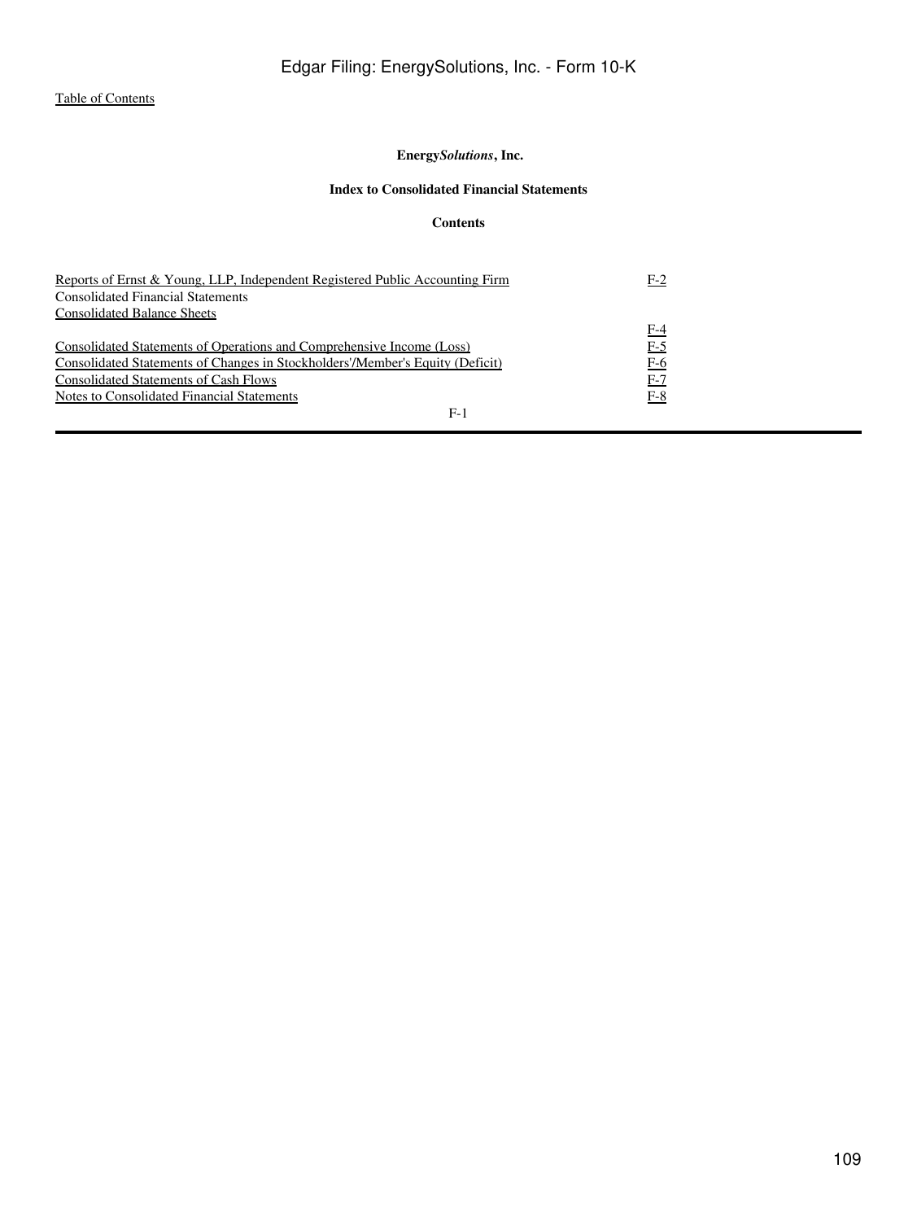[Table of Contents]

**Energy*Solutions*, Inc.**

**Index to Consolidated Financial Statements**

**Contents**

| | |
|---|---|
| Reports of Ernst & Young, LLP, Independent Registered Public Accounting Firm | F-2 |
| Consolidated Financial Statements | |
| Consolidated Balance Sheets | F-4 |
| Consolidated Statements of Operations and Comprehensive Income (Loss) | F-5 |
| Consolidated Statements of Changes in Stockholders'/Member's Equity (Deficit) | F-6 |
| Consolidated Statements of Cash Flows | F-7 |
| Notes to Consolidated Financial Statements | F-8 |

F-1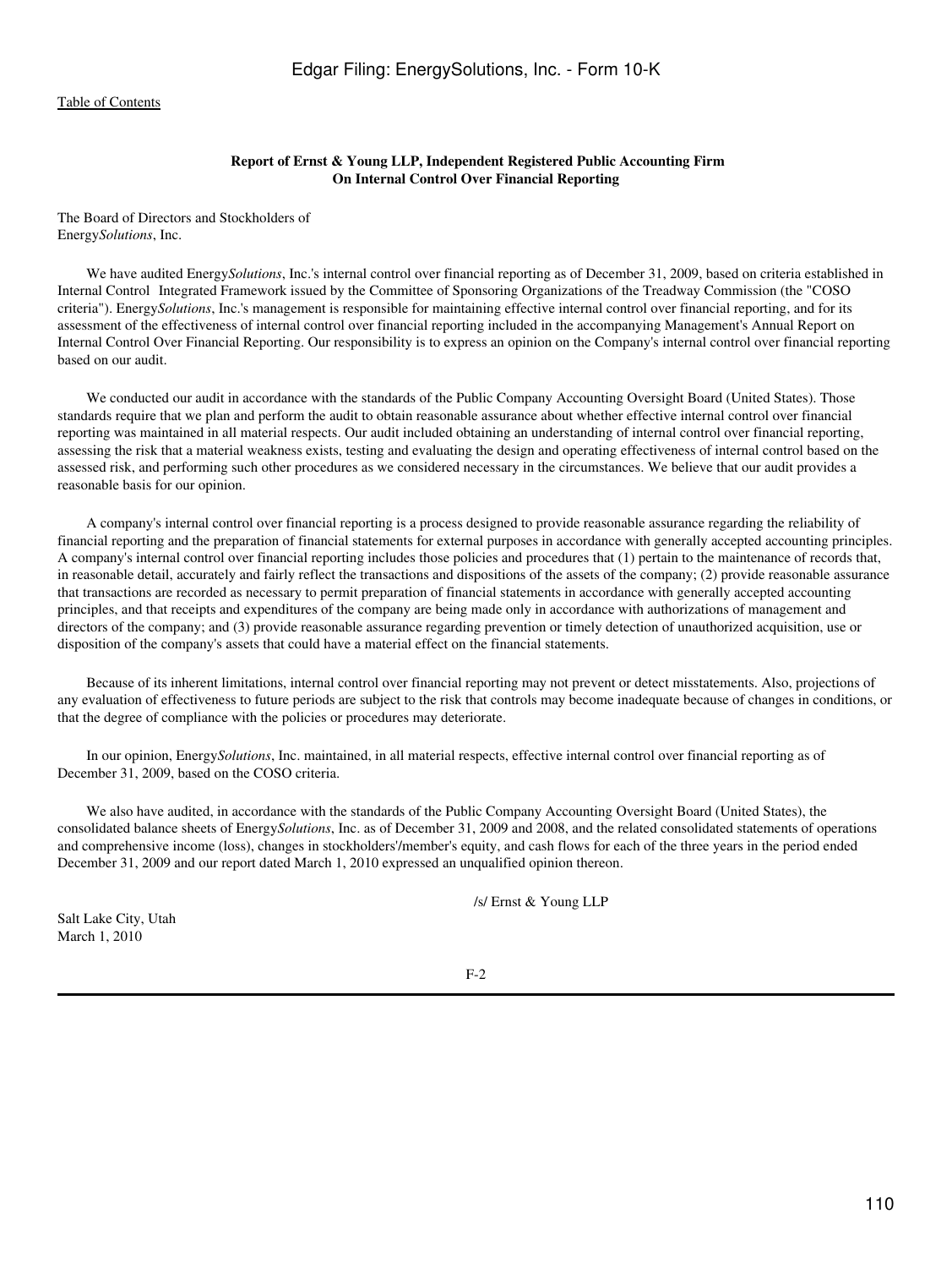[Table of Contents](#)

## Report of Ernst & Young LLP, Independent Registered Public Accounting Firm On Internal Control Over Financial Reporting

The Board of Directors and Stockholders of
Energy*Solutions*, Inc.

We have audited Energy*Solutions*, Inc.'s internal control over financial reporting as of December 31, 2009, based on criteria established in Internal Control Integrated Framework issued by the Committee of Sponsoring Organizations of the Treadway Commission (the "COSO criteria"). Energy*Solutions*, Inc.'s management is responsible for maintaining effective internal control over financial reporting, and for its assessment of the effectiveness of internal control over financial reporting included in the accompanying Management's Annual Report on Internal Control Over Financial Reporting. Our responsibility is to express an opinion on the Company's internal control over financial reporting based on our audit.

We conducted our audit in accordance with the standards of the Public Company Accounting Oversight Board (United States). Those standards require that we plan and perform the audit to obtain reasonable assurance about whether effective internal control over financial reporting was maintained in all material respects. Our audit included obtaining an understanding of internal control over financial reporting, assessing the risk that a material weakness exists, testing and evaluating the design and operating effectiveness of internal control based on the assessed risk, and performing such other procedures as we considered necessary in the circumstances. We believe that our audit provides a reasonable basis for our opinion.

A company's internal control over financial reporting is a process designed to provide reasonable assurance regarding the reliability of financial reporting and the preparation of financial statements for external purposes in accordance with generally accepted accounting principles. A company's internal control over financial reporting includes those policies and procedures that (1) pertain to the maintenance of records that, in reasonable detail, accurately and fairly reflect the transactions and dispositions of the assets of the company; (2) provide reasonable assurance that transactions are recorded as necessary to permit preparation of financial statements in accordance with generally accepted accounting principles, and that receipts and expenditures of the company are being made only in accordance with authorizations of management and directors of the company; and (3) provide reasonable assurance regarding prevention or timely detection of unauthorized acquisition, use or disposition of the company's assets that could have a material effect on the financial statements.

Because of its inherent limitations, internal control over financial reporting may not prevent or detect misstatements. Also, projections of any evaluation of effectiveness to future periods are subject to the risk that controls may become inadequate because of changes in conditions, or that the degree of compliance with the policies or procedures may deteriorate.

In our opinion, Energy*Solutions*, Inc. maintained, in all material respects, effective internal control over financial reporting as of December 31, 2009, based on the COSO criteria.

We also have audited, in accordance with the standards of the Public Company Accounting Oversight Board (United States), the consolidated balance sheets of Energy*Solutions*, Inc. as of December 31, 2009 and 2008, and the related consolidated statements of operations and comprehensive income (loss), changes in stockholders'/member's equity, and cash flows for each of the three years in the period ended December 31, 2009 and our report dated March 1, 2010 expressed an unqualified opinion thereon.

/s/ Ernst & Young LLP

Salt Lake City, Utah
March 1, 2010

F-2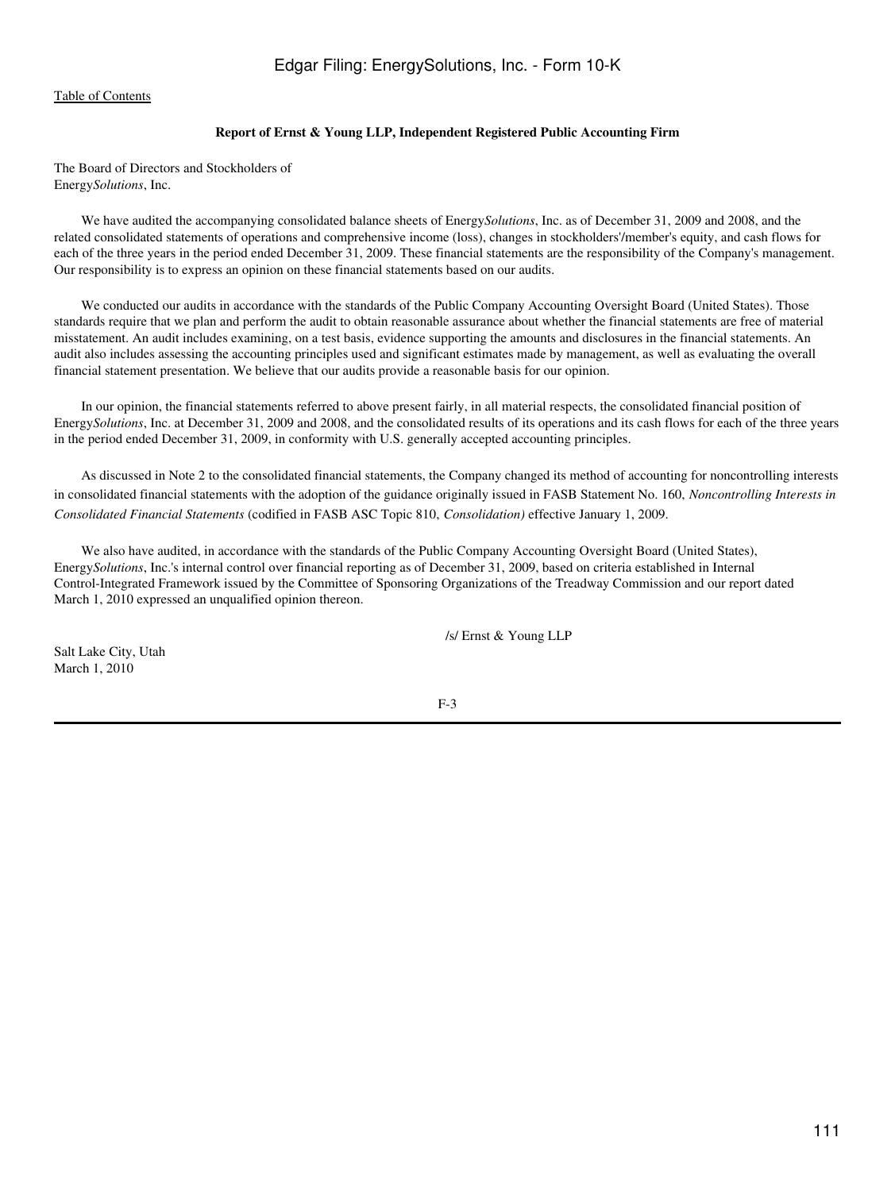[Table of Contents](#)

**Report of Ernst & Young LLP, Independent Registered Public Accounting Firm**

The Board of Directors and Stockholders of
Energy*Solutions*, Inc.

We have audited the accompanying consolidated balance sheets of Energy*Solutions*, Inc. as of December 31, 2009 and 2008, and the related consolidated statements of operations and comprehensive income (loss), changes in stockholders'/member's equity, and cash flows for each of the three years in the period ended December 31, 2009. These financial statements are the responsibility of the Company's management. Our responsibility is to express an opinion on these financial statements based on our audits.

We conducted our audits in accordance with the standards of the Public Company Accounting Oversight Board (United States). Those standards require that we plan and perform the audit to obtain reasonable assurance about whether the financial statements are free of material misstatement. An audit includes examining, on a test basis, evidence supporting the amounts and disclosures in the financial statements. An audit also includes assessing the accounting principles used and significant estimates made by management, as well as evaluating the overall financial statement presentation. We believe that our audits provide a reasonable basis for our opinion.

In our opinion, the financial statements referred to above present fairly, in all material respects, the consolidated financial position of Energy*Solutions*, Inc. at December 31, 2009 and 2008, and the consolidated results of its operations and its cash flows for each of the three years in the period ended December 31, 2009, in conformity with U.S. generally accepted accounting principles.

As discussed in Note 2 to the consolidated financial statements, the Company changed its method of accounting for noncontrolling interests in consolidated financial statements with the adoption of the guidance originally issued in FASB Statement No. 160, *Noncontrolling Interests in Consolidated Financial Statements* (codified in FASB ASC Topic 810, *Consolidation)* effective January 1, 2009.

We also have audited, in accordance with the standards of the Public Company Accounting Oversight Board (United States), Energy*Solutions*, Inc.'s internal control over financial reporting as of December 31, 2009, based on criteria established in Internal Control-Integrated Framework issued by the Committee of Sponsoring Organizations of the Treadway Commission and our report dated March 1, 2010 expressed an unqualified opinion thereon.

/s/ Ernst & Young LLP

Salt Lake City, Utah
March 1, 2010

F-3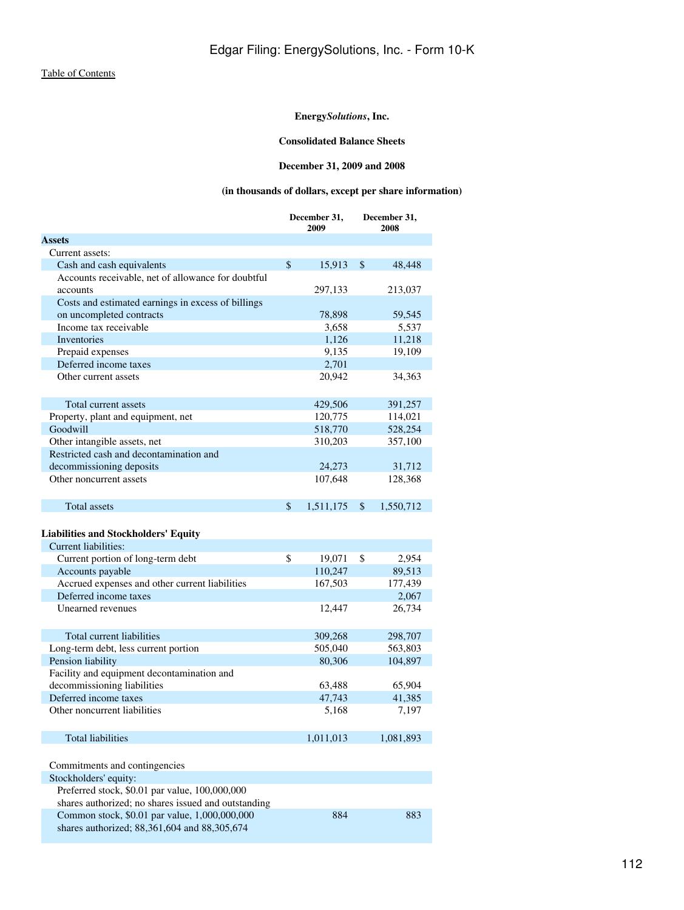[Table of Contents](#)

**Energy*Solutions*, Inc.**

**Consolidated Balance Sheets**

**December 31, 2009 and 2008**

**(in thousands of dollars, except per share information)**

| | December 31, 2009 | December 31, 2008 |
|---|---|---|
| **Assets** | | |
| Current assets: | | |
| Cash and cash equivalents | $ 15,913 | $ 48,448 |
| Accounts receivable, net of allowance for doubtful accounts | 297,133 | 213,037 |
| Costs and estimated earnings in excess of billings on uncompleted contracts | 78,898 | 59,545 |
| Income tax receivable | 3,658 | 5,537 |
| Inventories | 1,126 | 11,218 |
| Prepaid expenses | 9,135 | 19,109 |
| Deferred income taxes | 2,701 | |
| Other current assets | 20,942 | 34,363 |
| Total current assets | 429,506 | 391,257 |
| Property, plant and equipment, net | 120,775 | 114,021 |
| Goodwill | 518,770 | 528,254 |
| Other intangible assets, net | 310,203 | 357,100 |
| Restricted cash and decontamination and decommissioning deposits | 24,273 | 31,712 |
| Other noncurrent assets | 107,648 | 128,368 |
| Total assets | $ 1,511,175 | $ 1,550,712 |
| **Liabilities and Stockholders' Equity** | | |
| Current liabilities: | | |
| Current portion of long-term debt | $ 19,071 | $ 2,954 |
| Accounts payable | 110,247 | 89,513 |
| Accrued expenses and other current liabilities | 167,503 | 177,439 |
| Deferred income taxes | | 2,067 |
| Unearned revenues | 12,447 | 26,734 |
| Total current liabilities | 309,268 | 298,707 |
| Long-term debt, less current portion | 505,040 | 563,803 |
| Pension liability | 80,306 | 104,897 |
| Facility and equipment decontamination and decommissioning liabilities | 63,488 | 65,904 |
| Deferred income taxes | 47,743 | 41,385 |
| Other noncurrent liabilities | 5,168 | 7,197 |
| Total liabilities | 1,011,013 | 1,081,893 |
| Commitments and contingencies | | |
| Stockholders' equity: | | |
| Preferred stock, $0.01 par value, 100,000,000 shares authorized; no shares issued and outstanding | | |
| Common stock, $0.01 par value, 1,000,000,000 shares authorized; 88,361,604 and 88,305,674 | 884 | 883 |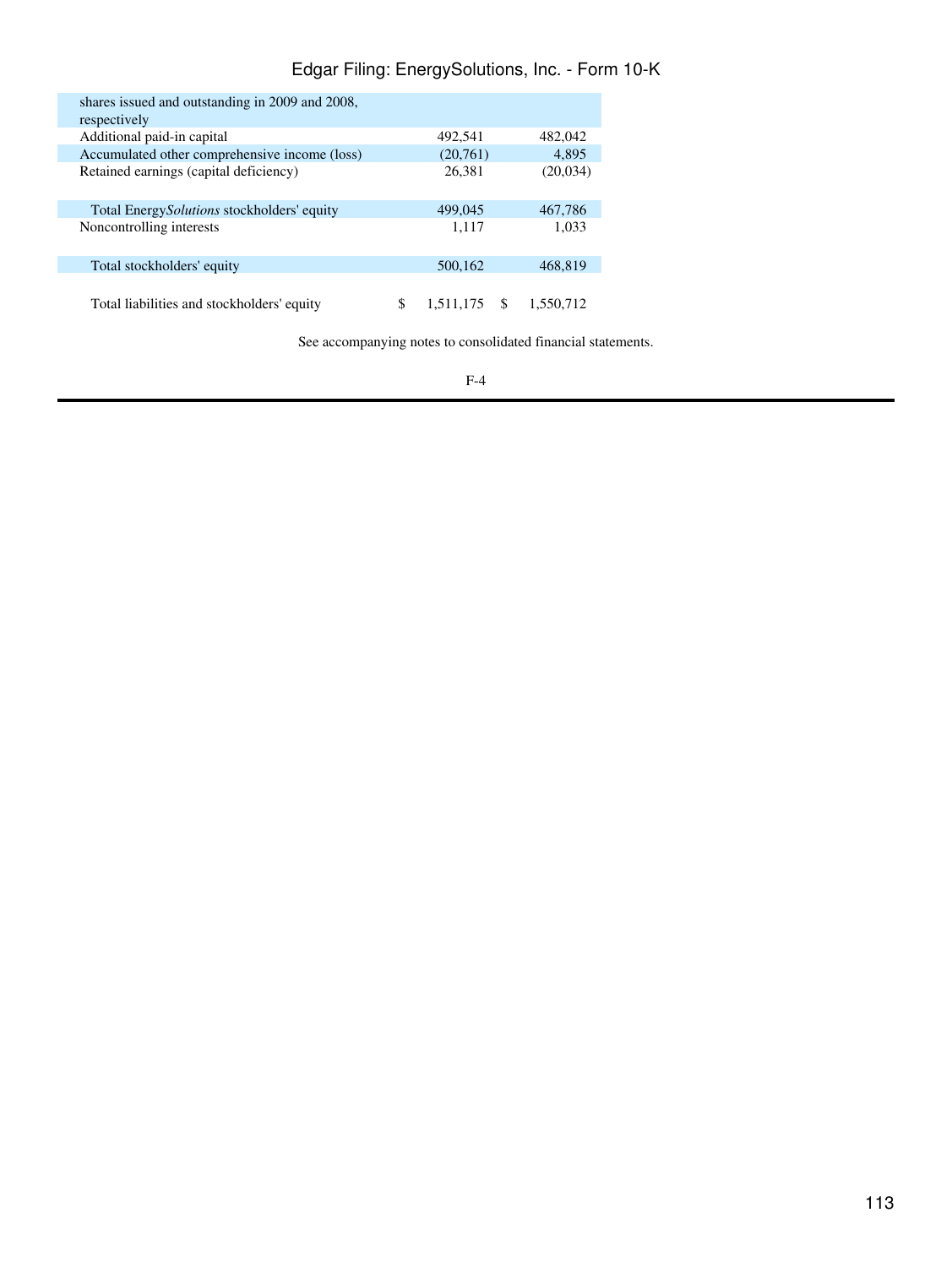| | 2009 | 2008 |
|---|---|---|
| shares issued and outstanding in 2009 and 2008, respectively | | |
| Additional paid-in capital | 492,541 | 482,042 |
| Accumulated other comprehensive income (loss) | (20,761) | 4,895 |
| Retained earnings (capital deficiency) | 26,381 | (20,034) |
| Total Energy*Solutions* stockholders' equity | 499,045 | 467,786 |
| Noncontrolling interests | 1,117 | 1,033 |
| Total stockholders' equity | 500,162 | 468,819 |
| Total liabilities and stockholders' equity | $ 1,511,175 | $ 1,550,712 |

See accompanying notes to consolidated financial statements.

F-4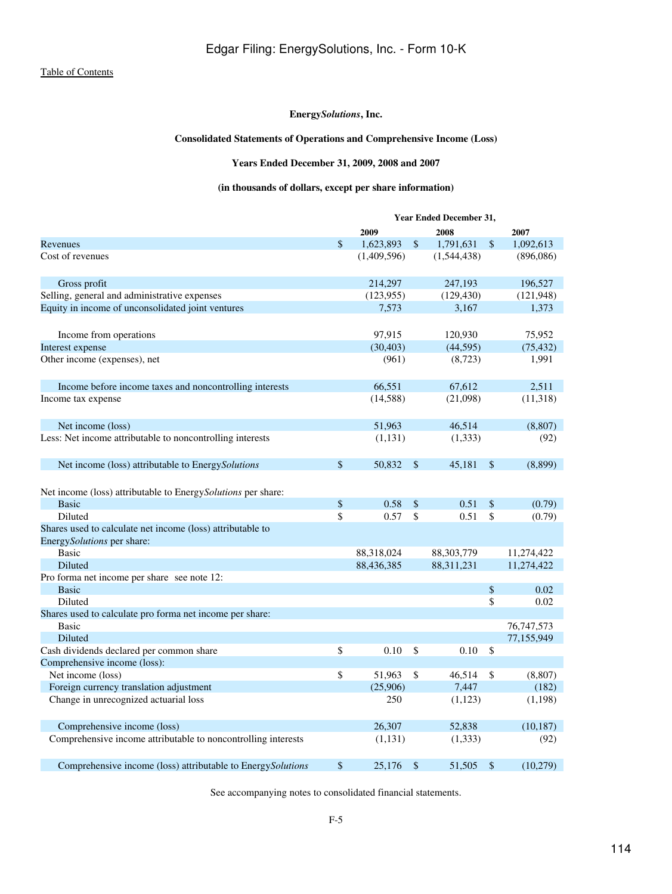Table of Contents

**Energy*Solutions*, Inc.**

**Consolidated Statements of Operations and Comprehensive Income (Loss)**

**Years Ended December 31, 2009, 2008 and 2007**

**(in thousands of dollars, except per share information)**

| | Year Ended December 31, | | |
|---|---|---|---|
| | 2009 | 2008 | 2007 |
| Revenues | $ 1,623,893 | $ 1,791,631 | $ 1,092,613 |
| Cost of revenues | (1,409,596) | (1,544,438) | (896,086) |
| Gross profit | 214,297 | 247,193 | 196,527 |
| Selling, general and administrative expenses | (123,955) | (129,430) | (121,948) |
| Equity in income of unconsolidated joint ventures | 7,573 | 3,167 | 1,373 |
| Income from operations | 97,915 | 120,930 | 75,952 |
| Interest expense | (30,403) | (44,595) | (75,432) |
| Other income (expenses), net | (961) | (8,723) | 1,991 |
| Income before income taxes and noncontrolling interests | 66,551 | 67,612 | 2,511 |
| Income tax expense | (14,588) | (21,098) | (11,318) |
| Net income (loss) | 51,963 | 46,514 | (8,807) |
| Less: Net income attributable to noncontrolling interests | (1,131) | (1,333) | (92) |
| Net income (loss) attributable to Energy*Solutions* | $ 50,832 | $ 45,181 | $ (8,899) |
| Net income (loss) attributable to Energy*Solutions* per share: | | | |
| Basic | $ 0.58 | $ 0.51 | $ (0.79) |
| Diluted | $ 0.57 | $ 0.51 | $ (0.79) |
| Shares used to calculate net income (loss) attributable to Energy*Solutions* per share: | | | |
| Basic | 88,318,024 | 88,303,779 | 11,274,422 |
| Diluted | 88,436,385 | 88,311,231 | 11,274,422 |
| Pro forma net income per share see note 12: | | | |
| Basic | | | $ 0.02 |
| Diluted | | | $ 0.02 |
| Shares used to calculate pro forma net income per share: | | | |
| Basic | | | 76,747,573 |
| Diluted | | | 77,155,949 |
| Cash dividends declared per common share | $ 0.10 | $ 0.10 | $ |
| Comprehensive income (loss): | | | |
| Net income (loss) | $ 51,963 | $ 46,514 | $ (8,807) |
| Foreign currency translation adjustment | (25,906) | 7,447 | (182) |
| Change in unrecognized actuarial loss | 250 | (1,123) | (1,198) |
| Comprehensive income (loss) | 26,307 | 52,838 | (10,187) |
| Comprehensive income attributable to noncontrolling interests | (1,131) | (1,333) | (92) |
| Comprehensive income (loss) attributable to Energy*Solutions* | $ 25,176 | $ 51,505 | $ (10,279) |

See accompanying notes to consolidated financial statements.

F-5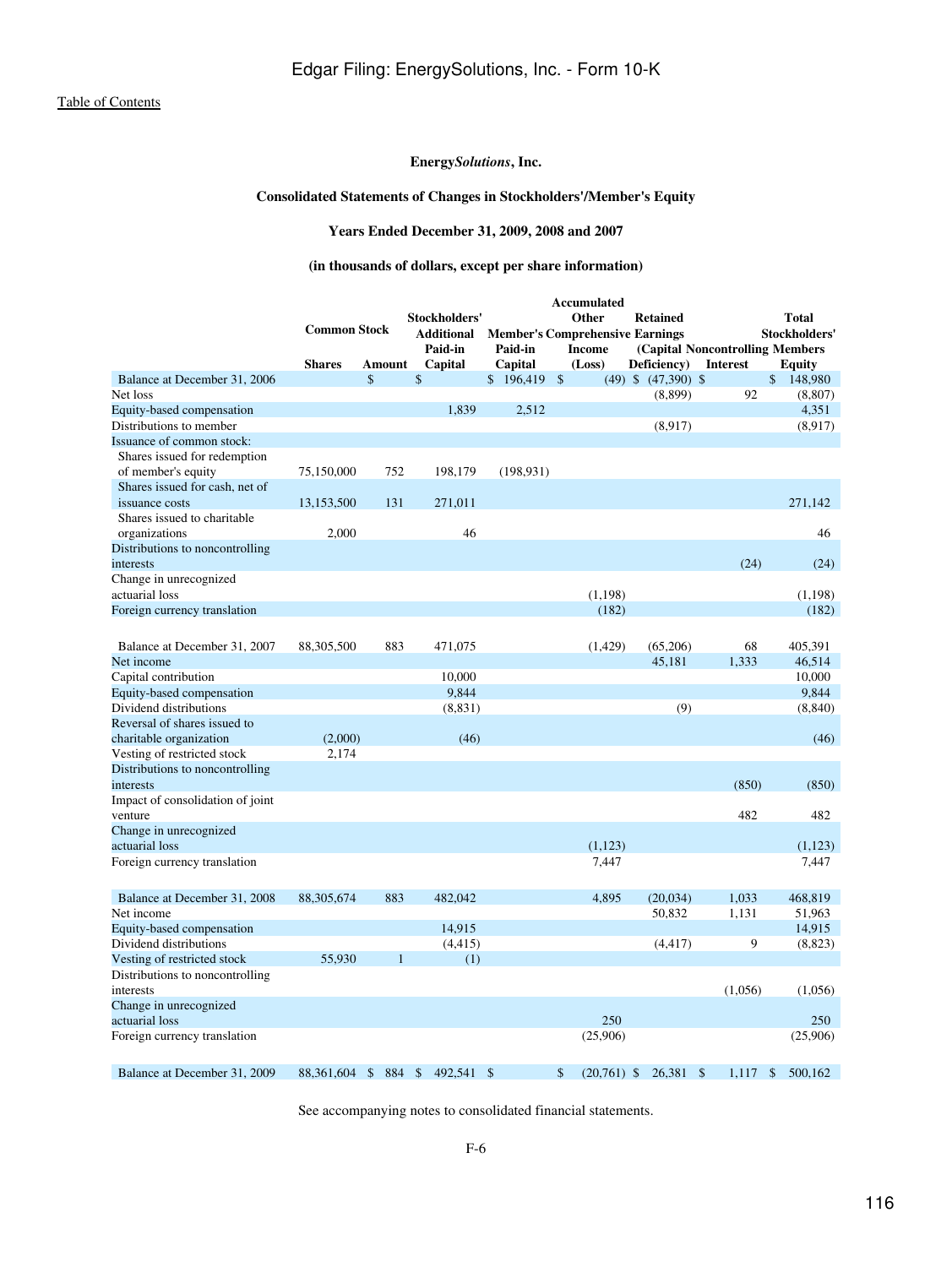# Energy*Solutions*, Inc.

## Consolidated Statements of Changes in Stockholders'/Member's Equity

### Years Ended December 31, 2009, 2008 and 2007

### (in thousands of dollars, except per share information)

| | Common Stock Shares | Common Stock Amount | Stockholders' Additional Paid-in Capital | Member's Paid-in Capital | Accumulated Other Comprehensive Income (Loss) | Retained Earnings (Capital Deficiency) | Noncontrolling Interest | Total Stockholders' Members Equity |
|---|---|---|---|---|---|---|---|---|
| Balance at December 31, 2006 | | $ | $ | $ 196,419 | $ (49) | $ (47,390) | $ | $ 148,980 |
| Net loss | | | | | | (8,899) | 92 | (8,807) |
| Equity-based compensation | | | 1,839 | 2,512 | | | | 4,351 |
| Distributions to member | | | | | | (8,917) | | (8,917) |
| Issuance of common stock: | | | | | | | | |
| Shares issued for redemption of member's equity | 75,150,000 | 752 | 198,179 | (198,931) | | | | |
| Shares issued for cash, net of issuance costs | 13,153,500 | 131 | 271,011 | | | | | 271,142 |
| Shares issued to charitable organizations | 2,000 | | 46 | | | | | 46 |
| Distributions to noncontrolling interests | | | | | | | (24) | (24) |
| Change in unrecognized actuarial loss | | | | | (1,198) | | | (1,198) |
| Foreign currency translation | | | | | (182) | | | (182) |
| Balance at December 31, 2007 | 88,305,500 | 883 | 471,075 | | (1,429) | (65,206) | 68 | 405,391 |
| Net income | | | | | | 45,181 | 1,333 | 46,514 |
| Capital contribution | | | 10,000 | | | | | 10,000 |
| Equity-based compensation | | | 9,844 | | | | | 9,844 |
| Dividend distributions | | | (8,831) | | | (9) | | (8,840) |
| Reversal of shares issued to charitable organization | (2,000) | | (46) | | | | | (46) |
| Vesting of restricted stock | 2,174 | | | | | | | |
| Distributions to noncontrolling interests | | | | | | | (850) | (850) |
| Impact of consolidation of joint venture | | | | | | | 482 | 482 |
| Change in unrecognized actuarial loss | | | | | (1,123) | | | (1,123) |
| Foreign currency translation | | | | | 7,447 | | | 7,447 |
| Balance at December 31, 2008 | 88,305,674 | 883 | 482,042 | | 4,895 | (20,034) | 1,033 | 468,819 |
| Net income | | | | | | 50,832 | 1,131 | 51,963 |
| Equity-based compensation | | | 14,915 | | | | | 14,915 |
| Dividend distributions | | | (4,415) | | | (4,417) | 9 | (8,823) |
| Vesting of restricted stock | 55,930 | 1 | (1) | | | | | |
| Distributions to noncontrolling interests | | | | | | | (1,056) | (1,056) |
| Change in unrecognized actuarial loss | | | | | 250 | | | 250 |
| Foreign currency translation | | | | | (25,906) | | | (25,906) |
| Balance at December 31, 2009 | 88,361,604 | $ 884 | $ 492,541 | $ | $ (20,761) | $ 26,381 | $ 1,117 | $ 500,162 |

See accompanying notes to consolidated financial statements.

F-6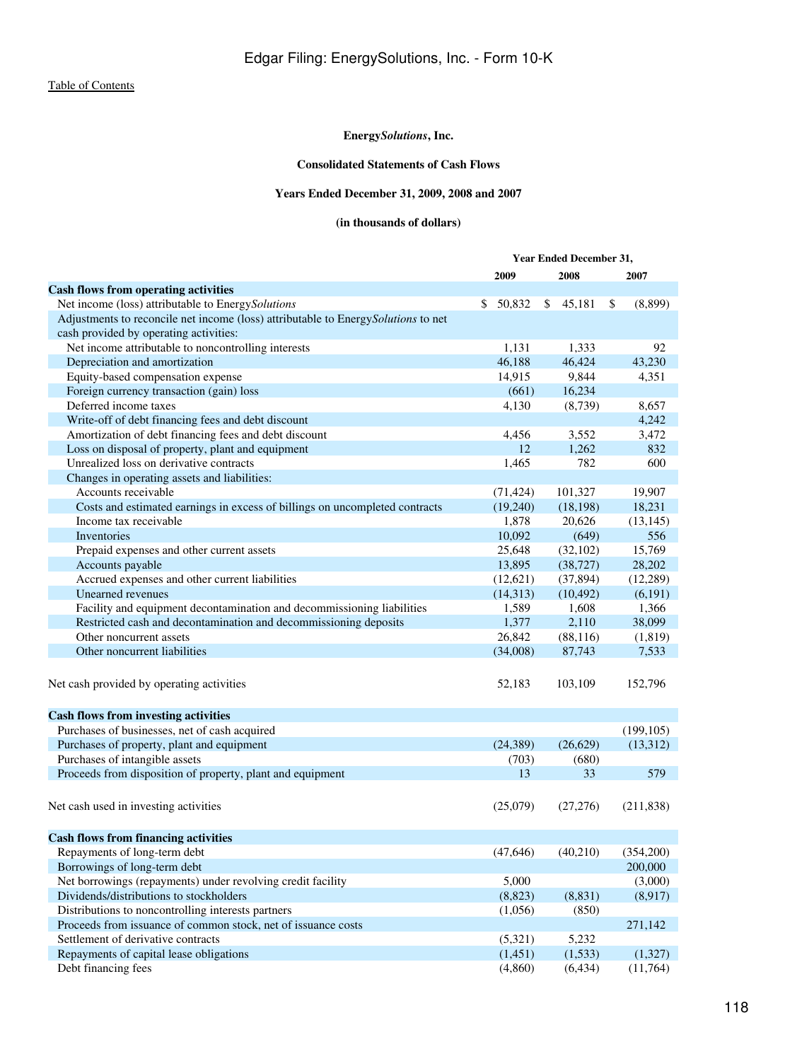**Energy*Solutions*, Inc.**

**Consolidated Statements of Cash Flows**

**Years Ended December 31, 2009, 2008 and 2007**

**(in thousands of dollars)**

| | Year Ended December 31, | | |
|---|---|---|---|
| | 2009 | 2008 | 2007 |
| **Cash flows from operating activities** | | | |
| Net income (loss) attributable to Energy*Solutions* | $ 50,832 | $ 45,181 | $ (8,899) |
| Adjustments to reconcile net income (loss) attributable to Energy*Solutions* to net cash provided by operating activities: | | | |
| Net income attributable to noncontrolling interests | 1,131 | 1,333 | 92 |
| Depreciation and amortization | 46,188 | 46,424 | 43,230 |
| Equity-based compensation expense | 14,915 | 9,844 | 4,351 |
| Foreign currency transaction (gain) loss | (661) | 16,234 | |
| Deferred income taxes | 4,130 | (8,739) | 8,657 |
| Write-off of debt financing fees and debt discount | | | 4,242 |
| Amortization of debt financing fees and debt discount | 4,456 | 3,552 | 3,472 |
| Loss on disposal of property, plant and equipment | 12 | 1,262 | 832 |
| Unrealized loss on derivative contracts | 1,465 | 782 | 600 |
| Changes in operating assets and liabilities: | | | |
| Accounts receivable | (71,424) | 101,327 | 19,907 |
| Costs and estimated earnings in excess of billings on uncompleted contracts | (19,240) | (18,198) | 18,231 |
| Income tax receivable | 1,878 | 20,626 | (13,145) |
| Inventories | 10,092 | (649) | 556 |
| Prepaid expenses and other current assets | 25,648 | (32,102) | 15,769 |
| Accounts payable | 13,895 | (38,727) | 28,202 |
| Accrued expenses and other current liabilities | (12,621) | (37,894) | (12,289) |
| Unearned revenues | (14,313) | (10,492) | (6,191) |
| Facility and equipment decontamination and decommissioning liabilities | 1,589 | 1,608 | 1,366 |
| Restricted cash and decontamination and decommissioning deposits | 1,377 | 2,110 | 38,099 |
| Other noncurrent assets | 26,842 | (88,116) | (1,819) |
| Other noncurrent liabilities | (34,008) | 87,743 | 7,533 |
| Net cash provided by operating activities | 52,183 | 103,109 | 152,796 |
| **Cash flows from investing activities** | | | |
| Purchases of businesses, net of cash acquired | | | (199,105) |
| Purchases of property, plant and equipment | (24,389) | (26,629) | (13,312) |
| Purchases of intangible assets | (703) | (680) | |
| Proceeds from disposition of property, plant and equipment | 13 | 33 | 579 |
| Net cash used in investing activities | (25,079) | (27,276) | (211,838) |
| **Cash flows from financing activities** | | | |
| Repayments of long-term debt | (47,646) | (40,210) | (354,200) |
| Borrowings of long-term debt | | | 200,000 |
| Net borrowings (repayments) under revolving credit facility | 5,000 | | (3,000) |
| Dividends/distributions to stockholders | (8,823) | (8,831) | (8,917) |
| Distributions to noncontrolling interests partners | (1,056) | (850) | |
| Proceeds from issuance of common stock, net of issuance costs | | | 271,142 |
| Settlement of derivative contracts | (5,321) | 5,232 | |
| Repayments of capital lease obligations | (1,451) | (1,533) | (1,327) |
| Debt financing fees | (4,860) | (6,434) | (11,764) |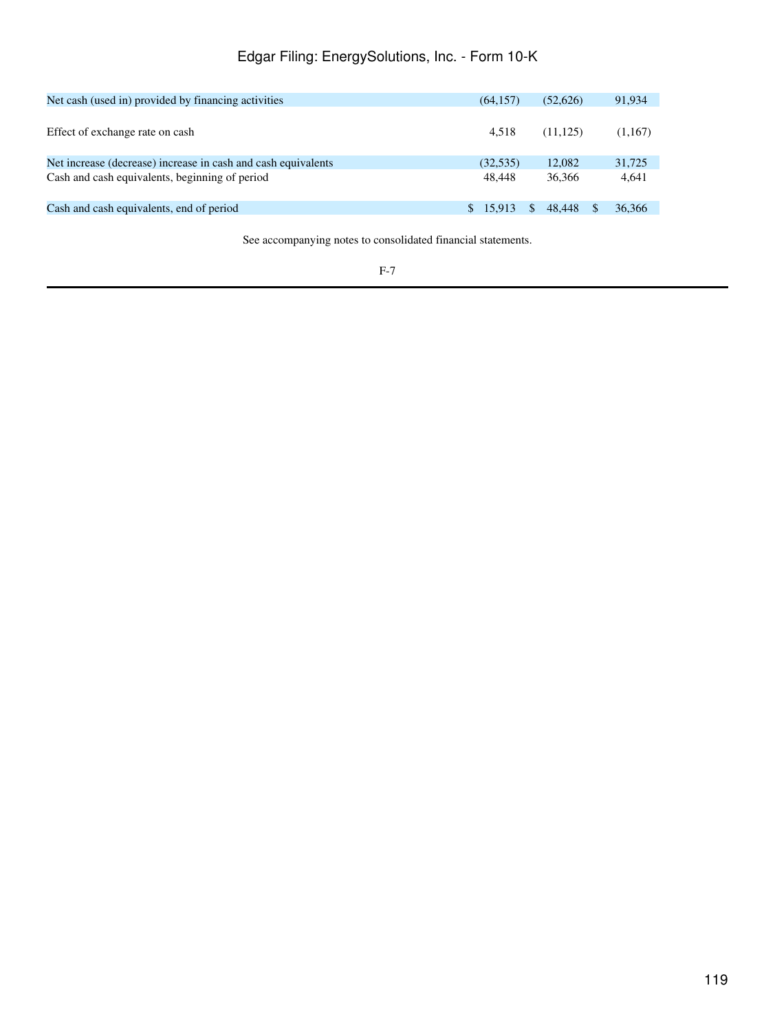| | | | |
|---|---|---|---|
| Net cash (used in) provided by financing activities | (64,157) | (52,626) | 91,934 |
| Effect of exchange rate on cash | 4,518 | (11,125) | (1,167) |
| Net increase (decrease) increase in cash and cash equivalents | (32,535) | 12,082 | 31,725 |
| Cash and cash equivalents, beginning of period | 48,448 | 36,366 | 4,641 |
| Cash and cash equivalents, end of period | $ 15,913 | $ 48,448 | $ 36,366 |

See accompanying notes to consolidated financial statements.

F-7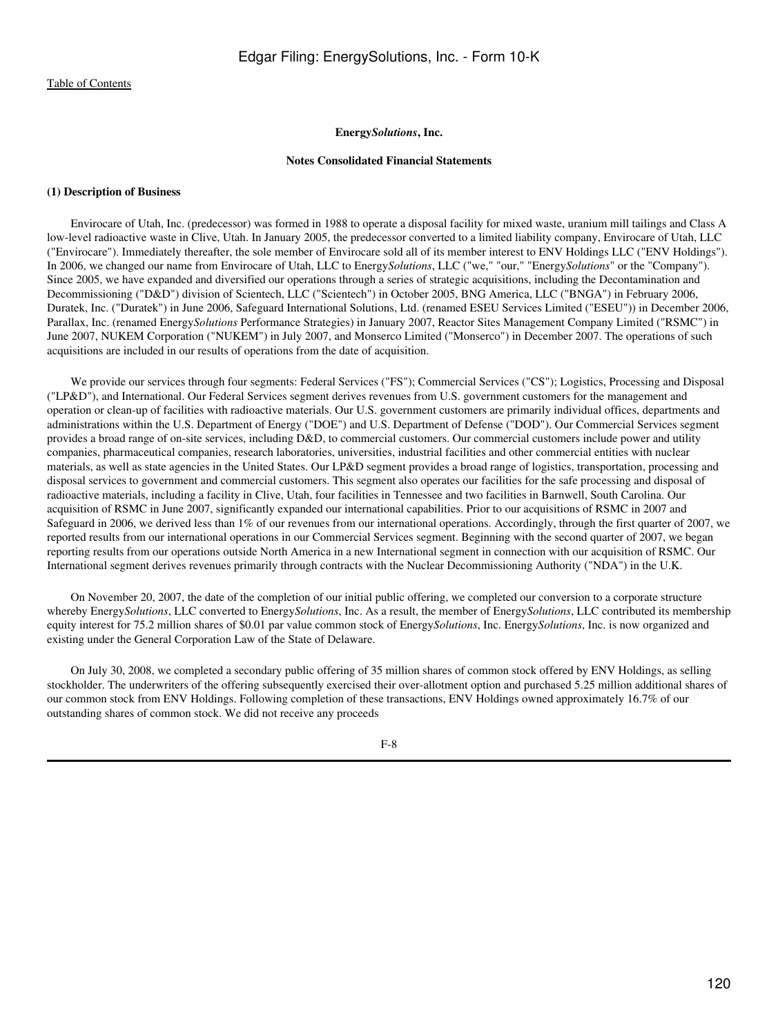**Energy*Solutions*, Inc.**

**Notes Consolidated Financial Statements**

**(1) Description of Business**

Envirocare of Utah, Inc. (predecessor) was formed in 1988 to operate a disposal facility for mixed waste, uranium mill tailings and Class A low-level radioactive waste in Clive, Utah. In January 2005, the predecessor converted to a limited liability company, Envirocare of Utah, LLC ("Envirocare"). Immediately thereafter, the sole member of Envirocare sold all of its member interest to ENV Holdings LLC ("ENV Holdings"). In 2006, we changed our name from Envirocare of Utah, LLC to Energy*Solutions*, LLC ("we," "our," "Energy*Solutions*" or the "Company"). Since 2005, we have expanded and diversified our operations through a series of strategic acquisitions, including the Decontamination and Decommissioning ("D&D") division of Scientech, LLC ("Scientech") in October 2005, BNG America, LLC ("BNGA") in February 2006, Duratek, Inc. ("Duratek") in June 2006, Safeguard International Solutions, Ltd. (renamed ESEU Services Limited ("ESEU")) in December 2006, Parallax, Inc. (renamed Energy*Solutions* Performance Strategies) in January 2007, Reactor Sites Management Company Limited ("RSMC") in June 2007, NUKEM Corporation ("NUKEM") in July 2007, and Monserco Limited ("Monserco") in December 2007. The operations of such acquisitions are included in our results of operations from the date of acquisition.

We provide our services through four segments: Federal Services ("FS"); Commercial Services ("CS"); Logistics, Processing and Disposal ("LP&D"), and International. Our Federal Services segment derives revenues from U.S. government customers for the management and operation or clean-up of facilities with radioactive materials. Our U.S. government customers are primarily individual offices, departments and administrations within the U.S. Department of Energy ("DOE") and U.S. Department of Defense ("DOD"). Our Commercial Services segment provides a broad range of on-site services, including D&D, to commercial customers. Our commercial customers include power and utility companies, pharmaceutical companies, research laboratories, universities, industrial facilities and other commercial entities with nuclear materials, as well as state agencies in the United States. Our LP&D segment provides a broad range of logistics, transportation, processing and disposal services to government and commercial customers. This segment also operates our facilities for the safe processing and disposal of radioactive materials, including a facility in Clive, Utah, four facilities in Tennessee and two facilities in Barnwell, South Carolina. Our acquisition of RSMC in June 2007, significantly expanded our international capabilities. Prior to our acquisitions of RSMC in 2007 and Safeguard in 2006, we derived less than 1% of our revenues from our international operations. Accordingly, through the first quarter of 2007, we reported results from our international operations in our Commercial Services segment. Beginning with the second quarter of 2007, we began reporting results from our operations outside North America in a new International segment in connection with our acquisition of RSMC. Our International segment derives revenues primarily through contracts with the Nuclear Decommissioning Authority ("NDA") in the U.K.

On November 20, 2007, the date of the completion of our initial public offering, we completed our conversion to a corporate structure whereby Energy*Solutions*, LLC converted to Energy*Solutions*, Inc. As a result, the member of Energy*Solutions*, LLC contributed its membership equity interest for 75.2 million shares of $0.01 par value common stock of Energy*Solutions*, Inc. Energy*Solutions*, Inc. is now organized and existing under the General Corporation Law of the State of Delaware.

On July 30, 2008, we completed a secondary public offering of 35 million shares of common stock offered by ENV Holdings, as selling stockholder. The underwriters of the offering subsequently exercised their over-allotment option and purchased 5.25 million additional shares of our common stock from ENV Holdings. Following completion of these transactions, ENV Holdings owned approximately 16.7% of our outstanding shares of common stock. We did not receive any proceeds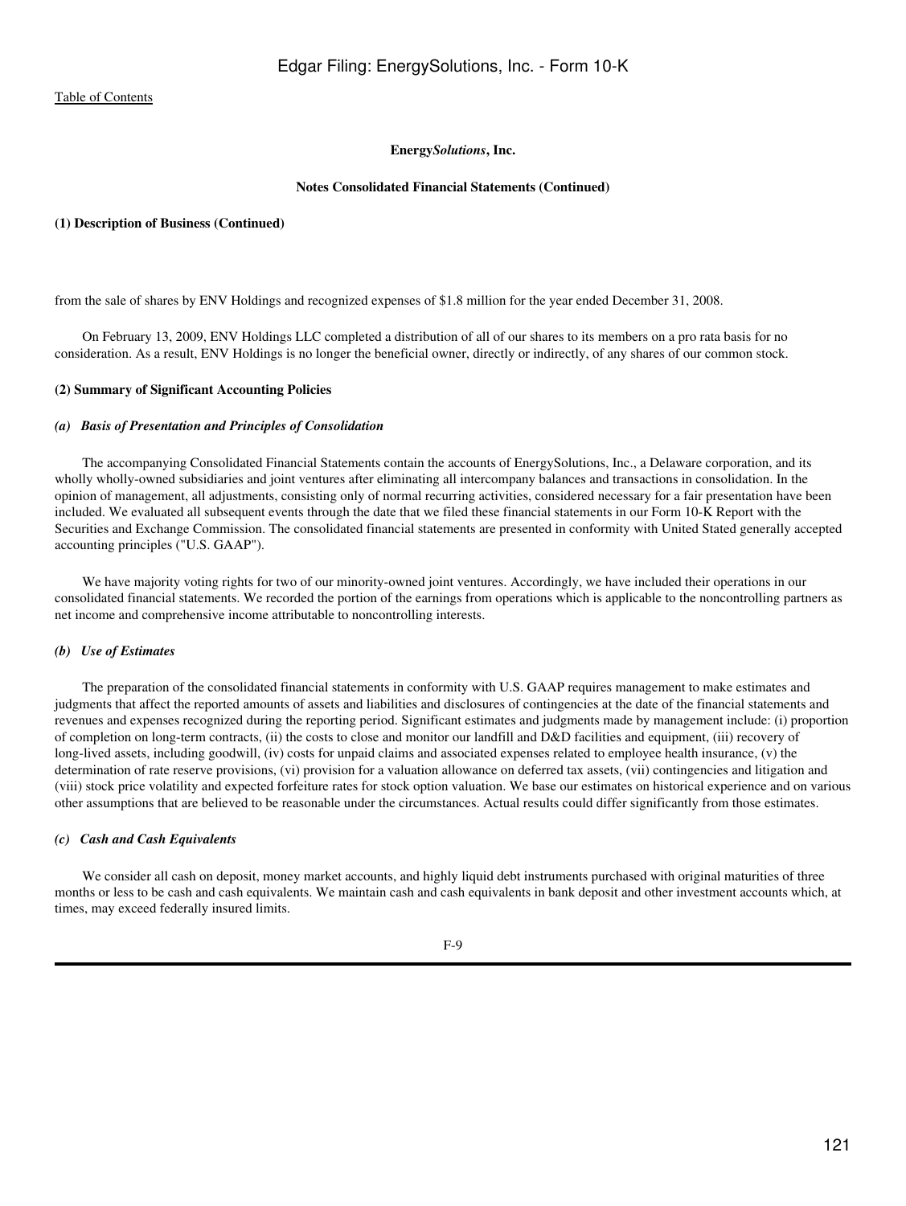**Energy*Solutions*, Inc.**

**Notes Consolidated Financial Statements (Continued)**

**(1) Description of Business (Continued)**

from the sale of shares by ENV Holdings and recognized expenses of $1.8 million for the year ended December 31, 2008.

On February 13, 2009, ENV Holdings LLC completed a distribution of all of our shares to its members on a pro rata basis for no consideration. As a result, ENV Holdings is no longer the beneficial owner, directly or indirectly, of any shares of our common stock.

**(2) Summary of Significant Accounting Policies**

***(a) Basis of Presentation and Principles of Consolidation***

The accompanying Consolidated Financial Statements contain the accounts of EnergySolutions, Inc., a Delaware corporation, and its wholly wholly-owned subsidiaries and joint ventures after eliminating all intercompany balances and transactions in consolidation. In the opinion of management, all adjustments, consisting only of normal recurring activities, considered necessary for a fair presentation have been included. We evaluated all subsequent events through the date that we filed these financial statements in our Form 10-K Report with the Securities and Exchange Commission. The consolidated financial statements are presented in conformity with United Stated generally accepted accounting principles ("U.S. GAAP").

We have majority voting rights for two of our minority-owned joint ventures. Accordingly, we have included their operations in our consolidated financial statements. We recorded the portion of the earnings from operations which is applicable to the noncontrolling partners as net income and comprehensive income attributable to noncontrolling interests.

***(b) Use of Estimates***

The preparation of the consolidated financial statements in conformity with U.S. GAAP requires management to make estimates and judgments that affect the reported amounts of assets and liabilities and disclosures of contingencies at the date of the financial statements and revenues and expenses recognized during the reporting period. Significant estimates and judgments made by management include: (i) proportion of completion on long-term contracts, (ii) the costs to close and monitor our landfill and D&D facilities and equipment, (iii) recovery of long-lived assets, including goodwill, (iv) costs for unpaid claims and associated expenses related to employee health insurance, (v) the determination of rate reserve provisions, (vi) provision for a valuation allowance on deferred tax assets, (vii) contingencies and litigation and (viii) stock price volatility and expected forfeiture rates for stock option valuation. We base our estimates on historical experience and on various other assumptions that are believed to be reasonable under the circumstances. Actual results could differ significantly from those estimates.

***(c) Cash and Cash Equivalents***

We consider all cash on deposit, money market accounts, and highly liquid debt instruments purchased with original maturities of three months or less to be cash and cash equivalents. We maintain cash and cash equivalents in bank deposit and other investment accounts which, at times, may exceed federally insured limits.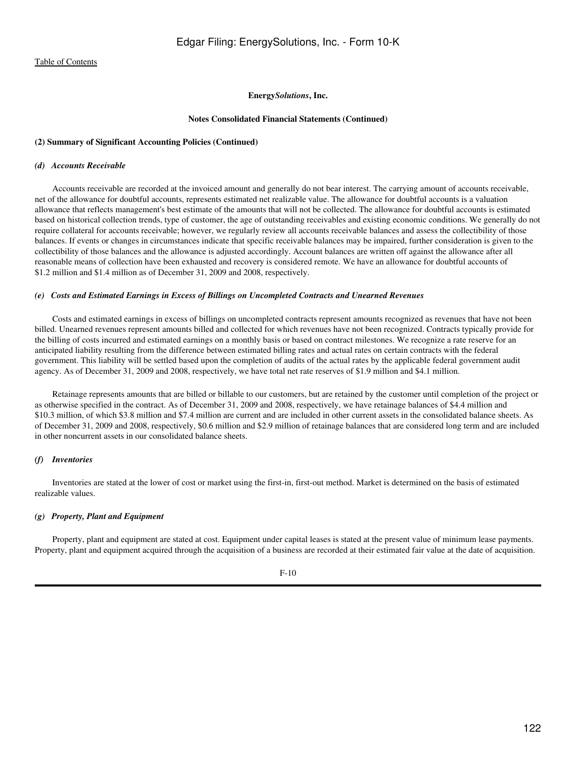**Energy*Solutions*, Inc.**

**Notes Consolidated Financial Statements (Continued)**

**(2) Summary of Significant Accounting Policies (Continued)**

***(d) Accounts Receivable***

Accounts receivable are recorded at the invoiced amount and generally do not bear interest. The carrying amount of accounts receivable, net of the allowance for doubtful accounts, represents estimated net realizable value. The allowance for doubtful accounts is a valuation allowance that reflects management's best estimate of the amounts that will not be collected. The allowance for doubtful accounts is estimated based on historical collection trends, type of customer, the age of outstanding receivables and existing economic conditions. We generally do not require collateral for accounts receivable; however, we regularly review all accounts receivable balances and assess the collectibility of those balances. If events or changes in circumstances indicate that specific receivable balances may be impaired, further consideration is given to the collectibility of those balances and the allowance is adjusted accordingly. Account balances are written off against the allowance after all reasonable means of collection have been exhausted and recovery is considered remote. We have an allowance for doubtful accounts of $1.2 million and $1.4 million as of December 31, 2009 and 2008, respectively.

***(e) Costs and Estimated Earnings in Excess of Billings on Uncompleted Contracts and Unearned Revenues***

Costs and estimated earnings in excess of billings on uncompleted contracts represent amounts recognized as revenues that have not been billed. Unearned revenues represent amounts billed and collected for which revenues have not been recognized. Contracts typically provide for the billing of costs incurred and estimated earnings on a monthly basis or based on contract milestones. We recognize a rate reserve for an anticipated liability resulting from the difference between estimated billing rates and actual rates on certain contracts with the federal government. This liability will be settled based upon the completion of audits of the actual rates by the applicable federal government audit agency. As of December 31, 2009 and 2008, respectively, we have total net rate reserves of $1.9 million and $4.1 million.

Retainage represents amounts that are billed or billable to our customers, but are retained by the customer until completion of the project or as otherwise specified in the contract. As of December 31, 2009 and 2008, respectively, we have retainage balances of $4.4 million and $10.3 million, of which $3.8 million and $7.4 million are current and are included in other current assets in the consolidated balance sheets. As of December 31, 2009 and 2008, respectively, $0.6 million and $2.9 million of retainage balances that are considered long term and are included in other noncurrent assets in our consolidated balance sheets.

***(f) Inventories***

Inventories are stated at the lower of cost or market using the first-in, first-out method. Market is determined on the basis of estimated realizable values.

***(g) Property, Plant and Equipment***

Property, plant and equipment are stated at cost. Equipment under capital leases is stated at the present value of minimum lease payments. Property, plant and equipment acquired through the acquisition of a business are recorded at their estimated fair value at the date of acquisition.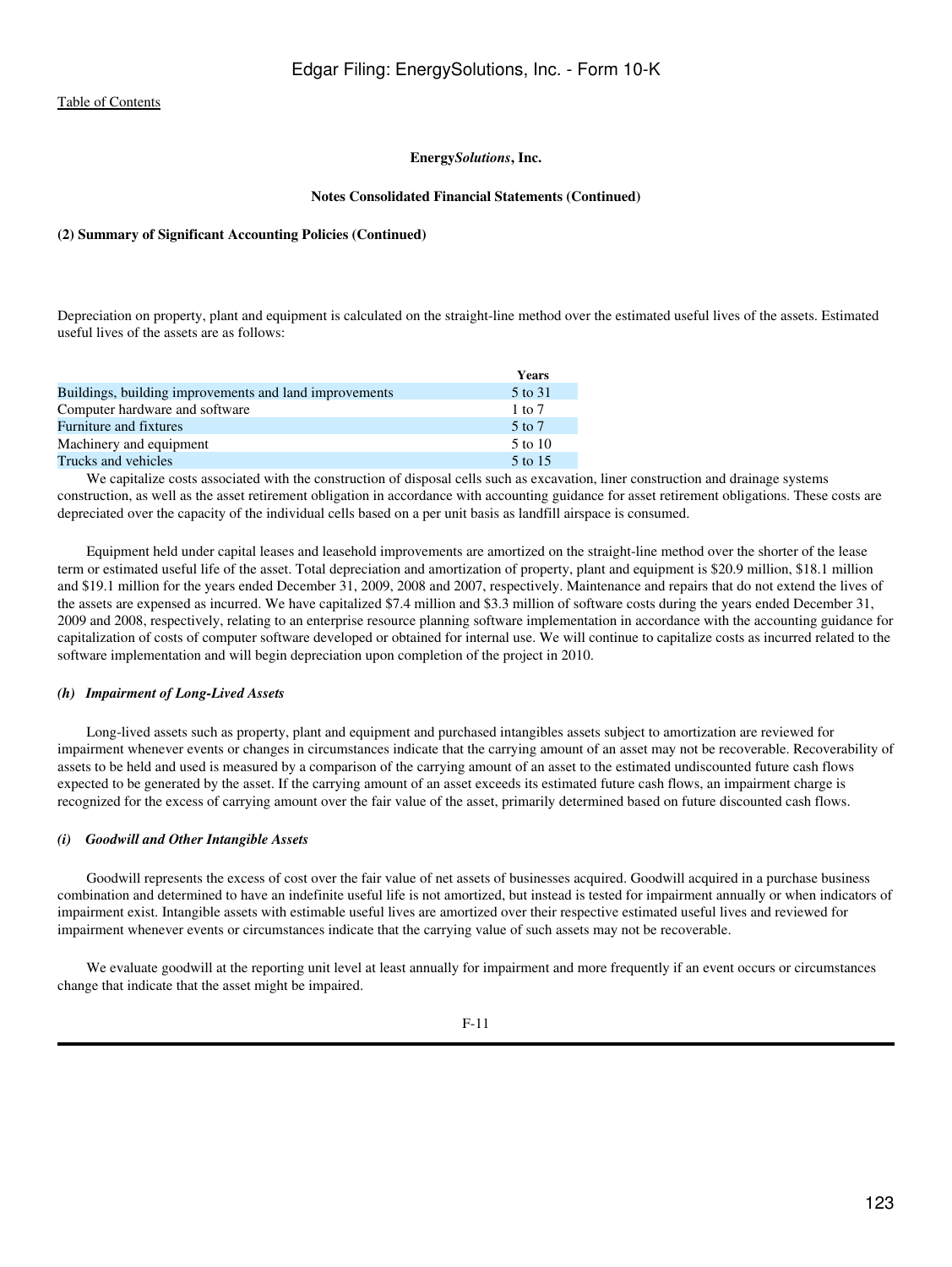Edgar Filing: EnergySolutions, Inc. - Form 10-K

Table of Contents

**Energy*Solutions*, Inc.**

**Notes Consolidated Financial Statements (Continued)**

**(2) Summary of Significant Accounting Policies (Continued)**

Depreciation on property, plant and equipment is calculated on the straight-line method over the estimated useful lives of the assets. Estimated useful lives of the assets are as follows:

| | Years |
|---|---|
| Buildings, building improvements and land improvements | 5 to 31 |
| Computer hardware and software | 1 to 7 |
| Furniture and fixtures | 5 to 7 |
| Machinery and equipment | 5 to 10 |
| Trucks and vehicles | 5 to 15 |

We capitalize costs associated with the construction of disposal cells such as excavation, liner construction and drainage systems construction, as well as the asset retirement obligation in accordance with accounting guidance for asset retirement obligations. These costs are depreciated over the capacity of the individual cells based on a per unit basis as landfill airspace is consumed.

Equipment held under capital leases and leasehold improvements are amortized on the straight-line method over the shorter of the lease term or estimated useful life of the asset. Total depreciation and amortization of property, plant and equipment is $20.9 million, $18.1 million and $19.1 million for the years ended December 31, 2009, 2008 and 2007, respectively. Maintenance and repairs that do not extend the lives of the assets are expensed as incurred. We have capitalized $7.4 million and $3.3 million of software costs during the years ended December 31, 2009 and 2008, respectively, relating to an enterprise resource planning software implementation in accordance with the accounting guidance for capitalization of costs of computer software developed or obtained for internal use. We will continue to capitalize costs as incurred related to the software implementation and will begin depreciation upon completion of the project in 2010.

### *(h) Impairment of Long-Lived Assets*

Long-lived assets such as property, plant and equipment and purchased intangibles assets subject to amortization are reviewed for impairment whenever events or changes in circumstances indicate that the carrying amount of an asset may not be recoverable. Recoverability of assets to be held and used is measured by a comparison of the carrying amount of an asset to the estimated undiscounted future cash flows expected to be generated by the asset. If the carrying amount of an asset exceeds its estimated future cash flows, an impairment charge is recognized for the excess of carrying amount over the fair value of the asset, primarily determined based on future discounted cash flows.

### *(i) Goodwill and Other Intangible Assets*

Goodwill represents the excess of cost over the fair value of net assets of businesses acquired. Goodwill acquired in a purchase business combination and determined to have an indefinite useful life is not amortized, but instead is tested for impairment annually or when indicators of impairment exist. Intangible assets with estimable useful lives are amortized over their respective estimated useful lives and reviewed for impairment whenever events or circumstances indicate that the carrying value of such assets may not be recoverable.

We evaluate goodwill at the reporting unit level at least annually for impairment and more frequently if an event occurs or circumstances change that indicate that the asset might be impaired.

F-11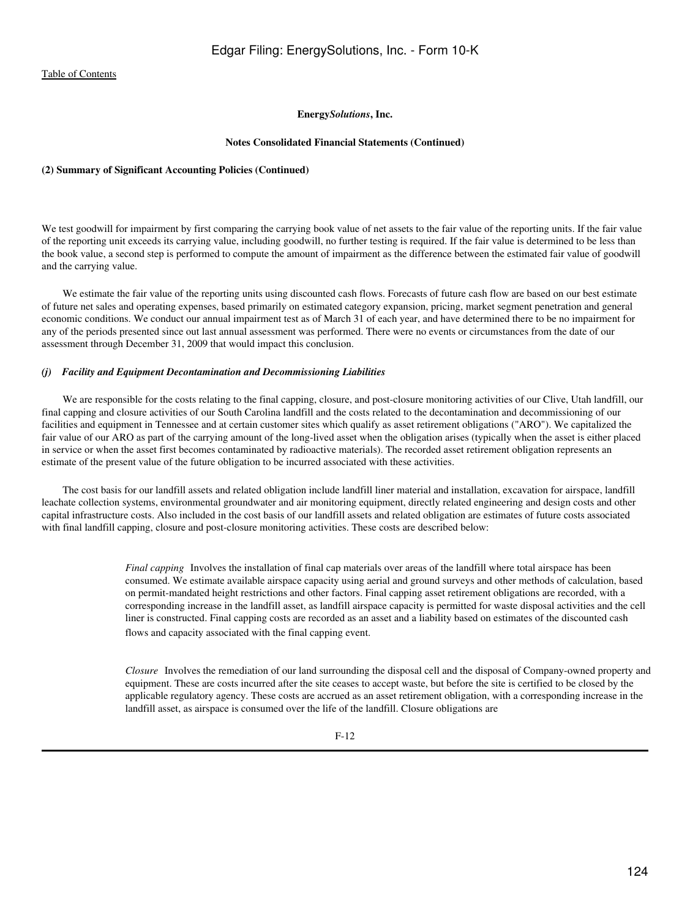**Energy*Solutions*, Inc.**

**Notes Consolidated Financial Statements (Continued)**

**(2) Summary of Significant Accounting Policies (Continued)**

We test goodwill for impairment by first comparing the carrying book value of net assets to the fair value of the reporting units. If the fair value of the reporting unit exceeds its carrying value, including goodwill, no further testing is required. If the fair value is determined to be less than the book value, a second step is performed to compute the amount of impairment as the difference between the estimated fair value of goodwill and the carrying value.

We estimate the fair value of the reporting units using discounted cash flows. Forecasts of future cash flow are based on our best estimate of future net sales and operating expenses, based primarily on estimated category expansion, pricing, market segment penetration and general economic conditions. We conduct our annual impairment test as of March 31 of each year, and have determined there to be no impairment for any of the periods presented since out last annual assessment was performed. There were no events or circumstances from the date of our assessment through December 31, 2009 that would impact this conclusion.

***(j) Facility and Equipment Decontamination and Decommissioning Liabilities***

We are responsible for the costs relating to the final capping, closure, and post-closure monitoring activities of our Clive, Utah landfill, our final capping and closure activities of our South Carolina landfill and the costs related to the decontamination and decommissioning of our facilities and equipment in Tennessee and at certain customer sites which qualify as asset retirement obligations ("ARO"). We capitalized the fair value of our ARO as part of the carrying amount of the long-lived asset when the obligation arises (typically when the asset is either placed in service or when the asset first becomes contaminated by radioactive materials). The recorded asset retirement obligation represents an estimate of the present value of the future obligation to be incurred associated with these activities.

The cost basis for our landfill assets and related obligation include landfill liner material and installation, excavation for airspace, landfill leachate collection systems, environmental groundwater and air monitoring equipment, directly related engineering and design costs and other capital infrastructure costs. Also included in the cost basis of our landfill assets and related obligation are estimates of future costs associated with final landfill capping, closure and post-closure monitoring activities. These costs are described below:

> *Final capping* Involves the installation of final cap materials over areas of the landfill where total airspace has been consumed. We estimate available airspace capacity using aerial and ground surveys and other methods of calculation, based on permit-mandated height restrictions and other factors. Final capping asset retirement obligations are recorded, with a corresponding increase in the landfill asset, as landfill airspace capacity is permitted for waste disposal activities and the cell liner is constructed. Final capping costs are recorded as an asset and a liability based on estimates of the discounted cash flows and capacity associated with the final capping event.

> *Closure* Involves the remediation of our land surrounding the disposal cell and the disposal of Company-owned property and equipment. These are costs incurred after the site ceases to accept waste, but before the site is certified to be closed by the applicable regulatory agency. These costs are accrued as an asset retirement obligation, with a corresponding increase in the landfill asset, as airspace is consumed over the life of the landfill. Closure obligations are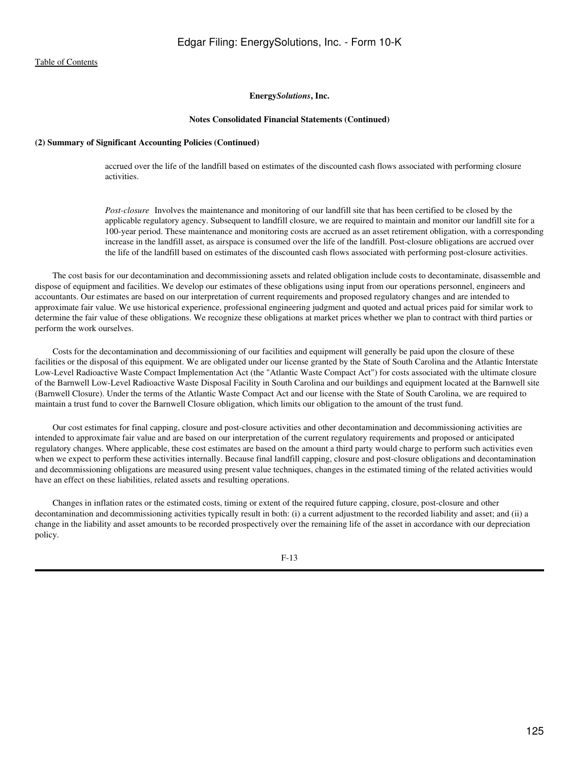**Energy*Solutions*, Inc.**

**Notes Consolidated Financial Statements (Continued)**

**(2) Summary of Significant Accounting Policies (Continued)**

accrued over the life of the landfill based on estimates of the discounted cash flows associated with performing closure activities.

*Post-closure* Involves the maintenance and monitoring of our landfill site that has been certified to be closed by the applicable regulatory agency. Subsequent to landfill closure, we are required to maintain and monitor our landfill site for a 100-year period. These maintenance and monitoring costs are accrued as an asset retirement obligation, with a corresponding increase in the landfill asset, as airspace is consumed over the life of the landfill. Post-closure obligations are accrued over the life of the landfill based on estimates of the discounted cash flows associated with performing post-closure activities.

The cost basis for our decontamination and decommissioning assets and related obligation include costs to decontaminate, disassemble and dispose of equipment and facilities. We develop our estimates of these obligations using input from our operations personnel, engineers and accountants. Our estimates are based on our interpretation of current requirements and proposed regulatory changes and are intended to approximate fair value. We use historical experience, professional engineering judgment and quoted and actual prices paid for similar work to determine the fair value of these obligations. We recognize these obligations at market prices whether we plan to contract with third parties or perform the work ourselves.

Costs for the decontamination and decommissioning of our facilities and equipment will generally be paid upon the closure of these facilities or the disposal of this equipment. We are obligated under our license granted by the State of South Carolina and the Atlantic Interstate Low-Level Radioactive Waste Compact Implementation Act (the "Atlantic Waste Compact Act") for costs associated with the ultimate closure of the Barnwell Low-Level Radioactive Waste Disposal Facility in South Carolina and our buildings and equipment located at the Barnwell site (Barnwell Closure). Under the terms of the Atlantic Waste Compact Act and our license with the State of South Carolina, we are required to maintain a trust fund to cover the Barnwell Closure obligation, which limits our obligation to the amount of the trust fund.

Our cost estimates for final capping, closure and post-closure activities and other decontamination and decommissioning activities are intended to approximate fair value and are based on our interpretation of the current regulatory requirements and proposed or anticipated regulatory changes. Where applicable, these cost estimates are based on the amount a third party would charge to perform such activities even when we expect to perform these activities internally. Because final landfill capping, closure and post-closure obligations and decontamination and decommissioning obligations are measured using present value techniques, changes in the estimated timing of the related activities would have an effect on these liabilities, related assets and resulting operations.

Changes in inflation rates or the estimated costs, timing or extent of the required future capping, closure, post-closure and other decontamination and decommissioning activities typically result in both: (i) a current adjustment to the recorded liability and asset; and (ii) a change in the liability and asset amounts to be recorded prospectively over the remaining life of the asset in accordance with our depreciation policy.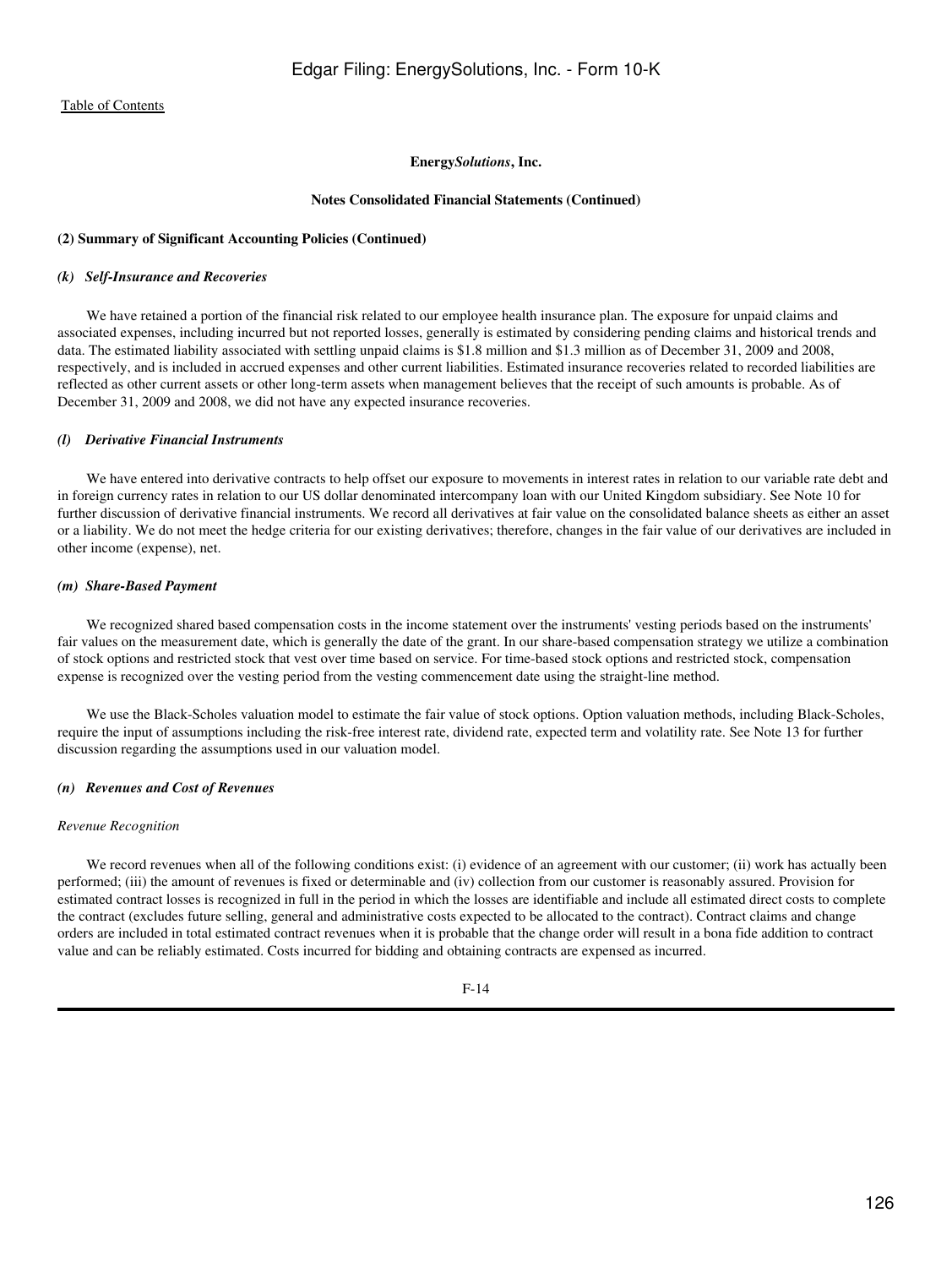**Energy*Solutions*, Inc.**

**Notes Consolidated Financial Statements (Continued)**

**(2) Summary of Significant Accounting Policies (Continued)**

***(k) Self-Insurance and Recoveries***

We have retained a portion of the financial risk related to our employee health insurance plan. The exposure for unpaid claims and associated expenses, including incurred but not reported losses, generally is estimated by considering pending claims and historical trends and data. The estimated liability associated with settling unpaid claims is $1.8 million and $1.3 million as of December 31, 2009 and 2008, respectively, and is included in accrued expenses and other current liabilities. Estimated insurance recoveries related to recorded liabilities are reflected as other current assets or other long-term assets when management believes that the receipt of such amounts is probable. As of December 31, 2009 and 2008, we did not have any expected insurance recoveries.

***(l) Derivative Financial Instruments***

We have entered into derivative contracts to help offset our exposure to movements in interest rates in relation to our variable rate debt and in foreign currency rates in relation to our US dollar denominated intercompany loan with our United Kingdom subsidiary. See Note 10 for further discussion of derivative financial instruments. We record all derivatives at fair value on the consolidated balance sheets as either an asset or a liability. We do not meet the hedge criteria for our existing derivatives; therefore, changes in the fair value of our derivatives are included in other income (expense), net.

***(m) Share-Based Payment***

We recognized shared based compensation costs in the income statement over the instruments' vesting periods based on the instruments' fair values on the measurement date, which is generally the date of the grant. In our share-based compensation strategy we utilize a combination of stock options and restricted stock that vest over time based on service. For time-based stock options and restricted stock, compensation expense is recognized over the vesting period from the vesting commencement date using the straight-line method.

We use the Black-Scholes valuation model to estimate the fair value of stock options. Option valuation methods, including Black-Scholes, require the input of assumptions including the risk-free interest rate, dividend rate, expected term and volatility rate. See Note 13 for further discussion regarding the assumptions used in our valuation model.

***(n) Revenues and Cost of Revenues***

*Revenue Recognition*

We record revenues when all of the following conditions exist: (i) evidence of an agreement with our customer; (ii) work has actually been performed; (iii) the amount of revenues is fixed or determinable and (iv) collection from our customer is reasonably assured. Provision for estimated contract losses is recognized in full in the period in which the losses are identifiable and include all estimated direct costs to complete the contract (excludes future selling, general and administrative costs expected to be allocated to the contract). Contract claims and change orders are included in total estimated contract revenues when it is probable that the change order will result in a bona fide addition to contract value and can be reliably estimated. Costs incurred for bidding and obtaining contracts are expensed as incurred.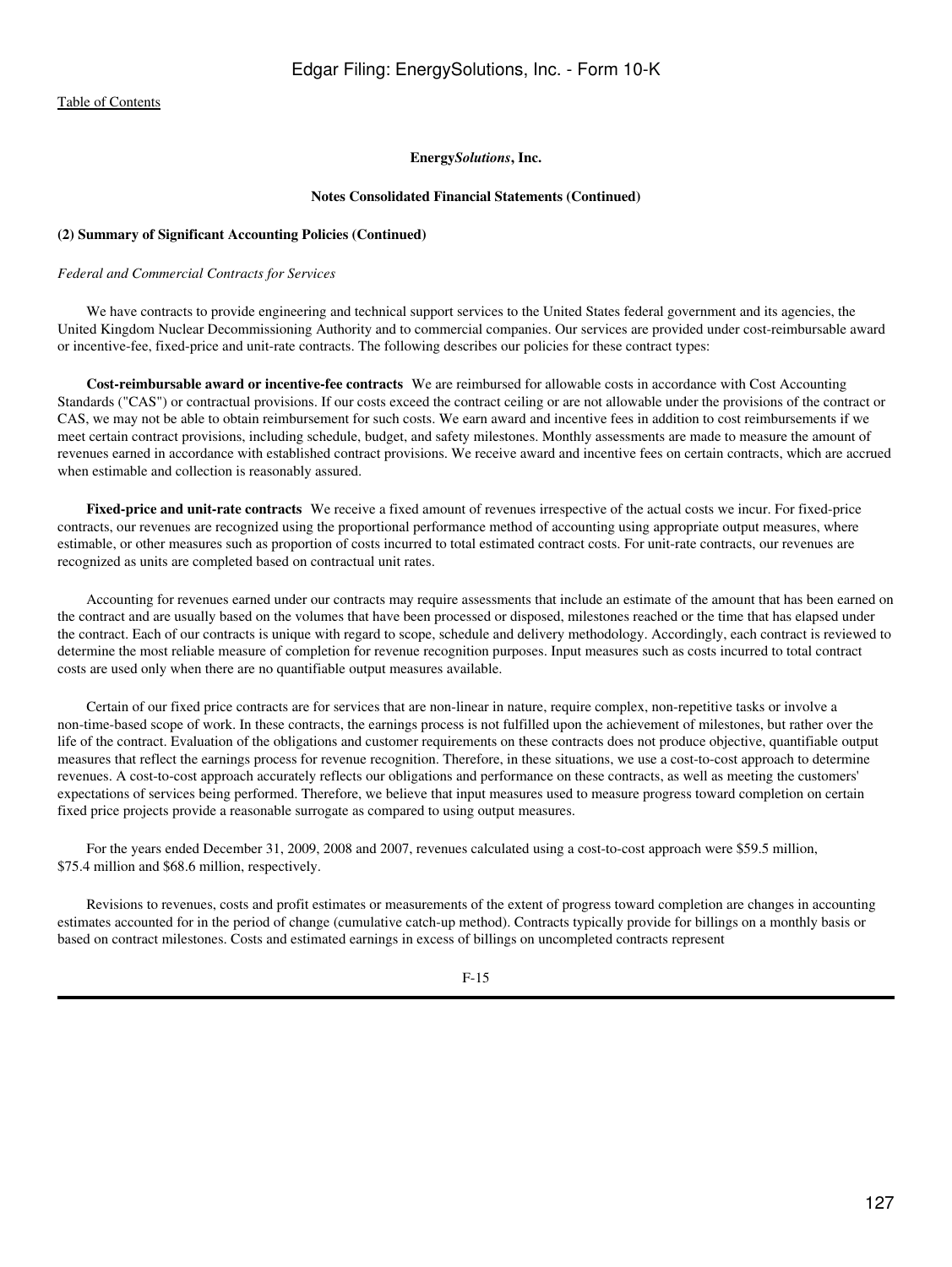**Energy*Solutions*, Inc.**

**Notes Consolidated Financial Statements (Continued)**

**(2) Summary of Significant Accounting Policies (Continued)**

*Federal and Commercial Contracts for Services*

We have contracts to provide engineering and technical support services to the United States federal government and its agencies, the United Kingdom Nuclear Decommissioning Authority and to commercial companies. Our services are provided under cost-reimbursable award or incentive-fee, fixed-price and unit-rate contracts. The following describes our policies for these contract types:

**Cost-reimbursable award or incentive-fee contracts** We are reimbursed for allowable costs in accordance with Cost Accounting Standards ("CAS") or contractual provisions. If our costs exceed the contract ceiling or are not allowable under the provisions of the contract or CAS, we may not be able to obtain reimbursement for such costs. We earn award and incentive fees in addition to cost reimbursements if we meet certain contract provisions, including schedule, budget, and safety milestones. Monthly assessments are made to measure the amount of revenues earned in accordance with established contract provisions. We receive award and incentive fees on certain contracts, which are accrued when estimable and collection is reasonably assured.

**Fixed-price and unit-rate contracts** We receive a fixed amount of revenues irrespective of the actual costs we incur. For fixed-price contracts, our revenues are recognized using the proportional performance method of accounting using appropriate output measures, where estimable, or other measures such as proportion of costs incurred to total estimated contract costs. For unit-rate contracts, our revenues are recognized as units are completed based on contractual unit rates.

Accounting for revenues earned under our contracts may require assessments that include an estimate of the amount that has been earned on the contract and are usually based on the volumes that have been processed or disposed, milestones reached or the time that has elapsed under the contract. Each of our contracts is unique with regard to scope, schedule and delivery methodology. Accordingly, each contract is reviewed to determine the most reliable measure of completion for revenue recognition purposes. Input measures such as costs incurred to total contract costs are used only when there are no quantifiable output measures available.

Certain of our fixed price contracts are for services that are non-linear in nature, require complex, non-repetitive tasks or involve a non-time-based scope of work. In these contracts, the earnings process is not fulfilled upon the achievement of milestones, but rather over the life of the contract. Evaluation of the obligations and customer requirements on these contracts does not produce objective, quantifiable output measures that reflect the earnings process for revenue recognition. Therefore, in these situations, we use a cost-to-cost approach to determine revenues. A cost-to-cost approach accurately reflects our obligations and performance on these contracts, as well as meeting the customers' expectations of services being performed. Therefore, we believe that input measures used to measure progress toward completion on certain fixed price projects provide a reasonable surrogate as compared to using output measures.

For the years ended December 31, 2009, 2008 and 2007, revenues calculated using a cost-to-cost approach were $59.5 million, $75.4 million and $68.6 million, respectively.

Revisions to revenues, costs and profit estimates or measurements of the extent of progress toward completion are changes in accounting estimates accounted for in the period of change (cumulative catch-up method). Contracts typically provide for billings on a monthly basis or based on contract milestones. Costs and estimated earnings in excess of billings on uncompleted contracts represent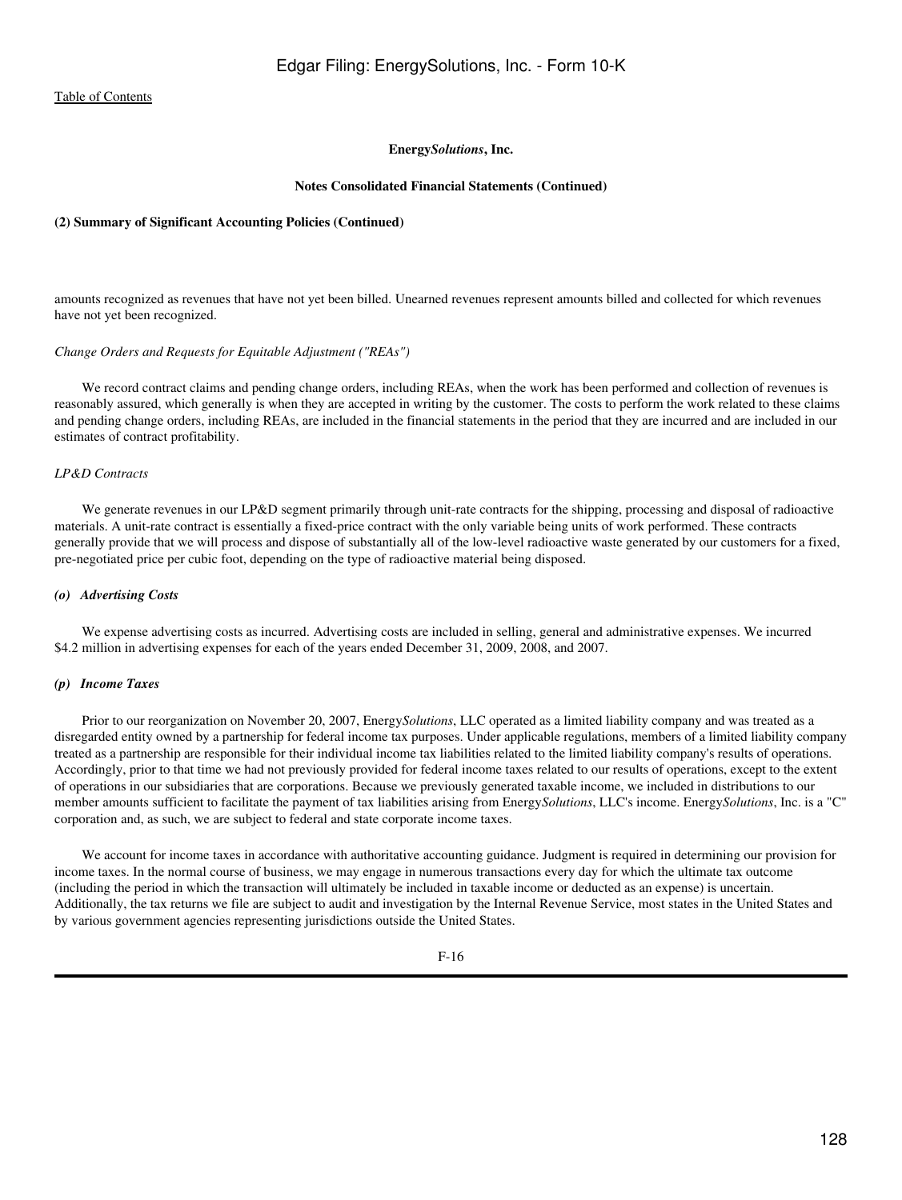**Energy*Solutions*, Inc.**

**Notes Consolidated Financial Statements (Continued)**

**(2) Summary of Significant Accounting Policies (Continued)**

amounts recognized as revenues that have not yet been billed. Unearned revenues represent amounts billed and collected for which revenues have not yet been recognized.

*Change Orders and Requests for Equitable Adjustment ("REAs")*

We record contract claims and pending change orders, including REAs, when the work has been performed and collection of revenues is reasonably assured, which generally is when they are accepted in writing by the customer. The costs to perform the work related to these claims and pending change orders, including REAs, are included in the financial statements in the period that they are incurred and are included in our estimates of contract profitability.

*LP&D Contracts*

We generate revenues in our LP&D segment primarily through unit-rate contracts for the shipping, processing and disposal of radioactive materials. A unit-rate contract is essentially a fixed-price contract with the only variable being units of work performed. These contracts generally provide that we will process and dispose of substantially all of the low-level radioactive waste generated by our customers for a fixed, pre-negotiated price per cubic foot, depending on the type of radioactive material being disposed.

***(o) Advertising Costs***

We expense advertising costs as incurred. Advertising costs are included in selling, general and administrative expenses. We incurred $4.2 million in advertising expenses for each of the years ended December 31, 2009, 2008, and 2007.

***(p) Income Taxes***

Prior to our reorganization on November 20, 2007, Energy*Solutions*, LLC operated as a limited liability company and was treated as a disregarded entity owned by a partnership for federal income tax purposes. Under applicable regulations, members of a limited liability company treated as a partnership are responsible for their individual income tax liabilities related to the limited liability company's results of operations. Accordingly, prior to that time we had not previously provided for federal income taxes related to our results of operations, except to the extent of operations in our subsidiaries that are corporations. Because we previously generated taxable income, we included in distributions to our member amounts sufficient to facilitate the payment of tax liabilities arising from Energy*Solutions*, LLC's income. Energy*Solutions*, Inc. is a "C" corporation and, as such, we are subject to federal and state corporate income taxes.

We account for income taxes in accordance with authoritative accounting guidance. Judgment is required in determining our provision for income taxes. In the normal course of business, we may engage in numerous transactions every day for which the ultimate tax outcome (including the period in which the transaction will ultimately be included in taxable income or deducted as an expense) is uncertain. Additionally, the tax returns we file are subject to audit and investigation by the Internal Revenue Service, most states in the United States and by various government agencies representing jurisdictions outside the United States.

F-16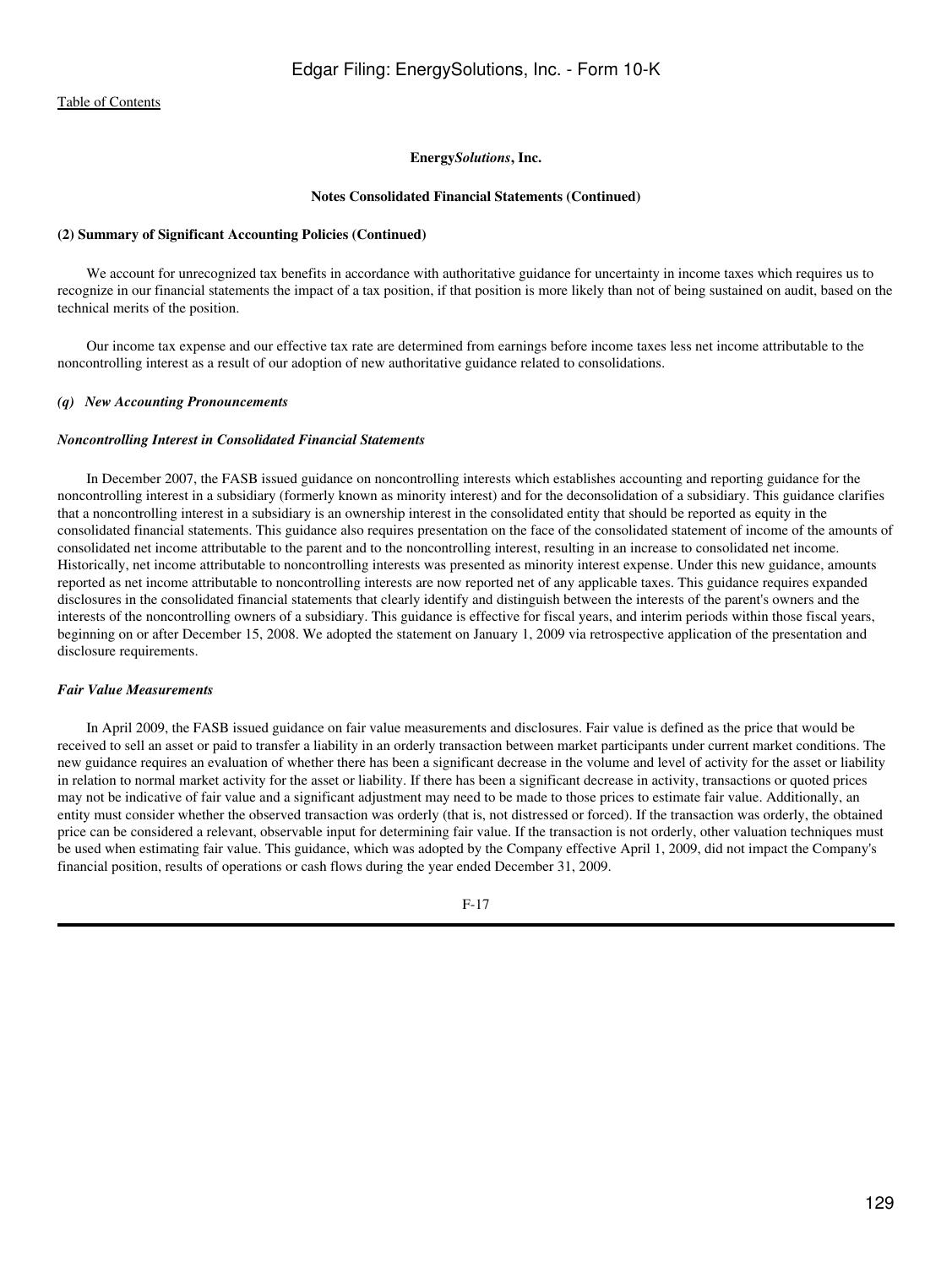**Energy*Solutions*, Inc.**

**Notes Consolidated Financial Statements (Continued)**

**(2) Summary of Significant Accounting Policies (Continued)**

We account for unrecognized tax benefits in accordance with authoritative guidance for uncertainty in income taxes which requires us to recognize in our financial statements the impact of a tax position, if that position is more likely than not of being sustained on audit, based on the technical merits of the position.

Our income tax expense and our effective tax rate are determined from earnings before income taxes less net income attributable to the noncontrolling interest as a result of our adoption of new authoritative guidance related to consolidations.

***(q) New Accounting Pronouncements***

***Noncontrolling Interest in Consolidated Financial Statements***

In December 2007, the FASB issued guidance on noncontrolling interests which establishes accounting and reporting guidance for the noncontrolling interest in a subsidiary (formerly known as minority interest) and for the deconsolidation of a subsidiary. This guidance clarifies that a noncontrolling interest in a subsidiary is an ownership interest in the consolidated entity that should be reported as equity in the consolidated financial statements. This guidance also requires presentation on the face of the consolidated statement of income of the amounts of consolidated net income attributable to the parent and to the noncontrolling interest, resulting in an increase to consolidated net income. Historically, net income attributable to noncontrolling interests was presented as minority interest expense. Under this new guidance, amounts reported as net income attributable to noncontrolling interests are now reported net of any applicable taxes. This guidance requires expanded disclosures in the consolidated financial statements that clearly identify and distinguish between the interests of the parent's owners and the interests of the noncontrolling owners of a subsidiary. This guidance is effective for fiscal years, and interim periods within those fiscal years, beginning on or after December 15, 2008. We adopted the statement on January 1, 2009 via retrospective application of the presentation and disclosure requirements.

***Fair Value Measurements***

In April 2009, the FASB issued guidance on fair value measurements and disclosures. Fair value is defined as the price that would be received to sell an asset or paid to transfer a liability in an orderly transaction between market participants under current market conditions. The new guidance requires an evaluation of whether there has been a significant decrease in the volume and level of activity for the asset or liability in relation to normal market activity for the asset or liability. If there has been a significant decrease in activity, transactions or quoted prices may not be indicative of fair value and a significant adjustment may need to be made to those prices to estimate fair value. Additionally, an entity must consider whether the observed transaction was orderly (that is, not distressed or forced). If the transaction was orderly, the obtained price can be considered a relevant, observable input for determining fair value. If the transaction is not orderly, other valuation techniques must be used when estimating fair value. This guidance, which was adopted by the Company effective April 1, 2009, did not impact the Company's financial position, results of operations or cash flows during the year ended December 31, 2009.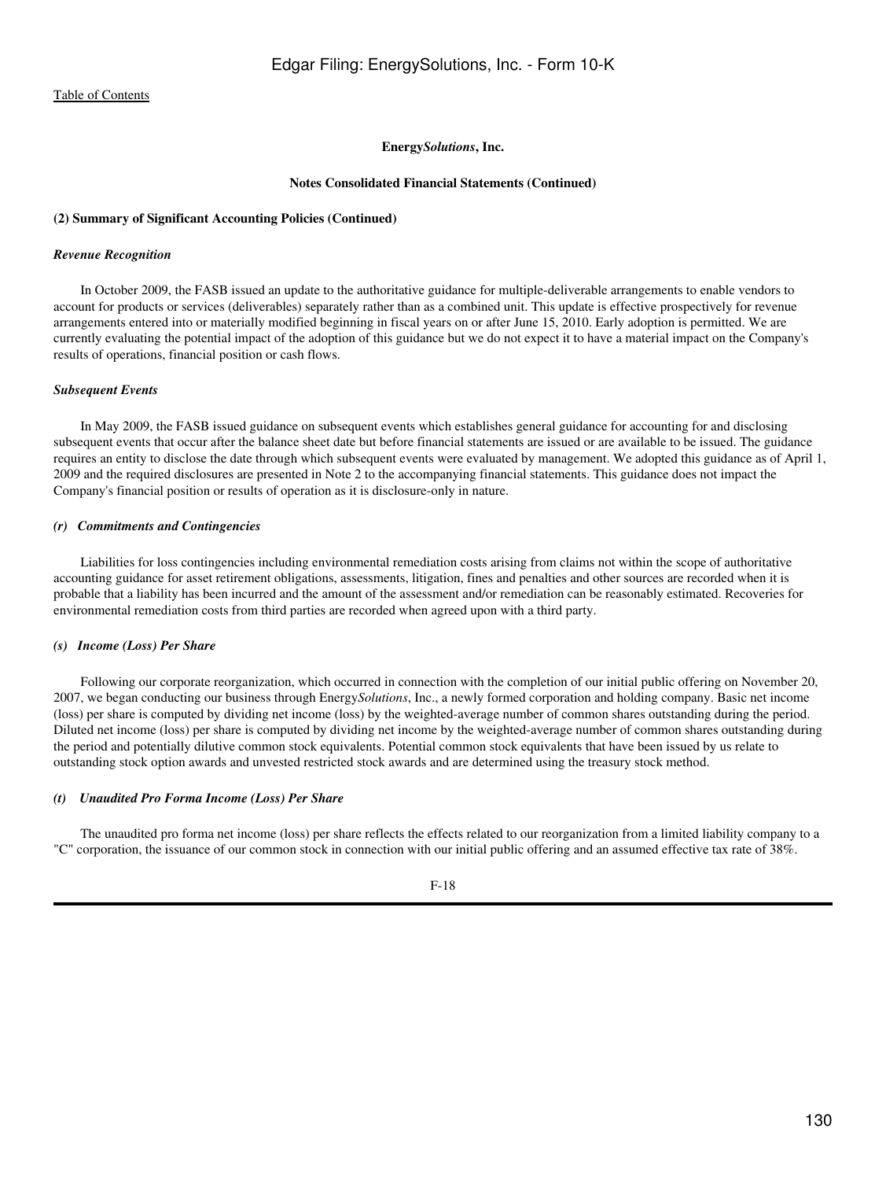**Energy*Solutions*, Inc.**

**Notes Consolidated Financial Statements (Continued)**

**(2) Summary of Significant Accounting Policies (Continued)**

***Revenue Recognition***

In October 2009, the FASB issued an update to the authoritative guidance for multiple-deliverable arrangements to enable vendors to account for products or services (deliverables) separately rather than as a combined unit. This update is effective prospectively for revenue arrangements entered into or materially modified beginning in fiscal years on or after June 15, 2010. Early adoption is permitted. We are currently evaluating the potential impact of the adoption of this guidance but we do not expect it to have a material impact on the Company's results of operations, financial position or cash flows.

***Subsequent Events***

In May 2009, the FASB issued guidance on subsequent events which establishes general guidance for accounting for and disclosing subsequent events that occur after the balance sheet date but before financial statements are issued or are available to be issued. The guidance requires an entity to disclose the date through which subsequent events were evaluated by management. We adopted this guidance as of April 1, 2009 and the required disclosures are presented in Note 2 to the accompanying financial statements. This guidance does not impact the Company's financial position or results of operation as it is disclosure-only in nature.

***(r) Commitments and Contingencies***

Liabilities for loss contingencies including environmental remediation costs arising from claims not within the scope of authoritative accounting guidance for asset retirement obligations, assessments, litigation, fines and penalties and other sources are recorded when it is probable that a liability has been incurred and the amount of the assessment and/or remediation can be reasonably estimated. Recoveries for environmental remediation costs from third parties are recorded when agreed upon with a third party.

***(s) Income (Loss) Per Share***

Following our corporate reorganization, which occurred in connection with the completion of our initial public offering on November 20, 2007, we began conducting our business through Energy*Solutions*, Inc., a newly formed corporation and holding company. Basic net income (loss) per share is computed by dividing net income (loss) by the weighted-average number of common shares outstanding during the period. Diluted net income (loss) per share is computed by dividing net income by the weighted-average number of common shares outstanding during the period and potentially dilutive common stock equivalents. Potential common stock equivalents that have been issued by us relate to outstanding stock option awards and unvested restricted stock awards and are determined using the treasury stock method.

***(t) Unaudited Pro Forma Income (Loss) Per Share***

The unaudited pro forma net income (loss) per share reflects the effects related to our reorganization from a limited liability company to a "C" corporation, the issuance of our common stock in connection with our initial public offering and an assumed effective tax rate of 38%.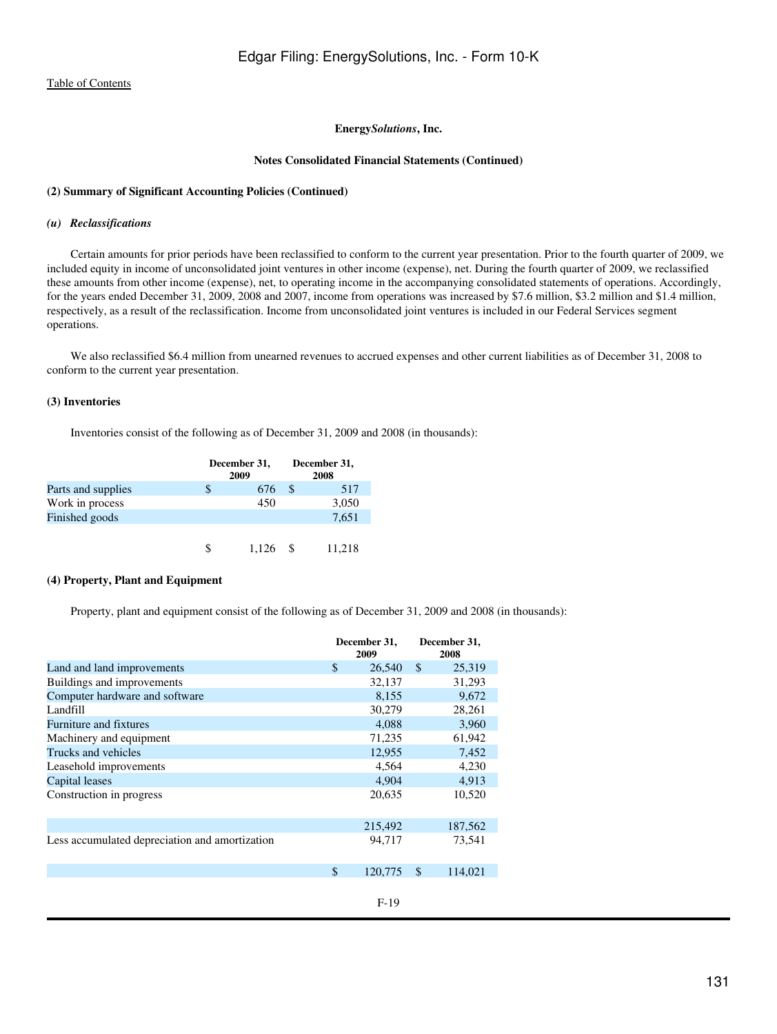[Table of Contents](#)

**Energy*Solutions*, Inc.**

**Notes Consolidated Financial Statements (Continued)**

**(2) Summary of Significant Accounting Policies (Continued)**

***(u) Reclassifications***

Certain amounts for prior periods have been reclassified to conform to the current year presentation. Prior to the fourth quarter of 2009, we included equity in income of unconsolidated joint ventures in other income (expense), net. During the fourth quarter of 2009, we reclassified these amounts from other income (expense), net, to operating income in the accompanying consolidated statements of operations. Accordingly, for the years ended December 31, 2009, 2008 and 2007, income from operations was increased by $7.6 million, $3.2 million and $1.4 million, respectively, as a result of the reclassification. Income from unconsolidated joint ventures is included in our Federal Services segment operations.

We also reclassified $6.4 million from unearned revenues to accrued expenses and other current liabilities as of December 31, 2008 to conform to the current year presentation.

**(3) Inventories**

Inventories consist of the following as of December 31, 2009 and 2008 (in thousands):

| | December 31, 2009 | December 31, 2008 |
|---|---|---|
| Parts and supplies | $ 676 | $ 517 |
| Work in process | 450 | 3,050 |
| Finished goods | | 7,651 |
| | $ 1,126 | $ 11,218 |

**(4) Property, Plant and Equipment**

Property, plant and equipment consist of the following as of December 31, 2009 and 2008 (in thousands):

| | December 31, 2009 | December 31, 2008 |
|---|---|---|
| Land and land improvements | $ 26,540 | $ 25,319 |
| Buildings and improvements | 32,137 | 31,293 |
| Computer hardware and software | 8,155 | 9,672 |
| Landfill | 30,279 | 28,261 |
| Furniture and fixtures | 4,088 | 3,960 |
| Machinery and equipment | 71,235 | 61,942 |
| Trucks and vehicles | 12,955 | 7,452 |
| Leasehold improvements | 4,564 | 4,230 |
| Capital leases | 4,904 | 4,913 |
| Construction in progress | 20,635 | 10,520 |
| | 215,492 | 187,562 |
| Less accumulated depreciation and amortization | 94,717 | 73,541 |
| | $ 120,775 | $ 114,021 |

F-19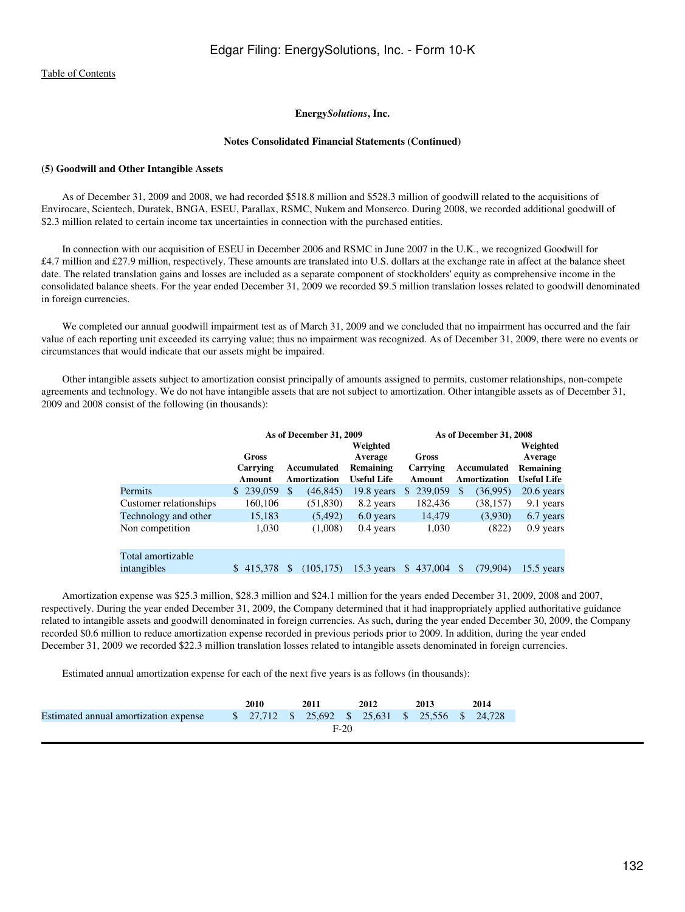Energy*Solutions*, Inc.

**Notes Consolidated Financial Statements (Continued)**

**(5) Goodwill and Other Intangible Assets**

As of December 31, 2009 and 2008, we had recorded $518.8 million and $528.3 million of goodwill related to the acquisitions of Envirocare, Scientech, Duratek, BNGA, ESEU, Parallax, RSMC, Nukem and Monserco. During 2008, we recorded additional goodwill of $2.3 million related to certain income tax uncertainties in connection with the purchased entities.

In connection with our acquisition of ESEU in December 2006 and RSMC in June 2007 in the U.K., we recognized Goodwill for £4.7 million and £27.9 million, respectively. These amounts are translated into U.S. dollars at the exchange rate in affect at the balance sheet date. The related translation gains and losses are included as a separate component of stockholders' equity as comprehensive income in the consolidated balance sheets. For the year ended December 31, 2009 we recorded $9.5 million translation losses related to goodwill denominated in foreign currencies.

We completed our annual goodwill impairment test as of March 31, 2009 and we concluded that no impairment has occurred and the fair value of each reporting unit exceeded its carrying value; thus no impairment was recognized. As of December 31, 2009, there were no events or circumstances that would indicate that our assets might be impaired.

Other intangible assets subject to amortization consist principally of amounts assigned to permits, customer relationships, non-compete agreements and technology. We do not have intangible assets that are not subject to amortization. Other intangible assets as of December 31, 2009 and 2008 consist of the following (in thousands):

| | As of December 31, 2009 | | | As of December 31, 2008 | | |
|---|---|---|---|---|---|---|
| | Gross Carrying Amount | Accumulated Amortization | Weighted Average Remaining Useful Life | Gross Carrying Amount | Accumulated Amortization | Weighted Average Remaining Useful Life |
| Permits | $ 239,059 | $ (46,845) | 19.8 years | $ 239,059 | $ (36,995) | 20.6 years |
| Customer relationships | 160,106 | (51,830) | 8.2 years | 182,436 | (38,157) | 9.1 years |
| Technology and other | 15,183 | (5,492) | 6.0 years | 14,479 | (3,930) | 6.7 years |
| Non competition | 1,030 | (1,008) | 0.4 years | 1,030 | (822) | 0.9 years |
| Total amortizable intangibles | $ 415,378 | $ (105,175) | 15.3 years | $ 437,004 | $ (79,904) | 15.5 years |

Amortization expense was $25.3 million, $28.3 million and $24.1 million for the years ended December 31, 2009, 2008 and 2007, respectively. During the year ended December 31, 2009, the Company determined that it had inappropriately applied authoritative guidance related to intangible assets and goodwill denominated in foreign currencies. As such, during the year ended December 30, 2009, the Company recorded $0.6 million to reduce amortization expense recorded in previous periods prior to 2009. In addition, during the year ended December 31, 2009 we recorded $22.3 million translation losses related to intangible assets denominated in foreign currencies.

Estimated annual amortization expense for each of the next five years is as follows (in thousands):

| | 2010 | 2011 | 2012 | 2013 | 2014 |
|---|---|---|---|---|---|
| Estimated annual amortization expense | $ 27,712 | $ 25,692 | $ 25,631 | $ 25,556 | $ 24,728 |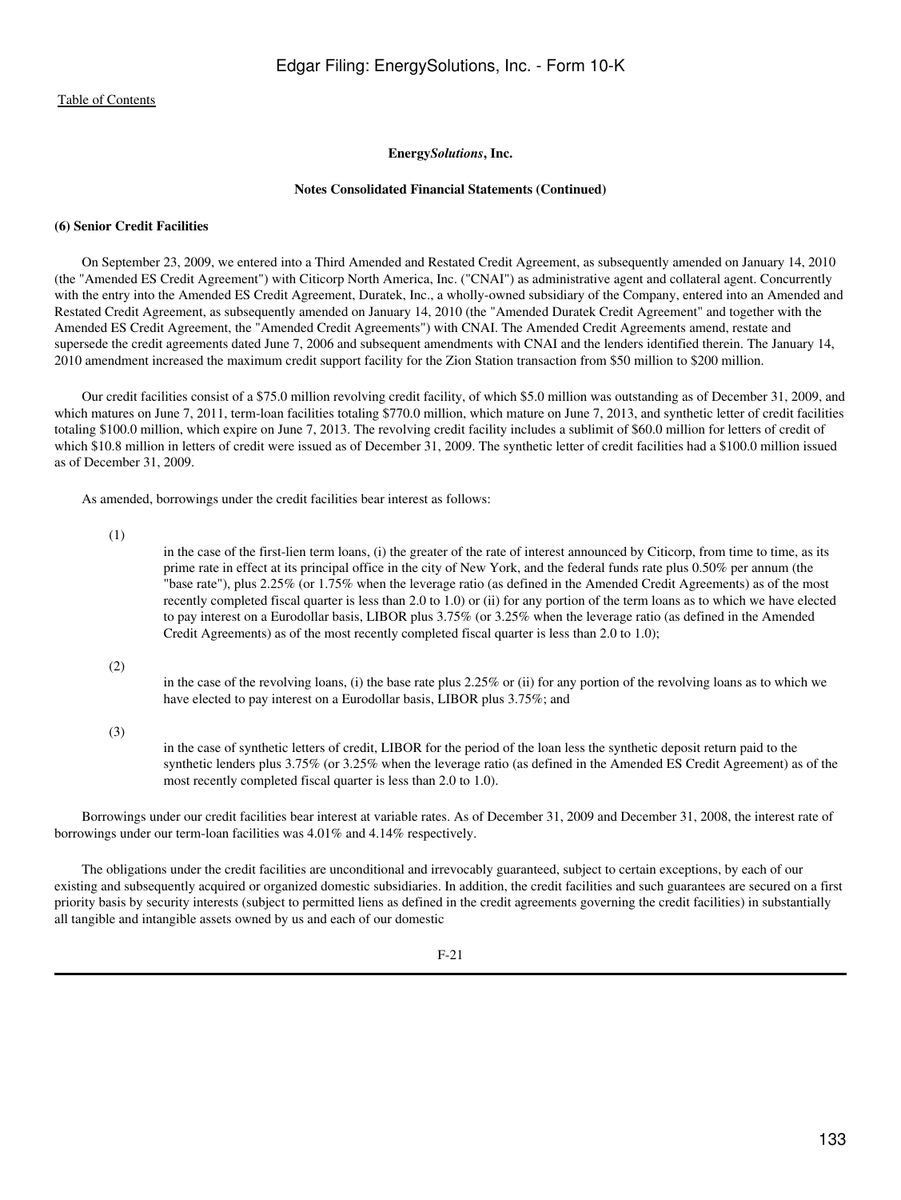**Energy*Solutions*, Inc.**

**Notes Consolidated Financial Statements (Continued)**

**(6) Senior Credit Facilities**

On September 23, 2009, we entered into a Third Amended and Restated Credit Agreement, as subsequently amended on January 14, 2010 (the "Amended ES Credit Agreement") with Citicorp North America, Inc. ("CNAI") as administrative agent and collateral agent. Concurrently with the entry into the Amended ES Credit Agreement, Duratek, Inc., a wholly-owned subsidiary of the Company, entered into an Amended and Restated Credit Agreement, as subsequently amended on January 14, 2010 (the "Amended Duratek Credit Agreement" and together with the Amended ES Credit Agreement, the "Amended Credit Agreements") with CNAI. The Amended Credit Agreements amend, restate and supersede the credit agreements dated June 7, 2006 and subsequent amendments with CNAI and the lenders identified therein. The January 14, 2010 amendment increased the maximum credit support facility for the Zion Station transaction from $50 million to $200 million.

Our credit facilities consist of a $75.0 million revolving credit facility, of which $5.0 million was outstanding as of December 31, 2009, and which matures on June 7, 2011, term-loan facilities totaling $770.0 million, which mature on June 7, 2013, and synthetic letter of credit facilities totaling $100.0 million, which expire on June 7, 2013. The revolving credit facility includes a sublimit of $60.0 million for letters of credit of which $10.8 million in letters of credit were issued as of December 31, 2009. The synthetic letter of credit facilities had a $100.0 million issued as of December 31, 2009.

As amended, borrowings under the credit facilities bear interest as follows:

(1) in the case of the first-lien term loans, (i) the greater of the rate of interest announced by Citicorp, from time to time, as its prime rate in effect at its principal office in the city of New York, and the federal funds rate plus 0.50% per annum (the "base rate"), plus 2.25% (or 1.75% when the leverage ratio (as defined in the Amended Credit Agreements) as of the most recently completed fiscal quarter is less than 2.0 to 1.0) or (ii) for any portion of the term loans as to which we have elected to pay interest on a Eurodollar basis, LIBOR plus 3.75% (or 3.25% when the leverage ratio (as defined in the Amended Credit Agreements) as of the most recently completed fiscal quarter is less than 2.0 to 1.0);

(2) in the case of the revolving loans, (i) the base rate plus 2.25% or (ii) for any portion of the revolving loans as to which we have elected to pay interest on a Eurodollar basis, LIBOR plus 3.75%; and

(3) in the case of synthetic letters of credit, LIBOR for the period of the loan less the synthetic deposit return paid to the synthetic lenders plus 3.75% (or 3.25% when the leverage ratio (as defined in the Amended ES Credit Agreement) as of the most recently completed fiscal quarter is less than 2.0 to 1.0).

Borrowings under our credit facilities bear interest at variable rates. As of December 31, 2009 and December 31, 2008, the interest rate of borrowings under our term-loan facilities was 4.01% and 4.14% respectively.

The obligations under the credit facilities are unconditional and irrevocably guaranteed, subject to certain exceptions, by each of our existing and subsequently acquired or organized domestic subsidiaries. In addition, the credit facilities and such guarantees are secured on a first priority basis by security interests (subject to permitted liens as defined in the credit agreements governing the credit facilities) in substantially all tangible and intangible assets owned by us and each of our domestic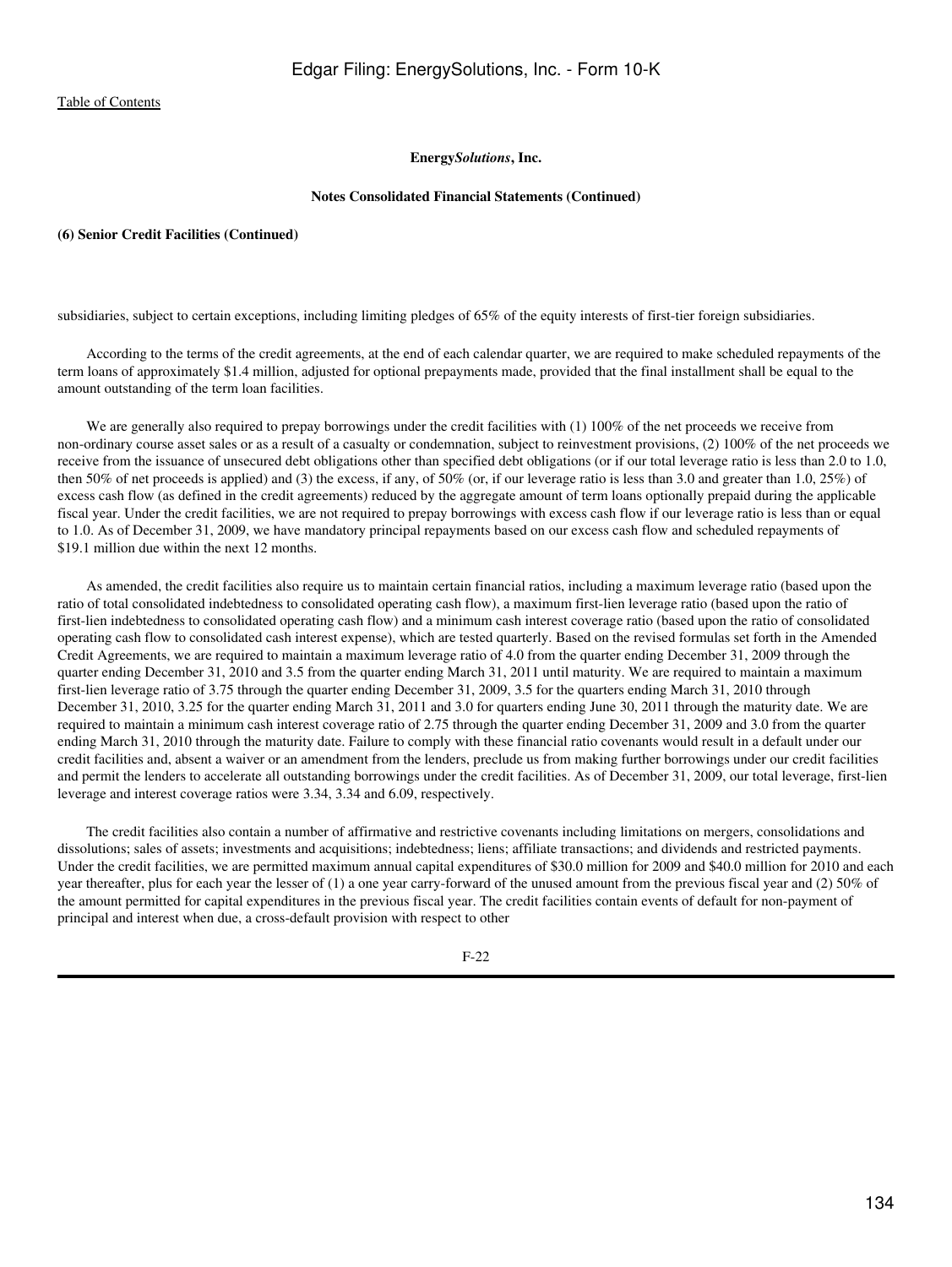**Energy*Solutions*, Inc.**

**Notes Consolidated Financial Statements (Continued)**

**(6) Senior Credit Facilities (Continued)**

subsidiaries, subject to certain exceptions, including limiting pledges of 65% of the equity interests of first-tier foreign subsidiaries.

According to the terms of the credit agreements, at the end of each calendar quarter, we are required to make scheduled repayments of the term loans of approximately $1.4 million, adjusted for optional prepayments made, provided that the final installment shall be equal to the amount outstanding of the term loan facilities.

We are generally also required to prepay borrowings under the credit facilities with (1) 100% of the net proceeds we receive from non-ordinary course asset sales or as a result of a casualty or condemnation, subject to reinvestment provisions, (2) 100% of the net proceeds we receive from the issuance of unsecured debt obligations other than specified debt obligations (or if our total leverage ratio is less than 2.0 to 1.0, then 50% of net proceeds is applied) and (3) the excess, if any, of 50% (or, if our leverage ratio is less than 3.0 and greater than 1.0, 25%) of excess cash flow (as defined in the credit agreements) reduced by the aggregate amount of term loans optionally prepaid during the applicable fiscal year. Under the credit facilities, we are not required to prepay borrowings with excess cash flow if our leverage ratio is less than or equal to 1.0. As of December 31, 2009, we have mandatory principal repayments based on our excess cash flow and scheduled repayments of $19.1 million due within the next 12 months.

As amended, the credit facilities also require us to maintain certain financial ratios, including a maximum leverage ratio (based upon the ratio of total consolidated indebtedness to consolidated operating cash flow), a maximum first-lien leverage ratio (based upon the ratio of first-lien indebtedness to consolidated operating cash flow) and a minimum cash interest coverage ratio (based upon the ratio of consolidated operating cash flow to consolidated cash interest expense), which are tested quarterly. Based on the revised formulas set forth in the Amended Credit Agreements, we are required to maintain a maximum leverage ratio of 4.0 from the quarter ending December 31, 2009 through the quarter ending December 31, 2010 and 3.5 from the quarter ending March 31, 2011 until maturity. We are required to maintain a maximum first-lien leverage ratio of 3.75 through the quarter ending December 31, 2009, 3.5 for the quarters ending March 31, 2010 through December 31, 2010, 3.25 for the quarter ending March 31, 2011 and 3.0 for quarters ending June 30, 2011 through the maturity date. We are required to maintain a minimum cash interest coverage ratio of 2.75 through the quarter ending December 31, 2009 and 3.0 from the quarter ending March 31, 2010 through the maturity date. Failure to comply with these financial ratio covenants would result in a default under our credit facilities and, absent a waiver or an amendment from the lenders, preclude us from making further borrowings under our credit facilities and permit the lenders to accelerate all outstanding borrowings under the credit facilities. As of December 31, 2009, our total leverage, first-lien leverage and interest coverage ratios were 3.34, 3.34 and 6.09, respectively.

The credit facilities also contain a number of affirmative and restrictive covenants including limitations on mergers, consolidations and dissolutions; sales of assets; investments and acquisitions; indebtedness; liens; affiliate transactions; and dividends and restricted payments. Under the credit facilities, we are permitted maximum annual capital expenditures of $30.0 million for 2009 and $40.0 million for 2010 and each year thereafter, plus for each year the lesser of (1) a one year carry-forward of the unused amount from the previous fiscal year and (2) 50% of the amount permitted for capital expenditures in the previous fiscal year. The credit facilities contain events of default for non-payment of principal and interest when due, a cross-default provision with respect to other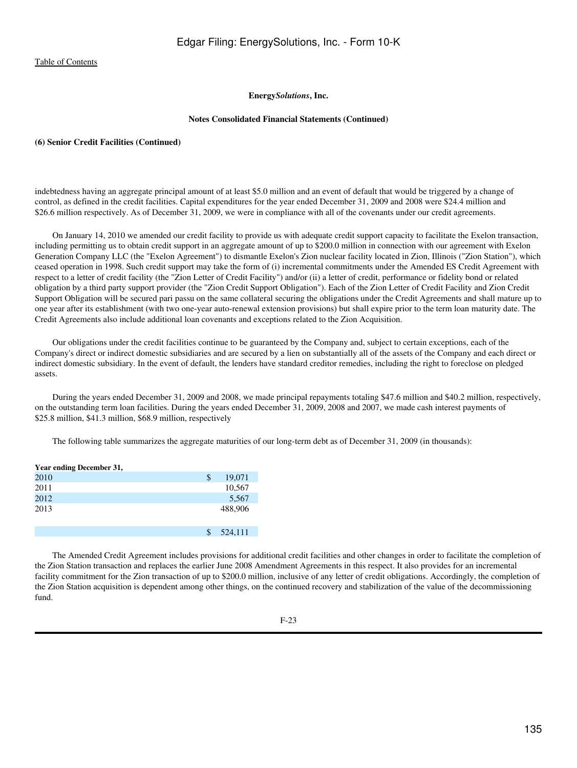**Energy*Solutions*, Inc.**

**Notes Consolidated Financial Statements (Continued)**

**(6) Senior Credit Facilities (Continued)**

indebtedness having an aggregate principal amount of at least $5.0 million and an event of default that would be triggered by a change of control, as defined in the credit facilities. Capital expenditures for the year ended December 31, 2009 and 2008 were $24.4 million and $26.6 million respectively. As of December 31, 2009, we were in compliance with all of the covenants under our credit agreements.

On January 14, 2010 we amended our credit facility to provide us with adequate credit support capacity to facilitate the Exelon transaction, including permitting us to obtain credit support in an aggregate amount of up to $200.0 million in connection with our agreement with Exelon Generation Company LLC (the "Exelon Agreement") to dismantle Exelon's Zion nuclear facility located in Zion, Illinois ("Zion Station"), which ceased operation in 1998. Such credit support may take the form of (i) incremental commitments under the Amended ES Credit Agreement with respect to a letter of credit facility (the "Zion Letter of Credit Facility") and/or (ii) a letter of credit, performance or fidelity bond or related obligation by a third party support provider (the "Zion Credit Support Obligation"). Each of the Zion Letter of Credit Facility and Zion Credit Support Obligation will be secured pari passu on the same collateral securing the obligations under the Credit Agreements and shall mature up to one year after its establishment (with two one-year auto-renewal extension provisions) but shall expire prior to the term loan maturity date. The Credit Agreements also include additional loan covenants and exceptions related to the Zion Acquisition.

Our obligations under the credit facilities continue to be guaranteed by the Company and, subject to certain exceptions, each of the Company's direct or indirect domestic subsidiaries and are secured by a lien on substantially all of the assets of the Company and each direct or indirect domestic subsidiary. In the event of default, the lenders have standard creditor remedies, including the right to foreclose on pledged assets.

During the years ended December 31, 2009 and 2008, we made principal repayments totaling $47.6 million and $40.2 million, respectively, on the outstanding term loan facilities. During the years ended December 31, 2009, 2008 and 2007, we made cash interest payments of $25.8 million, $41.3 million, $68.9 million, respectively

The following table summarizes the aggregate maturities of our long-term debt as of December 31, 2009 (in thousands):

| Year ending December 31, | |
|---|---|
| 2010 | $ 19,071 |
| 2011 | 10,567 |
| 2012 | 5,567 |
| 2013 | 488,906 |
| | $ 524,111 |

The Amended Credit Agreement includes provisions for additional credit facilities and other changes in order to facilitate the completion of the Zion Station transaction and replaces the earlier June 2008 Amendment Agreements in this respect. It also provides for an incremental facility commitment for the Zion transaction of up to $200.0 million, inclusive of any letter of credit obligations. Accordingly, the completion of the Zion Station acquisition is dependent among other things, on the continued recovery and stabilization of the value of the decommissioning fund.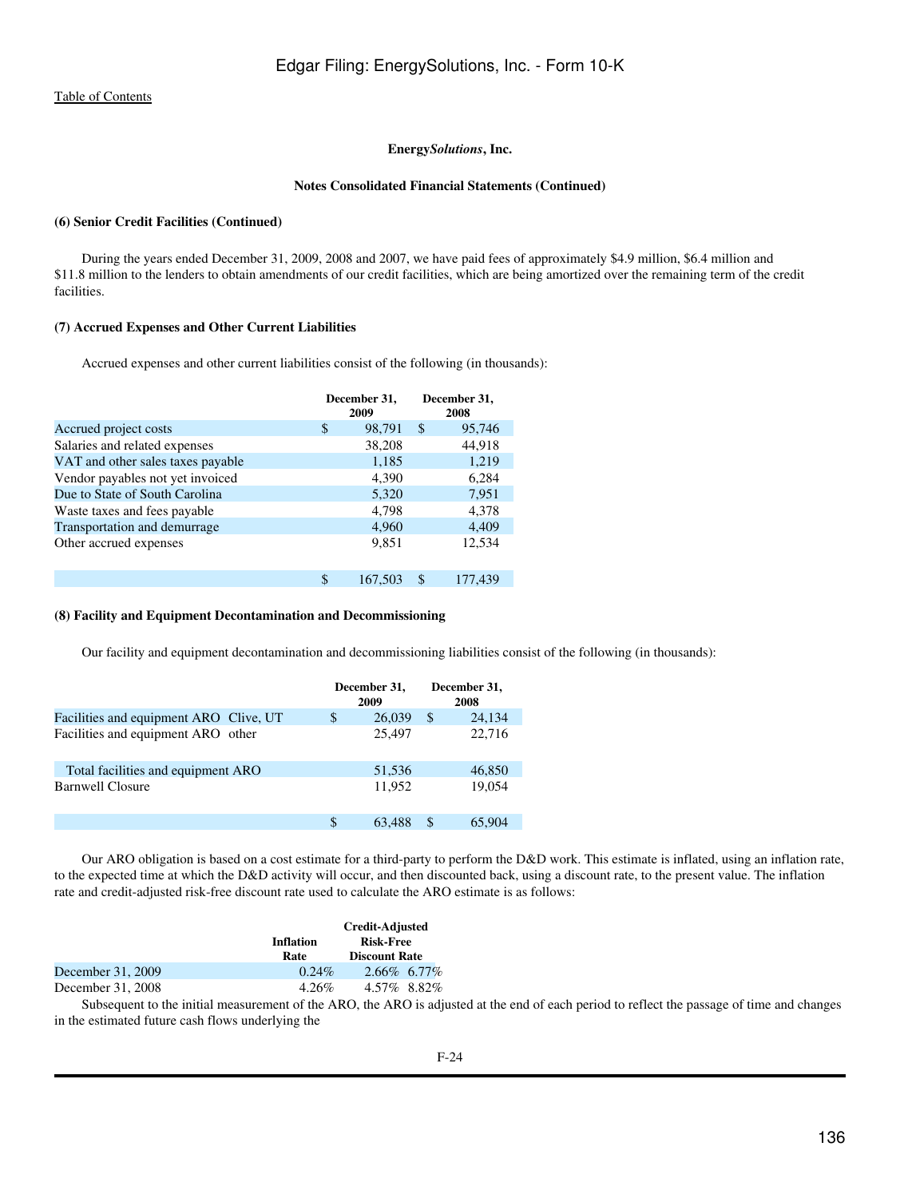[Table of Contents](#)

**Energy*Solutions*, Inc.**

**Notes Consolidated Financial Statements (Continued)**

**(6) Senior Credit Facilities (Continued)**

During the years ended December 31, 2009, 2008 and 2007, we have paid fees of approximately $4.9 million, $6.4 million and $11.8 million to the lenders to obtain amendments of our credit facilities, which are being amortized over the remaining term of the credit facilities.

**(7) Accrued Expenses and Other Current Liabilities**

Accrued expenses and other current liabilities consist of the following (in thousands):

| | December 31, 2009 | December 31, 2008 |
|---|---|---|
| Accrued project costs | $ 98,791 | $ 95,746 |
| Salaries and related expenses | 38,208 | 44,918 |
| VAT and other sales taxes payable | 1,185 | 1,219 |
| Vendor payables not yet invoiced | 4,390 | 6,284 |
| Due to State of South Carolina | 5,320 | 7,951 |
| Waste taxes and fees payable | 4,798 | 4,378 |
| Transportation and demurrage | 4,960 | 4,409 |
| Other accrued expenses | 9,851 | 12,534 |
| | $ 167,503 | $ 177,439 |

**(8) Facility and Equipment Decontamination and Decommissioning**

Our facility and equipment decontamination and decommissioning liabilities consist of the following (in thousands):

| | December 31, 2009 | December 31, 2008 |
|---|---|---|
| Facilities and equipment ARO Clive, UT | $ 26,039 | $ 24,134 |
| Facilities and equipment ARO other | 25,497 | 22,716 |
| Total facilities and equipment ARO | 51,536 | 46,850 |
| Barnwell Closure | 11,952 | 19,054 |
| | $ 63,488 | $ 65,904 |

Our ARO obligation is based on a cost estimate for a third-party to perform the D&D work. This estimate is inflated, using an inflation rate, to the expected time at which the D&D activity will occur, and then discounted back, using a discount rate, to the present value. The inflation rate and credit-adjusted risk-free discount rate used to calculate the ARO estimate is as follows:

| | Inflation Rate | Credit-Adjusted Risk-Free Discount Rate |
|---|---|---|
| December 31, 2009 | 0.24% | 2.66% 6.77% |
| December 31, 2008 | 4.26% | 4.57% 8.82% |

Subsequent to the initial measurement of the ARO, the ARO is adjusted at the end of each period to reflect the passage of time and changes in the estimated future cash flows underlying the

F-24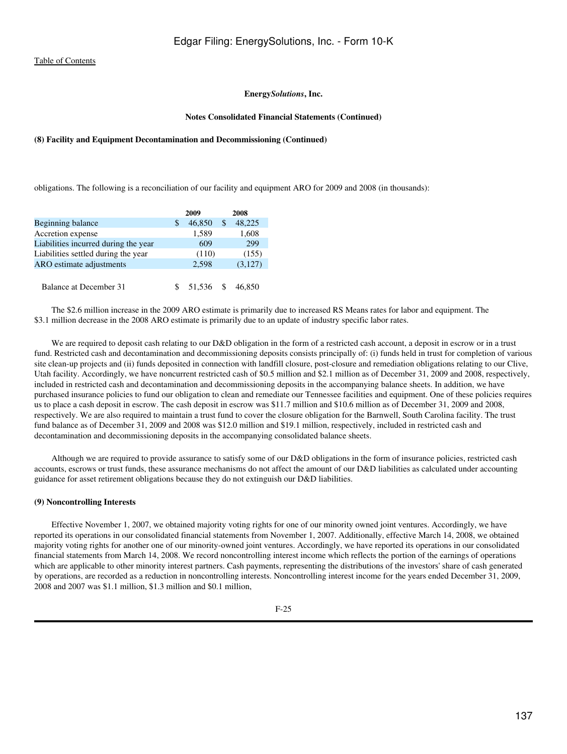**Energy*Solutions*, Inc.**

**Notes Consolidated Financial Statements (Continued)**

**(8) Facility and Equipment Decontamination and Decommissioning (Continued)**

obligations. The following is a reconciliation of our facility and equipment ARO for 2009 and 2008 (in thousands):

| | 2009 | 2008 |
|---|---|---|
| Beginning balance | $ 46,850 | $ 48,225 |
| Accretion expense | 1,589 | 1,608 |
| Liabilities incurred during the year | 609 | 299 |
| Liabilities settled during the year | (110) | (155) |
| ARO estimate adjustments | 2,598 | (3,127) |
| Balance at December 31 | $ 51,536 | $ 46,850 |

The $2.6 million increase in the 2009 ARO estimate is primarily due to increased RS Means rates for labor and equipment. The $3.1 million decrease in the 2008 ARO estimate is primarily due to an update of industry specific labor rates.

We are required to deposit cash relating to our D&D obligation in the form of a restricted cash account, a deposit in escrow or in a trust fund. Restricted cash and decontamination and decommissioning deposits consists principally of: (i) funds held in trust for completion of various site clean-up projects and (ii) funds deposited in connection with landfill closure, post-closure and remediation obligations relating to our Clive, Utah facility. Accordingly, we have noncurrent restricted cash of $0.5 million and $2.1 million as of December 31, 2009 and 2008, respectively, included in restricted cash and decontamination and decommissioning deposits in the accompanying balance sheets. In addition, we have purchased insurance policies to fund our obligation to clean and remediate our Tennessee facilities and equipment. One of these policies requires us to place a cash deposit in escrow. The cash deposit in escrow was $11.7 million and $10.6 million as of December 31, 2009 and 2008, respectively. We are also required to maintain a trust fund to cover the closure obligation for the Barnwell, South Carolina facility. The trust fund balance as of December 31, 2009 and 2008 was $12.0 million and $19.1 million, respectively, included in restricted cash and decontamination and decommissioning deposits in the accompanying consolidated balance sheets.

Although we are required to provide assurance to satisfy some of our D&D obligations in the form of insurance policies, restricted cash accounts, escrows or trust funds, these assurance mechanisms do not affect the amount of our D&D liabilities as calculated under accounting guidance for asset retirement obligations because they do not extinguish our D&D liabilities.

**(9) Noncontrolling Interests**

Effective November 1, 2007, we obtained majority voting rights for one of our minority owned joint ventures. Accordingly, we have reported its operations in our consolidated financial statements from November 1, 2007. Additionally, effective March 14, 2008, we obtained majority voting rights for another one of our minority-owned joint ventures. Accordingly, we have reported its operations in our consolidated financial statements from March 14, 2008. We record noncontrolling interest income which reflects the portion of the earnings of operations which are applicable to other minority interest partners. Cash payments, representing the distributions of the investors' share of cash generated by operations, are recorded as a reduction in noncontrolling interests. Noncontrolling interest income for the years ended December 31, 2009, 2008 and 2007 was $1.1 million, $1.3 million and $0.1 million,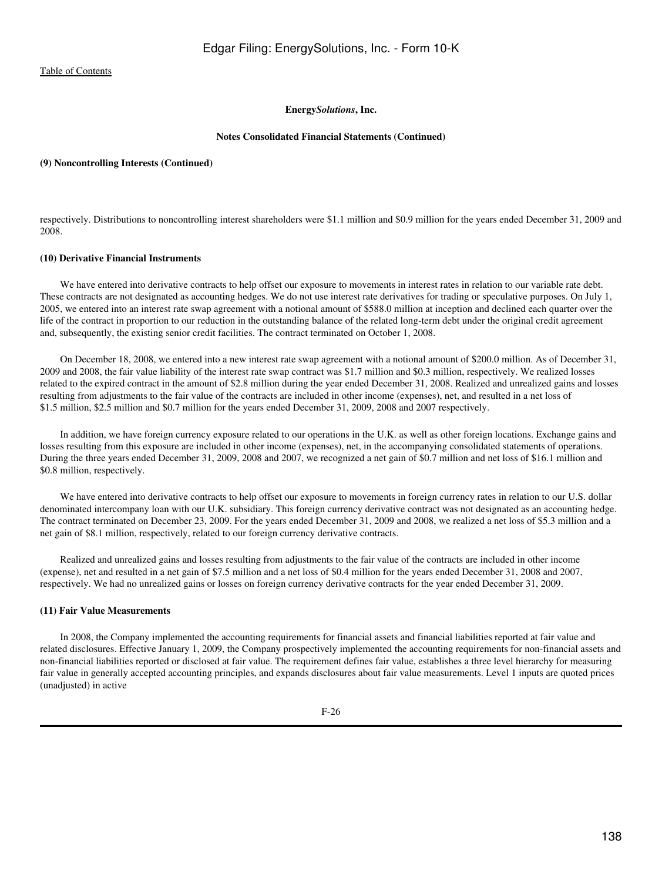**Energy*Solutions*, Inc.**

**Notes Consolidated Financial Statements (Continued)**

**(9) Noncontrolling Interests (Continued)**

respectively. Distributions to noncontrolling interest shareholders were $1.1 million and $0.9 million for the years ended December 31, 2009 and 2008.

**(10) Derivative Financial Instruments**

We have entered into derivative contracts to help offset our exposure to movements in interest rates in relation to our variable rate debt. These contracts are not designated as accounting hedges. We do not use interest rate derivatives for trading or speculative purposes. On July 1, 2005, we entered into an interest rate swap agreement with a notional amount of $588.0 million at inception and declined each quarter over the life of the contract in proportion to our reduction in the outstanding balance of the related long-term debt under the original credit agreement and, subsequently, the existing senior credit facilities. The contract terminated on October 1, 2008.

On December 18, 2008, we entered into a new interest rate swap agreement with a notional amount of $200.0 million. As of December 31, 2009 and 2008, the fair value liability of the interest rate swap contract was $1.7 million and $0.3 million, respectively. We realized losses related to the expired contract in the amount of $2.8 million during the year ended December 31, 2008. Realized and unrealized gains and losses resulting from adjustments to the fair value of the contracts are included in other income (expenses), net, and resulted in a net loss of $1.5 million, $2.5 million and $0.7 million for the years ended December 31, 2009, 2008 and 2007 respectively.

In addition, we have foreign currency exposure related to our operations in the U.K. as well as other foreign locations. Exchange gains and losses resulting from this exposure are included in other income (expenses), net, in the accompanying consolidated statements of operations. During the three years ended December 31, 2009, 2008 and 2007, we recognized a net gain of $0.7 million and net loss of $16.1 million and $0.8 million, respectively.

We have entered into derivative contracts to help offset our exposure to movements in foreign currency rates in relation to our U.S. dollar denominated intercompany loan with our U.K. subsidiary. This foreign currency derivative contract was not designated as an accounting hedge. The contract terminated on December 23, 2009. For the years ended December 31, 2009 and 2008, we realized a net loss of $5.3 million and a net gain of $8.1 million, respectively, related to our foreign currency derivative contracts.

Realized and unrealized gains and losses resulting from adjustments to the fair value of the contracts are included in other income (expense), net and resulted in a net gain of $7.5 million and a net loss of $0.4 million for the years ended December 31, 2008 and 2007, respectively. We had no unrealized gains or losses on foreign currency derivative contracts for the year ended December 31, 2009.

**(11) Fair Value Measurements**

In 2008, the Company implemented the accounting requirements for financial assets and financial liabilities reported at fair value and related disclosures. Effective January 1, 2009, the Company prospectively implemented the accounting requirements for non-financial assets and non-financial liabilities reported or disclosed at fair value. The requirement defines fair value, establishes a three level hierarchy for measuring fair value in generally accepted accounting principles, and expands disclosures about fair value measurements. Level 1 inputs are quoted prices (unadjusted) in active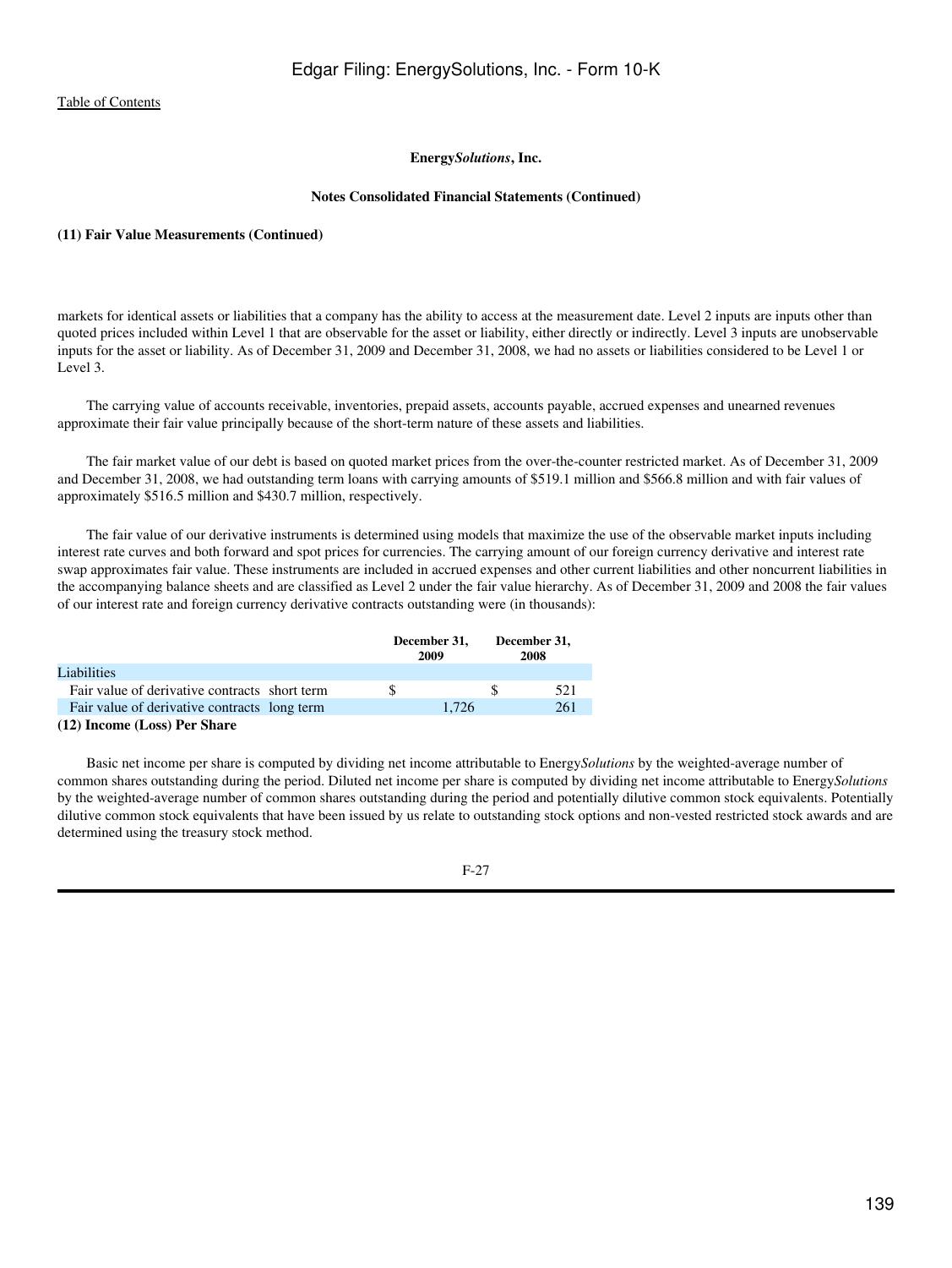Energy*Solutions*, Inc.

**Notes Consolidated Financial Statements (Continued)**

**(11) Fair Value Measurements (Continued)**

markets for identical assets or liabilities that a company has the ability to access at the measurement date. Level 2 inputs are inputs other than quoted prices included within Level 1 that are observable for the asset or liability, either directly or indirectly. Level 3 inputs are unobservable inputs for the asset or liability. As of December 31, 2009 and December 31, 2008, we had no assets or liabilities considered to be Level 1 or Level 3.

The carrying value of accounts receivable, inventories, prepaid assets, accounts payable, accrued expenses and unearned revenues approximate their fair value principally because of the short-term nature of these assets and liabilities.

The fair market value of our debt is based on quoted market prices from the over-the-counter restricted market. As of December 31, 2009 and December 31, 2008, we had outstanding term loans with carrying amounts of $519.1 million and $566.8 million and with fair values of approximately $516.5 million and $430.7 million, respectively.

The fair value of our derivative instruments is determined using models that maximize the use of the observable market inputs including interest rate curves and both forward and spot prices for currencies. The carrying amount of our foreign currency derivative and interest rate swap approximates fair value. These instruments are included in accrued expenses and other current liabilities and other noncurrent liabilities in the accompanying balance sheets and are classified as Level 2 under the fair value hierarchy. As of December 31, 2009 and 2008 the fair values of our interest rate and foreign currency derivative contracts outstanding were (in thousands):

| | December 31, 2009 | December 31, 2008 |
|---|---|---|
| Liabilities | | |
| Fair value of derivative contracts short term | $ | $ 521 |
| Fair value of derivative contracts long term | 1,726 | 261 |

**(12) Income (Loss) Per Share**

Basic net income per share is computed by dividing net income attributable to Energy*Solutions* by the weighted-average number of common shares outstanding during the period. Diluted net income per share is computed by dividing net income attributable to Energy*Solutions* by the weighted-average number of common shares outstanding during the period and potentially dilutive common stock equivalents. Potentially dilutive common stock equivalents that have been issued by us relate to outstanding stock options and non-vested restricted stock awards and are determined using the treasury stock method.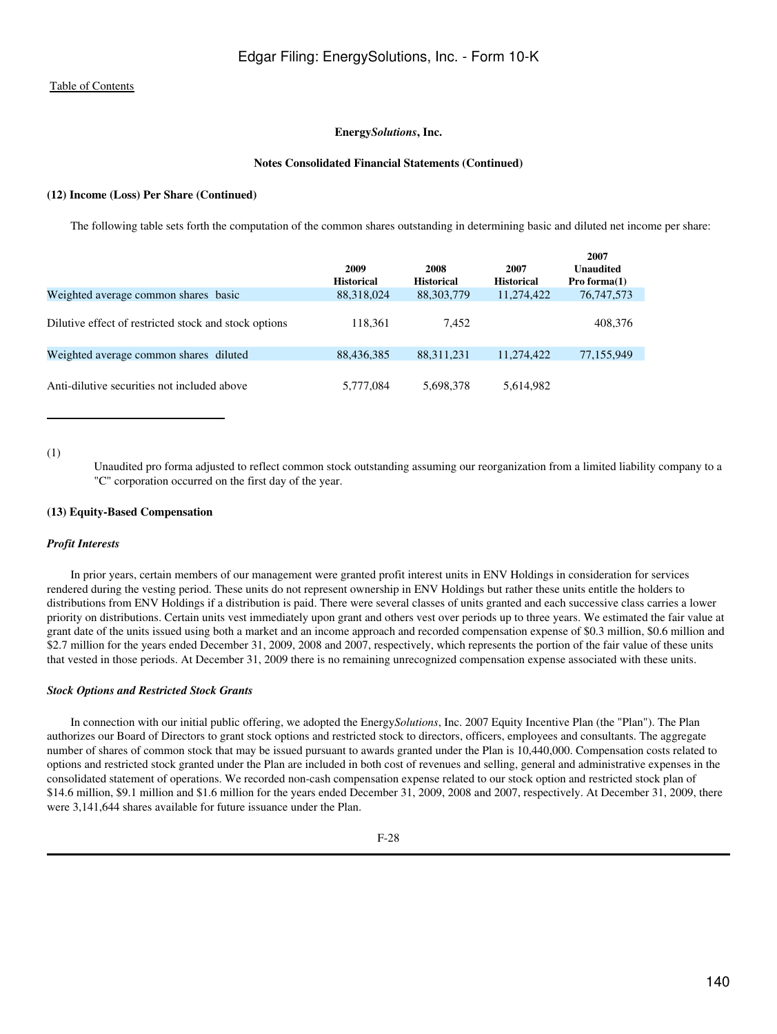**Energy*Solutions*, Inc.**

**Notes Consolidated Financial Statements (Continued)**

**(12) Income (Loss) Per Share (Continued)**

The following table sets forth the computation of the common shares outstanding in determining basic and diluted net income per share:

| | 2009 Historical | 2008 Historical | 2007 Historical | 2007 Unaudited Pro forma(1) |
|---|---|---|---|---|
| Weighted average common shares basic | 88,318,024 | 88,303,779 | 11,274,422 | 76,747,573 |
| Dilutive effect of restricted stock and stock options | 118,361 | 7,452 | | 408,376 |
| Weighted average common shares diluted | 88,436,385 | 88,311,231 | 11,274,422 | 77,155,949 |
| Anti-dilutive securities not included above | 5,777,084 | 5,698,378 | 5,614,982 | |

(1) Unaudited pro forma adjusted to reflect common stock outstanding assuming our reorganization from a limited liability company to a "C" corporation occurred on the first day of the year.

**(13) Equity-Based Compensation**

***Profit Interests***

In prior years, certain members of our management were granted profit interest units in ENV Holdings in consideration for services rendered during the vesting period. These units do not represent ownership in ENV Holdings but rather these units entitle the holders to distributions from ENV Holdings if a distribution is paid. There were several classes of units granted and each successive class carries a lower priority on distributions. Certain units vest immediately upon grant and others vest over periods up to three years. We estimated the fair value at grant date of the units issued using both a market and an income approach and recorded compensation expense of $0.3 million, $0.6 million and $2.7 million for the years ended December 31, 2009, 2008 and 2007, respectively, which represents the portion of the fair value of these units that vested in those periods. At December 31, 2009 there is no remaining unrecognized compensation expense associated with these units.

***Stock Options and Restricted Stock Grants***

In connection with our initial public offering, we adopted the Energy*Solutions*, Inc. 2007 Equity Incentive Plan (the "Plan"). The Plan authorizes our Board of Directors to grant stock options and restricted stock to directors, officers, employees and consultants. The aggregate number of shares of common stock that may be issued pursuant to awards granted under the Plan is 10,440,000. Compensation costs related to options and restricted stock granted under the Plan are included in both cost of revenues and selling, general and administrative expenses in the consolidated statement of operations. We recorded non-cash compensation expense related to our stock option and restricted stock plan of $14.6 million, $9.1 million and $1.6 million for the years ended December 31, 2009, 2008 and 2007, respectively. At December 31, 2009, there were 3,141,644 shares available for future issuance under the Plan.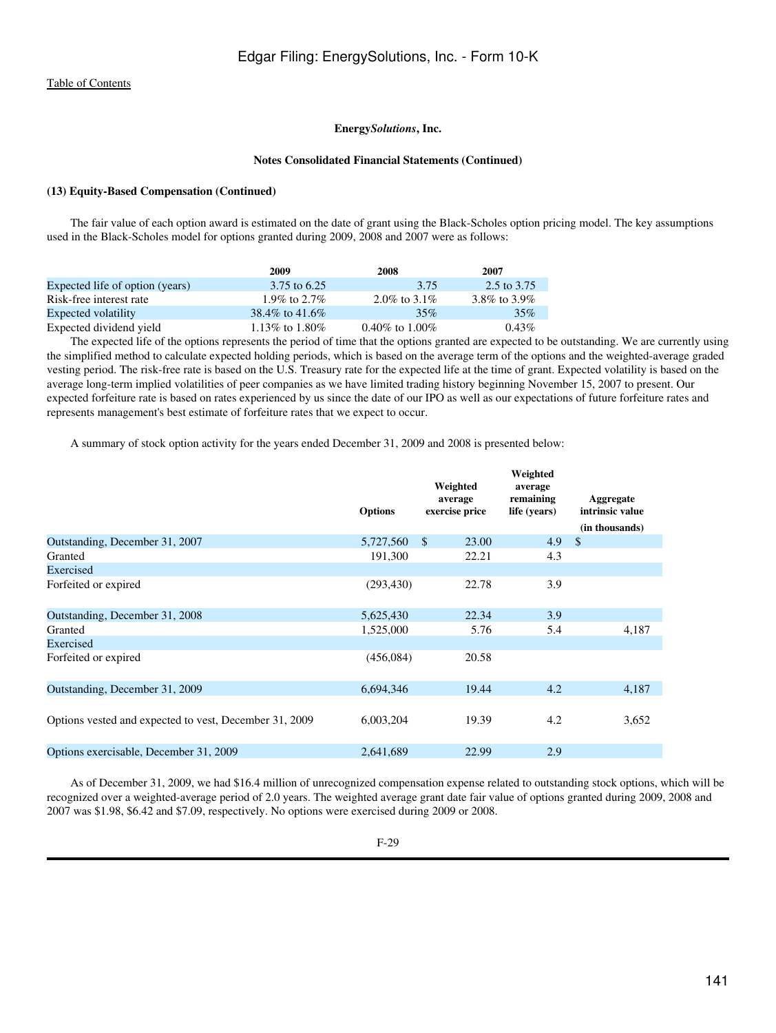Edgar Filing: EnergySolutions, Inc. - Form 10-K

Table of Contents

**Energy*Solutions*, Inc.**

**Notes Consolidated Financial Statements (Continued)**

**(13) Equity-Based Compensation (Continued)**

The fair value of each option award is estimated on the date of grant using the Black-Scholes option pricing model. The key assumptions used in the Black-Scholes model for options granted during 2009, 2008 and 2007 were as follows:

| | 2009 | 2008 | 2007 |
|---|---|---|---|
| Expected life of option (years) | 3.75 to 6.25 | 3.75 | 2.5 to 3.75 |
| Risk-free interest rate | 1.9% to 2.7% | 2.0% to 3.1% | 3.8% to 3.9% |
| Expected volatility | 38.4% to 41.6% | 35% | 35% |
| Expected dividend yield | 1.13% to 1.80% | 0.40% to 1.00% | 0.43% |

The expected life of the options represents the period of time that the options granted are expected to be outstanding. We are currently using the simplified method to calculate expected holding periods, which is based on the average term of the options and the weighted-average graded vesting period. The risk-free rate is based on the U.S. Treasury rate for the expected life at the time of grant. Expected volatility is based on the average long-term implied volatilities of peer companies as we have limited trading history beginning November 15, 2007 to present. Our expected forfeiture rate is based on rates experienced by us since the date of our IPO as well as our expectations of future forfeiture rates and represents management's best estimate of forfeiture rates that we expect to occur.

A summary of stock option activity for the years ended December 31, 2009 and 2008 is presented below:

| | Options | Weighted average exercise price | Weighted average remaining life (years) | Aggregate intrinsic value (in thousands) |
|---|---|---|---|---|
| Outstanding, December 31, 2007 | 5,727,560 | $ 23.00 | 4.9 | $ |
| Granted | 191,300 | 22.21 | 4.3 | |
| Exercised | | | | |
| Forfeited or expired | (293,430) | 22.78 | 3.9 | |
| Outstanding, December 31, 2008 | 5,625,430 | 22.34 | 3.9 | |
| Granted | 1,525,000 | 5.76 | 5.4 | 4,187 |
| Exercised | | | | |
| Forfeited or expired | (456,084) | 20.58 | | |
| Outstanding, December 31, 2009 | 6,694,346 | 19.44 | 4.2 | 4,187 |
| Options vested and expected to vest, December 31, 2009 | 6,003,204 | 19.39 | 4.2 | 3,652 |
| Options exercisable, December 31, 2009 | 2,641,689 | 22.99 | 2.9 | |

As of December 31, 2009, we had $16.4 million of unrecognized compensation expense related to outstanding stock options, which will be recognized over a weighted-average period of 2.0 years. The weighted average grant date fair value of options granted during 2009, 2008 and 2007 was $1.98, $6.42 and $7.09, respectively. No options were exercised during 2009 or 2008.

F-29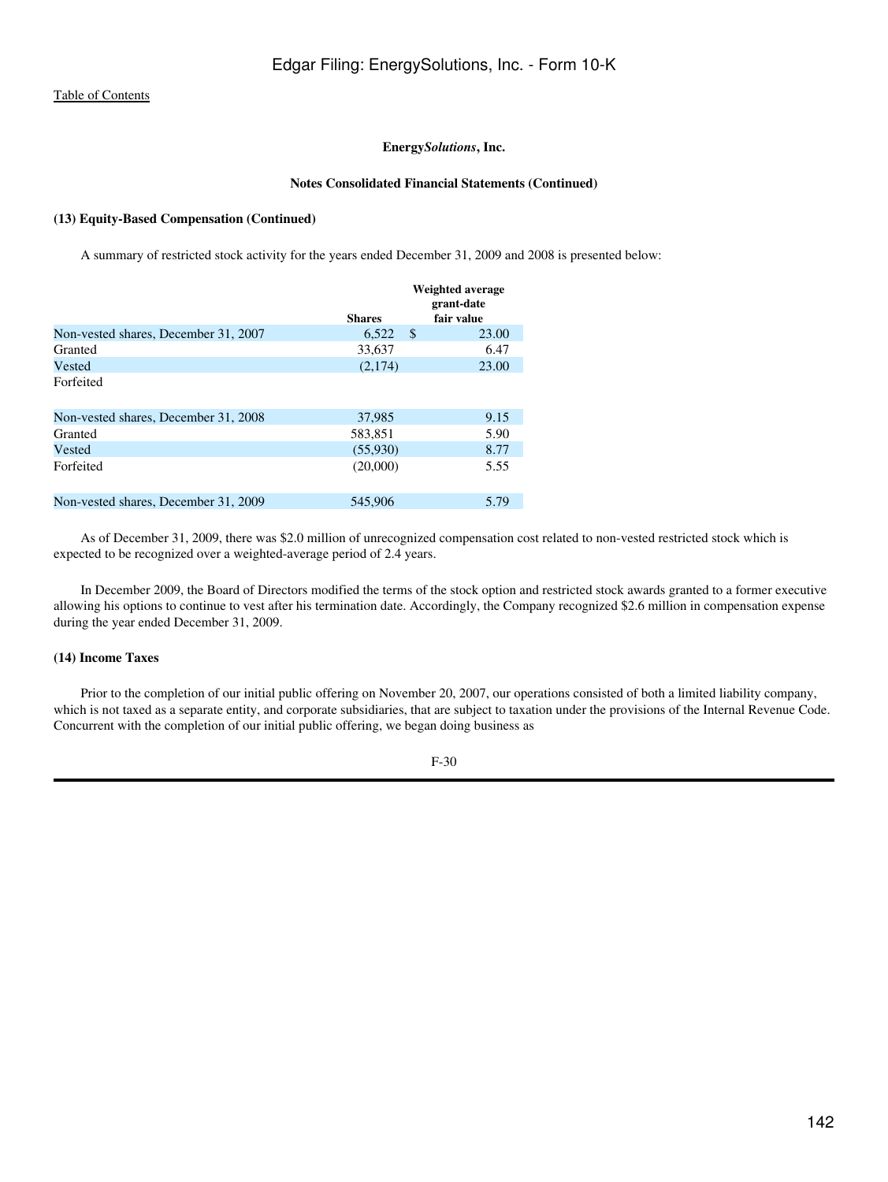Table of Contents

**Energy*Solutions*, Inc.**

**Notes Consolidated Financial Statements (Continued)**

**(13) Equity-Based Compensation (Continued)**

A summary of restricted stock activity for the years ended December 31, 2009 and 2008 is presented below:

| | Shares | Weighted average grant-date fair value |
|---|---|---|
| Non-vested shares, December 31, 2007 | 6,522 | $ 23.00 |
| Granted | 33,637 | 6.47 |
| Vested | (2,174) | 23.00 |
| Forfeited | | |
| Non-vested shares, December 31, 2008 | 37,985 | 9.15 |
| Granted | 583,851 | 5.90 |
| Vested | (55,930) | 8.77 |
| Forfeited | (20,000) | 5.55 |
| Non-vested shares, December 31, 2009 | 545,906 | 5.79 |

As of December 31, 2009, there was $2.0 million of unrecognized compensation cost related to non-vested restricted stock which is expected to be recognized over a weighted-average period of 2.4 years.

In December 2009, the Board of Directors modified the terms of the stock option and restricted stock awards granted to a former executive allowing his options to continue to vest after his termination date. Accordingly, the Company recognized $2.6 million in compensation expense during the year ended December 31, 2009.

**(14) Income Taxes**

Prior to the completion of our initial public offering on November 20, 2007, our operations consisted of both a limited liability company, which is not taxed as a separate entity, and corporate subsidiaries, that are subject to taxation under the provisions of the Internal Revenue Code. Concurrent with the completion of our initial public offering, we began doing business as

F-30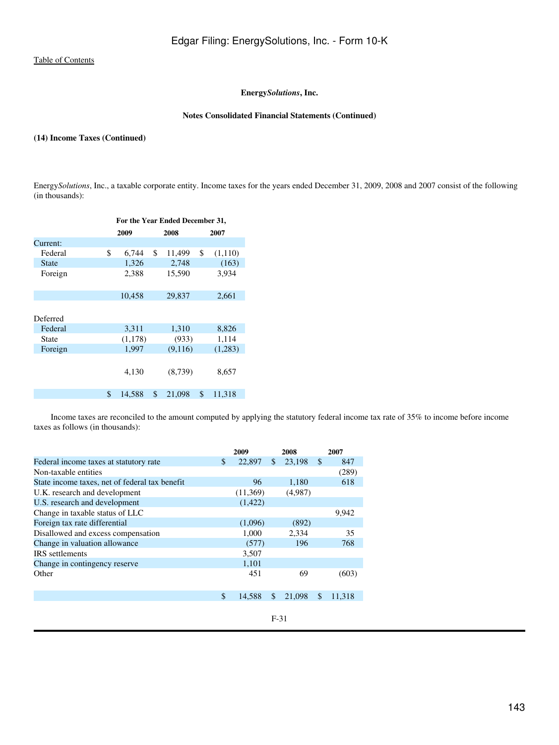**Energy*Solutions*, Inc.**

**Notes Consolidated Financial Statements (Continued)**

**(14) Income Taxes (Continued)**

Energy*Solutions*, Inc., a taxable corporate entity. Income taxes for the years ended December 31, 2009, 2008 and 2007 consist of the following (in thousands):

| | For the Year Ended December 31, | | |
|---|---|---|---|
| | 2009 | 2008 | 2007 |
| Current: | | | |
| Federal | $ 6,744 | $ 11,499 | $ (1,110) |
| State | 1,326 | 2,748 | (163) |
| Foreign | 2,388 | 15,590 | 3,934 |
| | 10,458 | 29,837 | 2,661 |
| Deferred | | | |
| Federal | 3,311 | 1,310 | 8,826 |
| State | (1,178) | (933) | 1,114 |
| Foreign | 1,997 | (9,116) | (1,283) |
| | 4,130 | (8,739) | 8,657 |
| | $ 14,588 | $ 21,098 | $ 11,318 |

Income taxes are reconciled to the amount computed by applying the statutory federal income tax rate of 35% to income before income taxes as follows (in thousands):

| | 2009 | 2008 | 2007 |
|---|---|---|---|
| Federal income taxes at statutory rate | $ 22,897 | $ 23,198 | $ 847 |
| Non-taxable entities | | | (289) |
| State income taxes, net of federal tax benefit | 96 | 1,180 | 618 |
| U.K. research and development | (11,369) | (4,987) | |
| U.S. research and development | (1,422) | | |
| Change in taxable status of LLC | | | 9,942 |
| Foreign tax rate differential | (1,096) | (892) | |
| Disallowed and excess compensation | 1,000 | 2,334 | 35 |
| Change in valuation allowance | (577) | 196 | 768 |
| IRS settlements | 3,507 | | |
| Change in contingency reserve | 1,101 | | |
| Other | 451 | 69 | (603) |
| | $ 14,588 | $ 21,098 | $ 11,318 |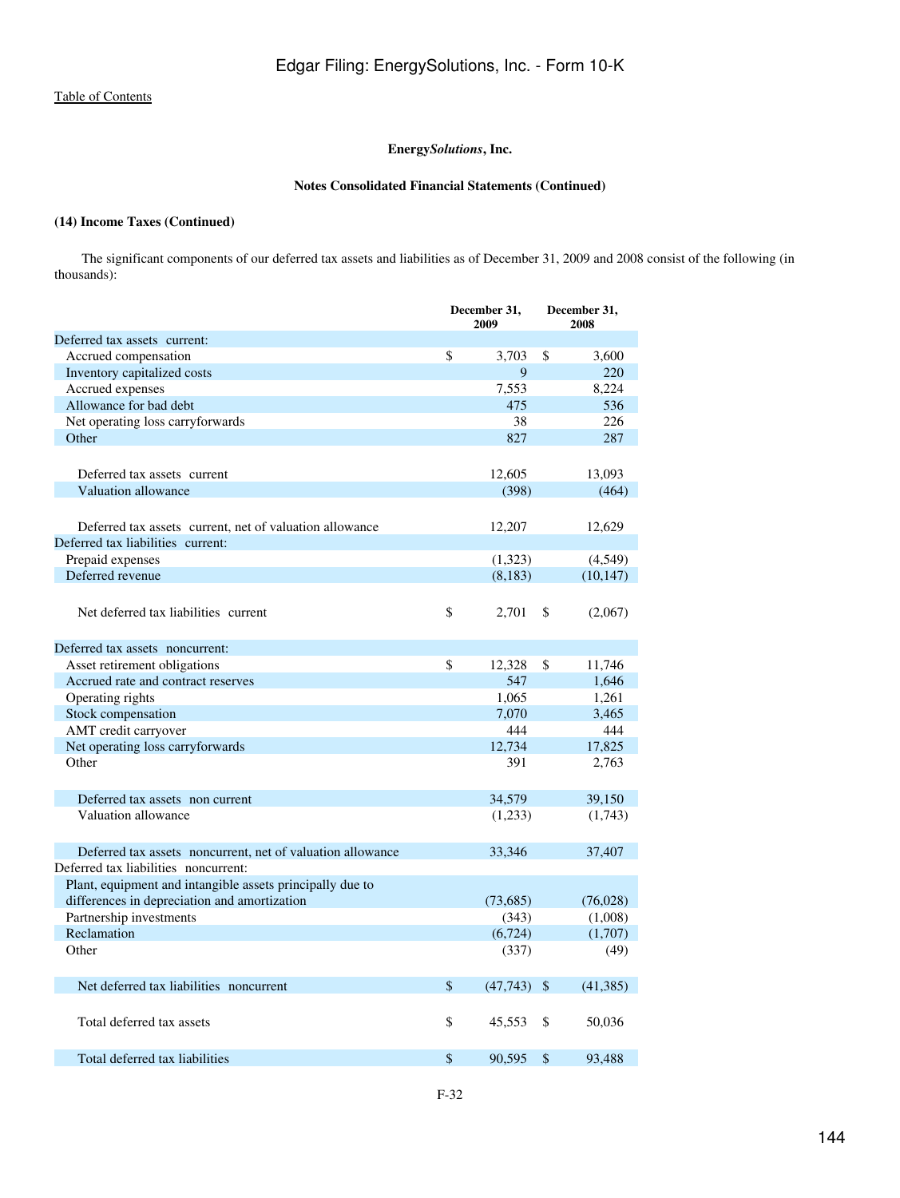Table of Contents

**Energy*Solutions*, Inc.**

**Notes Consolidated Financial Statements (Continued)**

**(14) Income Taxes (Continued)**

The significant components of our deferred tax assets and liabilities as of December 31, 2009 and 2008 consist of the following (in thousands):

| | December 31, 2009 | December 31, 2008 |
|---|---|---|
| Deferred tax assets current: | | |
| Accrued compensation | $ 3,703 | $ 3,600 |
| Inventory capitalized costs | 9 | 220 |
| Accrued expenses | 7,553 | 8,224 |
| Allowance for bad debt | 475 | 536 |
| Net operating loss carryforwards | 38 | 226 |
| Other | 827 | 287 |
| Deferred tax assets current | 12,605 | 13,093 |
| Valuation allowance | (398) | (464) |
| Deferred tax assets current, net of valuation allowance | 12,207 | 12,629 |
| Deferred tax liabilities current: | | |
| Prepaid expenses | (1,323) | (4,549) |
| Deferred revenue | (8,183) | (10,147) |
| Net deferred tax liabilities current | $ 2,701 | $ (2,067) |
| Deferred tax assets noncurrent: | | |
| Asset retirement obligations | $ 12,328 | $ 11,746 |
| Accrued rate and contract reserves | 547 | 1,646 |
| Operating rights | 1,065 | 1,261 |
| Stock compensation | 7,070 | 3,465 |
| AMT credit carryover | 444 | 444 |
| Net operating loss carryforwards | 12,734 | 17,825 |
| Other | 391 | 2,763 |
| Deferred tax assets non current | 34,579 | 39,150 |
| Valuation allowance | (1,233) | (1,743) |
| Deferred tax assets noncurrent, net of valuation allowance | 33,346 | 37,407 |
| Deferred tax liabilities noncurrent: | | |
| Plant, equipment and intangible assets principally due to differences in depreciation and amortization | (73,685) | (76,028) |
| Partnership investments | (343) | (1,008) |
| Reclamation | (6,724) | (1,707) |
| Other | (337) | (49) |
| Net deferred tax liabilities noncurrent | $ (47,743) | $ (41,385) |
| Total deferred tax assets | $ 45,553 | $ 50,036 |
| Total deferred tax liabilities | $ 90,595 | $ 93,488 |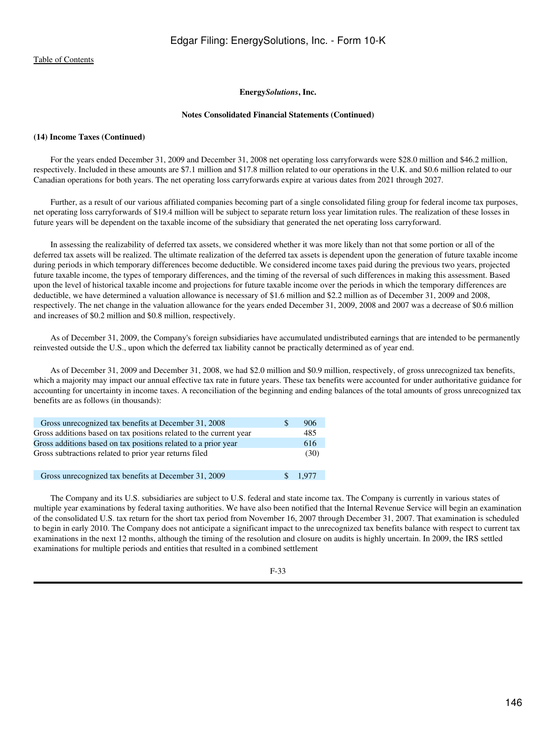**Energy*Solutions*, Inc.**

**Notes Consolidated Financial Statements (Continued)**

**(14) Income Taxes (Continued)**

For the years ended December 31, 2009 and December 31, 2008 net operating loss carryforwards were $28.0 million and $46.2 million, respectively. Included in these amounts are $7.1 million and $17.8 million related to our operations in the U.K. and $0.6 million related to our Canadian operations for both years. The net operating loss carryforwards expire at various dates from 2021 through 2027.

Further, as a result of our various affiliated companies becoming part of a single consolidated filing group for federal income tax purposes, net operating loss carryforwards of $19.4 million will be subject to separate return loss year limitation rules. The realization of these losses in future years will be dependent on the taxable income of the subsidiary that generated the net operating loss carryforward.

In assessing the realizability of deferred tax assets, we considered whether it was more likely than not that some portion or all of the deferred tax assets will be realized. The ultimate realization of the deferred tax assets is dependent upon the generation of future taxable income during periods in which temporary differences become deductible. We considered income taxes paid during the previous two years, projected future taxable income, the types of temporary differences, and the timing of the reversal of such differences in making this assessment. Based upon the level of historical taxable income and projections for future taxable income over the periods in which the temporary differences are deductible, we have determined a valuation allowance is necessary of $1.6 million and $2.2 million as of December 31, 2009 and 2008, respectively. The net change in the valuation allowance for the years ended December 31, 2009, 2008 and 2007 was a decrease of $0.6 million and increases of $0.2 million and $0.8 million, respectively.

As of December 31, 2009, the Company's foreign subsidiaries have accumulated undistributed earnings that are intended to be permanently reinvested outside the U.S., upon which the deferred tax liability cannot be practically determined as of year end.

As of December 31, 2009 and December 31, 2008, we had $2.0 million and $0.9 million, respectively, of gross unrecognized tax benefits, which a majority may impact our annual effective tax rate in future years. These tax benefits were accounted for under authoritative guidance for accounting for uncertainty in income taxes. A reconciliation of the beginning and ending balances of the total amounts of gross unrecognized tax benefits are as follows (in thousands):

| | | |
|---|---|---|
| Gross unrecognized tax benefits at December 31, 2008 | $ | 906 |
| Gross additions based on tax positions related to the current year | | 485 |
| Gross additions based on tax positions related to a prior year | | 616 |
| Gross subtractions related to prior year returns filed | | (30) |
| Gross unrecognized tax benefits at December 31, 2009 | $ | 1,977 |

The Company and its U.S. subsidiaries are subject to U.S. federal and state income tax. The Company is currently in various states of multiple year examinations by federal taxing authorities. We have also been notified that the Internal Revenue Service will begin an examination of the consolidated U.S. tax return for the short tax period from November 16, 2007 through December 31, 2007. That examination is scheduled to begin in early 2010. The Company does not anticipate a significant impact to the unrecognized tax benefits balance with respect to current tax examinations in the next 12 months, although the timing of the resolution and closure on audits is highly uncertain. In 2009, the IRS settled examinations for multiple periods and entities that resulted in a combined settlement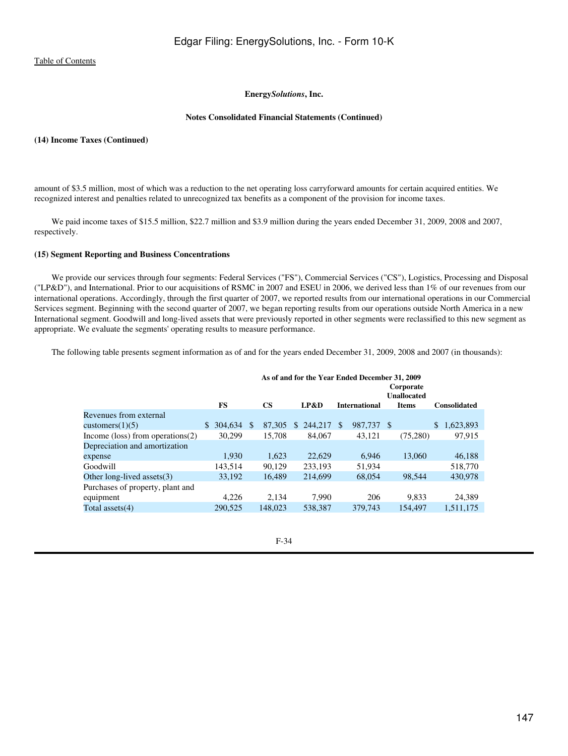Table of Contents

**Energy*Solutions*, Inc.**

**Notes Consolidated Financial Statements (Continued)**

**(14) Income Taxes (Continued)**

amount of $3.5 million, most of which was a reduction to the net operating loss carryforward amounts for certain acquired entities. We recognized interest and penalties related to unrecognized tax benefits as a component of the provision for income taxes.

We paid income taxes of $15.5 million, $22.7 million and $3.9 million during the years ended December 31, 2009, 2008 and 2007, respectively.

**(15) Segment Reporting and Business Concentrations**

We provide our services through four segments: Federal Services ("FS"), Commercial Services ("CS"), Logistics, Processing and Disposal ("LP&D"), and International. Prior to our acquisitions of RSMC in 2007 and ESEU in 2006, we derived less than 1% of our revenues from our international operations. Accordingly, through the first quarter of 2007, we reported results from our international operations in our Commercial Services segment. Beginning with the second quarter of 2007, we began reporting results from our operations outside North America in a new International segment. Goodwill and long-lived assets that were previously reported in other segments were reclassified to this new segment as appropriate. We evaluate the segments' operating results to measure performance.

The following table presents segment information as of and for the years ended December 31, 2009, 2008 and 2007 (in thousands):

| | As of and for the Year Ended December 31, 2009 | | | | | |
|---|---|---|---|---|---|---|
| | FS | CS | LP&D | International | Corporate Unallocated Items | Consolidated |
| Revenues from external customers(1)(5) | $ 304,634 | $ 87,305 | $ 244,217 | $ 987,737 | $ | $ 1,623,893 |
| Income (loss) from operations(2) | 30,299 | 15,708 | 84,067 | 43,121 | (75,280) | 97,915 |
| Depreciation and amortization expense | 1,930 | 1,623 | 22,629 | 6,946 | 13,060 | 46,188 |
| Goodwill | 143,514 | 90,129 | 233,193 | 51,934 | | 518,770 |
| Other long-lived assets(3) | 33,192 | 16,489 | 214,699 | 68,054 | 98,544 | 430,978 |
| Purchases of property, plant and equipment | 4,226 | 2,134 | 7,990 | 206 | 9,833 | 24,389 |
| Total assets(4) | 290,525 | 148,023 | 538,387 | 379,743 | 154,497 | 1,511,175 |

F-34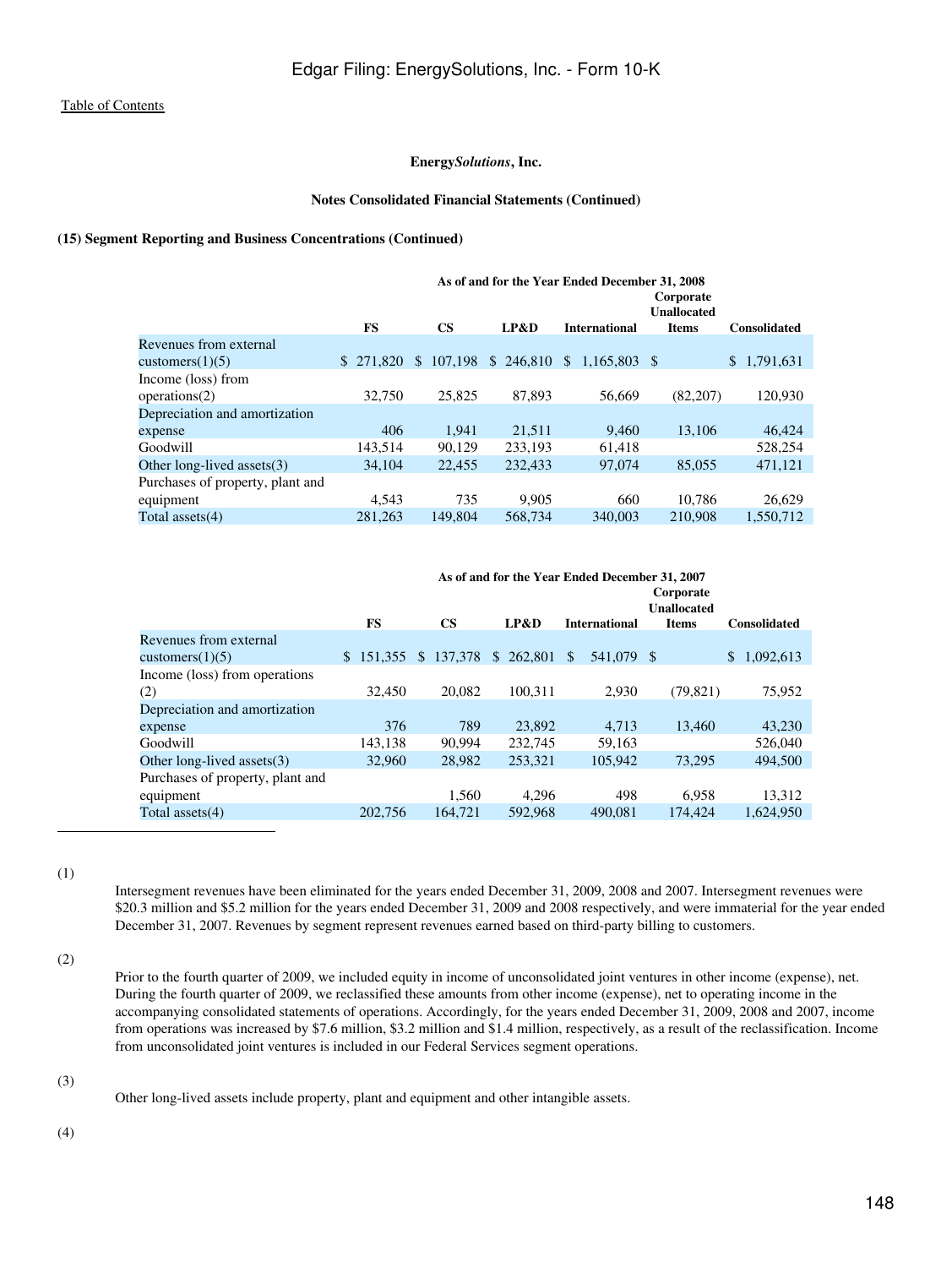Table of Contents

**Energy*Solutions*, Inc.**

**Notes Consolidated Financial Statements (Continued)**

**(15) Segment Reporting and Business Concentrations (Continued)**

| | As of and for the Year Ended December 31, 2008 | | | | | |
|---|---|---|---|---|---|---|
| | FS | CS | LP&D | International | Corporate Unallocated Items | Consolidated |
| Revenues from external customers(1)(5) | $ 271,820 | $ 107,198 | $ 246,810 | $ 1,165,803 | $ | $ 1,791,631 |
| Income (loss) from operations(2) | 32,750 | 25,825 | 87,893 | 56,669 | (82,207) | 120,930 |
| Depreciation and amortization expense | 406 | 1,941 | 21,511 | 9,460 | 13,106 | 46,424 |
| Goodwill | 143,514 | 90,129 | 233,193 | 61,418 | | 528,254 |
| Other long-lived assets(3) | 34,104 | 22,455 | 232,433 | 97,074 | 85,055 | 471,121 |
| Purchases of property, plant and equipment | 4,543 | 735 | 9,905 | 660 | 10,786 | 26,629 |
| Total assets(4) | 281,263 | 149,804 | 568,734 | 340,003 | 210,908 | 1,550,712 |

| | As of and for the Year Ended December 31, 2007 | | | | | |
|---|---|---|---|---|---|---|
| | FS | CS | LP&D | International | Corporate Unallocated Items | Consolidated |
| Revenues from external customers(1)(5) | $ 151,355 | $ 137,378 | $ 262,801 | $ 541,079 | $ | $ 1,092,613 |
| Income (loss) from operations (2) | 32,450 | 20,082 | 100,311 | 2,930 | (79,821) | 75,952 |
| Depreciation and amortization expense | 376 | 789 | 23,892 | 4,713 | 13,460 | 43,230 |
| Goodwill | 143,138 | 90,994 | 232,745 | 59,163 | | 526,040 |
| Other long-lived assets(3) | 32,960 | 28,982 | 253,321 | 105,942 | 73,295 | 494,500 |
| Purchases of property, plant and equipment | | 1,560 | 4,296 | 498 | 6,958 | 13,312 |
| Total assets(4) | 202,756 | 164,721 | 592,968 | 490,081 | 174,424 | 1,624,950 |

---

(1) Intersegment revenues have been eliminated for the years ended December 31, 2009, 2008 and 2007. Intersegment revenues were $20.3 million and $5.2 million for the years ended December 31, 2009 and 2008 respectively, and were immaterial for the year ended December 31, 2007. Revenues by segment represent revenues earned based on third-party billing to customers.

(2) Prior to the fourth quarter of 2009, we included equity in income of unconsolidated joint ventures in other income (expense), net. During the fourth quarter of 2009, we reclassified these amounts from other income (expense), net to operating income in the accompanying consolidated statements of operations. Accordingly, for the years ended December 31, 2009, 2008 and 2007, income from operations was increased by $7.6 million, $3.2 million and $1.4 million, respectively, as a result of the reclassification. Income from unconsolidated joint ventures is included in our Federal Services segment operations.

(3) Other long-lived assets include property, plant and equipment and other intangible assets.

(4)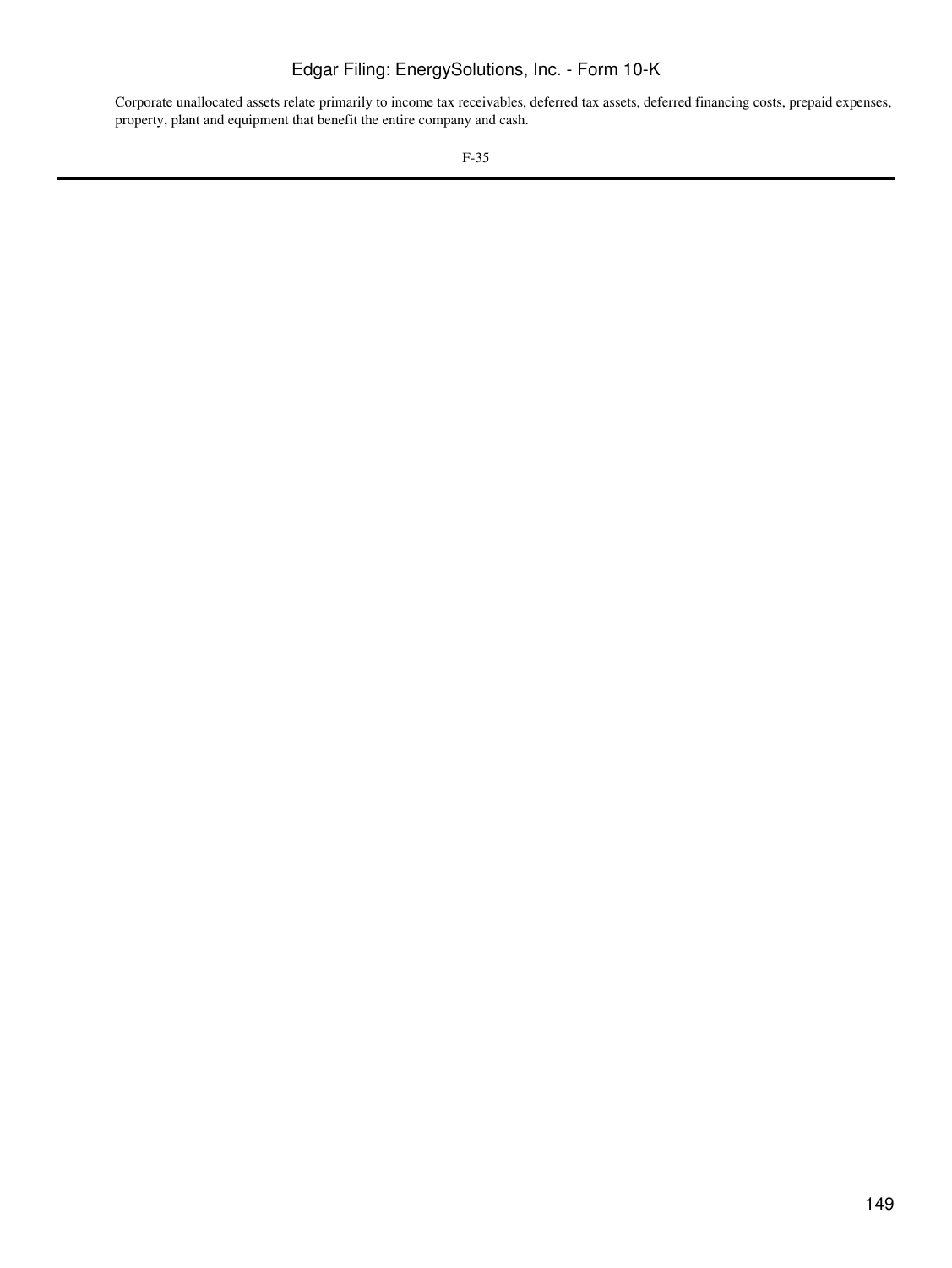Corporate unallocated assets relate primarily to income tax receivables, deferred tax assets, deferred financing costs, prepaid expenses, property, plant and equipment that benefit the entire company and cash.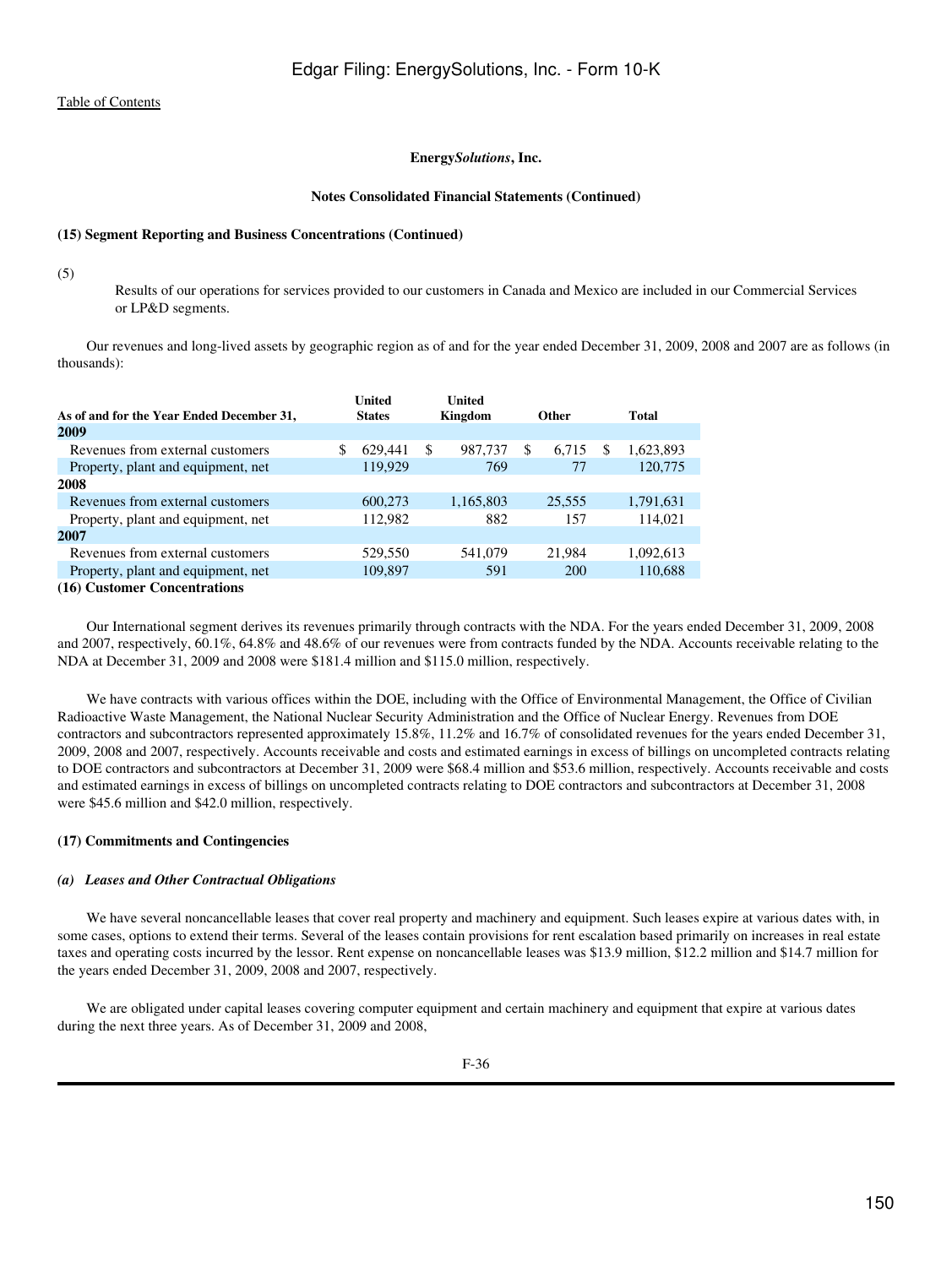[Table of Contents](#)

**Energy*Solutions*, Inc.**

**Notes Consolidated Financial Statements (Continued)**

**(15) Segment Reporting and Business Concentrations (Continued)**

(5) Results of our operations for services provided to our customers in Canada and Mexico are included in our Commercial Services or LP&D segments.

Our revenues and long-lived assets by geographic region as of and for the year ended December 31, 2009, 2008 and 2007 are as follows (in thousands):

| As of and for the Year Ended December 31, | United States | United Kingdom | Other | Total |
|---|---|---|---|---|
| **2009** | | | | |
| Revenues from external customers | $ 629,441 | $ 987,737 | $ 6,715 | $ 1,623,893 |
| Property, plant and equipment, net | 119,929 | 769 | 77 | 120,775 |
| **2008** | | | | |
| Revenues from external customers | 600,273 | 1,165,803 | 25,555 | 1,791,631 |
| Property, plant and equipment, net | 112,982 | 882 | 157 | 114,021 |
| **2007** | | | | |
| Revenues from external customers | 529,550 | 541,079 | 21,984 | 1,092,613 |
| Property, plant and equipment, net | 109,897 | 591 | 200 | 110,688 |

**(16) Customer Concentrations**

Our International segment derives its revenues primarily through contracts with the NDA. For the years ended December 31, 2009, 2008 and 2007, respectively, 60.1%, 64.8% and 48.6% of our revenues were from contracts funded by the NDA. Accounts receivable relating to the NDA at December 31, 2009 and 2008 were $181.4 million and $115.0 million, respectively.

We have contracts with various offices within the DOE, including with the Office of Environmental Management, the Office of Civilian Radioactive Waste Management, the National Nuclear Security Administration and the Office of Nuclear Energy. Revenues from DOE contractors and subcontractors represented approximately 15.8%, 11.2% and 16.7% of consolidated revenues for the years ended December 31, 2009, 2008 and 2007, respectively. Accounts receivable and costs and estimated earnings in excess of billings on uncompleted contracts relating to DOE contractors and subcontractors at December 31, 2009 were $68.4 million and $53.6 million, respectively. Accounts receivable and costs and estimated earnings in excess of billings on uncompleted contracts relating to DOE contractors and subcontractors at December 31, 2008 were $45.6 million and $42.0 million, respectively.

**(17) Commitments and Contingencies**

***(a) Leases and Other Contractual Obligations***

We have several noncancellable leases that cover real property and machinery and equipment. Such leases expire at various dates with, in some cases, options to extend their terms. Several of the leases contain provisions for rent escalation based primarily on increases in real estate taxes and operating costs incurred by the lessor. Rent expense on noncancellable leases was $13.9 million, $12.2 million and $14.7 million for the years ended December 31, 2009, 2008 and 2007, respectively.

We are obligated under capital leases covering computer equipment and certain machinery and equipment that expire at various dates during the next three years. As of December 31, 2009 and 2008,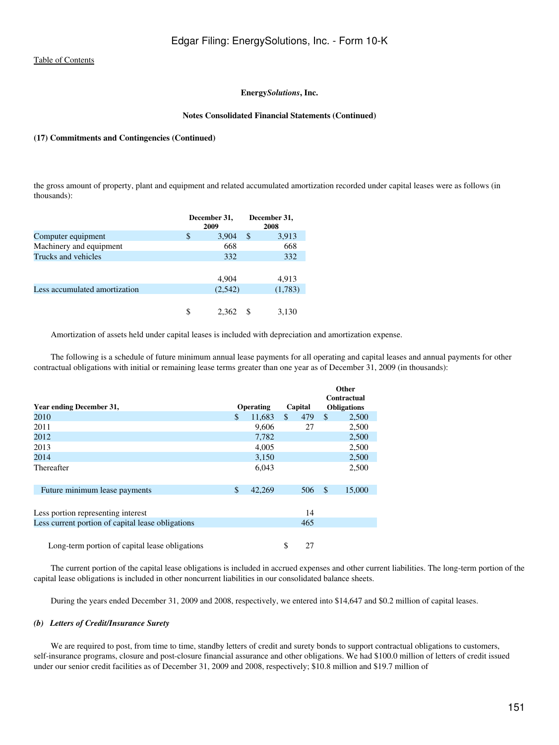[Table of Contents](#)

**EnergySolutions, Inc.**

**Notes Consolidated Financial Statements (Continued)**

**(17) Commitments and Contingencies (Continued)**

the gross amount of property, plant and equipment and related accumulated amortization recorded under capital leases were as follows (in thousands):

| | December 31, 2009 | December 31, 2008 |
|---|---|---|
| Computer equipment | $ 3,904 | $ 3,913 |
| Machinery and equipment | 668 | 668 |
| Trucks and vehicles | 332 | 332 |
| | 4,904 | 4,913 |
| Less accumulated amortization | (2,542) | (1,783) |
| | $ 2,362 | $ 3,130 |

Amortization of assets held under capital leases is included with depreciation and amortization expense.

The following is a schedule of future minimum annual lease payments for all operating and capital leases and annual payments for other contractual obligations with initial or remaining lease terms greater than one year as of December 31, 2009 (in thousands):

| Year ending December 31, | Operating | Capital | Other Contractual Obligations |
|---|---|---|---|
| 2010 | $ 11,683 | $ 479 | $ 2,500 |
| 2011 | 9,606 | 27 | 2,500 |
| 2012 | 7,782 | | 2,500 |
| 2013 | 4,005 | | 2,500 |
| 2014 | 3,150 | | 2,500 |
| Thereafter | 6,043 | | 2,500 |
| Future minimum lease payments | $ 42,269 | 506 | $ 15,000 |
| Less portion representing interest | | 14 | |
| Less current portion of capital lease obligations | | 465 | |
| Long-term portion of capital lease obligations | | $ 27 | |

The current portion of the capital lease obligations is included in accrued expenses and other current liabilities. The long-term portion of the capital lease obligations is included in other noncurrent liabilities in our consolidated balance sheets.

During the years ended December 31, 2009 and 2008, respectively, we entered into $14,647 and $0.2 million of capital leases.

***(b) Letters of Credit/Insurance Surety***

We are required to post, from time to time, standby letters of credit and surety bonds to support contractual obligations to customers, self-insurance programs, closure and post-closure financial assurance and other obligations. We had $100.0 million of letters of credit issued under our senior credit facilities as of December 31, 2009 and 2008, respectively; $10.8 million and $19.7 million of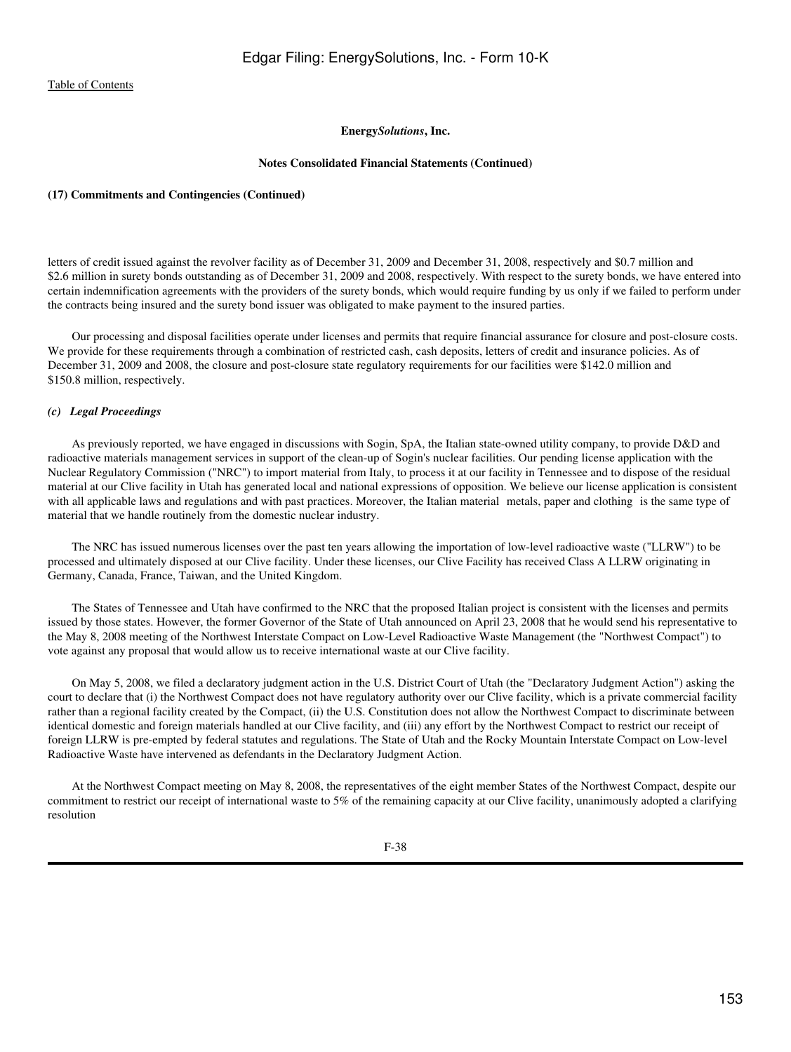**Energy*Solutions*, Inc.**

**Notes Consolidated Financial Statements (Continued)**

**(17) Commitments and Contingencies (Continued)**

letters of credit issued against the revolver facility as of December 31, 2009 and December 31, 2008, respectively and \$0.7 million and \$2.6 million in surety bonds outstanding as of December 31, 2009 and 2008, respectively. With respect to the surety bonds, we have entered into certain indemnification agreements with the providers of the surety bonds, which would require funding by us only if we failed to perform under the contracts being insured and the surety bond issuer was obligated to make payment to the insured parties.

Our processing and disposal facilities operate under licenses and permits that require financial assurance for closure and post-closure costs. We provide for these requirements through a combination of restricted cash, cash deposits, letters of credit and insurance policies. As of December 31, 2009 and 2008, the closure and post-closure state regulatory requirements for our facilities were \$142.0 million and \$150.8 million, respectively.

### *(c) Legal Proceedings*

As previously reported, we have engaged in discussions with Sogin, SpA, the Italian state-owned utility company, to provide D&D and radioactive materials management services in support of the clean-up of Sogin's nuclear facilities. Our pending license application with the Nuclear Regulatory Commission ("NRC") to import material from Italy, to process it at our facility in Tennessee and to dispose of the residual material at our Clive facility in Utah has generated local and national expressions of opposition. We believe our license application is consistent with all applicable laws and regulations and with past practices. Moreover, the Italian material metals, paper and clothing is the same type of material that we handle routinely from the domestic nuclear industry.

The NRC has issued numerous licenses over the past ten years allowing the importation of low-level radioactive waste ("LLRW") to be processed and ultimately disposed at our Clive facility. Under these licenses, our Clive Facility has received Class A LLRW originating in Germany, Canada, France, Taiwan, and the United Kingdom.

The States of Tennessee and Utah have confirmed to the NRC that the proposed Italian project is consistent with the licenses and permits issued by those states. However, the former Governor of the State of Utah announced on April 23, 2008 that he would send his representative to the May 8, 2008 meeting of the Northwest Interstate Compact on Low-Level Radioactive Waste Management (the "Northwest Compact") to vote against any proposal that would allow us to receive international waste at our Clive facility.

On May 5, 2008, we filed a declaratory judgment action in the U.S. District Court of Utah (the "Declaratory Judgment Action") asking the court to declare that (i) the Northwest Compact does not have regulatory authority over our Clive facility, which is a private commercial facility rather than a regional facility created by the Compact, (ii) the U.S. Constitution does not allow the Northwest Compact to discriminate between identical domestic and foreign materials handled at our Clive facility, and (iii) any effort by the Northwest Compact to restrict our receipt of foreign LLRW is pre-empted by federal statutes and regulations. The State of Utah and the Rocky Mountain Interstate Compact on Low-level Radioactive Waste have intervened as defendants in the Declaratory Judgment Action.

At the Northwest Compact meeting on May 8, 2008, the representatives of the eight member States of the Northwest Compact, despite our commitment to restrict our receipt of international waste to 5% of the remaining capacity at our Clive facility, unanimously adopted a clarifying resolution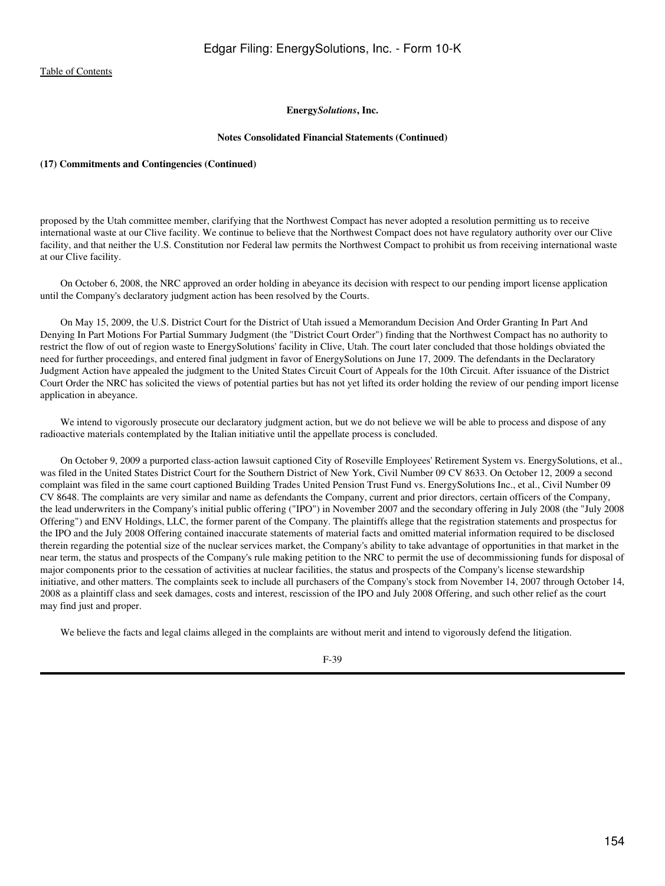**Energy*Solutions*, Inc.**

**Notes Consolidated Financial Statements (Continued)**

**(17) Commitments and Contingencies (Continued)**

proposed by the Utah committee member, clarifying that the Northwest Compact has never adopted a resolution permitting us to receive international waste at our Clive facility. We continue to believe that the Northwest Compact does not have regulatory authority over our Clive facility, and that neither the U.S. Constitution nor Federal law permits the Northwest Compact to prohibit us from receiving international waste at our Clive facility.

On October 6, 2008, the NRC approved an order holding in abeyance its decision with respect to our pending import license application until the Company's declaratory judgment action has been resolved by the Courts.

On May 15, 2009, the U.S. District Court for the District of Utah issued a Memorandum Decision And Order Granting In Part And Denying In Part Motions For Partial Summary Judgment (the "District Court Order") finding that the Northwest Compact has no authority to restrict the flow of out of region waste to EnergySolutions' facility in Clive, Utah. The court later concluded that those holdings obviated the need for further proceedings, and entered final judgment in favor of EnergySolutions on June 17, 2009. The defendants in the Declaratory Judgment Action have appealed the judgment to the United States Circuit Court of Appeals for the 10th Circuit. After issuance of the District Court Order the NRC has solicited the views of potential parties but has not yet lifted its order holding the review of our pending import license application in abeyance.

We intend to vigorously prosecute our declaratory judgment action, but we do not believe we will be able to process and dispose of any radioactive materials contemplated by the Italian initiative until the appellate process is concluded.

On October 9, 2009 a purported class-action lawsuit captioned City of Roseville Employees' Retirement System vs. EnergySolutions, et al., was filed in the United States District Court for the Southern District of New York, Civil Number 09 CV 8633. On October 12, 2009 a second complaint was filed in the same court captioned Building Trades United Pension Trust Fund vs. EnergySolutions Inc., et al., Civil Number 09 CV 8648. The complaints are very similar and name as defendants the Company, current and prior directors, certain officers of the Company, the lead underwriters in the Company's initial public offering ("IPO") in November 2007 and the secondary offering in July 2008 (the "July 2008 Offering") and ENV Holdings, LLC, the former parent of the Company. The plaintiffs allege that the registration statements and prospectus for the IPO and the July 2008 Offering contained inaccurate statements of material facts and omitted material information required to be disclosed therein regarding the potential size of the nuclear services market, the Company's ability to take advantage of opportunities in that market in the near term, the status and prospects of the Company's rule making petition to the NRC to permit the use of decommissioning funds for disposal of major components prior to the cessation of activities at nuclear facilities, the status and prospects of the Company's license stewardship initiative, and other matters. The complaints seek to include all purchasers of the Company's stock from November 14, 2007 through October 14, 2008 as a plaintiff class and seek damages, costs and interest, rescission of the IPO and July 2008 Offering, and such other relief as the court may find just and proper.

We believe the facts and legal claims alleged in the complaints are without merit and intend to vigorously defend the litigation.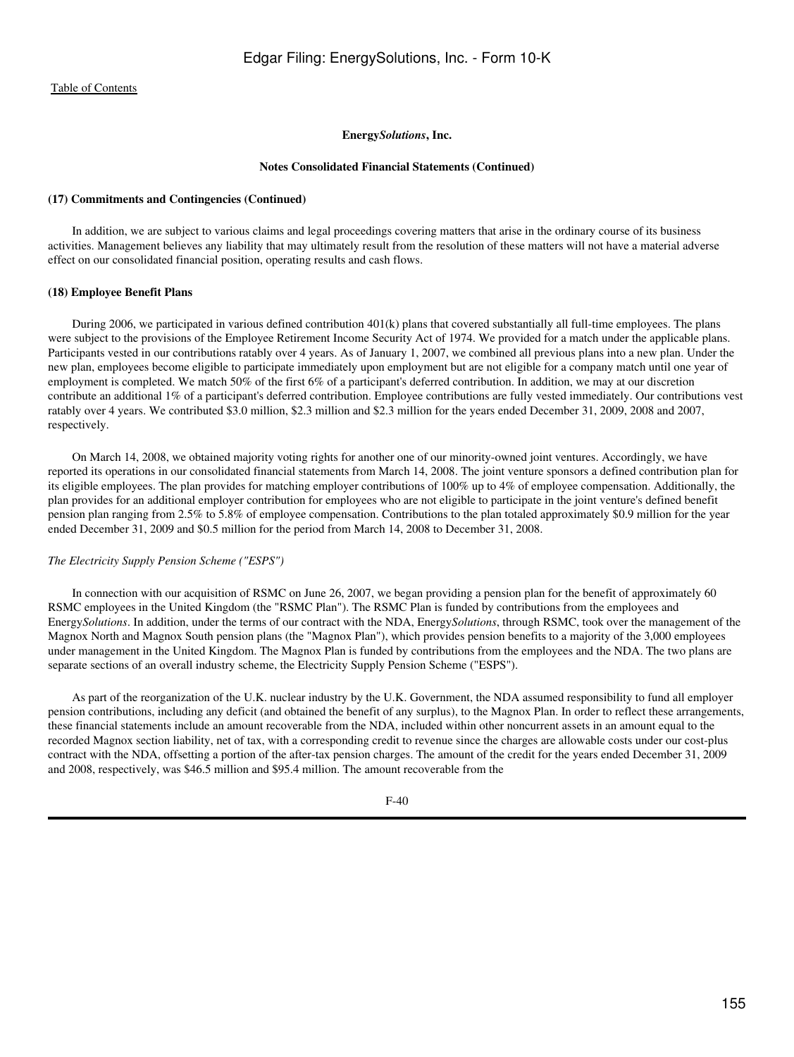**Energy*Solutions*, Inc.**

**Notes Consolidated Financial Statements (Continued)**

**(17) Commitments and Contingencies (Continued)**

In addition, we are subject to various claims and legal proceedings covering matters that arise in the ordinary course of its business activities. Management believes any liability that may ultimately result from the resolution of these matters will not have a material adverse effect on our consolidated financial position, operating results and cash flows.

**(18) Employee Benefit Plans**

During 2006, we participated in various defined contribution 401(k) plans that covered substantially all full-time employees. The plans were subject to the provisions of the Employee Retirement Income Security Act of 1974. We provided for a match under the applicable plans. Participants vested in our contributions ratably over 4 years. As of January 1, 2007, we combined all previous plans into a new plan. Under the new plan, employees become eligible to participate immediately upon employment but are not eligible for a company match until one year of employment is completed. We match 50% of the first 6% of a participant's deferred contribution. In addition, we may at our discretion contribute an additional 1% of a participant's deferred contribution. Employee contributions are fully vested immediately. Our contributions vest ratably over 4 years. We contributed $3.0 million, $2.3 million and $2.3 million for the years ended December 31, 2009, 2008 and 2007, respectively.

On March 14, 2008, we obtained majority voting rights for another one of our minority-owned joint ventures. Accordingly, we have reported its operations in our consolidated financial statements from March 14, 2008. The joint venture sponsors a defined contribution plan for its eligible employees. The plan provides for matching employer contributions of 100% up to 4% of employee compensation. Additionally, the plan provides for an additional employer contribution for employees who are not eligible to participate in the joint venture's defined benefit pension plan ranging from 2.5% to 5.8% of employee compensation. Contributions to the plan totaled approximately $0.9 million for the year ended December 31, 2009 and $0.5 million for the period from March 14, 2008 to December 31, 2008.

*The Electricity Supply Pension Scheme ("ESPS")*

In connection with our acquisition of RSMC on June 26, 2007, we began providing a pension plan for the benefit of approximately 60 RSMC employees in the United Kingdom (the "RSMC Plan"). The RSMC Plan is funded by contributions from the employees and Energy*Solutions*. In addition, under the terms of our contract with the NDA, Energy*Solutions*, through RSMC, took over the management of the Magnox North and Magnox South pension plans (the "Magnox Plan"), which provides pension benefits to a majority of the 3,000 employees under management in the United Kingdom. The Magnox Plan is funded by contributions from the employees and the NDA. The two plans are separate sections of an overall industry scheme, the Electricity Supply Pension Scheme ("ESPS").

As part of the reorganization of the U.K. nuclear industry by the U.K. Government, the NDA assumed responsibility to fund all employer pension contributions, including any deficit (and obtained the benefit of any surplus), to the Magnox Plan. In order to reflect these arrangements, these financial statements include an amount recoverable from the NDA, included within other noncurrent assets in an amount equal to the recorded Magnox section liability, net of tax, with a corresponding credit to revenue since the charges are allowable costs under our cost-plus contract with the NDA, offsetting a portion of the after-tax pension charges. The amount of the credit for the years ended December 31, 2009 and 2008, respectively, was $46.5 million and $95.4 million. The amount recoverable from the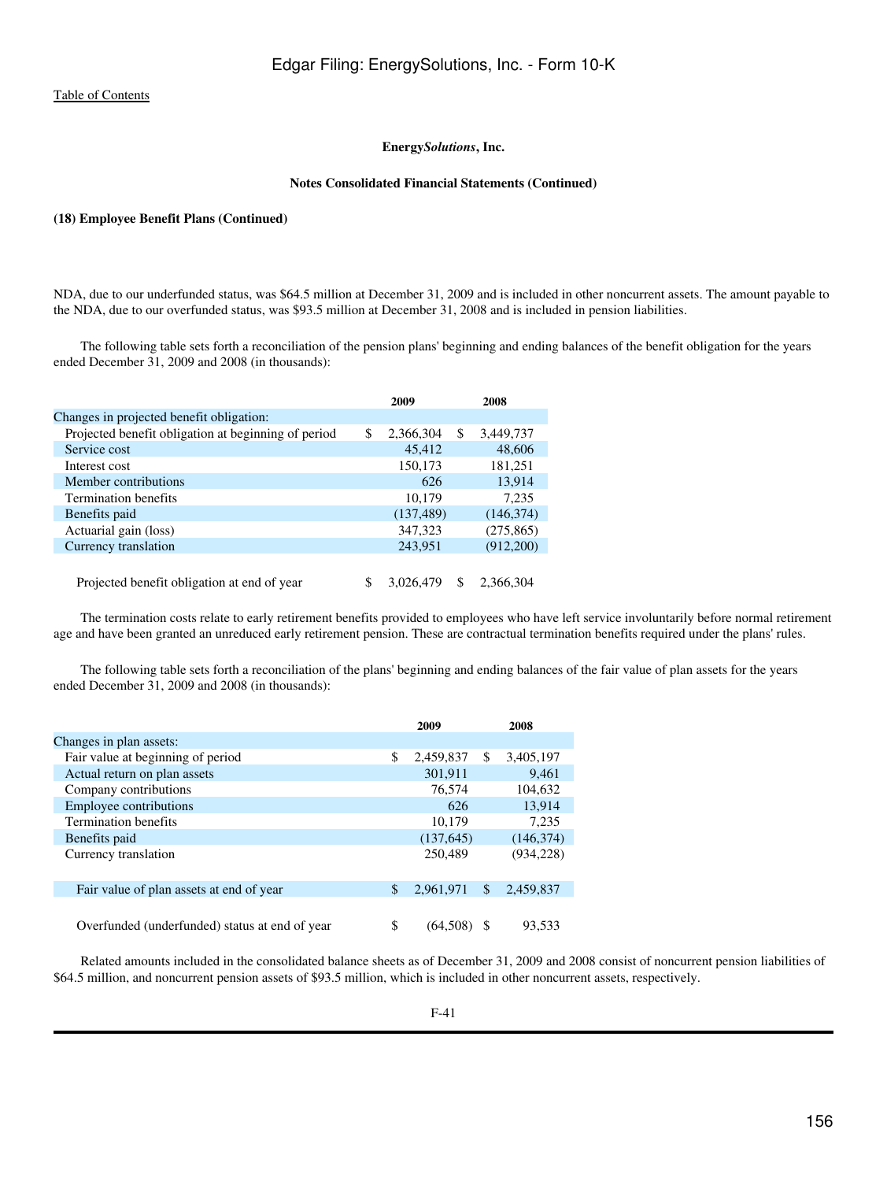[Table of Contents](#)

**Energy*Solutions*, Inc.**

**Notes Consolidated Financial Statements (Continued)**

**(18) Employee Benefit Plans (Continued)**

NDA, due to our underfunded status, was $64.5 million at December 31, 2009 and is included in other noncurrent assets. The amount payable to the NDA, due to our overfunded status, was $93.5 million at December 31, 2008 and is included in pension liabilities.

The following table sets forth a reconciliation of the pension plans' beginning and ending balances of the benefit obligation for the years ended December 31, 2009 and 2008 (in thousands):

| | 2009 | 2008 |
|---|---|---|
| Changes in projected benefit obligation: | | |
| Projected benefit obligation at beginning of period | $ 2,366,304 | $ 3,449,737 |
| Service cost | 45,412 | 48,606 |
| Interest cost | 150,173 | 181,251 |
| Member contributions | 626 | 13,914 |
| Termination benefits | 10,179 | 7,235 |
| Benefits paid | (137,489) | (146,374) |
| Actuarial gain (loss) | 347,323 | (275,865) |
| Currency translation | 243,951 | (912,200) |
| Projected benefit obligation at end of year | $ 3,026,479 | $ 2,366,304 |

The termination costs relate to early retirement benefits provided to employees who have left service involuntarily before normal retirement age and have been granted an unreduced early retirement pension. These are contractual termination benefits required under the plans' rules.

The following table sets forth a reconciliation of the plans' beginning and ending balances of the fair value of plan assets for the years ended December 31, 2009 and 2008 (in thousands):

| | 2009 | 2008 |
|---|---|---|
| Changes in plan assets: | | |
| Fair value at beginning of period | $ 2,459,837 | $ 3,405,197 |
| Actual return on plan assets | 301,911 | 9,461 |
| Company contributions | 76,574 | 104,632 |
| Employee contributions | 626 | 13,914 |
| Termination benefits | 10,179 | 7,235 |
| Benefits paid | (137,645) | (146,374) |
| Currency translation | 250,489 | (934,228) |
| Fair value of plan assets at end of year | $ 2,961,971 | $ 2,459,837 |
| Overfunded (underfunded) status at end of year | $ (64,508) | $ 93,533 |

Related amounts included in the consolidated balance sheets as of December 31, 2009 and 2008 consist of noncurrent pension liabilities of $64.5 million, and noncurrent pension assets of $93.5 million, which is included in other noncurrent assets, respectively.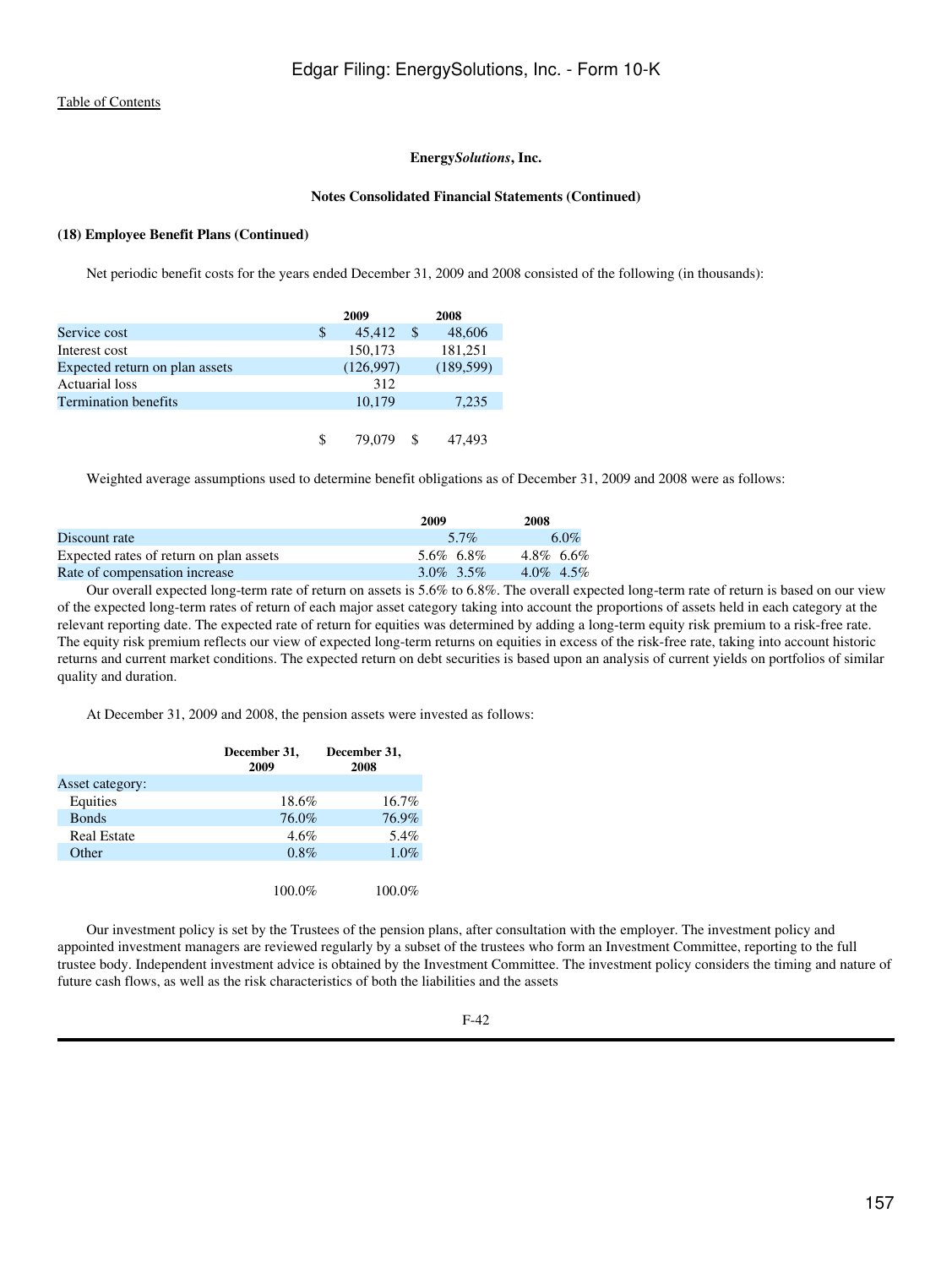Energy*Solutions*, Inc.

**Notes Consolidated Financial Statements (Continued)**

**(18) Employee Benefit Plans (Continued)**

Net periodic benefit costs for the years ended December 31, 2009 and 2008 consisted of the following (in thousands):

| | 2009 | 2008 |
|---|---|---|
| Service cost | $ 45,412 | $ 48,606 |
| Interest cost | 150,173 | 181,251 |
| Expected return on plan assets | (126,997) | (189,599) |
| Actuarial loss | 312 | |
| Termination benefits | 10,179 | 7,235 |
| | $ 79,079 | $ 47,493 |

Weighted average assumptions used to determine benefit obligations as of December 31, 2009 and 2008 were as follows:

| | 2009 | 2008 |
|---|---|---|
| Discount rate | 5.7% | 6.0% |
| Expected rates of return on plan assets | 5.6% 6.8% | 4.8% 6.6% |
| Rate of compensation increase | 3.0% 3.5% | 4.0% 4.5% |

Our overall expected long-term rate of return on assets is 5.6% to 6.8%. The overall expected long-term rate of return is based on our view of the expected long-term rates of return of each major asset category taking into account the proportions of assets held in each category at the relevant reporting date. The expected rate of return for equities was determined by adding a long-term equity risk premium to a risk-free rate. The equity risk premium reflects our view of expected long-term returns on equities in excess of the risk-free rate, taking into account historic returns and current market conditions. The expected return on debt securities is based upon an analysis of current yields on portfolios of similar quality and duration.

At December 31, 2009 and 2008, the pension assets were invested as follows:

| | December 31, 2009 | December 31, 2008 |
|---|---|---|
| Asset category: | | |
| Equities | 18.6% | 16.7% |
| Bonds | 76.0% | 76.9% |
| Real Estate | 4.6% | 5.4% |
| Other | 0.8% | 1.0% |
| | 100.0% | 100.0% |

Our investment policy is set by the Trustees of the pension plans, after consultation with the employer. The investment policy and appointed investment managers are reviewed regularly by a subset of the trustees who form an Investment Committee, reporting to the full trustee body. Independent investment advice is obtained by the Investment Committee. The investment policy considers the timing and nature of future cash flows, as well as the risk characteristics of both the liabilities and the assets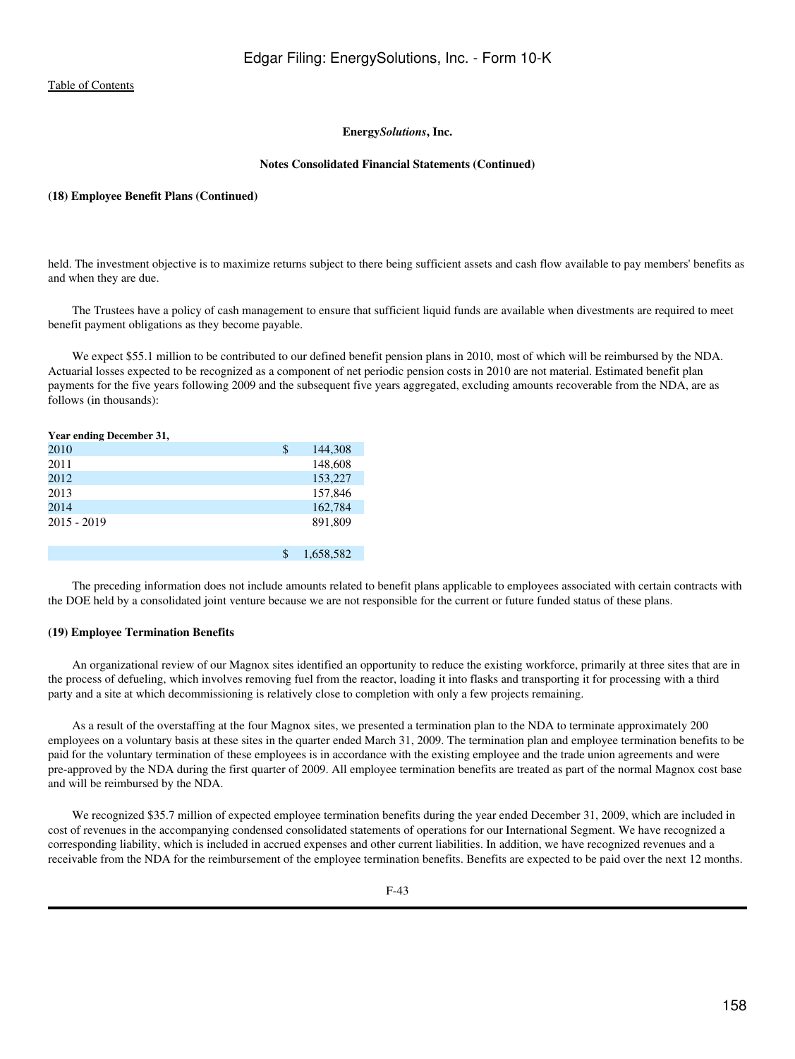[Table of Contents](#)

**Energy*Solutions*, Inc.**

**Notes Consolidated Financial Statements (Continued)**

**(18) Employee Benefit Plans (Continued)**

held. The investment objective is to maximize returns subject to there being sufficient assets and cash flow available to pay members' benefits as and when they are due.

The Trustees have a policy of cash management to ensure that sufficient liquid funds are available when divestments are required to meet benefit payment obligations as they become payable.

We expect $55.1 million to be contributed to our defined benefit pension plans in 2010, most of which will be reimbursed by the NDA. Actuarial losses expected to be recognized as a component of net periodic pension costs in 2010 are not material. Estimated benefit plan payments for the five years following 2009 and the subsequent five years aggregated, excluding amounts recoverable from the NDA, are as follows (in thousands):

| Year ending December 31, | |
|---|---|
| 2010 | $ 144,308 |
| 2011 | 148,608 |
| 2012 | 153,227 |
| 2013 | 157,846 |
| 2014 | 162,784 |
| 2015 - 2019 | 891,809 |
| | $ 1,658,582 |

The preceding information does not include amounts related to benefit plans applicable to employees associated with certain contracts with the DOE held by a consolidated joint venture because we are not responsible for the current or future funded status of these plans.

**(19) Employee Termination Benefits**

An organizational review of our Magnox sites identified an opportunity to reduce the existing workforce, primarily at three sites that are in the process of defueling, which involves removing fuel from the reactor, loading it into flasks and transporting it for processing with a third party and a site at which decommissioning is relatively close to completion with only a few projects remaining.

As a result of the overstaffing at the four Magnox sites, we presented a termination plan to the NDA to terminate approximately 200 employees on a voluntary basis at these sites in the quarter ended March 31, 2009. The termination plan and employee termination benefits to be paid for the voluntary termination of these employees is in accordance with the existing employee and the trade union agreements and were pre-approved by the NDA during the first quarter of 2009. All employee termination benefits are treated as part of the normal Magnox cost base and will be reimbursed by the NDA.

We recognized $35.7 million of expected employee termination benefits during the year ended December 31, 2009, which are included in cost of revenues in the accompanying condensed consolidated statements of operations for our International Segment. We have recognized a corresponding liability, which is included in accrued expenses and other current liabilities. In addition, we have recognized revenues and a receivable from the NDA for the reimbursement of the employee termination benefits. Benefits are expected to be paid over the next 12 months.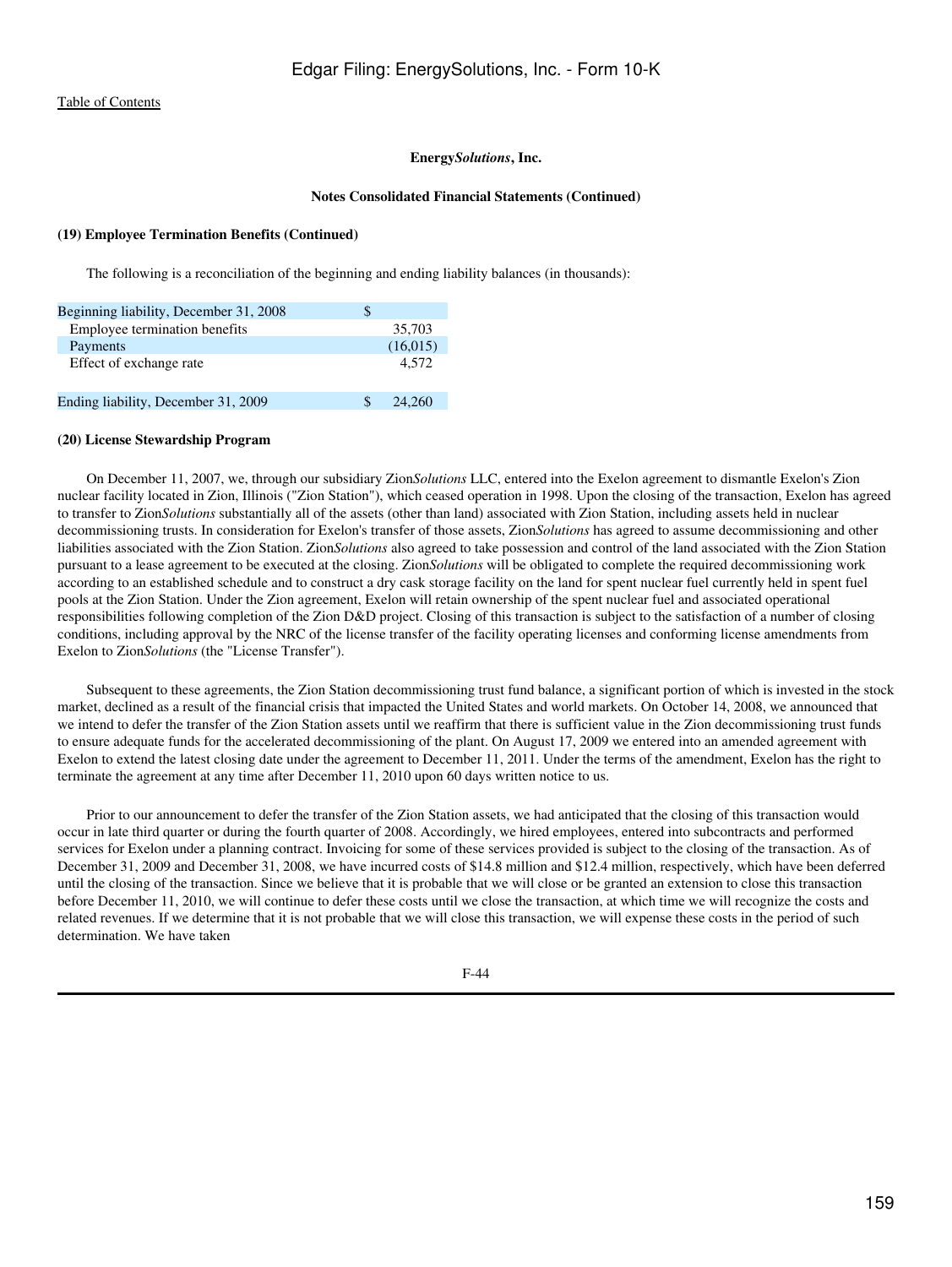[Table of Contents](#)

**Energy*Solutions*, Inc.**

**Notes Consolidated Financial Statements (Continued)**

**(19) Employee Termination Benefits (Continued)**

The following is a reconciliation of the beginning and ending liability balances (in thousands):

| | | |
|---|---|---|
| Beginning liability, December 31, 2008 | $ | |
| Employee termination benefits | | 35,703 |
| Payments | | (16,015) |
| Effect of exchange rate | | 4,572 |
| Ending liability, December 31, 2009 | $ | 24,260 |

**(20) License Stewardship Program**

On December 11, 2007, we, through our subsidiary Zion*Solutions* LLC, entered into the Exelon agreement to dismantle Exelon's Zion nuclear facility located in Zion, Illinois ("Zion Station"), which ceased operation in 1998. Upon the closing of the transaction, Exelon has agreed to transfer to Zion*Solutions* substantially all of the assets (other than land) associated with Zion Station, including assets held in nuclear decommissioning trusts. In consideration for Exelon's transfer of those assets, Zion*Solutions* has agreed to assume decommissioning and other liabilities associated with the Zion Station. Zion*Solutions* also agreed to take possession and control of the land associated with the Zion Station pursuant to a lease agreement to be executed at the closing. Zion*Solutions* will be obligated to complete the required decommissioning work according to an established schedule and to construct a dry cask storage facility on the land for spent nuclear fuel currently held in spent fuel pools at the Zion Station. Under the Zion agreement, Exelon will retain ownership of the spent nuclear fuel and associated operational responsibilities following completion of the Zion D&D project. Closing of this transaction is subject to the satisfaction of a number of closing conditions, including approval by the NRC of the license transfer of the facility operating licenses and conforming license amendments from Exelon to Zion*Solutions* (the "License Transfer").

Subsequent to these agreements, the Zion Station decommissioning trust fund balance, a significant portion of which is invested in the stock market, declined as a result of the financial crisis that impacted the United States and world markets. On October 14, 2008, we announced that we intend to defer the transfer of the Zion Station assets until we reaffirm that there is sufficient value in the Zion decommissioning trust funds to ensure adequate funds for the accelerated decommissioning of the plant. On August 17, 2009 we entered into an amended agreement with Exelon to extend the latest closing date under the agreement to December 11, 2011. Under the terms of the amendment, Exelon has the right to terminate the agreement at any time after December 11, 2010 upon 60 days written notice to us.

Prior to our announcement to defer the transfer of the Zion Station assets, we had anticipated that the closing of this transaction would occur in late third quarter or during the fourth quarter of 2008. Accordingly, we hired employees, entered into subcontracts and performed services for Exelon under a planning contract. Invoicing for some of these services provided is subject to the closing of the transaction. As of December 31, 2009 and December 31, 2008, we have incurred costs of $14.8 million and $12.4 million, respectively, which have been deferred until the closing of the transaction. Since we believe that it is probable that we will close or be granted an extension to close this transaction before December 11, 2010, we will continue to defer these costs until we close the transaction, at which time we will recognize the costs and related revenues. If we determine that it is not probable that we will close this transaction, we will expense these costs in the period of such determination. We have taken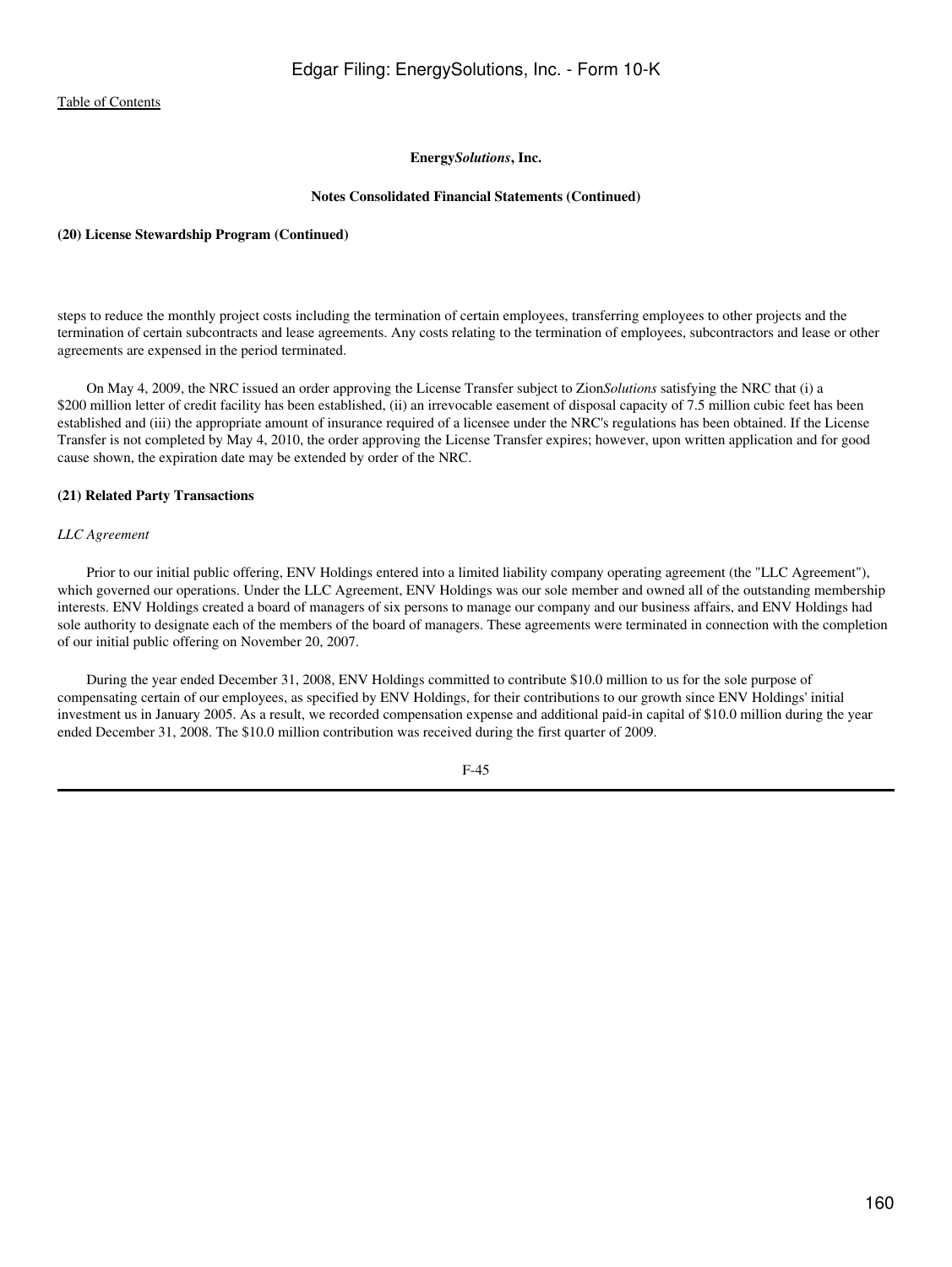**Energy*Solutions*, Inc.**

**Notes Consolidated Financial Statements (Continued)**

**(20) License Stewardship Program (Continued)**

steps to reduce the monthly project costs including the termination of certain employees, transferring employees to other projects and the termination of certain subcontracts and lease agreements. Any costs relating to the termination of employees, subcontractors and lease or other agreements are expensed in the period terminated.

On May 4, 2009, the NRC issued an order approving the License Transfer subject to Zion*Solutions* satisfying the NRC that (i) a $200 million letter of credit facility has been established, (ii) an irrevocable easement of disposal capacity of 7.5 million cubic feet has been established and (iii) the appropriate amount of insurance required of a licensee under the NRC's regulations has been obtained. If the License Transfer is not completed by May 4, 2010, the order approving the License Transfer expires; however, upon written application and for good cause shown, the expiration date may be extended by order of the NRC.

**(21) Related Party Transactions**

*LLC Agreement*

Prior to our initial public offering, ENV Holdings entered into a limited liability company operating agreement (the "LLC Agreement"), which governed our operations. Under the LLC Agreement, ENV Holdings was our sole member and owned all of the outstanding membership interests. ENV Holdings created a board of managers of six persons to manage our company and our business affairs, and ENV Holdings had sole authority to designate each of the members of the board of managers. These agreements were terminated in connection with the completion of our initial public offering on November 20, 2007.

During the year ended December 31, 2008, ENV Holdings committed to contribute $10.0 million to us for the sole purpose of compensating certain of our employees, as specified by ENV Holdings, for their contributions to our growth since ENV Holdings' initial investment us in January 2005. As a result, we recorded compensation expense and additional paid-in capital of $10.0 million during the year ended December 31, 2008. The $10.0 million contribution was received during the first quarter of 2009.